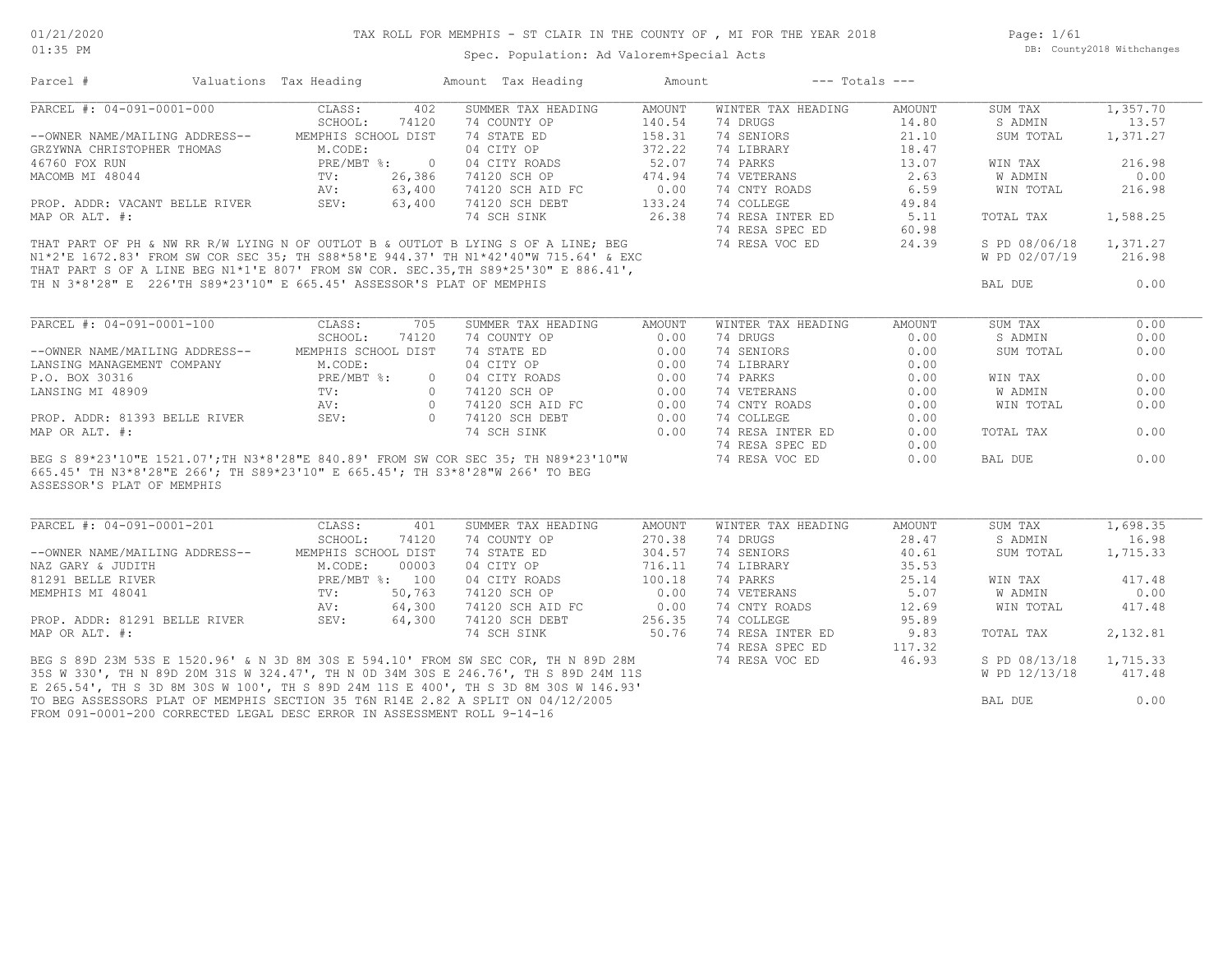# TAX ROLL FOR MEMPHIS - ST CLAIR IN THE COUNTY OF , MI FOR THE YEAR 2018

Spec. Population: Ad Valorem+Special Acts

DB: County2018 Withchanges

01/21/2020
01:35 PM

| Parcel # | Valuations | Tax Heading | Amount | Tax Heading | Amount | --- Totals --- | |
|---|---|---|---|---|---|---|---|

## PARCEL #: 04-091-0001-000

| | | | | | | |
|---|---|---|---|---|---|---|
| CLASS: 402 | SUMMER TAX HEADING | AMOUNT | WINTER TAX HEADING | AMOUNT | SUM TAX | 1,357.70 |
| SCHOOL: 74120 | 74 COUNTY OP | 140.54 | 74 DRUGS | 14.80 | S ADMIN | 13.57 |
| MEMPHIS SCHOOL DIST | 74 STATE ED | 158.31 | 74 SENIORS | 21.10 | SUM TOTAL | 1,371.27 |
| M.CODE: | 04 CITY OP | 372.22 | 74 LIBRARY | 18.47 | | |
| PRE/MBT %: 0 | 04 CITY ROADS | 52.07 | 74 PARKS | 13.07 | WIN TAX | 216.98 |
| TV: 26,386 | 74120 SCH OP | 474.94 | 74 VETERANS | 2.63 | W ADMIN | 0.00 |
| AV: 63,400 | 74120 SCH AID FC | 0.00 | 74 CNTY ROADS | 6.59 | WIN TOTAL | 216.98 |
| SEV: 63,400 | 74120 SCH DEBT | 133.24 | 74 COLLEGE | 49.84 | | |
| | 74 SCH SINK | 26.38 | 74 RESA INTER ED | 5.11 | TOTAL TAX | 1,588.25 |
| | | | 74 RESA SPEC ED | 60.98 | | |
| | | | 74 RESA VOC ED | 24.39 | S PD 08/06/18 | 1,371.27 |
| | | | | | W PD 02/07/19 | 216.98 |
| | | | | | BAL DUE | 0.00 |

--OWNER NAME/MAILING ADDRESS--
GRZYWNA CHRISTOPHER THOMAS
46760 FOX RUN
MACOMB MI 48044

PROP. ADDR: VACANT BELLE RIVER
MAP OR ALT. #:

THAT PART OF PH & NW RR R/W LYING N OF OUTLOT B & OUTLOT B LYING S OF A LINE; BEG N1*2'E 1672.83' FROM SW COR SEC 35; TH S88*58'E 944.37' TH N1*42'40"W 715.64' & EXC THAT PART S OF A LINE BEG N1*1'E 807' FROM SW COR. SEC.35,TH S89*25'30" E 886.41', TH N 3*8'28" E 226'TH S89*23'10" E 665.45' ASSESSOR'S PLAT OF MEMPHIS

## PARCEL #: 04-091-0001-100

| | | | | | | |
|---|---|---|---|---|---|---|
| CLASS: 705 | SUMMER TAX HEADING | AMOUNT | WINTER TAX HEADING | AMOUNT | SUM TAX | 0.00 |
| SCHOOL: 74120 | 74 COUNTY OP | 0.00 | 74 DRUGS | 0.00 | S ADMIN | 0.00 |
| MEMPHIS SCHOOL DIST | 74 STATE ED | 0.00 | 74 SENIORS | 0.00 | SUM TOTAL | 0.00 |
| M.CODE: | 04 CITY OP | 0.00 | 74 LIBRARY | 0.00 | | |
| PRE/MBT %: 0 | 04 CITY ROADS | 0.00 | 74 PARKS | 0.00 | WIN TAX | 0.00 |
| TV: 0 | 74120 SCH OP | 0.00 | 74 VETERANS | 0.00 | W ADMIN | 0.00 |
| AV: 0 | 74120 SCH AID FC | 0.00 | 74 CNTY ROADS | 0.00 | WIN TOTAL | 0.00 |
| SEV: 0 | 74120 SCH DEBT | 0.00 | 74 COLLEGE | 0.00 | | |
| | 74 SCH SINK | 0.00 | 74 RESA INTER ED | 0.00 | TOTAL TAX | 0.00 |
| | | | 74 RESA SPEC ED | 0.00 | | |
| | | | 74 RESA VOC ED | 0.00 | BAL DUE | 0.00 |

--OWNER NAME/MAILING ADDRESS--
LANSING MANAGEMENT COMPANY
P.O. BOX 30316
LANSING MI 48909

PROP. ADDR: 81393 BELLE RIVER
MAP OR ALT. #:

BEG S 89*23'10"E 1521.07';TH N3*8'28"E 840.89' FROM SW COR SEC 35; TH N89*23'10"W 665.45' TH N3*8'28"E 266'; TH S89*23'10" E 665.45'; TH S3*8'28"W 266' TO BEG ASSESSOR'S PLAT OF MEMPHIS

## PARCEL #: 04-091-0001-201

| | | | | | | |
|---|---|---|---|---|---|---|
| CLASS: 401 | SUMMER TAX HEADING | AMOUNT | WINTER TAX HEADING | AMOUNT | SUM TAX | 1,698.35 |
| SCHOOL: 74120 | 74 COUNTY OP | 270.38 | 74 DRUGS | 28.47 | S ADMIN | 16.98 |
| MEMPHIS SCHOOL DIST | 74 STATE ED | 304.57 | 74 SENIORS | 40.61 | SUM TOTAL | 1,715.33 |
| M.CODE: 00003 | 04 CITY OP | 716.11 | 74 LIBRARY | 35.53 | | |
| PRE/MBT %: 100 | 04 CITY ROADS | 100.18 | 74 PARKS | 25.14 | WIN TAX | 417.48 |
| TV: 50,763 | 74120 SCH OP | 0.00 | 74 VETERANS | 5.07 | W ADMIN | 0.00 |
| AV: 64,300 | 74120 SCH AID FC | 0.00 | 74 CNTY ROADS | 12.69 | WIN TOTAL | 417.48 |
| SEV: 64,300 | 74120 SCH DEBT | 256.35 | 74 COLLEGE | 95.89 | | |
| | 74 SCH SINK | 50.76 | 74 RESA INTER ED | 9.83 | TOTAL TAX | 2,132.81 |
| | | | 74 RESA SPEC ED | 117.32 | | |
| | | | 74 RESA VOC ED | 46.93 | S PD 08/13/18 | 1,715.33 |
| | | | | | W PD 12/13/18 | 417.48 |
| | | | | | BAL DUE | 0.00 |

--OWNER NAME/MAILING ADDRESS--
NAZ GARY & JUDITH
81291 BELLE RIVER
MEMPHIS MI 48041

PROP. ADDR: 81291 BELLE RIVER
MAP OR ALT. #:

BEG S 89D 23M 53S E 1520.96' & N 3D 8M 30S E 594.10' FROM SW SEC COR, TH N 89D 28M 35S W 330', TH N 89D 20M 31S W 324.47', TH N 0D 34M 30S E 246.76', TH S 89D 24M 11S E 265.54', TH S 3D 8M 30S W 100', TH S 89D 24M 11S E 400', TH S 3D 8M 30S W 146.93' TO BEG ASSESSORS PLAT OF MEMPHIS SECTION 35 T6N R14E 2.82 A SPLIT ON 04/12/2005 FROM 091-0001-200 CORRECTED LEGAL DESC ERROR IN ASSESSMENT ROLL 9-14-16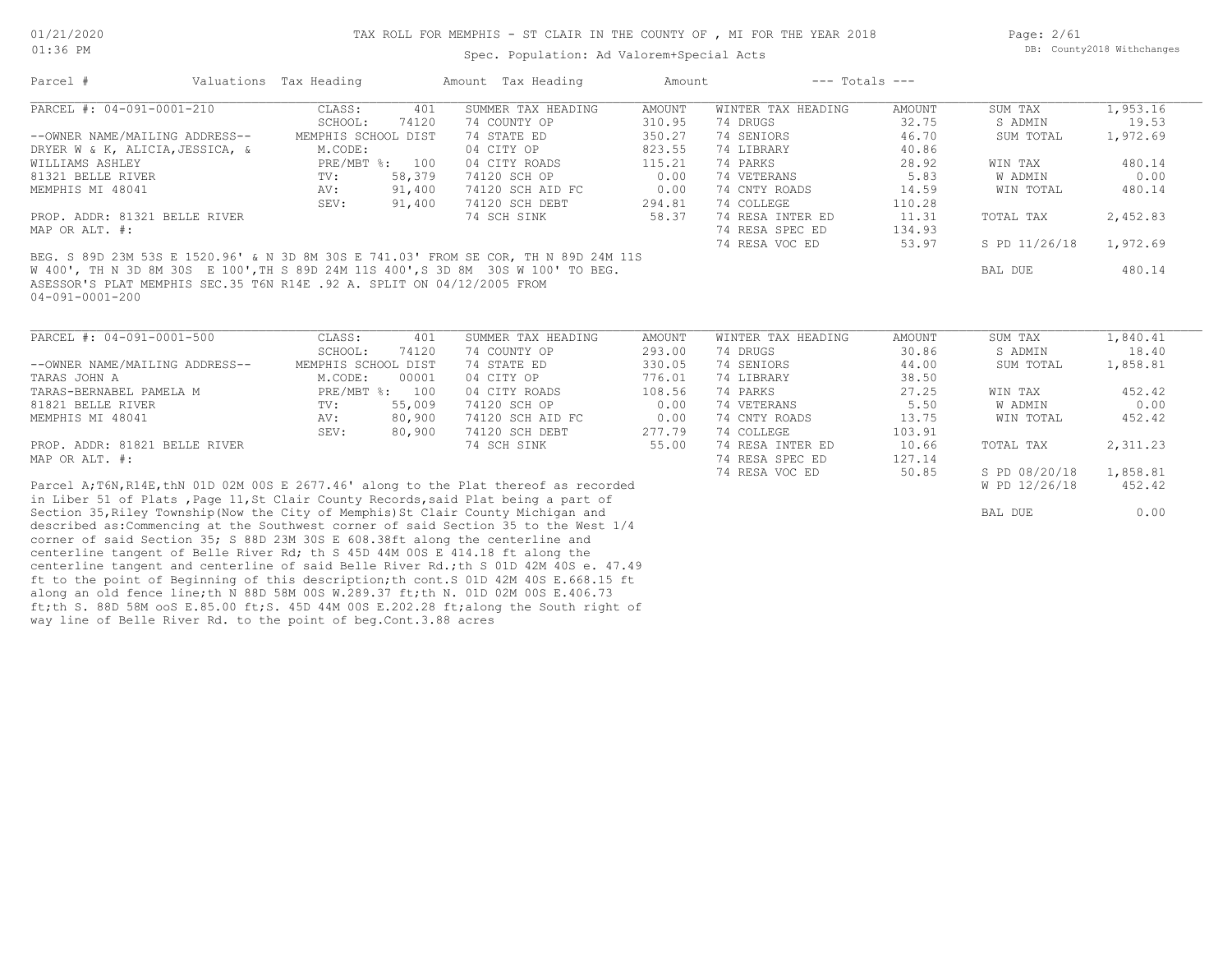TAX ROLL FOR MEMPHIS - ST CLAIR IN THE COUNTY OF , MI FOR THE YEAR 2018

Spec. Population: Ad Valorem+Special Acts

| Parcel # | Valuations | Tax Heading | Amount | Tax Heading | Amount | --- Totals --- | | | |
|---|---|---|---|---|---|---|---|---|---|
| PARCEL #: 04-091-0001-210 | CLASS: | 401 | SUMMER TAX HEADING | AMOUNT | WINTER TAX HEADING | AMOUNT | SUM TAX | 1,953.16 |
| | SCHOOL: | 74120 | 74 COUNTY OP | 310.95 | 74 DRUGS | 32.75 | S ADMIN | 19.53 |
| --OWNER NAME/MAILING ADDRESS-- | MEMPHIS SCHOOL DIST | | 74 STATE ED | 350.27 | 74 SENIORS | 46.70 | SUM TOTAL | 1,972.69 |
| DRYER W & K, ALICIA,JESSICA, & | M.CODE: | | 04 CITY OP | 823.55 | 74 LIBRARY | 40.86 | | |
| WILLIAMS ASHLEY | PRE/MBT %: | 100 | 04 CITY ROADS | 115.21 | 74 PARKS | 28.92 | WIN TAX | 480.14 |
| 81321 BELLE RIVER | TV: | 58,379 | 74120 SCH OP | 0.00 | 74 VETERANS | 5.83 | W ADMIN | 0.00 |
| MEMPHIS MI 48041 | AV: | 91,400 | 74120 SCH AID FC | 0.00 | 74 CNTY ROADS | 14.59 | WIN TOTAL | 480.14 |
| | SEV: | 91,400 | 74120 SCH DEBT | 294.81 | 74 COLLEGE | 110.28 | | |
| PROP. ADDR: 81321 BELLE RIVER | | | 74 SCH SINK | 58.37 | 74 RESA INTER ED | 11.31 | TOTAL TAX | 2,452.83 |
| MAP OR ALT. #: | | | | | 74 RESA SPEC ED | 134.93 | | |
| | | | | | 74 RESA VOC ED | 53.97 | S PD 11/26/18 | 1,972.69 |
| | | | | | | | BAL DUE | 480.14 |

BEG. S 89D 23M 53S E 1520.96' & N 3D 8M 30S E 741.03' FROM SE COR, TH N 89D 24M 11S W 400', TH N 3D 8M 30S E 100',TH S 89D 24M 11S 400',S 3D 8M 30S W 100' TO BEG. ASESSOR'S PLAT MEMPHIS SEC.35 T6N R14E .92 A. SPLIT ON 04/12/2005 FROM 04-091-0001-200

| Parcel # | Valuations | Tax Heading | Amount | Tax Heading | Amount | --- Totals --- | | | |
|---|---|---|---|---|---|---|---|---|---|
| PARCEL #: 04-091-0001-500 | CLASS: | 401 | SUMMER TAX HEADING | AMOUNT | WINTER TAX HEADING | AMOUNT | SUM TAX | 1,840.41 |
| | SCHOOL: | 74120 | 74 COUNTY OP | 293.00 | 74 DRUGS | 30.86 | S ADMIN | 18.40 |
| --OWNER NAME/MAILING ADDRESS-- | MEMPHIS SCHOOL DIST | | 74 STATE ED | 330.05 | 74 SENIORS | 44.00 | SUM TOTAL | 1,858.81 |
| TARAS JOHN A | M.CODE: | 00001 | 04 CITY OP | 776.01 | 74 LIBRARY | 38.50 | | |
| TARAS-BERNABEL PAMELA M | PRE/MBT %: | 100 | 04 CITY ROADS | 108.56 | 74 PARKS | 27.25 | WIN TAX | 452.42 |
| 81821 BELLE RIVER | TV: | 55,009 | 74120 SCH OP | 0.00 | 74 VETERANS | 5.50 | W ADMIN | 0.00 |
| MEMPHIS MI 48041 | AV: | 80,900 | 74120 SCH AID FC | 0.00 | 74 CNTY ROADS | 13.75 | WIN TOTAL | 452.42 |
| | SEV: | 80,900 | 74120 SCH DEBT | 277.79 | 74 COLLEGE | 103.91 | | |
| PROP. ADDR: 81821 BELLE RIVER | | | 74 SCH SINK | 55.00 | 74 RESA INTER ED | 10.66 | TOTAL TAX | 2,311.23 |
| MAP OR ALT. #: | | | | | 74 RESA SPEC ED | 127.14 | | |
| | | | | | 74 RESA VOC ED | 50.85 | S PD 08/20/18 | 1,858.81 |
| | | | | | | | W PD 12/26/18 | 452.42 |
| | | | | | | | BAL DUE | 0.00 |

Parcel A;T6N,R14E,thN 01D 02M 00S E 2677.46' along to the Plat thereof as recorded in Liber 51 of Plats ,Page 11,St Clair County Records,said Plat being a part of Section 35,Riley Township(Now the City of Memphis)St Clair County Michigan and described as:Commencing at the Southwest corner of said Section 35 to the West 1/4 corner of said Section 35; S 88D 23M 30S E 608.38ft along the centerline and centerline tangent of Belle River Rd; th S 45D 44M 00S E 414.18 ft along the centerline tangent and centerline of said Belle River Rd.;th S 01D 42M 40S e. 47.49 ft to the point of Beginning of this description;th cont.S 01D 42M 40S E.668.15 ft along an old fence line;th N 88D 58M 00S W.289.37 ft;th N. 01D 02M 00S E.406.73 ft;th S. 88D 58M ooS E.85.00 ft;S. 45D 44M 00S E.202.28 ft;along the South right of way line of Belle River Rd. to the point of beg.Cont.3.88 acres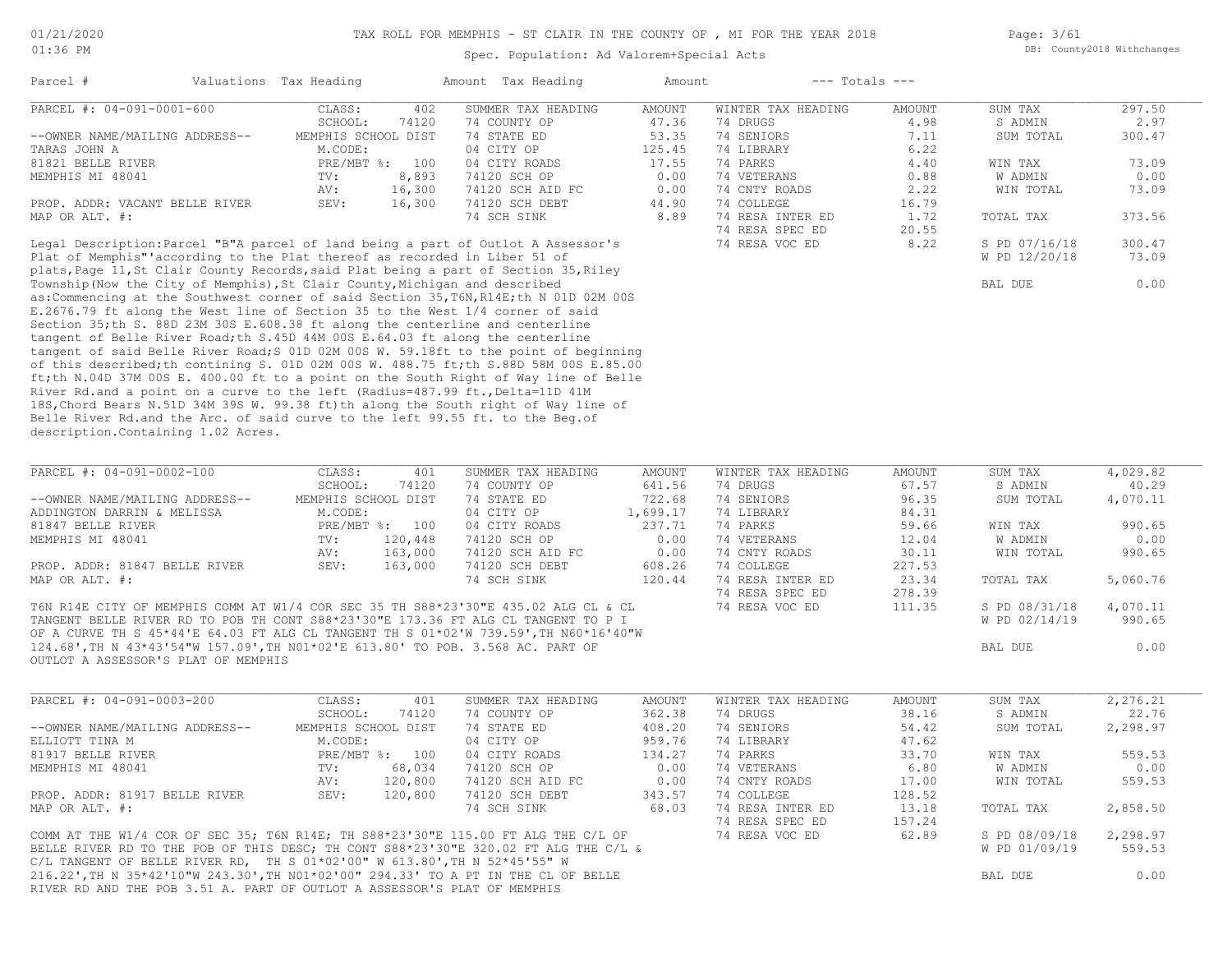# TAX ROLL FOR MEMPHIS - ST CLAIR IN THE COUNTY OF , MI FOR THE YEAR 2018

Spec. Population: Ad Valorem+Special Acts

DB: County2018 Withchanges

| Parcel # | Valuations | | Tax Heading | Amount | Tax Heading | Amount | --- Totals --- | |
|---|---|---|---|---|---|---|---|---|
| PARCEL #: 04-091-0001-600 | CLASS: | 402 | SUMMER TAX HEADING | AMOUNT | WINTER TAX HEADING | AMOUNT | SUM TAX | 297.50 |
| | SCHOOL: | 74120 | 74 COUNTY OP | 47.36 | 74 DRUGS | 4.98 | S ADMIN | 2.97 |
| --OWNER NAME/MAILING ADDRESS-- | MEMPHIS SCHOOL DIST | | 74 STATE ED | 53.35 | 74 SENIORS | 7.11 | SUM TOTAL | 300.47 |
| TARAS JOHN A | M.CODE: | | 04 CITY OP | 125.45 | 74 LIBRARY | 6.22 | | |
| 81821 BELLE RIVER | PRE/MBT %: | 100 | 04 CITY ROADS | 17.55 | 74 PARKS | 4.40 | WIN TAX | 73.09 |
| MEMPHIS MI 48041 | TV: | 8,893 | 74120 SCH OP | 0.00 | 74 VETERANS | 0.88 | W ADMIN | 0.00 |
| | AV: | 16,300 | 74120 SCH AID FC | 0.00 | 74 CNTY ROADS | 2.22 | WIN TOTAL | 73.09 |
| PROP. ADDR: VACANT BELLE RIVER | SEV: | 16,300 | 74120 SCH DEBT | 44.90 | 74 COLLEGE | 16.79 | | |
| MAP OR ALT. #: | | | 74 SCH SINK | 8.89 | 74 RESA INTER ED | 1.72 | TOTAL TAX | 373.56 |
| | | | | | 74 RESA SPEC ED | 20.55 | | |
| | | | | | 74 RESA VOC ED | 8.22 | S PD 07/16/18 | 300.47 |
| | | | | | | | W PD 12/20/18 | 73.09 |
| | | | | | | | BAL DUE | 0.00 |

Legal Description:Parcel "B"A parcel of land being a part of Outlot A Assessor's Plat of Memphis"'according to the Plat thereof as recorded in Liber 51 of plats,Page 11,St Clair County Records,said Plat being a part of Section 35,Riley Township(Now the City of Memphis),St Clair County,Michigan and described as:Commencing at the Southwest corner of said Section 35,T6N,R14E;th N 01D 02M 00S E.2676.79 ft along the West line of Section 35 to the West 1/4 corner of said Section 35;th S. 88D 23M 30S E.608.38 ft along the centerline and centerline tangent of Belle River Road;th S.45D 44M 00S E.64.03 ft along the centerline tangent of said Belle River Road;S 01D 02M 00S W. 59.18ft to the point of beginning of this described;th contining S. 01D 02M 00S W. 488.75 ft;th S.88D 58M 00S E.85.00 ft;th N.04D 37M 00S E. 400.00 ft to a point on the South Right of Way line of Belle River Rd.and a point on a curve to the left (Radius=487.99 ft.,Delta=11D 41M 18S,Chord Bears N.51D 34M 39S W. 99.38 ft)th along the South right of Way line of Belle River Rd.and the Arc. of said curve to the left 99.55 ft. to the Beg.of description.Containing 1.02 Acres.

| Parcel # | Valuations | | Tax Heading | Amount | Tax Heading | Amount | --- Totals --- | |
|---|---|---|---|---|---|---|---|---|
| PARCEL #: 04-091-0002-100 | CLASS: | 401 | SUMMER TAX HEADING | AMOUNT | WINTER TAX HEADING | AMOUNT | SUM TAX | 4,029.82 |
| | SCHOOL: | 74120 | 74 COUNTY OP | 641.56 | 74 DRUGS | 67.57 | S ADMIN | 40.29 |
| --OWNER NAME/MAILING ADDRESS-- | MEMPHIS SCHOOL DIST | | 74 STATE ED | 722.68 | 74 SENIORS | 96.35 | SUM TOTAL | 4,070.11 |
| ADDINGTON DARRIN & MELISSA | M.CODE: | | 04 CITY OP | 1,699.17 | 74 LIBRARY | 84.31 | | |
| 81847 BELLE RIVER | PRE/MBT %: | 100 | 04 CITY ROADS | 237.71 | 74 PARKS | 59.66 | WIN TAX | 990.65 |
| MEMPHIS MI 48041 | TV: | 120,448 | 74120 SCH OP | 0.00 | 74 VETERANS | 12.04 | W ADMIN | 0.00 |
| | AV: | 163,000 | 74120 SCH AID FC | 0.00 | 74 CNTY ROADS | 30.11 | WIN TOTAL | 990.65 |
| PROP. ADDR: 81847 BELLE RIVER | SEV: | 163,000 | 74120 SCH DEBT | 608.26 | 74 COLLEGE | 227.53 | | |
| MAP OR ALT. #: | | | 74 SCH SINK | 120.44 | 74 RESA INTER ED | 23.34 | TOTAL TAX | 5,060.76 |
| | | | | | 74 RESA SPEC ED | 278.39 | | |
| | | | | | 74 RESA VOC ED | 111.35 | S PD 08/31/18 | 4,070.11 |
| | | | | | | | W PD 02/14/19 | 990.65 |
| | | | | | | | BAL DUE | 0.00 |

T6N R14E CITY OF MEMPHIS COMM AT W1/4 COR SEC 35 TH S88*23'30"E 435.02 ALG CL & CL TANGENT BELLE RIVER RD TO POB TH CONT S88*23'30"E 173.36 FT ALG CL TANGENT TO P I OF A CURVE TH S 45*44'E 64.03 FT ALG CL TANGENT TH S 01*02'W 739.59',TH N60*16'40"W 124.68',TH N 43*43'54"W 157.09',TH N01*02'E 613.80' TO POB. 3.568 AC. PART OF OUTLOT A ASSESSOR'S PLAT OF MEMPHIS

| Parcel # | Valuations | | Tax Heading | Amount | Tax Heading | Amount | --- Totals --- | |
|---|---|---|---|---|---|---|---|---|
| PARCEL #: 04-091-0003-200 | CLASS: | 401 | SUMMER TAX HEADING | AMOUNT | WINTER TAX HEADING | AMOUNT | SUM TAX | 2,276.21 |
| | SCHOOL: | 74120 | 74 COUNTY OP | 362.38 | 74 DRUGS | 38.16 | S ADMIN | 22.76 |
| --OWNER NAME/MAILING ADDRESS-- | MEMPHIS SCHOOL DIST | | 74 STATE ED | 408.20 | 74 SENIORS | 54.42 | SUM TOTAL | 2,298.97 |
| ELLIOTT TINA M | M.CODE: | | 04 CITY OP | 959.76 | 74 LIBRARY | 47.62 | | |
| 81917 BELLE RIVER | PRE/MBT %: | 100 | 04 CITY ROADS | 134.27 | 74 PARKS | 33.70 | WIN TAX | 559.53 |
| MEMPHIS MI 48041 | TV: | 68,034 | 74120 SCH OP | 0.00 | 74 VETERANS | 6.80 | W ADMIN | 0.00 |
| | AV: | 120,800 | 74120 SCH AID FC | 0.00 | 74 CNTY ROADS | 17.00 | WIN TOTAL | 559.53 |
| PROP. ADDR: 81917 BELLE RIVER | SEV: | 120,800 | 74120 SCH DEBT | 343.57 | 74 COLLEGE | 128.52 | | |
| MAP OR ALT. #: | | | 74 SCH SINK | 68.03 | 74 RESA INTER ED | 13.18 | TOTAL TAX | 2,858.50 |
| | | | | | 74 RESA SPEC ED | 157.24 | | |
| | | | | | 74 RESA VOC ED | 62.89 | S PD 08/09/18 | 2,298.97 |
| | | | | | | | W PD 01/09/19 | 559.53 |
| | | | | | | | BAL DUE | 0.00 |

COMM AT THE W1/4 COR OF SEC 35; T6N R14E; TH S88*23'30"E 115.00 FT ALG THE C/L OF BELLE RIVER RD TO THE POB OF THIS DESC; TH CONT S88*23'30"E 320.02 FT ALG THE C/L & C/L TANGENT OF BELLE RIVER RD, TH S 01*02'00" W 613.80',TH N 52*45'55" W 216.22',TH N 35*42'10"W 243.30',TH N01*02'00" 294.33' TO A PT IN THE CL OF BELLE RIVER RD AND THE POB 3.51 A. PART OF OUTLOT A ASSESSOR'S PLAT OF MEMPHIS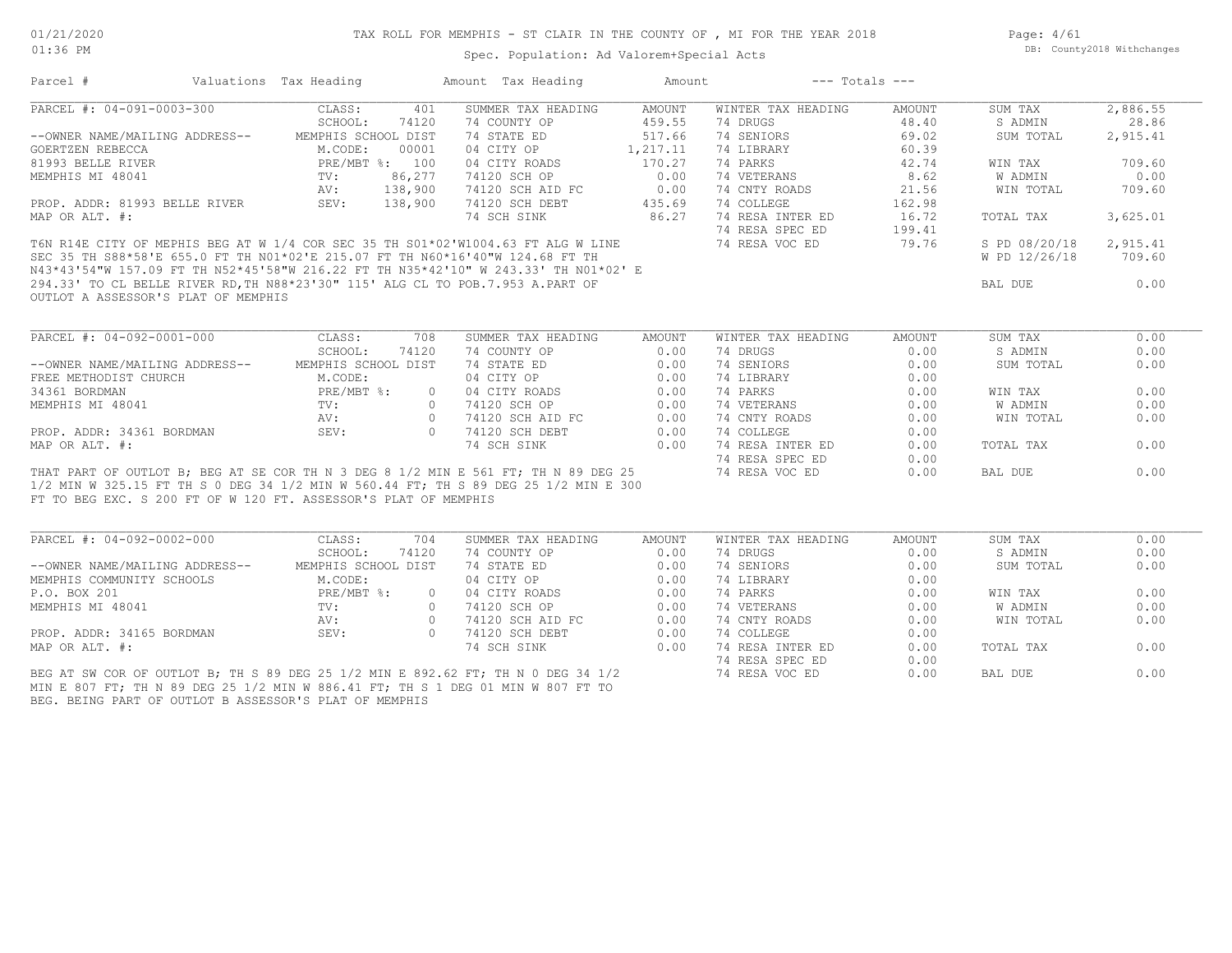# TAX ROLL FOR MEMPHIS - ST CLAIR IN THE COUNTY OF , MI FOR THE YEAR 2018

Spec. Population: Ad Valorem+Special Acts

01/21/2020
01:36 PM

DB: County2018 Withchanges

| Parcel # | Valuations | Tax Heading | Amount | Tax Heading | Amount | --- Totals --- | |
|---|---|---|---|---|---|---|---|

## PARCEL #: 04-091-0003-300

| | | | | | | | |
|---|---|---|---|---|---|---|---|
| CLASS: | 401 | SUMMER TAX HEADING | AMOUNT | WINTER TAX HEADING | AMOUNT | SUM TAX | 2,886.55 |
| SCHOOL: | 74120 | 74 COUNTY OP | 459.55 | 74 DRUGS | 48.40 | S ADMIN | 28.86 |
| MEMPHIS SCHOOL DIST | | 74 STATE ED | 517.66 | 74 SENIORS | 69.02 | SUM TOTAL | 2,915.41 |
| M.CODE: | 00001 | 04 CITY OP | 1,217.11 | 74 LIBRARY | 60.39 | | |
| PRE/MBT %: | 100 | 04 CITY ROADS | 170.27 | 74 PARKS | 42.74 | WIN TAX | 709.60 |
| TV: | 86,277 | 74120 SCH OP | 0.00 | 74 VETERANS | 8.62 | W ADMIN | 0.00 |
| AV: | 138,900 | 74120 SCH AID FC | 0.00 | 74 CNTY ROADS | 21.56 | WIN TOTAL | 709.60 |
| SEV: | 138,900 | 74120 SCH DEBT | 435.69 | 74 COLLEGE | 162.98 | | |
| | | 74 SCH SINK | 86.27 | 74 RESA INTER ED | 16.72 | TOTAL TAX | 3,625.01 |
| | | | | 74 RESA SPEC ED | 199.41 | | |
| | | | | 74 RESA VOC ED | 79.76 | S PD 08/20/18 | 2,915.41 |
| | | | | | | W PD 12/26/18 | 709.60 |
| | | | | | | BAL DUE | 0.00 |

--OWNER NAME/MAILING ADDRESS--
GOERTZEN REBECCA
81993 BELLE RIVER
MEMPHIS MI 48041

PROP. ADDR: 81993 BELLE RIVER
MAP OR ALT. #:

T6N R14E CITY OF MEPHIS BEG AT W 1/4 COR SEC 35 TH S01*02'W1004.63 FT ALG W LINE SEC 35 TH S88*58'E 655.0 FT TH N01*02'E 215.07 FT TH N60*16'40"W 124.68 FT TH N43*43'54"W 157.09 FT TH N52*45'58"W 216.22 FT TH N35*42'10" W 243.33' TH N01*02' E 294.33' TO CL BELLE RIVER RD,TH N88*23'30" 115' ALG CL TO POB.7.953 A.PART OF OUTLOT A ASSESSOR'S PLAT OF MEMPHIS

## PARCEL #: 04-092-0001-000

| | | | | | | | |
|---|---|---|---|---|---|---|---|
| CLASS: | 708 | SUMMER TAX HEADING | AMOUNT | WINTER TAX HEADING | AMOUNT | SUM TAX | 0.00 |
| SCHOOL: | 74120 | 74 COUNTY OP | 0.00 | 74 DRUGS | 0.00 | S ADMIN | 0.00 |
| MEMPHIS SCHOOL DIST | | 74 STATE ED | 0.00 | 74 SENIORS | 0.00 | SUM TOTAL | 0.00 |
| M.CODE: | | 04 CITY OP | 0.00 | 74 LIBRARY | 0.00 | | |
| PRE/MBT %: | 0 | 04 CITY ROADS | 0.00 | 74 PARKS | 0.00 | WIN TAX | 0.00 |
| TV: | 0 | 74120 SCH OP | 0.00 | 74 VETERANS | 0.00 | W ADMIN | 0.00 |
| AV: | 0 | 74120 SCH AID FC | 0.00 | 74 CNTY ROADS | 0.00 | WIN TOTAL | 0.00 |
| SEV: | 0 | 74120 SCH DEBT | 0.00 | 74 COLLEGE | 0.00 | | |
| | | 74 SCH SINK | 0.00 | 74 RESA INTER ED | 0.00 | TOTAL TAX | 0.00 |
| | | | | 74 RESA SPEC ED | 0.00 | | |
| | | | | 74 RESA VOC ED | 0.00 | BAL DUE | 0.00 |

--OWNER NAME/MAILING ADDRESS--
FREE METHODIST CHURCH
34361 BORDMAN
MEMPHIS MI 48041

PROP. ADDR: 34361 BORDMAN
MAP OR ALT. #:

THAT PART OF OUTLOT B; BEG AT SE COR TH N 3 DEG 8 1/2 MIN E 561 FT; TH N 89 DEG 25 1/2 MIN W 325.15 FT TH S 0 DEG 34 1/2 MIN W 560.44 FT; TH S 89 DEG 25 1/2 MIN E 300 FT TO BEG EXC. S 200 FT OF W 120 FT. ASSESSOR'S PLAT OF MEMPHIS

## PARCEL #: 04-092-0002-000

| | | | | | | | |
|---|---|---|---|---|---|---|---|
| CLASS: | 704 | SUMMER TAX HEADING | AMOUNT | WINTER TAX HEADING | AMOUNT | SUM TAX | 0.00 |
| SCHOOL: | 74120 | 74 COUNTY OP | 0.00 | 74 DRUGS | 0.00 | S ADMIN | 0.00 |
| MEMPHIS SCHOOL DIST | | 74 STATE ED | 0.00 | 74 SENIORS | 0.00 | SUM TOTAL | 0.00 |
| M.CODE: | | 04 CITY OP | 0.00 | 74 LIBRARY | 0.00 | | |
| PRE/MBT %: | 0 | 04 CITY ROADS | 0.00 | 74 PARKS | 0.00 | WIN TAX | 0.00 |
| TV: | 0 | 74120 SCH OP | 0.00 | 74 VETERANS | 0.00 | W ADMIN | 0.00 |
| AV: | 0 | 74120 SCH AID FC | 0.00 | 74 CNTY ROADS | 0.00 | WIN TOTAL | 0.00 |
| SEV: | 0 | 74120 SCH DEBT | 0.00 | 74 COLLEGE | 0.00 | | |
| | | 74 SCH SINK | 0.00 | 74 RESA INTER ED | 0.00 | TOTAL TAX | 0.00 |
| | | | | 74 RESA SPEC ED | 0.00 | | |
| | | | | 74 RESA VOC ED | 0.00 | BAL DUE | 0.00 |

--OWNER NAME/MAILING ADDRESS--
MEMPHIS COMMUNITY SCHOOLS
P.O. BOX 201
MEMPHIS MI 48041

PROP. ADDR: 34165 BORDMAN
MAP OR ALT. #:

BEG AT SW COR OF OUTLOT B; TH S 89 DEG 25 1/2 MIN E 892.62 FT; TH N 0 DEG 34 1/2 MIN E 807 FT; TH N 89 DEG 25 1/2 MIN W 886.41 FT; TH S 1 DEG 01 MIN W 807 FT TO BEG. BEING PART OF OUTLOT B ASSESSOR'S PLAT OF MEMPHIS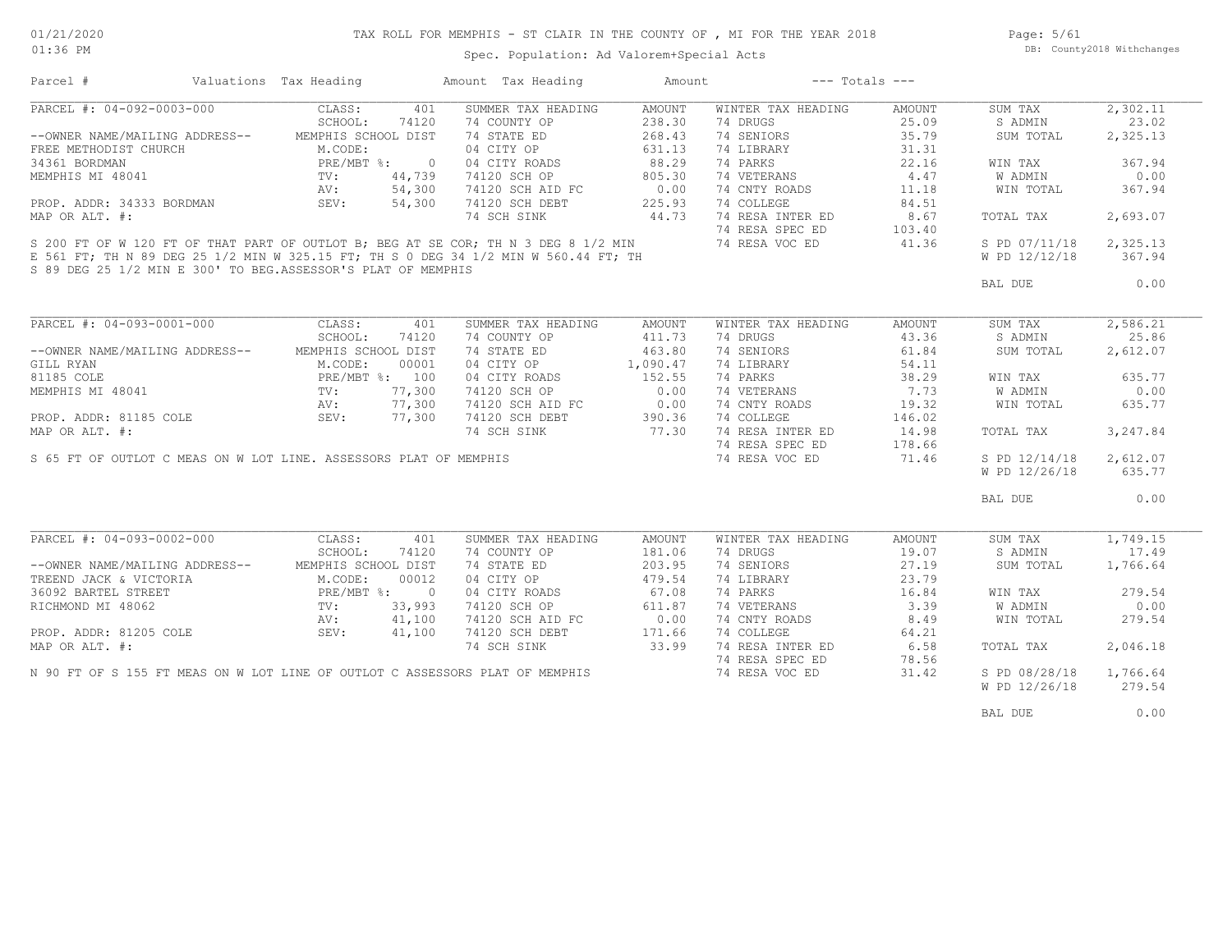# TAX ROLL FOR MEMPHIS - ST CLAIR IN THE COUNTY OF , MI FOR THE YEAR 2018

Spec. Population: Ad Valorem+Special Acts

| Parcel # | Valuations | Tax Heading | Amount | Tax Heading | Amount | --- Totals --- | |
|---|---|---|---|---|---|---|---|
| **PARCEL #: 04-092-0003-000** | CLASS: 401 | SUMMER TAX HEADING | AMOUNT | WINTER TAX HEADING | AMOUNT | SUM TAX | 2,302.11 |
| | SCHOOL: 74120 | 74 COUNTY OP | 238.30 | 74 DRUGS | 25.09 | S ADMIN | 23.02 |
| --OWNER NAME/MAILING ADDRESS-- | MEMPHIS SCHOOL DIST | 74 STATE ED | 268.43 | 74 SENIORS | 35.79 | SUM TOTAL | 2,325.13 |
| FREE METHODIST CHURCH | M.CODE: | 04 CITY OP | 631.13 | 74 LIBRARY | 31.31 | | |
| 34361 BORDMAN | PRE/MBT %: 0 | 04 CITY ROADS | 88.29 | 74 PARKS | 22.16 | WIN TAX | 367.94 |
| MEMPHIS MI 48041 | TV: 44,739 | 74120 SCH OP | 805.30 | 74 VETERANS | 4.47 | W ADMIN | 0.00 |
| | AV: 54,300 | 74120 SCH AID FC | 0.00 | 74 CNTY ROADS | 11.18 | WIN TOTAL | 367.94 |
| PROP. ADDR: 34333 BORDMAN | SEV: 54,300 | 74120 SCH DEBT | 225.93 | 74 COLLEGE | 84.51 | | |
| MAP OR ALT. #: | | 74 SCH SINK | 44.73 | 74 RESA INTER ED | 8.67 | TOTAL TAX | 2,693.07 |
| | | | | 74 RESA SPEC ED | 103.40 | | |
| S 200 FT OF W 120 FT OF THAT PART OF OUTLOT B; BEG AT SE COR; TH N 3 DEG 8 1/2 MIN E 561 FT; TH N 89 DEG 25 1/2 MIN W 325.15 FT; TH S 0 DEG 34 1/2 MIN W 560.44 FT; TH S 89 DEG 25 1/2 MIN E 300' TO BEG.ASSESSOR'S PLAT OF MEMPHIS | | | | 74 RESA VOC ED | 41.36 | S PD 07/11/18 | 2,325.13 |
| | | | | | | W PD 12/12/18 | 367.94 |
| | | | | | | BAL DUE | 0.00 |

| Parcel # | Valuations | Tax Heading | Amount | Tax Heading | Amount | --- Totals --- | |
|---|---|---|---|---|---|---|---|
| **PARCEL #: 04-093-0001-000** | CLASS: 401 | SUMMER TAX HEADING | AMOUNT | WINTER TAX HEADING | AMOUNT | SUM TAX | 2,586.21 |
| | SCHOOL: 74120 | 74 COUNTY OP | 411.73 | 74 DRUGS | 43.36 | S ADMIN | 25.86 |
| --OWNER NAME/MAILING ADDRESS-- | MEMPHIS SCHOOL DIST | 74 STATE ED | 463.80 | 74 SENIORS | 61.84 | SUM TOTAL | 2,612.07 |
| GILL RYAN | M.CODE: 00001 | 04 CITY OP | 1,090.47 | 74 LIBRARY | 54.11 | | |
| 81185 COLE | PRE/MBT %: 100 | 04 CITY ROADS | 152.55 | 74 PARKS | 38.29 | WIN TAX | 635.77 |
| MEMPHIS MI 48041 | TV: 77,300 | 74120 SCH OP | 0.00 | 74 VETERANS | 7.73 | W ADMIN | 0.00 |
| | AV: 77,300 | 74120 SCH AID FC | 0.00 | 74 CNTY ROADS | 19.32 | WIN TOTAL | 635.77 |
| PROP. ADDR: 81185 COLE | SEV: 77,300 | 74120 SCH DEBT | 390.36 | 74 COLLEGE | 146.02 | | |
| MAP OR ALT. #: | | 74 SCH SINK | 77.30 | 74 RESA INTER ED | 14.98 | TOTAL TAX | 3,247.84 |
| | | | | 74 RESA SPEC ED | 178.66 | | |
| S 65 FT OF OUTLOT C MEAS ON W LOT LINE. ASSESSORS PLAT OF MEMPHIS | | | | 74 RESA VOC ED | 71.46 | S PD 12/14/18 | 2,612.07 |
| | | | | | | W PD 12/26/18 | 635.77 |
| | | | | | | BAL DUE | 0.00 |

| Parcel # | Valuations | Tax Heading | Amount | Tax Heading | Amount | --- Totals --- | |
|---|---|---|---|---|---|---|---|
| **PARCEL #: 04-093-0002-000** | CLASS: 401 | SUMMER TAX HEADING | AMOUNT | WINTER TAX HEADING | AMOUNT | SUM TAX | 1,749.15 |
| | SCHOOL: 74120 | 74 COUNTY OP | 181.06 | 74 DRUGS | 19.07 | S ADMIN | 17.49 |
| --OWNER NAME/MAILING ADDRESS-- | MEMPHIS SCHOOL DIST | 74 STATE ED | 203.95 | 74 SENIORS | 27.19 | SUM TOTAL | 1,766.64 |
| TREEND JACK & VICTORIA | M.CODE: 00012 | 04 CITY OP | 479.54 | 74 LIBRARY | 23.79 | | |
| 36092 BARTEL STREET | PRE/MBT %: 0 | 04 CITY ROADS | 67.08 | 74 PARKS | 16.84 | WIN TAX | 279.54 |
| RICHMOND MI 48062 | TV: 33,993 | 74120 SCH OP | 611.87 | 74 VETERANS | 3.39 | W ADMIN | 0.00 |
| | AV: 41,100 | 74120 SCH AID FC | 0.00 | 74 CNTY ROADS | 8.49 | WIN TOTAL | 279.54 |
| PROP. ADDR: 81205 COLE | SEV: 41,100 | 74120 SCH DEBT | 171.66 | 74 COLLEGE | 64.21 | | |
| MAP OR ALT. #: | | 74 SCH SINK | 33.99 | 74 RESA INTER ED | 6.58 | TOTAL TAX | 2,046.18 |
| | | | | 74 RESA SPEC ED | 78.56 | | |
| N 90 FT OF S 155 FT MEAS ON W LOT LINE OF OUTLOT C ASSESSORS PLAT OF MEMPHIS | | | | 74 RESA VOC ED | 31.42 | S PD 08/28/18 | 1,766.64 |
| | | | | | | W PD 12/26/18 | 279.54 |
| | | | | | | BAL DUE | 0.00 |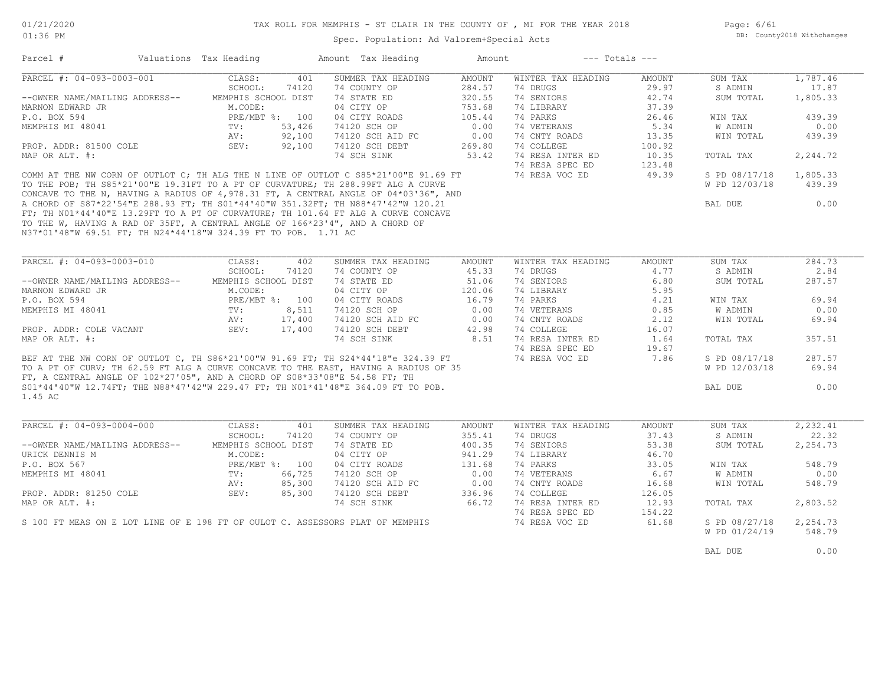# TAX ROLL FOR MEMPHIS - ST CLAIR IN THE COUNTY OF , MI FOR THE YEAR 2018

Spec. Population: Ad Valorem+Special Acts

01/21/2020 01:36 PM — DB: County2018 Withchanges

| Parcel # | Valuations | Tax Heading | Amount | Tax Heading | Amount | --- Totals --- | |
|---|---|---|---|---|---|---|---|

## PARCEL #: 04-093-0003-001

| Owner / Property | Valuations | Summer Tax Heading | Amount | Winter Tax Heading | Amount | Totals | |
|---|---|---|---|---|---|---|---|
| --OWNER NAME/MAILING ADDRESS-- | CLASS: 401 | 74 COUNTY OP | 284.57 | 74 DRUGS | 29.97 | SUM TAX | 1,787.46 |
| MARNON EDWARD JR | SCHOOL: 74120 | 74 STATE ED | 320.55 | 74 SENIORS | 42.74 | S ADMIN | 17.87 |
| P.O. BOX 594 | MEMPHIS SCHOOL DIST | 04 CITY OP | 753.68 | 74 LIBRARY | 37.39 | SUM TOTAL | 1,805.33 |
| MEMPHIS MI 48041 | M.CODE: | 04 CITY ROADS | 105.44 | 74 PARKS | 26.46 | | |
| | PRE/MBT %: 100 | 74120 SCH OP | 0.00 | 74 VETERANS | 5.34 | WIN TAX | 439.39 |
| PROP. ADDR: 81500 COLE | TV: 53,426 | 74120 SCH AID FC | 0.00 | 74 CNTY ROADS | 13.35 | W ADMIN | 0.00 |
| MAP OR ALT. #: | AV: 92,100 | 74120 SCH DEBT | 269.80 | 74 COLLEGE | 100.92 | WIN TOTAL | 439.39 |
| | SEV: 92,100 | 74 SCH SINK | 53.42 | 74 RESA INTER ED | 10.35 | | |
| | | | | 74 RESA SPEC ED | 123.48 | TOTAL TAX | 2,244.72 |
| | | | | 74 RESA VOC ED | 49.39 | S PD 08/17/18 | 1,805.33 |
| | | | | | | W PD 12/03/18 | 439.39 |
| | | | | | | BAL DUE | 0.00 |

COMM AT THE NW CORN OF OUTLOT C; TH ALG THE N LINE OF OUTLOT C S85*21'00"E 91.69 FT TO THE POB; TH S85*21'00"E 19.31FT TO A PT OF CURVATURE; TH 288.99FT ALG A CURVE CONCAVE TO THE N, HAVING A RADIUS OF 4,978.31 FT, A CENTRAL ANGLE OF 04*03'36", AND A CHORD OF S87*22'54"E 288.93 FT; TH S01*44'40"W 351.32FT; TH N88*47'42"W 120.21 FT; TH N01*44'40"E 13.29FT TO A PT OF CURVATURE; TH 101.64 FT ALG A CURVE CONCAVE TO THE W, HAVING A RAD OF 35FT, A CENTRAL ANGLE OF 166*23'4", AND A CHORD OF N37*01'48"W 69.51 FT; TH N24*44'18"W 324.39 FT TO POB. 1.71 AC

## PARCEL #: 04-093-0003-010

| Owner / Property | Valuations | Summer Tax Heading | Amount | Winter Tax Heading | Amount | Totals | |
|---|---|---|---|---|---|---|---|
| --OWNER NAME/MAILING ADDRESS-- | CLASS: 402 | 74 COUNTY OP | 45.33 | 74 DRUGS | 4.77 | SUM TAX | 284.73 |
| MARNON EDWARD JR | SCHOOL: 74120 | 74 STATE ED | 51.06 | 74 SENIORS | 6.80 | S ADMIN | 2.84 |
| P.O. BOX 594 | MEMPHIS SCHOOL DIST | 04 CITY OP | 120.06 | 74 LIBRARY | 5.95 | SUM TOTAL | 287.57 |
| MEMPHIS MI 48041 | M.CODE: | 04 CITY ROADS | 16.79 | 74 PARKS | 4.21 | | |
| | PRE/MBT %: 100 | 74120 SCH OP | 0.00 | 74 VETERANS | 0.85 | WIN TAX | 69.94 |
| PROP. ADDR: COLE VACANT | TV: 8,511 | 74120 SCH AID FC | 0.00 | 74 CNTY ROADS | 2.12 | W ADMIN | 0.00 |
| MAP OR ALT. #: | AV: 17,400 | 74120 SCH DEBT | 42.98 | 74 COLLEGE | 16.07 | WIN TOTAL | 69.94 |
| | SEV: 17,400 | 74 SCH SINK | 8.51 | 74 RESA INTER ED | 1.64 | | |
| | | | | 74 RESA SPEC ED | 19.67 | TOTAL TAX | 357.51 |
| | | | | 74 RESA VOC ED | 7.86 | S PD 08/17/18 | 287.57 |
| | | | | | | W PD 12/03/18 | 69.94 |
| | | | | | | BAL DUE | 0.00 |

BEF AT THE NW CORN OF OUTLOT C, TH S86*21'00"W 91.69 FT; TH S24*44'18"e 324.39 FT TO A PT OF CURV; TH 62.59 FT ALG A CURVE CONCAVE TO THE EAST, HAVING A RADIUS OF 35 FT, A CENTRAL ANGLE OF 102*27'05", AND A CHORD OF S08*33'08"E 54.58 FT; TH S01*44'40"W 12.74FT; THE N88*47'42"W 229.47 FT; TH N01*41'48"E 364.09 FT TO POB. 1.45 AC

## PARCEL #: 04-093-0004-000

| Owner / Property | Valuations | Summer Tax Heading | Amount | Winter Tax Heading | Amount | Totals | |
|---|---|---|---|---|---|---|---|
| --OWNER NAME/MAILING ADDRESS-- | CLASS: 401 | 74 COUNTY OP | 355.41 | 74 DRUGS | 37.43 | SUM TAX | 2,232.41 |
| URICK DENNIS M | SCHOOL: 74120 | 74 STATE ED | 400.35 | 74 SENIORS | 53.38 | S ADMIN | 22.32 |
| P.O. BOX 567 | MEMPHIS SCHOOL DIST | 04 CITY OP | 941.29 | 74 LIBRARY | 46.70 | SUM TOTAL | 2,254.73 |
| MEMPHIS MI 48041 | M.CODE: | 04 CITY ROADS | 131.68 | 74 PARKS | 33.05 | | |
| | PRE/MBT %: 100 | 74120 SCH OP | 0.00 | 74 VETERANS | 6.67 | WIN TAX | 548.79 |
| PROP. ADDR: 81250 COLE | TV: 66,725 | 74120 SCH AID FC | 0.00 | 74 CNTY ROADS | 16.68 | W ADMIN | 0.00 |
| MAP OR ALT. #: | AV: 85,300 | 74120 SCH DEBT | 336.96 | 74 COLLEGE | 126.05 | WIN TOTAL | 548.79 |
| | SEV: 85,300 | 74 SCH SINK | 66.72 | 74 RESA INTER ED | 12.93 | | |
| | | | | 74 RESA SPEC ED | 154.22 | TOTAL TAX | 2,803.52 |
| | | | | 74 RESA VOC ED | 61.68 | S PD 08/27/18 | 2,254.73 |
| | | | | | | W PD 01/24/19 | 548.79 |
| | | | | | | BAL DUE | 0.00 |

S 100 FT MEAS ON E LOT LINE OF E 198 FT OF OULOT C. ASSESSORS PLAT OF MEMPHIS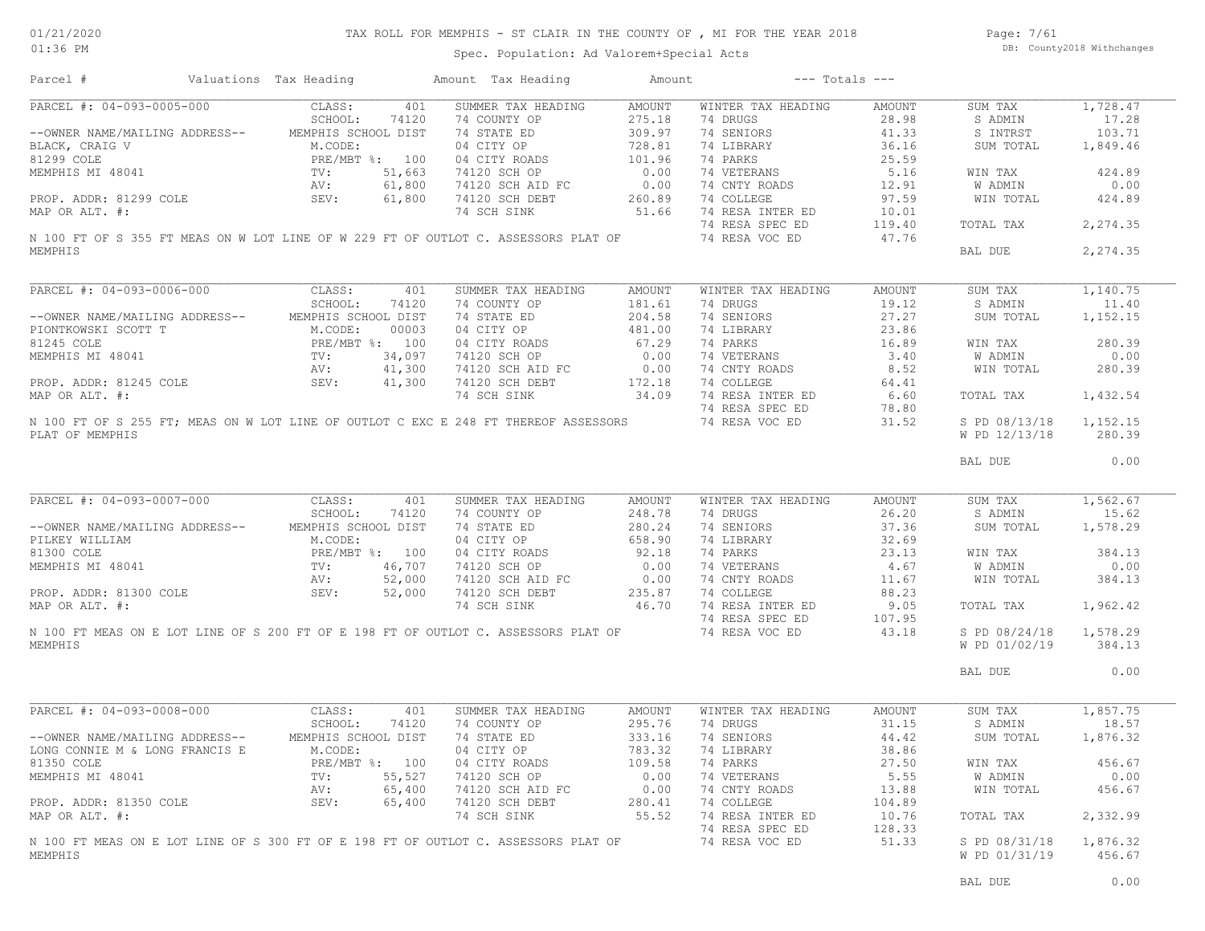# TAX ROLL FOR MEMPHIS - ST CLAIR IN THE COUNTY OF , MI FOR THE YEAR 2018

Spec. Population: Ad Valorem+Special Acts

DB: County2018 Withchanges

| Parcel # | Valuations | Tax Heading | Amount | Tax Heading | Amount | --- Totals --- | |
|---|---|---|---|---|---|---|---|
| PARCEL #: 04-093-0005-000 | CLASS: 401 | SUMMER TAX HEADING | AMOUNT | WINTER TAX HEADING | AMOUNT | SUM TAX | 1,728.47 |
| | SCHOOL: 74120 | 74 COUNTY OP | 275.18 | 74 DRUGS | 28.98 | S ADMIN | 17.28 |
| --OWNER NAME/MAILING ADDRESS-- | MEMPHIS SCHOOL DIST | 74 STATE ED | 309.97 | 74 SENIORS | 41.33 | S INTRST | 103.71 |
| BLACK, CRAIG V | M.CODE: | 04 CITY OP | 728.81 | 74 LIBRARY | 36.16 | SUM TOTAL | 1,849.46 |
| 81299 COLE | PRE/MBT %: 100 | 04 CITY ROADS | 101.96 | 74 PARKS | 25.59 | | |
| MEMPHIS MI 48041 | TV: 51,663 | 74120 SCH OP | 0.00 | 74 VETERANS | 5.16 | WIN TAX | 424.89 |
| | AV: 61,800 | 74120 SCH AID FC | 0.00 | 74 CNTY ROADS | 12.91 | W ADMIN | 0.00 |
| PROP. ADDR: 81299 COLE | SEV: 61,800 | 74120 SCH DEBT | 260.89 | 74 COLLEGE | 97.59 | WIN TOTAL | 424.89 |
| MAP OR ALT. #: | | 74 SCH SINK | 51.66 | 74 RESA INTER ED | 10.01 | | |
| | | | | 74 RESA SPEC ED | 119.40 | TOTAL TAX | 2,274.35 |
| N 100 FT OF S 355 FT MEAS ON W LOT LINE OF W 229 FT OF OUTLOT C. ASSESSORS PLAT OF MEMPHIS | | | | 74 RESA VOC ED | 47.76 | | |
| | | | | | | BAL DUE | 2,274.35 |
| PARCEL #: 04-093-0006-000 | CLASS: 401 | SUMMER TAX HEADING | AMOUNT | WINTER TAX HEADING | AMOUNT | SUM TAX | 1,140.75 |
| | SCHOOL: 74120 | 74 COUNTY OP | 181.61 | 74 DRUGS | 19.12 | S ADMIN | 11.40 |
| --OWNER NAME/MAILING ADDRESS-- | MEMPHIS SCHOOL DIST | 74 STATE ED | 204.58 | 74 SENIORS | 27.27 | SUM TOTAL | 1,152.15 |
| PIONTKOWSKI SCOTT T | M.CODE: 00003 | 04 CITY OP | 481.00 | 74 LIBRARY | 23.86 | | |
| 81245 COLE | PRE/MBT %: 100 | 04 CITY ROADS | 67.29 | 74 PARKS | 16.89 | WIN TAX | 280.39 |
| MEMPHIS MI 48041 | TV: 34,097 | 74120 SCH OP | 0.00 | 74 VETERANS | 3.40 | W ADMIN | 0.00 |
| | AV: 41,300 | 74120 SCH AID FC | 0.00 | 74 CNTY ROADS | 8.52 | WIN TOTAL | 280.39 |
| PROP. ADDR: 81245 COLE | SEV: 41,300 | 74120 SCH DEBT | 172.18 | 74 COLLEGE | 64.41 | | |
| MAP OR ALT. #: | | 74 SCH SINK | 34.09 | 74 RESA INTER ED | 6.60 | TOTAL TAX | 1,432.54 |
| | | | | 74 RESA SPEC ED | 78.80 | | |
| N 100 FT OF S 255 FT; MEAS ON W LOT LINE OF OUTLOT C EXC E 248 FT THEREOF ASSESSORS PLAT OF MEMPHIS | | | | 74 RESA VOC ED | 31.52 | S PD 08/13/18 | 1,152.15 |
| | | | | | | W PD 12/13/18 | 280.39 |
| | | | | | | BAL DUE | 0.00 |
| PARCEL #: 04-093-0007-000 | CLASS: 401 | SUMMER TAX HEADING | AMOUNT | WINTER TAX HEADING | AMOUNT | SUM TAX | 1,562.67 |
| | SCHOOL: 74120 | 74 COUNTY OP | 248.78 | 74 DRUGS | 26.20 | S ADMIN | 15.62 |
| --OWNER NAME/MAILING ADDRESS-- | MEMPHIS SCHOOL DIST | 74 STATE ED | 280.24 | 74 SENIORS | 37.36 | SUM TOTAL | 1,578.29 |
| PILKEY WILLIAM | M.CODE: | 04 CITY OP | 658.90 | 74 LIBRARY | 32.69 | | |
| 81300 COLE | PRE/MBT %: 100 | 04 CITY ROADS | 92.18 | 74 PARKS | 23.13 | WIN TAX | 384.13 |
| MEMPHIS MI 48041 | TV: 46,707 | 74120 SCH OP | 0.00 | 74 VETERANS | 4.67 | W ADMIN | 0.00 |
| | AV: 52,000 | 74120 SCH AID FC | 0.00 | 74 CNTY ROADS | 11.67 | WIN TOTAL | 384.13 |
| PROP. ADDR: 81300 COLE | SEV: 52,000 | 74120 SCH DEBT | 235.87 | 74 COLLEGE | 88.23 | | |
| MAP OR ALT. #: | | 74 SCH SINK | 46.70 | 74 RESA INTER ED | 9.05 | TOTAL TAX | 1,962.42 |
| | | | | 74 RESA SPEC ED | 107.95 | | |
| N 100 FT MEAS ON E LOT LINE OF S 200 FT OF E 198 FT OF OUTLOT C. ASSESSORS PLAT OF MEMPHIS | | | | 74 RESA VOC ED | 43.18 | S PD 08/24/18 | 1,578.29 |
| | | | | | | W PD 01/02/19 | 384.13 |
| | | | | | | BAL DUE | 0.00 |
| PARCEL #: 04-093-0008-000 | CLASS: 401 | SUMMER TAX HEADING | AMOUNT | WINTER TAX HEADING | AMOUNT | SUM TAX | 1,857.75 |
| | SCHOOL: 74120 | 74 COUNTY OP | 295.76 | 74 DRUGS | 31.15 | S ADMIN | 18.57 |
| --OWNER NAME/MAILING ADDRESS-- | MEMPHIS SCHOOL DIST | 74 STATE ED | 333.16 | 74 SENIORS | 44.42 | SUM TOTAL | 1,876.32 |
| LONG CONNIE M & LONG FRANCIS E | M.CODE: | 04 CITY OP | 783.32 | 74 LIBRARY | 38.86 | | |
| 81350 COLE | PRE/MBT %: 100 | 04 CITY ROADS | 109.58 | 74 PARKS | 27.50 | WIN TAX | 456.67 |
| MEMPHIS MI 48041 | TV: 55,527 | 74120 SCH OP | 0.00 | 74 VETERANS | 5.55 | W ADMIN | 0.00 |
| | AV: 65,400 | 74120 SCH AID FC | 0.00 | 74 CNTY ROADS | 13.88 | WIN TOTAL | 456.67 |
| PROP. ADDR: 81350 COLE | SEV: 65,400 | 74120 SCH DEBT | 280.41 | 74 COLLEGE | 104.89 | | |
| MAP OR ALT. #: | | 74 SCH SINK | 55.52 | 74 RESA INTER ED | 10.76 | TOTAL TAX | 2,332.99 |
| | | | | 74 RESA SPEC ED | 128.33 | | |
| N 100 FT MEAS ON E LOT LINE OF S 300 FT OF E 198 FT OF OUTLOT C. ASSESSORS PLAT OF MEMPHIS | | | | 74 RESA VOC ED | 51.33 | S PD 08/31/18 | 1,876.32 |
| | | | | | | W PD 01/31/19 | 456.67 |
| | | | | | | BAL DUE | 0.00 |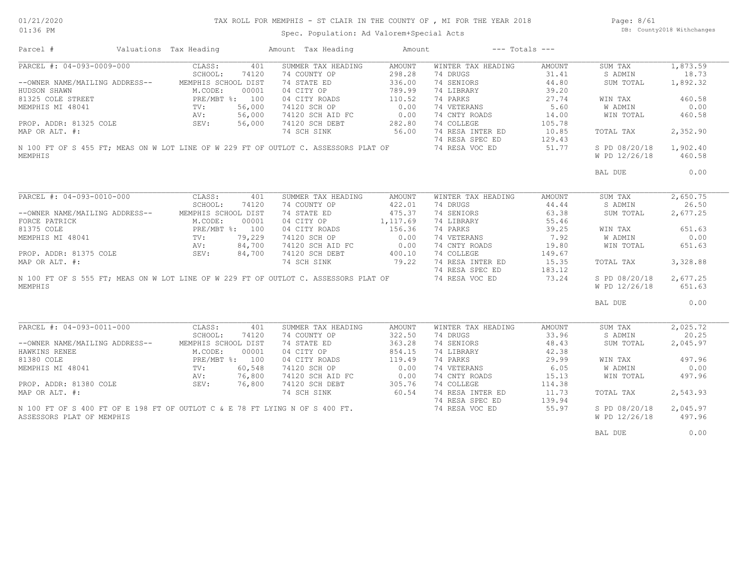# TAX ROLL FOR MEMPHIS - ST CLAIR IN THE COUNTY OF , MI FOR THE YEAR 2018

Spec. Population: Ad Valorem+Special Acts

| Parcel # | Valuations | Tax Heading | Amount | Tax Heading | Amount | --- Totals --- | |
|---|---|---|---|---|---|---|---|
| PARCEL #: 04-093-0009-000 | CLASS: 401 | SUMMER TAX HEADING | AMOUNT | WINTER TAX HEADING | AMOUNT | SUM TAX | 1,873.59 |
| | SCHOOL: 74120 | 74 COUNTY OP | 298.28 | 74 DRUGS | 31.41 | S ADMIN | 18.73 |
| --OWNER NAME/MAILING ADDRESS-- | MEMPHIS SCHOOL DIST | 74 STATE ED | 336.00 | 74 SENIORS | 44.80 | SUM TOTAL | 1,892.32 |
| HUDSON SHAWN | M.CODE: 00001 | 04 CITY OP | 789.99 | 74 LIBRARY | 39.20 | | |
| 81325 COLE STREET | PRE/MBT %: 100 | 04 CITY ROADS | 110.52 | 74 PARKS | 27.74 | WIN TAX | 460.58 |
| MEMPHIS MI 48041 | TV: 56,000 | 74120 SCH OP | 0.00 | 74 VETERANS | 5.60 | W ADMIN | 0.00 |
| | AV: 56,000 | 74120 SCH AID FC | 0.00 | 74 CNTY ROADS | 14.00 | WIN TOTAL | 460.58 |
| PROP. ADDR: 81325 COLE | SEV: 56,000 | 74120 SCH DEBT | 282.80 | 74 COLLEGE | 105.78 | | |
| MAP OR ALT. #: | | 74 SCH SINK | 56.00 | 74 RESA INTER ED | 10.85 | TOTAL TAX | 2,352.90 |
| | | | | 74 RESA SPEC ED | 129.43 | | |
| N 100 FT OF S 455 FT; MEAS ON W LOT LINE OF W 229 FT OF OUTLOT C. ASSESSORS PLAT OF MEMPHIS | | | | 74 RESA VOC ED | 51.77 | S PD 08/20/18 | 1,902.40 |
| | | | | | | W PD 12/26/18 | 460.58 |
| | | | | | | BAL DUE | 0.00 |
| PARCEL #: 04-093-0010-000 | CLASS: 401 | SUMMER TAX HEADING | AMOUNT | WINTER TAX HEADING | AMOUNT | SUM TAX | 2,650.75 |
| | SCHOOL: 74120 | 74 COUNTY OP | 422.01 | 74 DRUGS | 44.44 | S ADMIN | 26.50 |
| --OWNER NAME/MAILING ADDRESS-- | MEMPHIS SCHOOL DIST | 74 STATE ED | 475.37 | 74 SENIORS | 63.38 | SUM TOTAL | 2,677.25 |
| FORCE PATRICK | M.CODE: 00001 | 04 CITY OP | 1,117.69 | 74 LIBRARY | 55.46 | | |
| 81375 COLE | PRE/MBT %: 100 | 04 CITY ROADS | 156.36 | 74 PARKS | 39.25 | WIN TAX | 651.63 |
| MEMPHIS MI 48041 | TV: 79,229 | 74120 SCH OP | 0.00 | 74 VETERANS | 7.92 | W ADMIN | 0.00 |
| | AV: 84,700 | 74120 SCH AID FC | 0.00 | 74 CNTY ROADS | 19.80 | WIN TOTAL | 651.63 |
| PROP. ADDR: 81375 COLE | SEV: 84,700 | 74120 SCH DEBT | 400.10 | 74 COLLEGE | 149.67 | | |
| MAP OR ALT. #: | | 74 SCH SINK | 79.22 | 74 RESA INTER ED | 15.35 | TOTAL TAX | 3,328.88 |
| | | | | 74 RESA SPEC ED | 183.12 | | |
| N 100 FT OF S 555 FT; MEAS ON W LOT LINE OF W 229 FT OF OUTLOT C. ASSESSORS PLAT OF MEMPHIS | | | | 74 RESA VOC ED | 73.24 | S PD 08/20/18 | 2,677.25 |
| | | | | | | W PD 12/26/18 | 651.63 |
| | | | | | | BAL DUE | 0.00 |
| PARCEL #: 04-093-0011-000 | CLASS: 401 | SUMMER TAX HEADING | AMOUNT | WINTER TAX HEADING | AMOUNT | SUM TAX | 2,025.72 |
| | SCHOOL: 74120 | 74 COUNTY OP | 322.50 | 74 DRUGS | 33.96 | S ADMIN | 20.25 |
| --OWNER NAME/MAILING ADDRESS-- | MEMPHIS SCHOOL DIST | 74 STATE ED | 363.28 | 74 SENIORS | 48.43 | SUM TOTAL | 2,045.97 |
| HAWKINS RENEE | M.CODE: 00001 | 04 CITY OP | 854.15 | 74 LIBRARY | 42.38 | | |
| 81380 COLE | PRE/MBT %: 100 | 04 CITY ROADS | 119.49 | 74 PARKS | 29.99 | WIN TAX | 497.96 |
| MEMPHIS MI 48041 | TV: 60,548 | 74120 SCH OP | 0.00 | 74 VETERANS | 6.05 | W ADMIN | 0.00 |
| | AV: 76,800 | 74120 SCH AID FC | 0.00 | 74 CNTY ROADS | 15.13 | WIN TOTAL | 497.96 |
| PROP. ADDR: 81380 COLE | SEV: 76,800 | 74120 SCH DEBT | 305.76 | 74 COLLEGE | 114.38 | | |
| MAP OR ALT. #: | | 74 SCH SINK | 60.54 | 74 RESA INTER ED | 11.73 | TOTAL TAX | 2,543.93 |
| | | | | 74 RESA SPEC ED | 139.94 | | |
| N 100 FT OF S 400 FT OF E 198 FT OF OUTLOT C & E 78 FT LYING N OF S 400 FT. ASSESSORS PLAT OF MEMPHIS | | | | 74 RESA VOC ED | 55.97 | S PD 08/20/18 | 2,045.97 |
| | | | | | | W PD 12/26/18 | 497.96 |
| | | | | | | BAL DUE | 0.00 |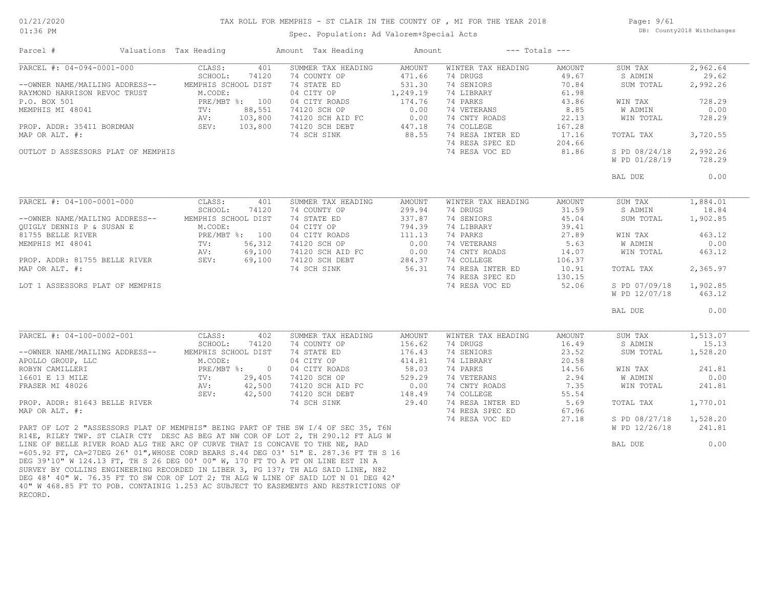# TAX ROLL FOR MEMPHIS - ST CLAIR IN THE COUNTY OF , MI FOR THE YEAR 2018

Spec. Population: Ad Valorem+Special Acts

01/21/2020
01:36 PM

DB: County2018 Withchanges

| Parcel # | Valuations | Tax Heading | Amount | Tax Heading | Amount | --- Totals --- | |
|---|---|---|---|---|---|---|---|
| PARCEL #: 04-094-0001-000 | CLASS: 401 | SUMMER TAX HEADING | AMOUNT | WINTER TAX HEADING | AMOUNT | SUM TAX | 2,962.64 |
| | SCHOOL: 74120 | 74 COUNTY OP | 471.66 | 74 DRUGS | 49.67 | S ADMIN | 29.62 |
| --OWNER NAME/MAILING ADDRESS-- | MEMPHIS SCHOOL DIST | 74 STATE ED | 531.30 | 74 SENIORS | 70.84 | SUM TOTAL | 2,992.26 |
| RAYMOND HARRISON REVOC TRUST | M.CODE: | 04 CITY OP | 1,249.19 | 74 LIBRARY | 61.98 | | |
| P.O. BOX 501 | PRE/MBT %: 100 | 04 CITY ROADS | 174.76 | 74 PARKS | 43.86 | WIN TAX | 728.29 |
| MEMPHIS MI 48041 | TV: 88,551 | 74120 SCH OP | 0.00 | 74 VETERANS | 8.85 | W ADMIN | 0.00 |
| | AV: 103,800 | 74120 SCH AID FC | 0.00 | 74 CNTY ROADS | 22.13 | WIN TOTAL | 728.29 |
| PROP. ADDR: 35411 BORDMAN | SEV: 103,800 | 74120 SCH DEBT | 447.18 | 74 COLLEGE | 167.28 | | |
| MAP OR ALT. #: | | 74 SCH SINK | 88.55 | 74 RESA INTER ED | 17.16 | TOTAL TAX | 3,720.55 |
| | | | | 74 RESA SPEC ED | 204.66 | | |
| OUTLOT D ASSESSORS PLAT OF MEMPHIS | | | | 74 RESA VOC ED | 81.86 | S PD 08/24/18 | 2,992.26 |
| | | | | | | W PD 01/28/19 | 728.29 |
| | | | | | | BAL DUE | 0.00 |
| PARCEL #: 04-100-0001-000 | CLASS: 401 | SUMMER TAX HEADING | AMOUNT | WINTER TAX HEADING | AMOUNT | SUM TAX | 1,884.01 |
| | SCHOOL: 74120 | 74 COUNTY OP | 299.94 | 74 DRUGS | 31.59 | S ADMIN | 18.84 |
| --OWNER NAME/MAILING ADDRESS-- | MEMPHIS SCHOOL DIST | 74 STATE ED | 337.87 | 74 SENIORS | 45.04 | SUM TOTAL | 1,902.85 |
| QUIGLY DENNIS P & SUSAN E | M.CODE: | 04 CITY OP | 794.39 | 74 LIBRARY | 39.41 | | |
| 81755 BELLE RIVER | PRE/MBT %: 100 | 04 CITY ROADS | 111.13 | 74 PARKS | 27.89 | WIN TAX | 463.12 |
| MEMPHIS MI 48041 | TV: 56,312 | 74120 SCH OP | 0.00 | 74 VETERANS | 5.63 | W ADMIN | 0.00 |
| | AV: 69,100 | 74120 SCH AID FC | 0.00 | 74 CNTY ROADS | 14.07 | WIN TOTAL | 463.12 |
| PROP. ADDR: 81755 BELLE RIVER | SEV: 69,100 | 74120 SCH DEBT | 284.37 | 74 COLLEGE | 106.37 | | |
| MAP OR ALT. #: | | 74 SCH SINK | 56.31 | 74 RESA INTER ED | 10.91 | TOTAL TAX | 2,365.97 |
| | | | | 74 RESA SPEC ED | 130.15 | | |
| LOT 1 ASSESSORS PLAT OF MEMPHIS | | | | 74 RESA VOC ED | 52.06 | S PD 07/09/18 | 1,902.85 |
| | | | | | | W PD 12/07/18 | 463.12 |
| | | | | | | BAL DUE | 0.00 |
| PARCEL #: 04-100-0002-001 | CLASS: 402 | SUMMER TAX HEADING | AMOUNT | WINTER TAX HEADING | AMOUNT | SUM TAX | 1,513.07 |
| | SCHOOL: 74120 | 74 COUNTY OP | 156.62 | 74 DRUGS | 16.49 | S ADMIN | 15.13 |
| --OWNER NAME/MAILING ADDRESS-- | MEMPHIS SCHOOL DIST | 74 STATE ED | 176.43 | 74 SENIORS | 23.52 | SUM TOTAL | 1,528.20 |
| APOLLO GROUP, LLC | M.CODE: | 04 CITY OP | 414.81 | 74 LIBRARY | 20.58 | | |
| ROBYN CAMILLERI | PRE/MBT %: 0 | 04 CITY ROADS | 58.03 | 74 PARKS | 14.56 | WIN TAX | 241.81 |
| 16601 E 13 MILE | TV: 29,405 | 74120 SCH OP | 529.29 | 74 VETERANS | 2.94 | W ADMIN | 0.00 |
| FRASER MI 48026 | AV: 42,500 | 74120 SCH AID FC | 0.00 | 74 CNTY ROADS | 7.35 | WIN TOTAL | 241.81 |
| | SEV: 42,500 | 74120 SCH DEBT | 148.49 | 74 COLLEGE | 55.54 | | |
| PROP. ADDR: 81643 BELLE RIVER | | 74 SCH SINK | 29.40 | 74 RESA INTER ED | 5.69 | TOTAL TAX | 1,770.01 |
| MAP OR ALT. #: | | | | 74 RESA SPEC ED | 67.96 | | |
| | | | | 74 RESA VOC ED | 27.18 | S PD 08/27/18 | 1,528.20 |
| | | | | | | W PD 12/26/18 | 241.81 |
| | | | | | | BAL DUE | 0.00 |

PART OF LOT 2 "ASSESSORS PLAT OF MEMPHIS" BEING PART OF THE SW I/4 OF SEC 35, T6N R14E, RILEY TWP. ST CLAIR CTY DESC AS BEG AT NW COR OF LOT 2, TH 290.12 FT ALG W LINE OF BELLE RIVER ROAD ALG THE ARC OF CURVE THAT IS CONCAVE TO THE NE, RAD =605.92 FT, CA=27DEG 26' 01",WHOSE CORD BEARS S.44 DEG 03' 51" E. 287.36 FT TH S 16 DEG 39'10" W 124.13 FT, TH S 26 DEG 00' 00" W, 170 FT TO A PT ON LINE EST IN A SURVEY BY COLLINS ENGINEERING RECORDED IN LIBER 3, PG 137; TH ALG SAID LINE, N82 DEG 48' 40" W. 76.35 FT TO SW COR OF LOT 2; TH ALG W LINE OF SAID LOT N 01 DEG 42' 40" W 468.85 FT TO POB. CONTAINIG 1.253 AC SUBJECT TO EASEMENTS AND RESTRICTIONS OF RECORD.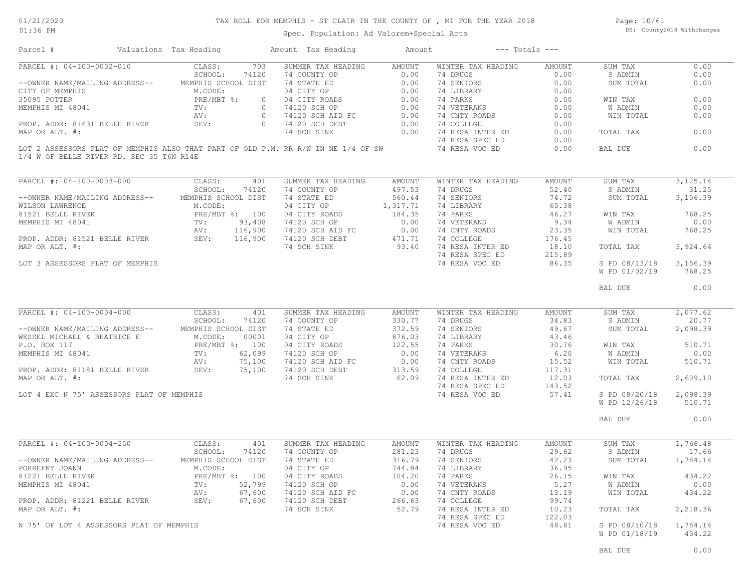# TAX ROLL FOR MEMPHIS - ST CLAIR IN THE COUNTY OF , MI FOR THE YEAR 2018

Spec. Population: Ad Valorem+Special Acts

01/21/2020
01:36 PM

DB: County2018 Withchanges

| Parcel # | Valuations | Tax Heading | Amount | Tax Heading | Amount | --- Totals --- | |
|---|---|---|---|---|---|---|---|

## PARCEL #: 04-100-0002-010

| | Valuations | | Summer Tax Heading | Amount | Winter Tax Heading | Amount | Totals | |
|---|---|---|---|---|---|---|---|---|
| --OWNER NAME/MAILING ADDRESS-- | CLASS: | 703 | SUMMER TAX HEADING | AMOUNT | WINTER TAX HEADING | AMOUNT | SUM TAX | 0.00 |
| CITY OF MEMPHIS | SCHOOL: | 74120 | 74 COUNTY OP | 0.00 | 74 DRUGS | 0.00 | S ADMIN | 0.00 |
| 35095 POTTER | MEMPHIS SCHOOL DIST | | 74 STATE ED | 0.00 | 74 SENIORS | 0.00 | SUM TOTAL | 0.00 |
| MEMPHIS MI 48041 | M.CODE: | | 04 CITY OP | 0.00 | 74 LIBRARY | 0.00 | | |
| | PRE/MBT %: | 0 | 04 CITY ROADS | 0.00 | 74 PARKS | 0.00 | WIN TAX | 0.00 |
| PROP. ADDR: 81631 BELLE RIVER | TV: | 0 | 74120 SCH OP | 0.00 | 74 VETERANS | 0.00 | W ADMIN | 0.00 |
| MAP OR ALT. #: | AV: | 0 | 74120 SCH AID FC | 0.00 | 74 CNTY ROADS | 0.00 | WIN TOTAL | 0.00 |
| | SEV: | 0 | 74120 SCH DEBT | 0.00 | 74 COLLEGE | 0.00 | | |
| | | | 74 SCH SINK | 0.00 | 74 RESA INTER ED | 0.00 | TOTAL TAX | 0.00 |
| | | | | | 74 RESA SPEC ED | 0.00 | | |
| | | | | | 74 RESA VOC ED | 0.00 | BAL DUE | 0.00 |

LOT 2 ASSESSORS PLAT OF MEMPHIS ALSO THAT PART OF OLD P.M. RR R/W IN NE 1/4 OF SW 1/4 W OF BELLE RIVER RD. SEC 35 T6N R14E

## PARCEL #: 04-100-0003-000

| | Valuations | | Summer Tax Heading | Amount | Winter Tax Heading | Amount | Totals | |
|---|---|---|---|---|---|---|---|---|
| --OWNER NAME/MAILING ADDRESS-- | CLASS: | 401 | SUMMER TAX HEADING | AMOUNT | WINTER TAX HEADING | AMOUNT | SUM TAX | 3,125.14 |
| WILSON LAWRENCE | SCHOOL: | 74120 | 74 COUNTY OP | 497.53 | 74 DRUGS | 52.40 | S ADMIN | 31.25 |
| 81521 BELLE RIVER | MEMPHIS SCHOOL DIST | | 74 STATE ED | 560.44 | 74 SENIORS | 74.72 | SUM TOTAL | 3,156.39 |
| MEMPHIS MI 48041 | M.CODE: | | 04 CITY OP | 1,317.71 | 74 LIBRARY | 65.38 | | |
| | PRE/MBT %: | 100 | 04 CITY ROADS | 184.35 | 74 PARKS | 46.27 | WIN TAX | 768.25 |
| PROP. ADDR: 81521 BELLE RIVER | TV: | 93,408 | 74120 SCH OP | 0.00 | 74 VETERANS | 9.34 | W ADMIN | 0.00 |
| MAP OR ALT. #: | AV: | 116,900 | 74120 SCH AID FC | 0.00 | 74 CNTY ROADS | 23.35 | WIN TOTAL | 768.25 |
| | SEV: | 116,900 | 74120 SCH DEBT | 471.71 | 74 COLLEGE | 176.45 | | |
| | | | 74 SCH SINK | 93.40 | 74 RESA INTER ED | 18.10 | TOTAL TAX | 3,924.64 |
| | | | | | 74 RESA SPEC ED | 215.89 | | |
| | | | | | 74 RESA VOC ED | 86.35 | S PD 08/13/18 | 3,156.39 |
| | | | | | | | W PD 01/02/19 | 768.25 |
| | | | | | | | BAL DUE | 0.00 |

LOT 3 ASSESSORS PLAT OF MEMPHIS

## PARCEL #: 04-100-0004-000

| | Valuations | | Summer Tax Heading | Amount | Winter Tax Heading | Amount | Totals | |
|---|---|---|---|---|---|---|---|---|
| --OWNER NAME/MAILING ADDRESS-- | CLASS: | 401 | SUMMER TAX HEADING | AMOUNT | WINTER TAX HEADING | AMOUNT | SUM TAX | 2,077.62 |
| WESSEL MICHAEL & BEATRICE E | SCHOOL: | 74120 | 74 COUNTY OP | 330.77 | 74 DRUGS | 34.83 | S ADMIN | 20.77 |
| P.O. BOX 117 | MEMPHIS SCHOOL DIST | | 74 STATE ED | 372.59 | 74 SENIORS | 49.67 | SUM TOTAL | 2,098.39 |
| MEMPHIS MI 48041 | M.CODE: | 00001 | 04 CITY OP | 876.03 | 74 LIBRARY | 43.46 | | |
| | PRE/MBT %: | 100 | 04 CITY ROADS | 122.55 | 74 PARKS | 30.76 | WIN TAX | 510.71 |
| PROP. ADDR: 81181 BELLE RIVER | TV: | 62,099 | 74120 SCH OP | 0.00 | 74 VETERANS | 6.20 | W ADMIN | 0.00 |
| MAP OR ALT. #: | AV: | 75,100 | 74120 SCH AID FC | 0.00 | 74 CNTY ROADS | 15.52 | WIN TOTAL | 510.71 |
| | SEV: | 75,100 | 74120 SCH DEBT | 313.59 | 74 COLLEGE | 117.31 | | |
| | | | 74 SCH SINK | 62.09 | 74 RESA INTER ED | 12.03 | TOTAL TAX | 2,609.10 |
| | | | | | 74 RESA SPEC ED | 143.52 | | |
| | | | | | 74 RESA VOC ED | 57.41 | S PD 08/20/18 | 2,098.39 |
| | | | | | | | W PD 12/26/18 | 510.71 |
| | | | | | | | BAL DUE | 0.00 |

LOT 4 EXC N 75' ASSESSORS PLAT OF MEMPHIS

## PARCEL #: 04-100-0004-250

| | Valuations | | Summer Tax Heading | Amount | Winter Tax Heading | Amount | Totals | |
|---|---|---|---|---|---|---|---|---|
| --OWNER NAME/MAILING ADDRESS-- | CLASS: | 401 | SUMMER TAX HEADING | AMOUNT | WINTER TAX HEADING | AMOUNT | SUM TAX | 1,766.48 |
| POKREFKY JOANN | SCHOOL: | 74120 | 74 COUNTY OP | 281.23 | 74 DRUGS | 29.62 | S ADMIN | 17.66 |
| 81221 BELLE RIVER | MEMPHIS SCHOOL DIST | | 74 STATE ED | 316.79 | 74 SENIORS | 42.23 | SUM TOTAL | 1,784.14 |
| MEMPHIS MI 48041 | M.CODE: | | 04 CITY OP | 744.84 | 74 LIBRARY | 36.95 | | |
| | PRE/MBT %: | 100 | 04 CITY ROADS | 104.20 | 74 PARKS | 26.15 | WIN TAX | 434.22 |
| PROP. ADDR: 81221 BELLE RIVER | TV: | 52,799 | 74120 SCH OP | 0.00 | 74 VETERANS | 5.27 | W ADMIN | 0.00 |
| MAP OR ALT. #: | AV: | 67,600 | 74120 SCH AID FC | 0.00 | 74 CNTY ROADS | 13.19 | WIN TOTAL | 434.22 |
| | SEV: | 67,600 | 74120 SCH DEBT | 266.63 | 74 COLLEGE | 99.74 | | |
| | | | 74 SCH SINK | 52.79 | 74 RESA INTER ED | 10.23 | TOTAL TAX | 2,218.36 |
| | | | | | 74 RESA SPEC ED | 122.03 | | |
| | | | | | 74 RESA VOC ED | 48.81 | S PD 08/10/18 | 1,784.14 |
| | | | | | | | W PD 01/18/19 | 434.22 |
| | | | | | | | BAL DUE | 0.00 |

N 75' OF LOT 4 ASSESSORS PLAT OF MEMPHIS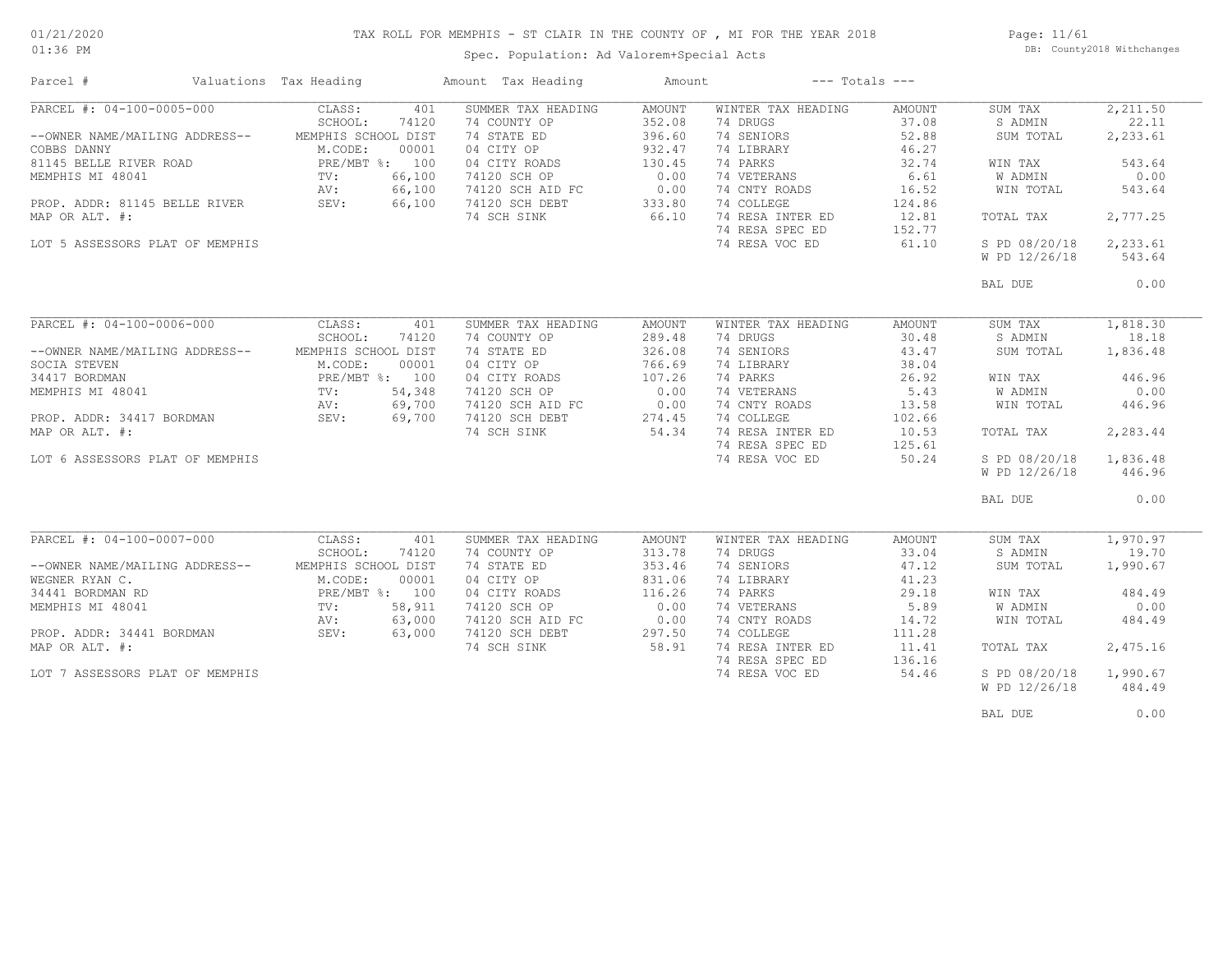# TAX ROLL FOR MEMPHIS - ST CLAIR IN THE COUNTY OF , MI FOR THE YEAR 2018

Spec. Population: Ad Valorem+Special Acts

01/21/2020
01:36 PM

DB: County2018 Withchanges

| Parcel # | Valuations Tax Heading | | Amount Tax Heading | Amount | | | --- Totals --- | |
|---|---|---|---|---|---|---|---|---|
| PARCEL #: 04-100-0005-000 | CLASS: | 401 | SUMMER TAX HEADING | AMOUNT | WINTER TAX HEADING | AMOUNT | SUM TAX | 2,211.50 |
| | SCHOOL: | 74120 | 74 COUNTY OP | 352.08 | 74 DRUGS | 37.08 | S ADMIN | 22.11 |
| --OWNER NAME/MAILING ADDRESS-- | MEMPHIS SCHOOL DIST | | 74 STATE ED | 396.60 | 74 SENIORS | 52.88 | SUM TOTAL | 2,233.61 |
| COBBS DANNY | M.CODE: | 00001 | 04 CITY OP | 932.47 | 74 LIBRARY | 46.27 | | |
| 81145 BELLE RIVER ROAD | PRE/MBT %: | 100 | 04 CITY ROADS | 130.45 | 74 PARKS | 32.74 | WIN TAX | 543.64 |
| MEMPHIS MI 48041 | TV: | 66,100 | 74120 SCH OP | 0.00 | 74 VETERANS | 6.61 | W ADMIN | 0.00 |
| | AV: | 66,100 | 74120 SCH AID FC | 0.00 | 74 CNTY ROADS | 16.52 | WIN TOTAL | 543.64 |
| PROP. ADDR: 81145 BELLE RIVER | SEV: | 66,100 | 74120 SCH DEBT | 333.80 | 74 COLLEGE | 124.86 | | |
| MAP OR ALT. #: | | | 74 SCH SINK | 66.10 | 74 RESA INTER ED | 12.81 | TOTAL TAX | 2,777.25 |
| | | | | | 74 RESA SPEC ED | 152.77 | | |
| LOT 5 ASSESSORS PLAT OF MEMPHIS | | | | | 74 RESA VOC ED | 61.10 | S PD 08/20/18 | 2,233.61 |
| | | | | | | | W PD 12/26/18 | 543.64 |
| | | | | | | | BAL DUE | 0.00 |
| PARCEL #: 04-100-0006-000 | CLASS: | 401 | SUMMER TAX HEADING | AMOUNT | WINTER TAX HEADING | AMOUNT | SUM TAX | 1,818.30 |
| | SCHOOL: | 74120 | 74 COUNTY OP | 289.48 | 74 DRUGS | 30.48 | S ADMIN | 18.18 |
| --OWNER NAME/MAILING ADDRESS-- | MEMPHIS SCHOOL DIST | | 74 STATE ED | 326.08 | 74 SENIORS | 43.47 | SUM TOTAL | 1,836.48 |
| SOCIA STEVEN | M.CODE: | 00001 | 04 CITY OP | 766.69 | 74 LIBRARY | 38.04 | | |
| 34417 BORDMAN | PRE/MBT %: | 100 | 04 CITY ROADS | 107.26 | 74 PARKS | 26.92 | WIN TAX | 446.96 |
| MEMPHIS MI 48041 | TV: | 54,348 | 74120 SCH OP | 0.00 | 74 VETERANS | 5.43 | W ADMIN | 0.00 |
| | AV: | 69,700 | 74120 SCH AID FC | 0.00 | 74 CNTY ROADS | 13.58 | WIN TOTAL | 446.96 |
| PROP. ADDR: 34417 BORDMAN | SEV: | 69,700 | 74120 SCH DEBT | 274.45 | 74 COLLEGE | 102.66 | | |
| MAP OR ALT. #: | | | 74 SCH SINK | 54.34 | 74 RESA INTER ED | 10.53 | TOTAL TAX | 2,283.44 |
| | | | | | 74 RESA SPEC ED | 125.61 | | |
| LOT 6 ASSESSORS PLAT OF MEMPHIS | | | | | 74 RESA VOC ED | 50.24 | S PD 08/20/18 | 1,836.48 |
| | | | | | | | W PD 12/26/18 | 446.96 |
| | | | | | | | BAL DUE | 0.00 |
| PARCEL #: 04-100-0007-000 | CLASS: | 401 | SUMMER TAX HEADING | AMOUNT | WINTER TAX HEADING | AMOUNT | SUM TAX | 1,970.97 |
| | SCHOOL: | 74120 | 74 COUNTY OP | 313.78 | 74 DRUGS | 33.04 | S ADMIN | 19.70 |
| --OWNER NAME/MAILING ADDRESS-- | MEMPHIS SCHOOL DIST | | 74 STATE ED | 353.46 | 74 SENIORS | 47.12 | SUM TOTAL | 1,990.67 |
| WEGNER RYAN C. | M.CODE: | 00001 | 04 CITY OP | 831.06 | 74 LIBRARY | 41.23 | | |
| 34441 BORDMAN RD | PRE/MBT %: | 100 | 04 CITY ROADS | 116.26 | 74 PARKS | 29.18 | WIN TAX | 484.49 |
| MEMPHIS MI 48041 | TV: | 58,911 | 74120 SCH OP | 0.00 | 74 VETERANS | 5.89 | W ADMIN | 0.00 |
| | AV: | 63,000 | 74120 SCH AID FC | 0.00 | 74 CNTY ROADS | 14.72 | WIN TOTAL | 484.49 |
| PROP. ADDR: 34441 BORDMAN | SEV: | 63,000 | 74120 SCH DEBT | 297.50 | 74 COLLEGE | 111.28 | | |
| MAP OR ALT. #: | | | 74 SCH SINK | 58.91 | 74 RESA INTER ED | 11.41 | TOTAL TAX | 2,475.16 |
| | | | | | 74 RESA SPEC ED | 136.16 | | |
| LOT 7 ASSESSORS PLAT OF MEMPHIS | | | | | 74 RESA VOC ED | 54.46 | S PD 08/20/18 | 1,990.67 |
| | | | | | | | W PD 12/26/18 | 484.49 |
| | | | | | | | BAL DUE | 0.00 |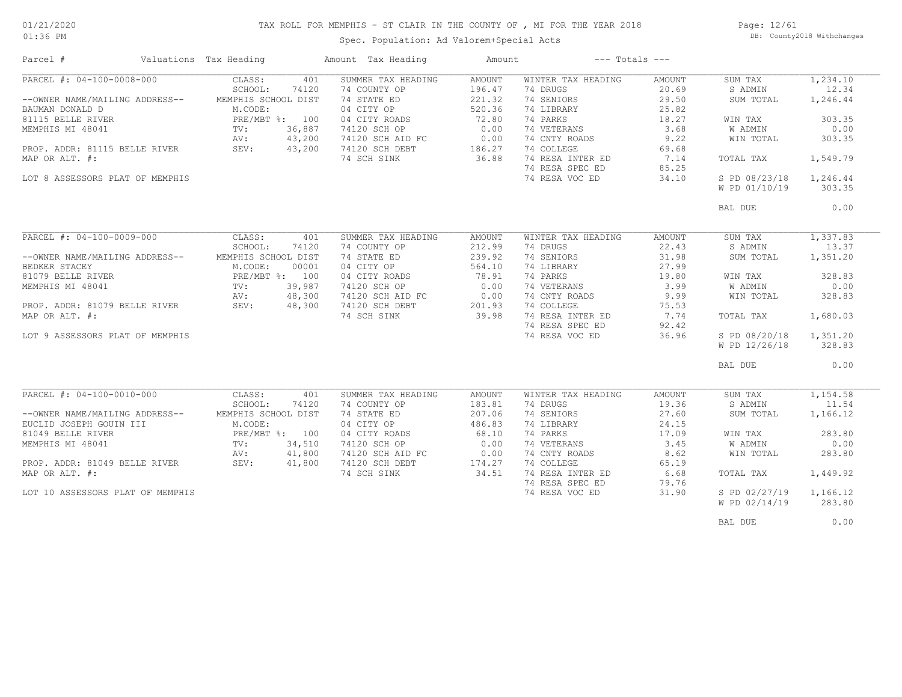# TAX ROLL FOR MEMPHIS - ST CLAIR IN THE COUNTY OF , MI FOR THE YEAR 2018

Spec. Population: Ad Valorem+Special Acts

DB: County2018 Withchanges

01/21/2020 01:36 PM

| Parcel # | Valuations Tax Heading | | Amount Tax Heading | Amount | --- Totals --- | | | |
|---|---|---|---|---|---|---|---|---|
| PARCEL #: 04-100-0008-000 | CLASS: | 401 | SUMMER TAX HEADING | AMOUNT | WINTER TAX HEADING | AMOUNT | SUM TAX | 1,234.10 |
| | SCHOOL: | 74120 | 74 COUNTY OP | 196.47 | 74 DRUGS | 20.69 | S ADMIN | 12.34 |
| --OWNER NAME/MAILING ADDRESS-- | MEMPHIS SCHOOL DIST | | 74 STATE ED | 221.32 | 74 SENIORS | 29.50 | SUM TOTAL | 1,246.44 |
| BAUMAN DONALD D | M.CODE: | | 04 CITY OP | 520.36 | 74 LIBRARY | 25.82 | | |
| 81115 BELLE RIVER | PRE/MBT %: | 100 | 04 CITY ROADS | 72.80 | 74 PARKS | 18.27 | WIN TAX | 303.35 |
| MEMPHIS MI 48041 | TV: | 36,887 | 74120 SCH OP | 0.00 | 74 VETERANS | 3.68 | W ADMIN | 0.00 |
| | AV: | 43,200 | 74120 SCH AID FC | 0.00 | 74 CNTY ROADS | 9.22 | WIN TOTAL | 303.35 |
| PROP. ADDR: 81115 BELLE RIVER | SEV: | 43,200 | 74120 SCH DEBT | 186.27 | 74 COLLEGE | 69.68 | | |
| MAP OR ALT. #: | | | 74 SCH SINK | 36.88 | 74 RESA INTER ED | 7.14 | TOTAL TAX | 1,549.79 |
| | | | | | 74 RESA SPEC ED | 85.25 | | |
| LOT 8 ASSESSORS PLAT OF MEMPHIS | | | | | 74 RESA VOC ED | 34.10 | S PD 08/23/18 | 1,246.44 |
| | | | | | | | W PD 01/10/19 | 303.35 |
| | | | | | | | BAL DUE | 0.00 |
| PARCEL #: 04-100-0009-000 | CLASS: | 401 | SUMMER TAX HEADING | AMOUNT | WINTER TAX HEADING | AMOUNT | SUM TAX | 1,337.83 |
| | SCHOOL: | 74120 | 74 COUNTY OP | 212.99 | 74 DRUGS | 22.43 | S ADMIN | 13.37 |
| --OWNER NAME/MAILING ADDRESS-- | MEMPHIS SCHOOL DIST | | 74 STATE ED | 239.92 | 74 SENIORS | 31.98 | SUM TOTAL | 1,351.20 |
| BEDKER STACEY | M.CODE: | 00001 | 04 CITY OP | 564.10 | 74 LIBRARY | 27.99 | | |
| 81079 BELLE RIVER | PRE/MBT %: | 100 | 04 CITY ROADS | 78.91 | 74 PARKS | 19.80 | WIN TAX | 328.83 |
| MEMPHIS MI 48041 | TV: | 39,987 | 74120 SCH OP | 0.00 | 74 VETERANS | 3.99 | W ADMIN | 0.00 |
| | AV: | 48,300 | 74120 SCH AID FC | 0.00 | 74 CNTY ROADS | 9.99 | WIN TOTAL | 328.83 |
| PROP. ADDR: 81079 BELLE RIVER | SEV: | 48,300 | 74120 SCH DEBT | 201.93 | 74 COLLEGE | 75.53 | | |
| MAP OR ALT. #: | | | 74 SCH SINK | 39.98 | 74 RESA INTER ED | 7.74 | TOTAL TAX | 1,680.03 |
| | | | | | 74 RESA SPEC ED | 92.42 | | |
| LOT 9 ASSESSORS PLAT OF MEMPHIS | | | | | 74 RESA VOC ED | 36.96 | S PD 08/20/18 | 1,351.20 |
| | | | | | | | W PD 12/26/18 | 328.83 |
| | | | | | | | BAL DUE | 0.00 |
| PARCEL #: 04-100-0010-000 | CLASS: | 401 | SUMMER TAX HEADING | AMOUNT | WINTER TAX HEADING | AMOUNT | SUM TAX | 1,154.58 |
| | SCHOOL: | 74120 | 74 COUNTY OP | 183.81 | 74 DRUGS | 19.36 | S ADMIN | 11.54 |
| --OWNER NAME/MAILING ADDRESS-- | MEMPHIS SCHOOL DIST | | 74 STATE ED | 207.06 | 74 SENIORS | 27.60 | SUM TOTAL | 1,166.12 |
| EUCLID JOSEPH GOUIN III | M.CODE: | | 04 CITY OP | 486.83 | 74 LIBRARY | 24.15 | | |
| 81049 BELLE RIVER | PRE/MBT %: | 100 | 04 CITY ROADS | 68.10 | 74 PARKS | 17.09 | WIN TAX | 283.80 |
| MEMPHIS MI 48041 | TV: | 34,510 | 74120 SCH OP | 0.00 | 74 VETERANS | 3.45 | W ADMIN | 0.00 |
| | AV: | 41,800 | 74120 SCH AID FC | 0.00 | 74 CNTY ROADS | 8.62 | WIN TOTAL | 283.80 |
| PROP. ADDR: 81049 BELLE RIVER | SEV: | 41,800 | 74120 SCH DEBT | 174.27 | 74 COLLEGE | 65.19 | | |
| MAP OR ALT. #: | | | 74 SCH SINK | 34.51 | 74 RESA INTER ED | 6.68 | TOTAL TAX | 1,449.92 |
| | | | | | 74 RESA SPEC ED | 79.76 | | |
| LOT 10 ASSESSORS PLAT OF MEMPHIS | | | | | 74 RESA VOC ED | 31.90 | S PD 02/27/19 | 1,166.12 |
| | | | | | | | W PD 02/14/19 | 283.80 |
| | | | | | | | BAL DUE | 0.00 |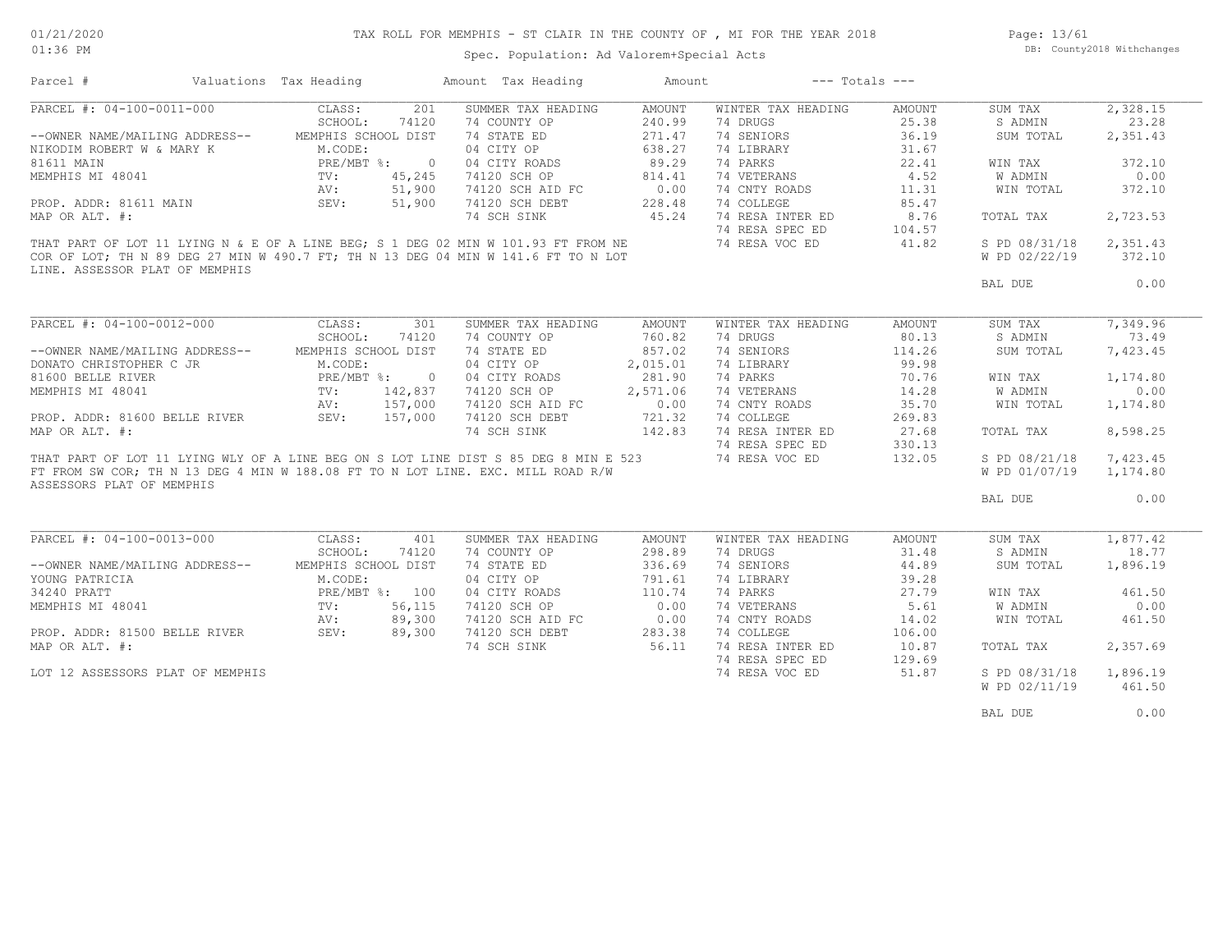# TAX ROLL FOR MEMPHIS - ST CLAIR IN THE COUNTY OF , MI FOR THE YEAR 2018

Spec. Population: Ad Valorem+Special Acts

DB: County2018 Withchanges

| Parcel # | Valuations | Tax Heading | Amount | Tax Heading | Amount | --- Totals --- | |
|---|---|---|---|---|---|---|---|
| PARCEL #: 04-100-0011-000 | CLASS: 201 | SUMMER TAX HEADING | AMOUNT | WINTER TAX HEADING | AMOUNT | SUM TAX | 2,328.15 |
| | SCHOOL: 74120 | 74 COUNTY OP | 240.99 | 74 DRUGS | 25.38 | S ADMIN | 23.28 |
| --OWNER NAME/MAILING ADDRESS-- | MEMPHIS SCHOOL DIST | 74 STATE ED | 271.47 | 74 SENIORS | 36.19 | SUM TOTAL | 2,351.43 |
| NIKODIM ROBERT W & MARY K | M.CODE: | 04 CITY OP | 638.27 | 74 LIBRARY | 31.67 | | |
| 81611 MAIN | PRE/MBT %: 0 | 04 CITY ROADS | 89.29 | 74 PARKS | 22.41 | WIN TAX | 372.10 |
| MEMPHIS MI 48041 | TV: 45,245 | 74120 SCH OP | 814.41 | 74 VETERANS | 4.52 | W ADMIN | 0.00 |
| | AV: 51,900 | 74120 SCH AID FC | 0.00 | 74 CNTY ROADS | 11.31 | WIN TOTAL | 372.10 |
| PROP. ADDR: 81611 MAIN | SEV: 51,900 | 74120 SCH DEBT | 228.48 | 74 COLLEGE | 85.47 | | |
| MAP OR ALT. #: | | 74 SCH SINK | 45.24 | 74 RESA INTER ED | 8.76 | TOTAL TAX | 2,723.53 |
| | | | | 74 RESA SPEC ED | 104.57 | | |
| | | | | 74 RESA VOC ED | 41.82 | S PD 08/31/18 | 2,351.43 |
| | | | | | | W PD 02/22/19 | 372.10 |
| | | | | | | BAL DUE | 0.00 |

THAT PART OF LOT 11 LYING N & E OF A LINE BEG; S 1 DEG 02 MIN W 101.93 FT FROM NE COR OF LOT; TH N 89 DEG 27 MIN W 490.7 FT; TH N 13 DEG 04 MIN W 141.6 FT TO N LOT LINE. ASSESSOR PLAT OF MEMPHIS

| Parcel # | Valuations | Tax Heading | Amount | Tax Heading | Amount | --- Totals --- | |
|---|---|---|---|---|---|---|---|
| PARCEL #: 04-100-0012-000 | CLASS: 301 | SUMMER TAX HEADING | AMOUNT | WINTER TAX HEADING | AMOUNT | SUM TAX | 7,349.96 |
| | SCHOOL: 74120 | 74 COUNTY OP | 760.82 | 74 DRUGS | 80.13 | S ADMIN | 73.49 |
| --OWNER NAME/MAILING ADDRESS-- | MEMPHIS SCHOOL DIST | 74 STATE ED | 857.02 | 74 SENIORS | 114.26 | SUM TOTAL | 7,423.45 |
| DONATO CHRISTOPHER C JR | M.CODE: | 04 CITY OP | 2,015.01 | 74 LIBRARY | 99.98 | | |
| 81600 BELLE RIVER | PRE/MBT %: 0 | 04 CITY ROADS | 281.90 | 74 PARKS | 70.76 | WIN TAX | 1,174.80 |
| MEMPHIS MI 48041 | TV: 142,837 | 74120 SCH OP | 2,571.06 | 74 VETERANS | 14.28 | W ADMIN | 0.00 |
| | AV: 157,000 | 74120 SCH AID FC | 0.00 | 74 CNTY ROADS | 35.70 | WIN TOTAL | 1,174.80 |
| PROP. ADDR: 81600 BELLE RIVER | SEV: 157,000 | 74120 SCH DEBT | 721.32 | 74 COLLEGE | 269.83 | | |
| MAP OR ALT. #: | | 74 SCH SINK | 142.83 | 74 RESA INTER ED | 27.68 | TOTAL TAX | 8,598.25 |
| | | | | 74 RESA SPEC ED | 330.13 | | |
| | | | | 74 RESA VOC ED | 132.05 | S PD 08/21/18 | 7,423.45 |
| | | | | | | W PD 01/07/19 | 1,174.80 |
| | | | | | | BAL DUE | 0.00 |

THAT PART OF LOT 11 LYING WLY OF A LINE BEG ON S LOT LINE DIST S 85 DEG 8 MIN E 523 FT FROM SW COR; TH N 13 DEG 4 MIN W 188.08 FT TO N LOT LINE. EXC. MILL ROAD R/W ASSESSORS PLAT OF MEMPHIS

| Parcel # | Valuations | Tax Heading | Amount | Tax Heading | Amount | --- Totals --- | |
|---|---|---|---|---|---|---|---|
| PARCEL #: 04-100-0013-000 | CLASS: 401 | SUMMER TAX HEADING | AMOUNT | WINTER TAX HEADING | AMOUNT | SUM TAX | 1,877.42 |
| | SCHOOL: 74120 | 74 COUNTY OP | 298.89 | 74 DRUGS | 31.48 | S ADMIN | 18.77 |
| --OWNER NAME/MAILING ADDRESS-- | MEMPHIS SCHOOL DIST | 74 STATE ED | 336.69 | 74 SENIORS | 44.89 | SUM TOTAL | 1,896.19 |
| YOUNG PATRICIA | M.CODE: | 04 CITY OP | 791.61 | 74 LIBRARY | 39.28 | | |
| 34240 PRATT | PRE/MBT %: 100 | 04 CITY ROADS | 110.74 | 74 PARKS | 27.79 | WIN TAX | 461.50 |
| MEMPHIS MI 48041 | TV: 56,115 | 74120 SCH OP | 0.00 | 74 VETERANS | 5.61 | W ADMIN | 0.00 |
| | AV: 89,300 | 74120 SCH AID FC | 0.00 | 74 CNTY ROADS | 14.02 | WIN TOTAL | 461.50 |
| PROP. ADDR: 81500 BELLE RIVER | SEV: 89,300 | 74120 SCH DEBT | 283.38 | 74 COLLEGE | 106.00 | | |
| MAP OR ALT. #: | | 74 SCH SINK | 56.11 | 74 RESA INTER ED | 10.87 | TOTAL TAX | 2,357.69 |
| | | | | 74 RESA SPEC ED | 129.69 | | |
| | | | | 74 RESA VOC ED | 51.87 | S PD 08/31/18 | 1,896.19 |
| | | | | | | W PD 02/11/19 | 461.50 |
| | | | | | | BAL DUE | 0.00 |

LOT 12 ASSESSORS PLAT OF MEMPHIS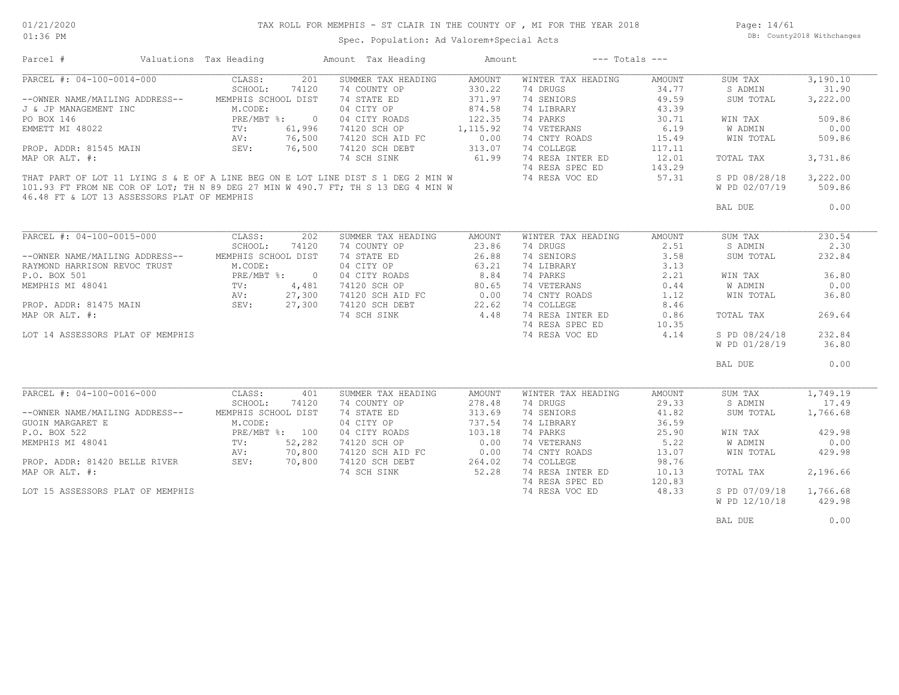# TAX ROLL FOR MEMPHIS - ST CLAIR IN THE COUNTY OF , MI FOR THE YEAR 2018

Spec. Population: Ad Valorem+Special Acts

| Parcel # | Valuations | Tax Heading | Amount | Tax Heading | Amount | --- Totals --- | |
|---|---|---|---|---|---|---|---|
| PARCEL #: 04-100-0014-000 | CLASS: 201 | SUMMER TAX HEADING | AMOUNT | WINTER TAX HEADING | AMOUNT | SUM TAX | 3,190.10 |
| | SCHOOL: 74120 | 74 COUNTY OP | 330.22 | 74 DRUGS | 34.77 | S ADMIN | 31.90 |
| --OWNER NAME/MAILING ADDRESS-- | MEMPHIS SCHOOL DIST | 74 STATE ED | 371.97 | 74 SENIORS | 49.59 | SUM TOTAL | 3,222.00 |
| J & JP MANAGEMENT INC | M.CODE: | 04 CITY OP | 874.58 | 74 LIBRARY | 43.39 | | |
| PO BOX 146 | PRE/MBT %: 0 | 04 CITY ROADS | 122.35 | 74 PARKS | 30.71 | WIN TAX | 509.86 |
| EMMETT MI 48022 | TV: 61,996 | 74120 SCH OP | 1,115.92 | 74 VETERANS | 6.19 | W ADMIN | 0.00 |
| | AV: 76,500 | 74120 SCH AID FC | 0.00 | 74 CNTY ROADS | 15.49 | WIN TOTAL | 509.86 |
| PROP. ADDR: 81545 MAIN | SEV: 76,500 | 74120 SCH DEBT | 313.07 | 74 COLLEGE | 117.11 | | |
| MAP OR ALT. #: | | 74 SCH SINK | 61.99 | 74 RESA INTER ED | 12.01 | TOTAL TAX | 3,731.86 |
| | | | | 74 RESA SPEC ED | 143.29 | | |
| THAT PART OF LOT 11 LYING S & E OF A LINE BEG ON E LOT LINE DIST S 1 DEG 2 MIN W 101.93 FT FROM NE COR OF LOT; TH N 89 DEG 27 MIN W 490.7 FT; TH S 13 DEG 4 MIN W 46.48 FT & LOT 13 ASSESSORS PLAT OF MEMPHIS | | | | 74 RESA VOC ED | 57.31 | S PD 08/28/18 | 3,222.00 |
| | | | | | | W PD 02/07/19 | 509.86 |
| | | | | | | BAL DUE | 0.00 |
| PARCEL #: 04-100-0015-000 | CLASS: 202 | SUMMER TAX HEADING | AMOUNT | WINTER TAX HEADING | AMOUNT | SUM TAX | 230.54 |
| | SCHOOL: 74120 | 74 COUNTY OP | 23.86 | 74 DRUGS | 2.51 | S ADMIN | 2.30 |
| --OWNER NAME/MAILING ADDRESS-- | MEMPHIS SCHOOL DIST | 74 STATE ED | 26.88 | 74 SENIORS | 3.58 | SUM TOTAL | 232.84 |
| RAYMOND HARRISON REVOC TRUST | M.CODE: | 04 CITY OP | 63.21 | 74 LIBRARY | 3.13 | | |
| P.O. BOX 501 | PRE/MBT %: 0 | 04 CITY ROADS | 8.84 | 74 PARKS | 2.21 | WIN TAX | 36.80 |
| MEMPHIS MI 48041 | TV: 4,481 | 74120 SCH OP | 80.65 | 74 VETERANS | 0.44 | W ADMIN | 0.00 |
| | AV: 27,300 | 74120 SCH AID FC | 0.00 | 74 CNTY ROADS | 1.12 | WIN TOTAL | 36.80 |
| PROP. ADDR: 81475 MAIN | SEV: 27,300 | 74120 SCH DEBT | 22.62 | 74 COLLEGE | 8.46 | | |
| MAP OR ALT. #: | | 74 SCH SINK | 4.48 | 74 RESA INTER ED | 0.86 | TOTAL TAX | 269.64 |
| | | | | 74 RESA SPEC ED | 10.35 | | |
| LOT 14 ASSESSORS PLAT OF MEMPHIS | | | | 74 RESA VOC ED | 4.14 | S PD 08/24/18 | 232.84 |
| | | | | | | W PD 01/28/19 | 36.80 |
| | | | | | | BAL DUE | 0.00 |
| PARCEL #: 04-100-0016-000 | CLASS: 401 | SUMMER TAX HEADING | AMOUNT | WINTER TAX HEADING | AMOUNT | SUM TAX | 1,749.19 |
| | SCHOOL: 74120 | 74 COUNTY OP | 278.48 | 74 DRUGS | 29.33 | S ADMIN | 17.49 |
| --OWNER NAME/MAILING ADDRESS-- | MEMPHIS SCHOOL DIST | 74 STATE ED | 313.69 | 74 SENIORS | 41.82 | SUM TOTAL | 1,766.68 |
| GUOIN MARGARET E | M.CODE: | 04 CITY OP | 737.54 | 74 LIBRARY | 36.59 | | |
| P.O. BOX 522 | PRE/MBT %: 100 | 04 CITY ROADS | 103.18 | 74 PARKS | 25.90 | WIN TAX | 429.98 |
| MEMPHIS MI 48041 | TV: 52,282 | 74120 SCH OP | 0.00 | 74 VETERANS | 5.22 | W ADMIN | 0.00 |
| | AV: 70,800 | 74120 SCH AID FC | 0.00 | 74 CNTY ROADS | 13.07 | WIN TOTAL | 429.98 |
| PROP. ADDR: 81420 BELLE RIVER | SEV: 70,800 | 74120 SCH DEBT | 264.02 | 74 COLLEGE | 98.76 | | |
| MAP OR ALT. #: | | 74 SCH SINK | 52.28 | 74 RESA INTER ED | 10.13 | TOTAL TAX | 2,196.66 |
| | | | | 74 RESA SPEC ED | 120.83 | | |
| LOT 15 ASSESSORS PLAT OF MEMPHIS | | | | 74 RESA VOC ED | 48.33 | S PD 07/09/18 | 1,766.68 |
| | | | | | | W PD 12/10/18 | 429.98 |
| | | | | | | BAL DUE | 0.00 |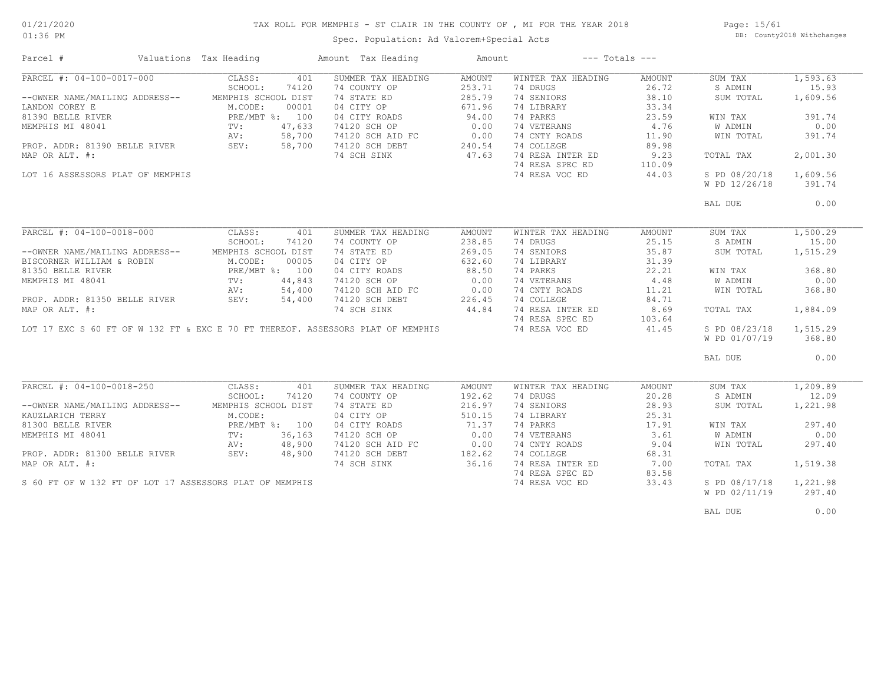# TAX ROLL FOR MEMPHIS - ST CLAIR IN THE COUNTY OF , MI FOR THE YEAR 2018

Spec. Population: Ad Valorem+Special Acts

DB: County2018 Withchanges

01/21/2020
01:36 PM

| Parcel # | Valuations | Tax Heading | Amount | Tax Heading | Amount | --- Totals --- | |
|---|---|---|---|---|---|---|---|

## PARCEL #: 04-100-0017-000

| Owner / Property | Valuations | Summer Tax Heading | Amount | Winter Tax Heading | Amount | Totals | |
|---|---|---|---|---|---|---|---|
| --OWNER NAME/MAILING ADDRESS-- | CLASS: 401 | 74 COUNTY OP | 253.71 | 74 DRUGS | 26.72 | SUM TAX | 1,593.63 |
| LANDON COREY E | SCHOOL: 74120 | 74 STATE ED | 285.79 | 74 SENIORS | 38.10 | S ADMIN | 15.93 |
| 81390 BELLE RIVER | MEMPHIS SCHOOL DIST | 04 CITY OP | 671.96 | 74 LIBRARY | 33.34 | SUM TOTAL | 1,609.56 |
| MEMPHIS MI 48041 | M.CODE: 00001 | 04 CITY ROADS | 94.00 | 74 PARKS | 23.59 | WIN TAX | 391.74 |
| PROP. ADDR: 81390 BELLE RIVER | PRE/MBT %: 100 | 74120 SCH OP | 0.00 | 74 VETERANS | 4.76 | W ADMIN | 0.00 |
| MAP OR ALT. #: | TV: 47,633 | 74120 SCH AID FC | 0.00 | 74 CNTY ROADS | 11.90 | WIN TOTAL | 391.74 |
| | AV: 58,700 | 74120 SCH DEBT | 240.54 | 74 COLLEGE | 89.98 | TOTAL TAX | 2,001.30 |
| | SEV: 58,700 | 74 SCH SINK | 47.63 | 74 RESA INTER ED | 9.23 | S PD 08/20/18 | 1,609.56 |
| | | | | 74 RESA SPEC ED | 110.09 | W PD 12/26/18 | 391.74 |
| | | | | 74 RESA VOC ED | 44.03 | BAL DUE | 0.00 |

LOT 16 ASSESSORS PLAT OF MEMPHIS

## PARCEL #: 04-100-0018-000

| Owner / Property | Valuations | Summer Tax Heading | Amount | Winter Tax Heading | Amount | Totals | |
|---|---|---|---|---|---|---|---|
| --OWNER NAME/MAILING ADDRESS-- | CLASS: 401 | 74 COUNTY OP | 238.85 | 74 DRUGS | 25.15 | SUM TAX | 1,500.29 |
| BISCORNER WILLIAM & ROBIN | SCHOOL: 74120 | 74 STATE ED | 269.05 | 74 SENIORS | 35.87 | S ADMIN | 15.00 |
| 81350 BELLE RIVER | MEMPHIS SCHOOL DIST | 04 CITY OP | 632.60 | 74 LIBRARY | 31.39 | SUM TOTAL | 1,515.29 |
| MEMPHIS MI 48041 | M.CODE: 00005 | 04 CITY ROADS | 88.50 | 74 PARKS | 22.21 | WIN TAX | 368.80 |
| PROP. ADDR: 81350 BELLE RIVER | PRE/MBT %: 100 | 74120 SCH OP | 0.00 | 74 VETERANS | 4.48 | W ADMIN | 0.00 |
| MAP OR ALT. #: | TV: 44,843 | 74120 SCH AID FC | 0.00 | 74 CNTY ROADS | 11.21 | WIN TOTAL | 368.80 |
| | AV: 54,400 | 74120 SCH DEBT | 226.45 | 74 COLLEGE | 84.71 | TOTAL TAX | 1,884.09 |
| | SEV: 54,400 | 74 SCH SINK | 44.84 | 74 RESA INTER ED | 8.69 | S PD 08/23/18 | 1,515.29 |
| | | | | 74 RESA SPEC ED | 103.64 | W PD 01/07/19 | 368.80 |
| | | | | 74 RESA VOC ED | 41.45 | BAL DUE | 0.00 |

LOT 17 EXC S 60 FT OF W 132 FT & EXC E 70 FT THEREOF. ASSESSORS PLAT OF MEMPHIS

## PARCEL #: 04-100-0018-250

| Owner / Property | Valuations | Summer Tax Heading | Amount | Winter Tax Heading | Amount | Totals | |
|---|---|---|---|---|---|---|---|
| --OWNER NAME/MAILING ADDRESS-- | CLASS: 401 | 74 COUNTY OP | 192.62 | 74 DRUGS | 20.28 | SUM TAX | 1,209.89 |
| KAUZLARICH TERRY | SCHOOL: 74120 | 74 STATE ED | 216.97 | 74 SENIORS | 28.93 | S ADMIN | 12.09 |
| 81300 BELLE RIVER | MEMPHIS SCHOOL DIST | 04 CITY OP | 510.15 | 74 LIBRARY | 25.31 | SUM TOTAL | 1,221.98 |
| MEMPHIS MI 48041 | M.CODE: | 04 CITY ROADS | 71.37 | 74 PARKS | 17.91 | WIN TAX | 297.40 |
| PROP. ADDR: 81300 BELLE RIVER | PRE/MBT %: 100 | 74120 SCH OP | 0.00 | 74 VETERANS | 3.61 | W ADMIN | 0.00 |
| MAP OR ALT. #: | TV: 36,163 | 74120 SCH AID FC | 0.00 | 74 CNTY ROADS | 9.04 | WIN TOTAL | 297.40 |
| | AV: 48,900 | 74120 SCH DEBT | 182.62 | 74 COLLEGE | 68.31 | TOTAL TAX | 1,519.38 |
| | SEV: 48,900 | 74 SCH SINK | 36.16 | 74 RESA INTER ED | 7.00 | S PD 08/17/18 | 1,221.98 |
| | | | | 74 RESA SPEC ED | 83.58 | W PD 02/11/19 | 297.40 |
| | | | | 74 RESA VOC ED | 33.43 | BAL DUE | 0.00 |

S 60 FT OF W 132 FT OF LOT 17 ASSESSORS PLAT OF MEMPHIS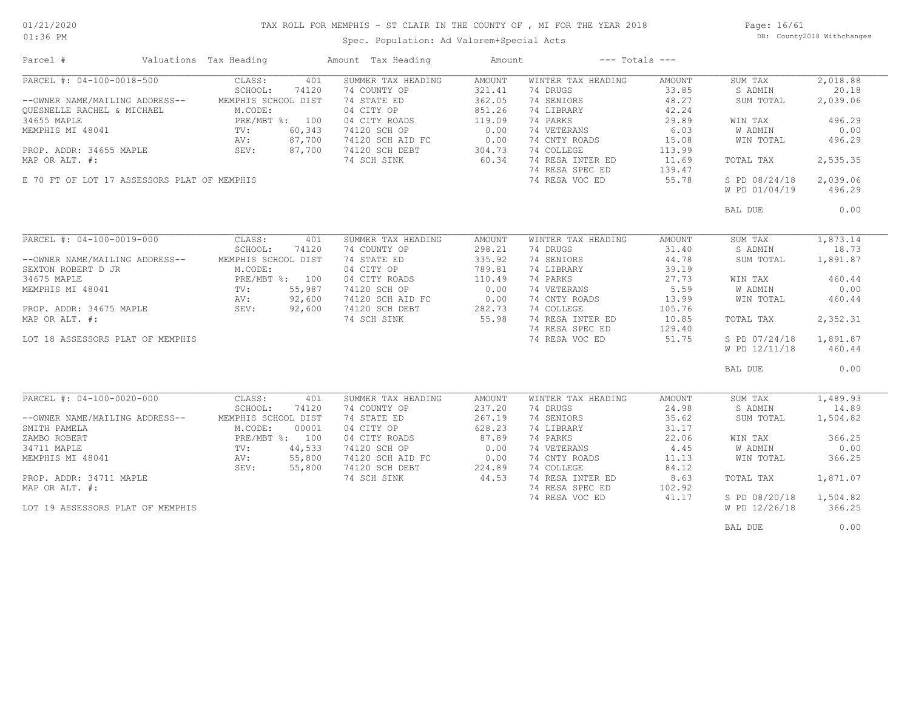# TAX ROLL FOR MEMPHIS - ST CLAIR IN THE COUNTY OF , MI FOR THE YEAR 2018

Spec. Population: Ad Valorem+Special Acts

01/21/2020
01:36 PM

DB: County2018 Withchanges

| Parcel # | Valuations Tax Heading | | Amount Tax Heading | Amount | --- Totals --- | | | |
|---|---|---|---|---|---|---|---|---|
| PARCEL #: 04-100-0018-500 | CLASS: | 401 | SUMMER TAX HEADING | AMOUNT | WINTER TAX HEADING | AMOUNT | SUM TAX | 2,018.88 |
| | SCHOOL: | 74120 | 74 COUNTY OP | 321.41 | 74 DRUGS | 33.85 | S ADMIN | 20.18 |
| --OWNER NAME/MAILING ADDRESS-- | MEMPHIS SCHOOL DIST | | 74 STATE ED | 362.05 | 74 SENIORS | 48.27 | SUM TOTAL | 2,039.06 |
| QUESNELLE RACHEL & MICHAEL | M.CODE: | | 04 CITY OP | 851.26 | 74 LIBRARY | 42.24 | | |
| 34655 MAPLE | PRE/MBT %: | 100 | 04 CITY ROADS | 119.09 | 74 PARKS | 29.89 | WIN TAX | 496.29 |
| MEMPHIS MI 48041 | TV: | 60,343 | 74120 SCH OP | 0.00 | 74 VETERANS | 6.03 | W ADMIN | 0.00 |
| | AV: | 87,700 | 74120 SCH AID FC | 0.00 | 74 CNTY ROADS | 15.08 | WIN TOTAL | 496.29 |
| PROP. ADDR: 34655 MAPLE | SEV: | 87,700 | 74120 SCH DEBT | 304.73 | 74 COLLEGE | 113.99 | | |
| MAP OR ALT. #: | | | 74 SCH SINK | 60.34 | 74 RESA INTER ED | 11.69 | TOTAL TAX | 2,535.35 |
| | | | | | 74 RESA SPEC ED | 139.47 | | |
| E 70 FT OF LOT 17 ASSESSORS PLAT OF MEMPHIS | | | | | 74 RESA VOC ED | 55.78 | S PD 08/24/18 | 2,039.06 |
| | | | | | | | W PD 01/04/19 | 496.29 |
| | | | | | | | BAL DUE | 0.00 |
| PARCEL #: 04-100-0019-000 | CLASS: | 401 | SUMMER TAX HEADING | AMOUNT | WINTER TAX HEADING | AMOUNT | SUM TAX | 1,873.14 |
| | SCHOOL: | 74120 | 74 COUNTY OP | 298.21 | 74 DRUGS | 31.40 | S ADMIN | 18.73 |
| --OWNER NAME/MAILING ADDRESS-- | MEMPHIS SCHOOL DIST | | 74 STATE ED | 335.92 | 74 SENIORS | 44.78 | SUM TOTAL | 1,891.87 |
| SEXTON ROBERT D JR | M.CODE: | | 04 CITY OP | 789.81 | 74 LIBRARY | 39.19 | | |
| 34675 MAPLE | PRE/MBT %: | 100 | 04 CITY ROADS | 110.49 | 74 PARKS | 27.73 | WIN TAX | 460.44 |
| MEMPHIS MI 48041 | TV: | 55,987 | 74120 SCH OP | 0.00 | 74 VETERANS | 5.59 | W ADMIN | 0.00 |
| | AV: | 92,600 | 74120 SCH AID FC | 0.00 | 74 CNTY ROADS | 13.99 | WIN TOTAL | 460.44 |
| PROP. ADDR: 34675 MAPLE | SEV: | 92,600 | 74120 SCH DEBT | 282.73 | 74 COLLEGE | 105.76 | | |
| MAP OR ALT. #: | | | 74 SCH SINK | 55.98 | 74 RESA INTER ED | 10.85 | TOTAL TAX | 2,352.31 |
| | | | | | 74 RESA SPEC ED | 129.40 | | |
| LOT 18 ASSESSORS PLAT OF MEMPHIS | | | | | 74 RESA VOC ED | 51.75 | S PD 07/24/18 | 1,891.87 |
| | | | | | | | W PD 12/11/18 | 460.44 |
| | | | | | | | BAL DUE | 0.00 |
| PARCEL #: 04-100-0020-000 | CLASS: | 401 | SUMMER TAX HEADING | AMOUNT | WINTER TAX HEADING | AMOUNT | SUM TAX | 1,489.93 |
| | SCHOOL: | 74120 | 74 COUNTY OP | 237.20 | 74 DRUGS | 24.98 | S ADMIN | 14.89 |
| --OWNER NAME/MAILING ADDRESS-- | MEMPHIS SCHOOL DIST | | 74 STATE ED | 267.19 | 74 SENIORS | 35.62 | SUM TOTAL | 1,504.82 |
| SMITH PAMELA | M.CODE: | 00001 | 04 CITY OP | 628.23 | 74 LIBRARY | 31.17 | | |
| ZAMBO ROBERT | PRE/MBT %: | 100 | 04 CITY ROADS | 87.89 | 74 PARKS | 22.06 | WIN TAX | 366.25 |
| 34711 MAPLE | TV: | 44,533 | 74120 SCH OP | 0.00 | 74 VETERANS | 4.45 | W ADMIN | 0.00 |
| MEMPHIS MI 48041 | AV: | 55,800 | 74120 SCH AID FC | 0.00 | 74 CNTY ROADS | 11.13 | WIN TOTAL | 366.25 |
| | SEV: | 55,800 | 74120 SCH DEBT | 224.89 | 74 COLLEGE | 84.12 | | |
| PROP. ADDR: 34711 MAPLE | | | 74 SCH SINK | 44.53 | 74 RESA INTER ED | 8.63 | TOTAL TAX | 1,871.07 |
| MAP OR ALT. #: | | | | | 74 RESA SPEC ED | 102.92 | | |
| | | | | | 74 RESA VOC ED | 41.17 | S PD 08/20/18 | 1,504.82 |
| LOT 19 ASSESSORS PLAT OF MEMPHIS | | | | | | | W PD 12/26/18 | 366.25 |
| | | | | | | | BAL DUE | 0.00 |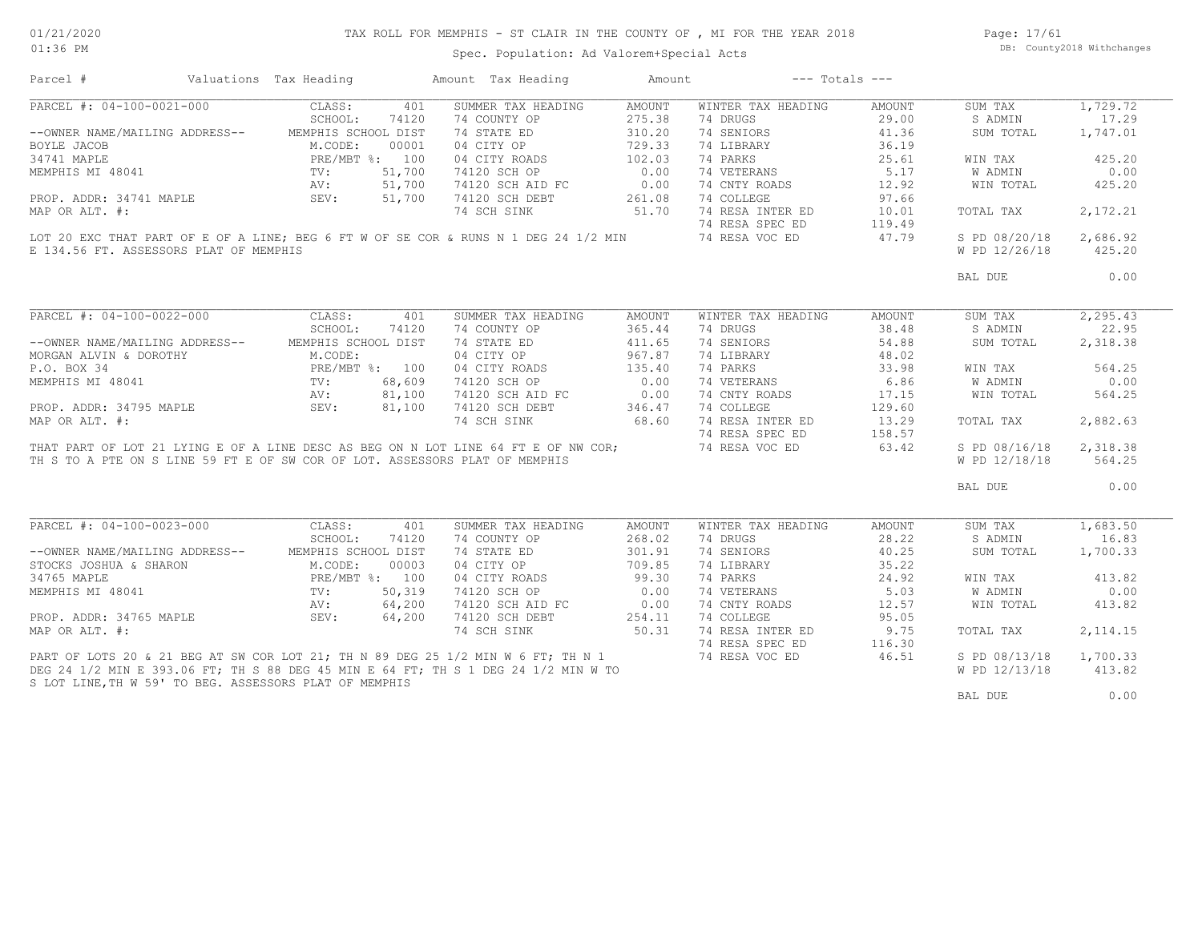# TAX ROLL FOR MEMPHIS - ST CLAIR IN THE COUNTY OF , MI FOR THE YEAR 2018

Spec. Population: Ad Valorem+Special Acts

| Parcel # | Valuations | Tax Heading | Amount | Tax Heading | Amount | --- Totals --- | |
|---|---|---|---|---|---|---|---|

## PARCEL #: 04-100-0021-000

| | | | | | | | |
|---|---|---|---|---|---|---|---|
| PARCEL #: 04-100-0021-000 | CLASS: 401 | SUMMER TAX HEADING | AMOUNT | WINTER TAX HEADING | AMOUNT | SUM TAX | 1,729.72 |
| | SCHOOL: 74120 | 74 COUNTY OP | 275.38 | 74 DRUGS | 29.00 | S ADMIN | 17.29 |
| --OWNER NAME/MAILING ADDRESS-- | MEMPHIS SCHOOL DIST | 74 STATE ED | 310.20 | 74 SENIORS | 41.36 | SUM TOTAL | 1,747.01 |
| BOYLE JACOB | M.CODE: 00001 | 04 CITY OP | 729.33 | 74 LIBRARY | 36.19 | | |
| 34741 MAPLE | PRE/MBT %: 100 | 04 CITY ROADS | 102.03 | 74 PARKS | 25.61 | WIN TAX | 425.20 |
| MEMPHIS MI 48041 | TV: 51,700 | 74120 SCH OP | 0.00 | 74 VETERANS | 5.17 | W ADMIN | 0.00 |
| | AV: 51,700 | 74120 SCH AID FC | 0.00 | 74 CNTY ROADS | 12.92 | WIN TOTAL | 425.20 |
| PROP. ADDR: 34741 MAPLE | SEV: 51,700 | 74120 SCH DEBT | 261.08 | 74 COLLEGE | 97.66 | | |
| MAP OR ALT. #: | | 74 SCH SINK | 51.70 | 74 RESA INTER ED | 10.01 | TOTAL TAX | 2,172.21 |
| | | | | 74 RESA SPEC ED | 119.49 | | |
| | | | | 74 RESA VOC ED | 47.79 | S PD 08/20/18 | 2,686.92 |
| | | | | | | W PD 12/26/18 | 425.20 |
| | | | | | | BAL DUE | 0.00 |

LOT 20 EXC THAT PART OF E OF A LINE; BEG 6 FT W OF SE COR & RUNS N 1 DEG 24 1/2 MIN E 134.56 FT. ASSESSORS PLAT OF MEMPHIS

## PARCEL #: 04-100-0022-000

| | | | | | | | |
|---|---|---|---|---|---|---|---|
| PARCEL #: 04-100-0022-000 | CLASS: 401 | SUMMER TAX HEADING | AMOUNT | WINTER TAX HEADING | AMOUNT | SUM TAX | 2,295.43 |
| | SCHOOL: 74120 | 74 COUNTY OP | 365.44 | 74 DRUGS | 38.48 | S ADMIN | 22.95 |
| --OWNER NAME/MAILING ADDRESS-- | MEMPHIS SCHOOL DIST | 74 STATE ED | 411.65 | 74 SENIORS | 54.88 | SUM TOTAL | 2,318.38 |
| MORGAN ALVIN & DOROTHY | M.CODE: | 04 CITY OP | 967.87 | 74 LIBRARY | 48.02 | | |
| P.O. BOX 34 | PRE/MBT %: 100 | 04 CITY ROADS | 135.40 | 74 PARKS | 33.98 | WIN TAX | 564.25 |
| MEMPHIS MI 48041 | TV: 68,609 | 74120 SCH OP | 0.00 | 74 VETERANS | 6.86 | W ADMIN | 0.00 |
| | AV: 81,100 | 74120 SCH AID FC | 0.00 | 74 CNTY ROADS | 17.15 | WIN TOTAL | 564.25 |
| PROP. ADDR: 34795 MAPLE | SEV: 81,100 | 74120 SCH DEBT | 346.47 | 74 COLLEGE | 129.60 | | |
| MAP OR ALT. #: | | 74 SCH SINK | 68.60 | 74 RESA INTER ED | 13.29 | TOTAL TAX | 2,882.63 |
| | | | | 74 RESA SPEC ED | 158.57 | | |
| | | | | 74 RESA VOC ED | 63.42 | S PD 08/16/18 | 2,318.38 |
| | | | | | | W PD 12/18/18 | 564.25 |
| | | | | | | BAL DUE | 0.00 |

THAT PART OF LOT 21 LYING E OF A LINE DESC AS BEG ON N LOT LINE 64 FT E OF NW COR; TH S TO A PTE ON S LINE 59 FT E OF SW COR OF LOT. ASSESSORS PLAT OF MEMPHIS

## PARCEL #: 04-100-0023-000

| | | | | | | | |
|---|---|---|---|---|---|---|---|
| PARCEL #: 04-100-0023-000 | CLASS: 401 | SUMMER TAX HEADING | AMOUNT | WINTER TAX HEADING | AMOUNT | SUM TAX | 1,683.50 |
| | SCHOOL: 74120 | 74 COUNTY OP | 268.02 | 74 DRUGS | 28.22 | S ADMIN | 16.83 |
| --OWNER NAME/MAILING ADDRESS-- | MEMPHIS SCHOOL DIST | 74 STATE ED | 301.91 | 74 SENIORS | 40.25 | SUM TOTAL | 1,700.33 |
| STOCKS JOSHUA & SHARON | M.CODE: 00003 | 04 CITY OP | 709.85 | 74 LIBRARY | 35.22 | | |
| 34765 MAPLE | PRE/MBT %: 100 | 04 CITY ROADS | 99.30 | 74 PARKS | 24.92 | WIN TAX | 413.82 |
| MEMPHIS MI 48041 | TV: 50,319 | 74120 SCH OP | 0.00 | 74 VETERANS | 5.03 | W ADMIN | 0.00 |
| | AV: 64,200 | 74120 SCH AID FC | 0.00 | 74 CNTY ROADS | 12.57 | WIN TOTAL | 413.82 |
| PROP. ADDR: 34765 MAPLE | SEV: 64,200 | 74120 SCH DEBT | 254.11 | 74 COLLEGE | 95.05 | | |
| MAP OR ALT. #: | | 74 SCH SINK | 50.31 | 74 RESA INTER ED | 9.75 | TOTAL TAX | 2,114.15 |
| | | | | 74 RESA SPEC ED | 116.30 | | |
| | | | | 74 RESA VOC ED | 46.51 | S PD 08/13/18 | 1,700.33 |
| | | | | | | W PD 12/13/18 | 413.82 |
| | | | | | | BAL DUE | 0.00 |

PART OF LOTS 20 & 21 BEG AT SW COR LOT 21; TH N 89 DEG 25 1/2 MIN W 6 FT; TH N 1 DEG 24 1/2 MIN E 393.06 FT; TH S 88 DEG 45 MIN E 64 FT; TH S 1 DEG 24 1/2 MIN W TO S LOT LINE,TH W 59' TO BEG. ASSESSORS PLAT OF MEMPHIS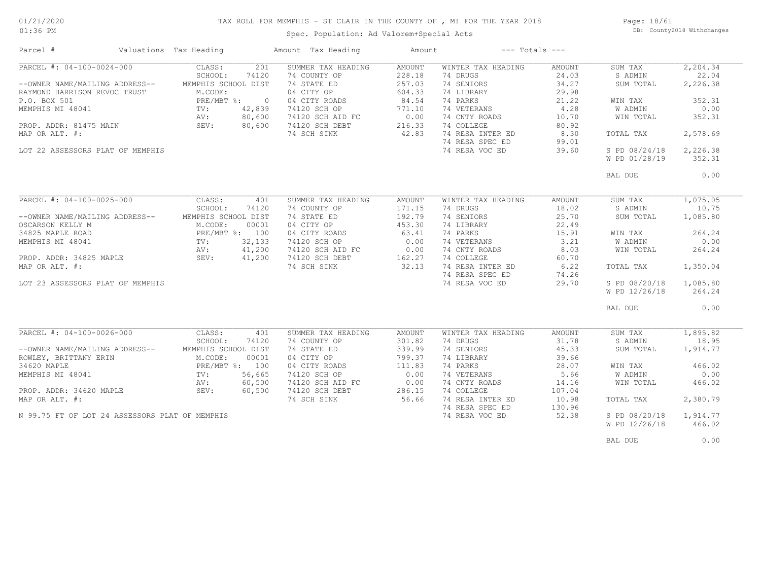# TAX ROLL FOR MEMPHIS - ST CLAIR IN THE COUNTY OF , MI FOR THE YEAR 2018

Spec. Population: Ad Valorem+Special Acts

DB: County2018 Withchanges

| Parcel # | Valuations | Tax Heading | Amount | Tax Heading | Amount | --- Totals --- | |
|---|---|---|---|---|---|---|---|
| PARCEL #: 04-100-0024-000 | CLASS: 201 | SUMMER TAX HEADING | AMOUNT | WINTER TAX HEADING | AMOUNT | SUM TAX | 2,204.34 |
| | SCHOOL: 74120 | 74 COUNTY OP | 228.18 | 74 DRUGS | 24.03 | S ADMIN | 22.04 |
| --OWNER NAME/MAILING ADDRESS-- | MEMPHIS SCHOOL DIST | 74 STATE ED | 257.03 | 74 SENIORS | 34.27 | SUM TOTAL | 2,226.38 |
| RAYMOND HARRISON REVOC TRUST | M.CODE: | 04 CITY OP | 604.33 | 74 LIBRARY | 29.98 | | |
| P.O. BOX 501 | PRE/MBT %: 0 | 04 CITY ROADS | 84.54 | 74 PARKS | 21.22 | WIN TAX | 352.31 |
| MEMPHIS MI 48041 | TV: 42,839 | 74120 SCH OP | 771.10 | 74 VETERANS | 4.28 | W ADMIN | 0.00 |
| | AV: 80,600 | 74120 SCH AID FC | 0.00 | 74 CNTY ROADS | 10.70 | WIN TOTAL | 352.31 |
| PROP. ADDR: 81475 MAIN | SEV: 80,600 | 74120 SCH DEBT | 216.33 | 74 COLLEGE | 80.92 | | |
| MAP OR ALT. #: | | 74 SCH SINK | 42.83 | 74 RESA INTER ED | 8.30 | TOTAL TAX | 2,578.69 |
| | | | | 74 RESA SPEC ED | 99.01 | | |
| LOT 22 ASSESSORS PLAT OF MEMPHIS | | | | 74 RESA VOC ED | 39.60 | S PD 08/24/18 | 2,226.38 |
| | | | | | | W PD 01/28/19 | 352.31 |
| | | | | | | BAL DUE | 0.00 |
| PARCEL #: 04-100-0025-000 | CLASS: 401 | SUMMER TAX HEADING | AMOUNT | WINTER TAX HEADING | AMOUNT | SUM TAX | 1,075.05 |
| | SCHOOL: 74120 | 74 COUNTY OP | 171.15 | 74 DRUGS | 18.02 | S ADMIN | 10.75 |
| --OWNER NAME/MAILING ADDRESS-- | MEMPHIS SCHOOL DIST | 74 STATE ED | 192.79 | 74 SENIORS | 25.70 | SUM TOTAL | 1,085.80 |
| OSCARSON KELLY M | M.CODE: 00001 | 04 CITY OP | 453.30 | 74 LIBRARY | 22.49 | | |
| 34825 MAPLE ROAD | PRE/MBT %: 100 | 04 CITY ROADS | 63.41 | 74 PARKS | 15.91 | WIN TAX | 264.24 |
| MEMPHIS MI 48041 | TV: 32,133 | 74120 SCH OP | 0.00 | 74 VETERANS | 3.21 | W ADMIN | 0.00 |
| | AV: 41,200 | 74120 SCH AID FC | 0.00 | 74 CNTY ROADS | 8.03 | WIN TOTAL | 264.24 |
| PROP. ADDR: 34825 MAPLE | SEV: 41,200 | 74120 SCH DEBT | 162.27 | 74 COLLEGE | 60.70 | | |
| MAP OR ALT. #: | | 74 SCH SINK | 32.13 | 74 RESA INTER ED | 6.22 | TOTAL TAX | 1,350.04 |
| | | | | 74 RESA SPEC ED | 74.26 | | |
| LOT 23 ASSESSORS PLAT OF MEMPHIS | | | | 74 RESA VOC ED | 29.70 | S PD 08/20/18 | 1,085.80 |
| | | | | | | W PD 12/26/18 | 264.24 |
| | | | | | | BAL DUE | 0.00 |
| PARCEL #: 04-100-0026-000 | CLASS: 401 | SUMMER TAX HEADING | AMOUNT | WINTER TAX HEADING | AMOUNT | SUM TAX | 1,895.82 |
| | SCHOOL: 74120 | 74 COUNTY OP | 301.82 | 74 DRUGS | 31.78 | S ADMIN | 18.95 |
| --OWNER NAME/MAILING ADDRESS-- | MEMPHIS SCHOOL DIST | 74 STATE ED | 339.99 | 74 SENIORS | 45.33 | SUM TOTAL | 1,914.77 |
| ROWLEY, BRITTANY ERIN | M.CODE: 00001 | 04 CITY OP | 799.37 | 74 LIBRARY | 39.66 | | |
| 34620 MAPLE | PRE/MBT %: 100 | 04 CITY ROADS | 111.83 | 74 PARKS | 28.07 | WIN TAX | 466.02 |
| MEMPHIS MI 48041 | TV: 56,665 | 74120 SCH OP | 0.00 | 74 VETERANS | 5.66 | W ADMIN | 0.00 |
| | AV: 60,500 | 74120 SCH AID FC | 0.00 | 74 CNTY ROADS | 14.16 | WIN TOTAL | 466.02 |
| PROP. ADDR: 34620 MAPLE | SEV: 60,500 | 74120 SCH DEBT | 286.15 | 74 COLLEGE | 107.04 | | |
| MAP OR ALT. #: | | 74 SCH SINK | 56.66 | 74 RESA INTER ED | 10.98 | TOTAL TAX | 2,380.79 |
| | | | | 74 RESA SPEC ED | 130.96 | | |
| N 99.75 FT OF LOT 24 ASSESSORS PLAT OF MEMPHIS | | | | 74 RESA VOC ED | 52.38 | S PD 08/20/18 | 1,914.77 |
| | | | | | | W PD 12/26/18 | 466.02 |
| | | | | | | BAL DUE | 0.00 |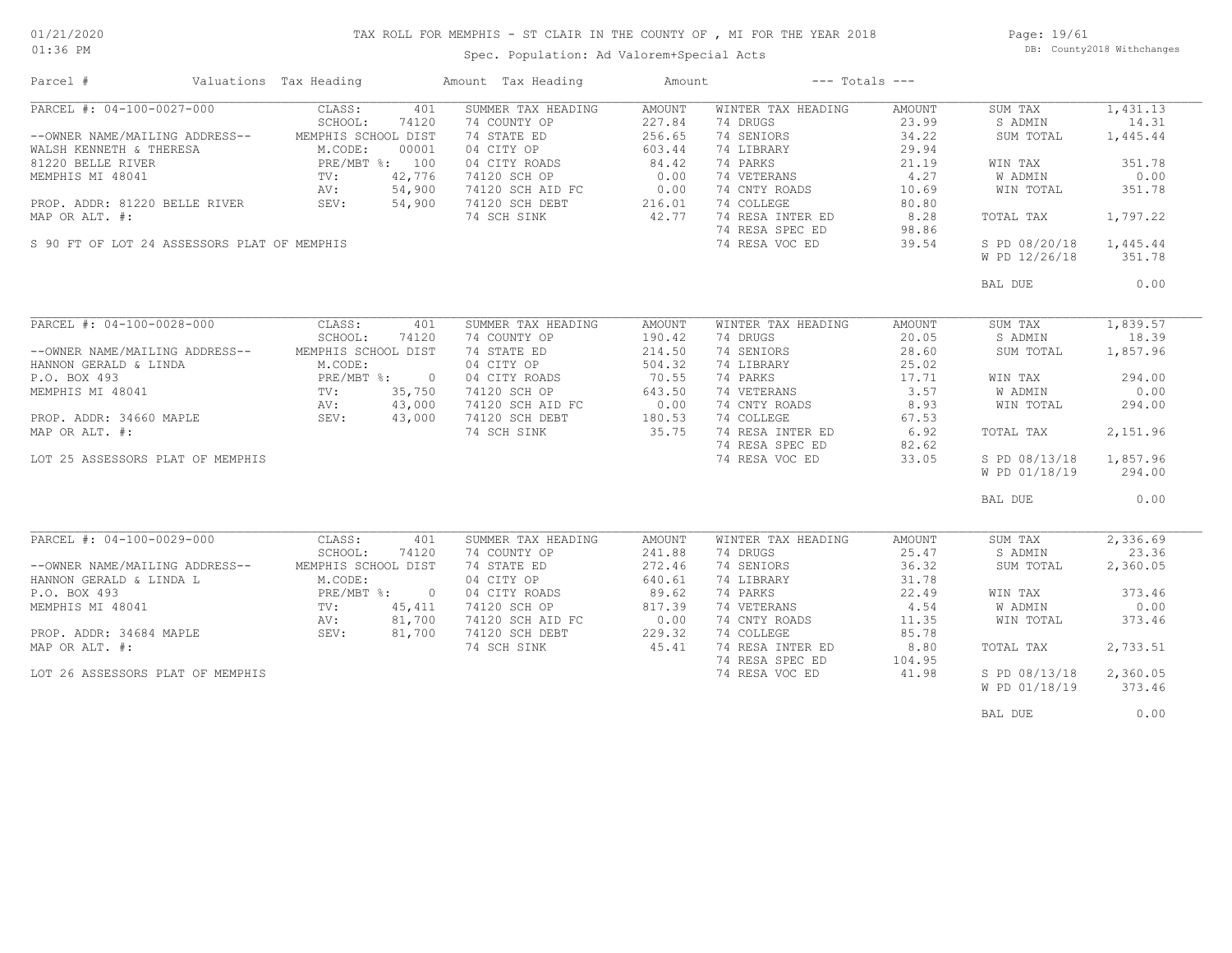# TAX ROLL FOR MEMPHIS - ST CLAIR IN THE COUNTY OF , MI FOR THE YEAR 2018

Spec. Population: Ad Valorem+Special Acts

| Parcel # | Valuations | Tax Heading | Amount | Tax Heading | Amount | --- Totals --- | |
|---|---|---|---|---|---|---|---|
| PARCEL #: 04-100-0027-000 | CLASS: 401 | SUMMER TAX HEADING | AMOUNT | WINTER TAX HEADING | AMOUNT | SUM TAX | 1,431.13 |
| | SCHOOL: 74120 | 74 COUNTY OP | 227.84 | 74 DRUGS | 23.99 | S ADMIN | 14.31 |
| --OWNER NAME/MAILING ADDRESS-- | MEMPHIS SCHOOL DIST | 74 STATE ED | 256.65 | 74 SENIORS | 34.22 | SUM TOTAL | 1,445.44 |
| WALSH KENNETH & THERESA | M.CODE: 00001 | 04 CITY OP | 603.44 | 74 LIBRARY | 29.94 | | |
| 81220 BELLE RIVER | PRE/MBT %: 100 | 04 CITY ROADS | 84.42 | 74 PARKS | 21.19 | WIN TAX | 351.78 |
| MEMPHIS MI 48041 | TV: 42,776 | 74120 SCH OP | 0.00 | 74 VETERANS | 4.27 | W ADMIN | 0.00 |
| | AV: 54,900 | 74120 SCH AID FC | 0.00 | 74 CNTY ROADS | 10.69 | WIN TOTAL | 351.78 |
| PROP. ADDR: 81220 BELLE RIVER | SEV: 54,900 | 74120 SCH DEBT | 216.01 | 74 COLLEGE | 80.80 | | |
| MAP OR ALT. #: | | 74 SCH SINK | 42.77 | 74 RESA INTER ED | 8.28 | TOTAL TAX | 1,797.22 |
| | | | | 74 RESA SPEC ED | 98.86 | | |
| S 90 FT OF LOT 24 ASSESSORS PLAT OF MEMPHIS | | | | 74 RESA VOC ED | 39.54 | S PD 08/20/18 | 1,445.44 |
| | | | | | | W PD 12/26/18 | 351.78 |
| | | | | | | BAL DUE | 0.00 |
| PARCEL #: 04-100-0028-000 | CLASS: 401 | SUMMER TAX HEADING | AMOUNT | WINTER TAX HEADING | AMOUNT | SUM TAX | 1,839.57 |
| | SCHOOL: 74120 | 74 COUNTY OP | 190.42 | 74 DRUGS | 20.05 | S ADMIN | 18.39 |
| --OWNER NAME/MAILING ADDRESS-- | MEMPHIS SCHOOL DIST | 74 STATE ED | 214.50 | 74 SENIORS | 28.60 | SUM TOTAL | 1,857.96 |
| HANNON GERALD & LINDA | M.CODE: | 04 CITY OP | 504.32 | 74 LIBRARY | 25.02 | | |
| P.O. BOX 493 | PRE/MBT %: 0 | 04 CITY ROADS | 70.55 | 74 PARKS | 17.71 | WIN TAX | 294.00 |
| MEMPHIS MI 48041 | TV: 35,750 | 74120 SCH OP | 643.50 | 74 VETERANS | 3.57 | W ADMIN | 0.00 |
| | AV: 43,000 | 74120 SCH AID FC | 0.00 | 74 CNTY ROADS | 8.93 | WIN TOTAL | 294.00 |
| PROP. ADDR: 34660 MAPLE | SEV: 43,000 | 74120 SCH DEBT | 180.53 | 74 COLLEGE | 67.53 | | |
| MAP OR ALT. #: | | 74 SCH SINK | 35.75 | 74 RESA INTER ED | 6.92 | TOTAL TAX | 2,151.96 |
| | | | | 74 RESA SPEC ED | 82.62 | | |
| LOT 25 ASSESSORS PLAT OF MEMPHIS | | | | 74 RESA VOC ED | 33.05 | S PD 08/13/18 | 1,857.96 |
| | | | | | | W PD 01/18/19 | 294.00 |
| | | | | | | BAL DUE | 0.00 |
| PARCEL #: 04-100-0029-000 | CLASS: 401 | SUMMER TAX HEADING | AMOUNT | WINTER TAX HEADING | AMOUNT | SUM TAX | 2,336.69 |
| | SCHOOL: 74120 | 74 COUNTY OP | 241.88 | 74 DRUGS | 25.47 | S ADMIN | 23.36 |
| --OWNER NAME/MAILING ADDRESS-- | MEMPHIS SCHOOL DIST | 74 STATE ED | 272.46 | 74 SENIORS | 36.32 | SUM TOTAL | 2,360.05 |
| HANNON GERALD & LINDA L | M.CODE: | 04 CITY OP | 640.61 | 74 LIBRARY | 31.78 | | |
| P.O. BOX 493 | PRE/MBT %: 0 | 04 CITY ROADS | 89.62 | 74 PARKS | 22.49 | WIN TAX | 373.46 |
| MEMPHIS MI 48041 | TV: 45,411 | 74120 SCH OP | 817.39 | 74 VETERANS | 4.54 | W ADMIN | 0.00 |
| | AV: 81,700 | 74120 SCH AID FC | 0.00 | 74 CNTY ROADS | 11.35 | WIN TOTAL | 373.46 |
| PROP. ADDR: 34684 MAPLE | SEV: 81,700 | 74120 SCH DEBT | 229.32 | 74 COLLEGE | 85.78 | | |
| MAP OR ALT. #: | | 74 SCH SINK | 45.41 | 74 RESA INTER ED | 8.80 | TOTAL TAX | 2,733.51 |
| | | | | 74 RESA SPEC ED | 104.95 | | |
| LOT 26 ASSESSORS PLAT OF MEMPHIS | | | | 74 RESA VOC ED | 41.98 | S PD 08/13/18 | 2,360.05 |
| | | | | | | W PD 01/18/19 | 373.46 |
| | | | | | | BAL DUE | 0.00 |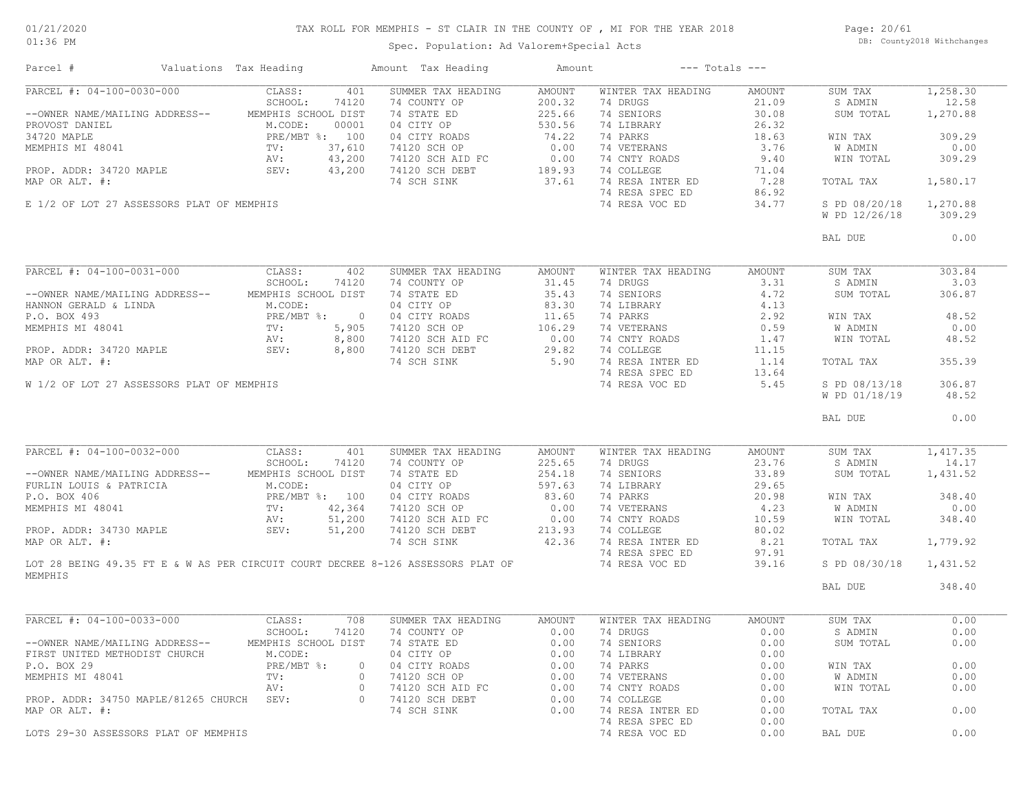# TAX ROLL FOR MEMPHIS - ST CLAIR IN THE COUNTY OF , MI FOR THE YEAR 2018

Spec. Population: Ad Valorem+Special Acts

| Parcel # | Valuations | Tax Heading | Amount | Tax Heading | Amount | --- Totals --- | |
|---|---|---|---|---|---|---|---|
| PARCEL #: 04-100-0030-000 | CLASS: 401 | SUMMER TAX HEADING | AMOUNT | WINTER TAX HEADING | AMOUNT | SUM TAX | 1,258.30 |
| | SCHOOL: 74120 | 74 COUNTY OP | 200.32 | 74 DRUGS | 21.09 | S ADMIN | 12.58 |
| --OWNER NAME/MAILING ADDRESS-- | MEMPHIS SCHOOL DIST | 74 STATE ED | 225.66 | 74 SENIORS | 30.08 | SUM TOTAL | 1,270.88 |
| PROVOST DANIEL | M.CODE: 00001 | 04 CITY OP | 530.56 | 74 LIBRARY | 26.32 | | |
| 34720 MAPLE | PRE/MBT %: 100 | 04 CITY ROADS | 74.22 | 74 PARKS | 18.63 | WIN TAX | 309.29 |
| MEMPHIS MI 48041 | TV: 37,610 | 74120 SCH OP | 0.00 | 74 VETERANS | 3.76 | W ADMIN | 0.00 |
| | AV: 43,200 | 74120 SCH AID FC | 0.00 | 74 CNTY ROADS | 9.40 | WIN TOTAL | 309.29 |
| PROP. ADDR: 34720 MAPLE | SEV: 43,200 | 74120 SCH DEBT | 189.93 | 74 COLLEGE | 71.04 | | |
| MAP OR ALT. #: | | 74 SCH SINK | 37.61 | 74 RESA INTER ED | 7.28 | TOTAL TAX | 1,580.17 |
| | | | | 74 RESA SPEC ED | 86.92 | | |
| E 1/2 OF LOT 27 ASSESSORS PLAT OF MEMPHIS | | | | 74 RESA VOC ED | 34.77 | S PD 08/20/18 | 1,270.88 |
| | | | | | | W PD 12/26/18 | 309.29 |
| | | | | | | BAL DUE | 0.00 |
| PARCEL #: 04-100-0031-000 | CLASS: 402 | SUMMER TAX HEADING | AMOUNT | WINTER TAX HEADING | AMOUNT | SUM TAX | 303.84 |
| | SCHOOL: 74120 | 74 COUNTY OP | 31.45 | 74 DRUGS | 3.31 | S ADMIN | 3.03 |
| --OWNER NAME/MAILING ADDRESS-- | MEMPHIS SCHOOL DIST | 74 STATE ED | 35.43 | 74 SENIORS | 4.72 | SUM TOTAL | 306.87 |
| HANNON GERALD & LINDA | M.CODE: | 04 CITY OP | 83.30 | 74 LIBRARY | 4.13 | | |
| P.O. BOX 493 | PRE/MBT %: 0 | 04 CITY ROADS | 11.65 | 74 PARKS | 2.92 | WIN TAX | 48.52 |
| MEMPHIS MI 48041 | TV: 5,905 | 74120 SCH OP | 106.29 | 74 VETERANS | 0.59 | W ADMIN | 0.00 |
| | AV: 8,800 | 74120 SCH AID FC | 0.00 | 74 CNTY ROADS | 1.47 | WIN TOTAL | 48.52 |
| PROP. ADDR: 34720 MAPLE | SEV: 8,800 | 74120 SCH DEBT | 29.82 | 74 COLLEGE | 11.15 | | |
| MAP OR ALT. #: | | 74 SCH SINK | 5.90 | 74 RESA INTER ED | 1.14 | TOTAL TAX | 355.39 |
| | | | | 74 RESA SPEC ED | 13.64 | | |
| W 1/2 OF LOT 27 ASSESSORS PLAT OF MEMPHIS | | | | 74 RESA VOC ED | 5.45 | S PD 08/13/18 | 306.87 |
| | | | | | | W PD 01/18/19 | 48.52 |
| | | | | | | BAL DUE | 0.00 |
| PARCEL #: 04-100-0032-000 | CLASS: 401 | SUMMER TAX HEADING | AMOUNT | WINTER TAX HEADING | AMOUNT | SUM TAX | 1,417.35 |
| | SCHOOL: 74120 | 74 COUNTY OP | 225.65 | 74 DRUGS | 23.76 | S ADMIN | 14.17 |
| --OWNER NAME/MAILING ADDRESS-- | MEMPHIS SCHOOL DIST | 74 STATE ED | 254.18 | 74 SENIORS | 33.89 | SUM TOTAL | 1,431.52 |
| FURLIN LOUIS & PATRICIA | M.CODE: | 04 CITY OP | 597.63 | 74 LIBRARY | 29.65 | | |
| P.O. BOX 406 | PRE/MBT %: 100 | 04 CITY ROADS | 83.60 | 74 PARKS | 20.98 | WIN TAX | 348.40 |
| MEMPHIS MI 48041 | TV: 42,364 | 74120 SCH OP | 0.00 | 74 VETERANS | 4.23 | W ADMIN | 0.00 |
| | AV: 51,200 | 74120 SCH AID FC | 0.00 | 74 CNTY ROADS | 10.59 | WIN TOTAL | 348.40 |
| PROP. ADDR: 34730 MAPLE | SEV: 51,200 | 74120 SCH DEBT | 213.93 | 74 COLLEGE | 80.02 | | |
| MAP OR ALT. #: | | 74 SCH SINK | 42.36 | 74 RESA INTER ED | 8.21 | TOTAL TAX | 1,779.92 |
| | | | | 74 RESA SPEC ED | 97.91 | | |
| LOT 28 BEING 49.35 FT E & W AS PER CIRCUIT COURT DECREE 8-126 ASSESSORS PLAT OF MEMPHIS | | | | 74 RESA VOC ED | 39.16 | S PD 08/30/18 | 1,431.52 |
| | | | | | | BAL DUE | 348.40 |
| PARCEL #: 04-100-0033-000 | CLASS: 708 | SUMMER TAX HEADING | AMOUNT | WINTER TAX HEADING | AMOUNT | SUM TAX | 0.00 |
| | SCHOOL: 74120 | 74 COUNTY OP | 0.00 | 74 DRUGS | 0.00 | S ADMIN | 0.00 |
| --OWNER NAME/MAILING ADDRESS-- | MEMPHIS SCHOOL DIST | 74 STATE ED | 0.00 | 74 SENIORS | 0.00 | SUM TOTAL | 0.00 |
| FIRST UNITED METHODIST CHURCH | M.CODE: | 04 CITY OP | 0.00 | 74 LIBRARY | 0.00 | | |
| P.O. BOX 29 | PRE/MBT %: 0 | 04 CITY ROADS | 0.00 | 74 PARKS | 0.00 | WIN TAX | 0.00 |
| MEMPHIS MI 48041 | TV: 0 | 74120 SCH OP | 0.00 | 74 VETERANS | 0.00 | W ADMIN | 0.00 |
| | AV: 0 | 74120 SCH AID FC | 0.00 | 74 CNTY ROADS | 0.00 | WIN TOTAL | 0.00 |
| PROP. ADDR: 34750 MAPLE/81265 CHURCH | SEV: 0 | 74120 SCH DEBT | 0.00 | 74 COLLEGE | 0.00 | | |
| MAP OR ALT. #: | | 74 SCH SINK | 0.00 | 74 RESA INTER ED | 0.00 | TOTAL TAX | 0.00 |
| | | | | 74 RESA SPEC ED | 0.00 | | |
| LOTS 29-30 ASSESSORS PLAT OF MEMPHIS | | | | 74 RESA VOC ED | 0.00 | BAL DUE | 0.00 |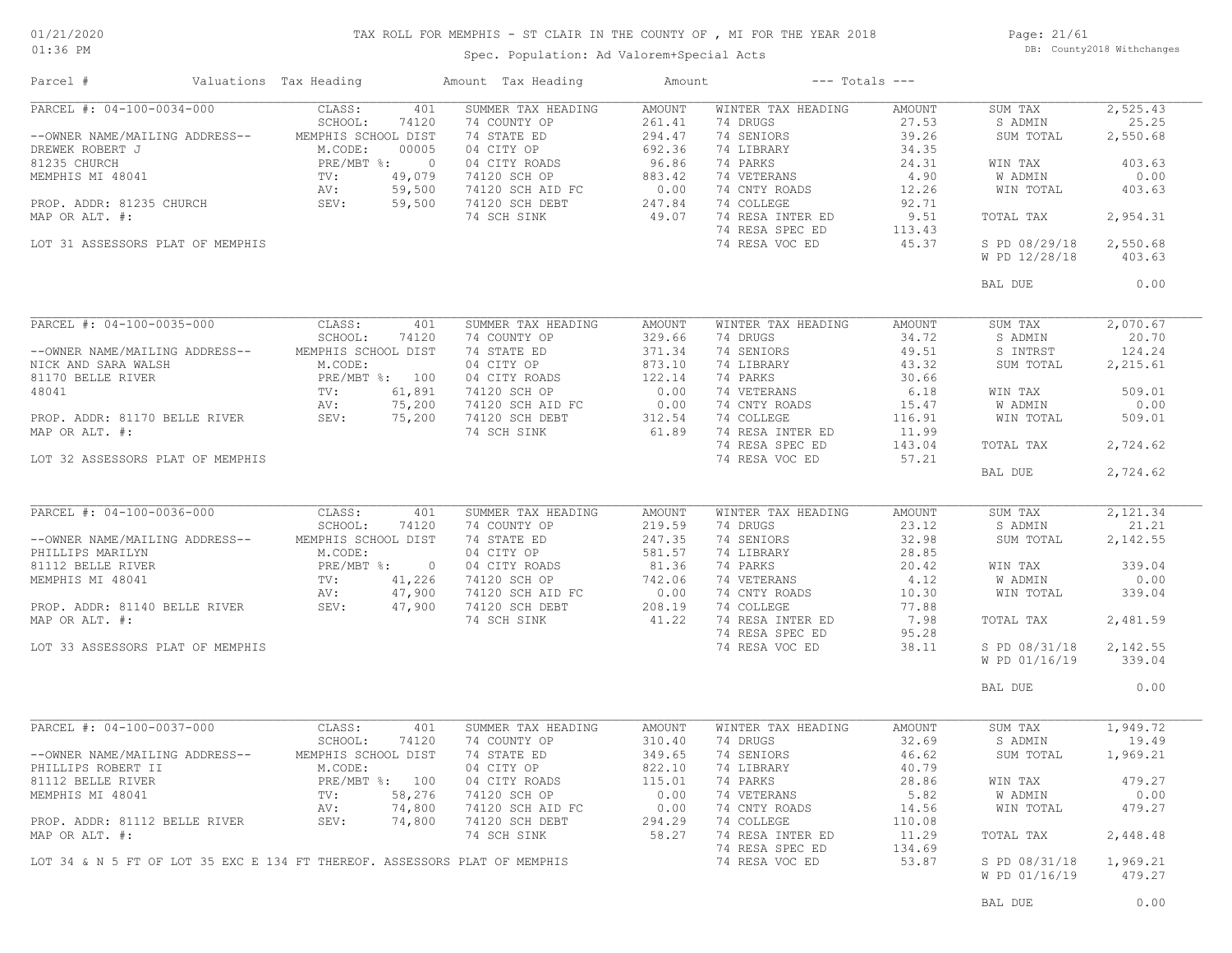# TAX ROLL FOR MEMPHIS - ST CLAIR IN THE COUNTY OF , MI FOR THE YEAR 2018

01/21/2020
01:36 PM

Spec. Population: Ad Valorem+Special Acts

DB: County2018 Withchanges

| Parcel # | Valuations | Tax Heading | Amount | Tax Heading | Amount | --- Totals --- | |
|---|---|---|---|---|---|---|---|

## PARCEL #: 04-100-0034-000

| Owner / Property | Valuations | Summer Tax Heading | Amount | Winter Tax Heading | Amount | Totals | |
|---|---|---|---|---|---|---|---|
| --OWNER NAME/MAILING ADDRESS-- | CLASS: 401 | SUMMER TAX HEADING | AMOUNT | WINTER TAX HEADING | AMOUNT | SUM TAX | 2,525.43 |
| DREWEK ROBERT J | SCHOOL: 74120 | 74 COUNTY OP | 261.41 | 74 DRUGS | 27.53 | S ADMIN | 25.25 |
| 81235 CHURCH | MEMPHIS SCHOOL DIST | 74 STATE ED | 294.47 | 74 SENIORS | 39.26 | SUM TOTAL | 2,550.68 |
| MEMPHIS MI 48041 | M.CODE: 00005 | 04 CITY OP | 692.36 | 74 LIBRARY | 34.35 | | |
| PROP. ADDR: 81235 CHURCH | PRE/MBT %: 0 | 04 CITY ROADS | 96.86 | 74 PARKS | 24.31 | WIN TAX | 403.63 |
| MAP OR ALT. #: | TV: 49,079 | 74120 SCH OP | 883.42 | 74 VETERANS | 4.90 | W ADMIN | 0.00 |
| LOT 31 ASSESSORS PLAT OF MEMPHIS | AV: 59,500 | 74120 SCH AID FC | 0.00 | 74 CNTY ROADS | 12.26 | WIN TOTAL | 403.63 |
| | SEV: 59,500 | 74120 SCH DEBT | 247.84 | 74 COLLEGE | 92.71 | | |
| | | 74 SCH SINK | 49.07 | 74 RESA INTER ED | 9.51 | TOTAL TAX | 2,954.31 |
| | | | | 74 RESA SPEC ED | 113.43 | | |
| | | | | 74 RESA VOC ED | 45.37 | S PD 08/29/18 | 2,550.68 |
| | | | | | | W PD 12/28/18 | 403.63 |
| | | | | | | BAL DUE | 0.00 |

## PARCEL #: 04-100-0035-000

| Owner / Property | Valuations | Summer Tax Heading | Amount | Winter Tax Heading | Amount | Totals | |
|---|---|---|---|---|---|---|---|
| --OWNER NAME/MAILING ADDRESS-- | CLASS: 401 | SUMMER TAX HEADING | AMOUNT | WINTER TAX HEADING | AMOUNT | SUM TAX | 2,070.67 |
| NICK AND SARA WALSH | SCHOOL: 74120 | 74 COUNTY OP | 329.66 | 74 DRUGS | 34.72 | S ADMIN | 20.70 |
| 81170 BELLE RIVER | MEMPHIS SCHOOL DIST | 74 STATE ED | 371.34 | 74 SENIORS | 49.51 | S INTRST | 124.24 |
| 48041 | M.CODE: | 04 CITY OP | 873.10 | 74 LIBRARY | 43.32 | SUM TOTAL | 2,215.61 |
| PROP. ADDR: 81170 BELLE RIVER | PRE/MBT %: 100 | 04 CITY ROADS | 122.14 | 74 PARKS | 30.66 | | |
| MAP OR ALT. #: | TV: 61,891 | 74120 SCH OP | 0.00 | 74 VETERANS | 6.18 | WIN TAX | 509.01 |
| LOT 32 ASSESSORS PLAT OF MEMPHIS | AV: 75,200 | 74120 SCH AID FC | 0.00 | 74 CNTY ROADS | 15.47 | W ADMIN | 0.00 |
| | SEV: 75,200 | 74120 SCH DEBT | 312.54 | 74 COLLEGE | 116.91 | WIN TOTAL | 509.01 |
| | | 74 SCH SINK | 61.89 | 74 RESA INTER ED | 11.99 | | |
| | | | | 74 RESA SPEC ED | 143.04 | TOTAL TAX | 2,724.62 |
| | | | | 74 RESA VOC ED | 57.21 | | |
| | | | | | | BAL DUE | 2,724.62 |

## PARCEL #: 04-100-0036-000

| Owner / Property | Valuations | Summer Tax Heading | Amount | Winter Tax Heading | Amount | Totals | |
|---|---|---|---|---|---|---|---|
| --OWNER NAME/MAILING ADDRESS-- | CLASS: 401 | SUMMER TAX HEADING | AMOUNT | WINTER TAX HEADING | AMOUNT | SUM TAX | 2,121.34 |
| PHILLIPS MARILYN | SCHOOL: 74120 | 74 COUNTY OP | 219.59 | 74 DRUGS | 23.12 | S ADMIN | 21.21 |
| 81112 BELLE RIVER | MEMPHIS SCHOOL DIST | 74 STATE ED | 247.35 | 74 SENIORS | 32.98 | SUM TOTAL | 2,142.55 |
| MEMPHIS MI 48041 | M.CODE: | 04 CITY OP | 581.57 | 74 LIBRARY | 28.85 | | |
| PROP. ADDR: 81140 BELLE RIVER | PRE/MBT %: 0 | 04 CITY ROADS | 81.36 | 74 PARKS | 20.42 | WIN TAX | 339.04 |
| MAP OR ALT. #: | TV: 41,226 | 74120 SCH OP | 742.06 | 74 VETERANS | 4.12 | W ADMIN | 0.00 |
| LOT 33 ASSESSORS PLAT OF MEMPHIS | AV: 47,900 | 74120 SCH AID FC | 0.00 | 74 CNTY ROADS | 10.30 | WIN TOTAL | 339.04 |
| | SEV: 47,900 | 74120 SCH DEBT | 208.19 | 74 COLLEGE | 77.88 | | |
| | | 74 SCH SINK | 41.22 | 74 RESA INTER ED | 7.98 | TOTAL TAX | 2,481.59 |
| | | | | 74 RESA SPEC ED | 95.28 | | |
| | | | | 74 RESA VOC ED | 38.11 | S PD 08/31/18 | 2,142.55 |
| | | | | | | W PD 01/16/19 | 339.04 |
| | | | | | | BAL DUE | 0.00 |

## PARCEL #: 04-100-0037-000

| Owner / Property | Valuations | Summer Tax Heading | Amount | Winter Tax Heading | Amount | Totals | |
|---|---|---|---|---|---|---|---|
| --OWNER NAME/MAILING ADDRESS-- | CLASS: 401 | SUMMER TAX HEADING | AMOUNT | WINTER TAX HEADING | AMOUNT | SUM TAX | 1,949.72 |
| PHILLIPS ROBERT II | SCHOOL: 74120 | 74 COUNTY OP | 310.40 | 74 DRUGS | 32.69 | S ADMIN | 19.49 |
| 81112 BELLE RIVER | MEMPHIS SCHOOL DIST | 74 STATE ED | 349.65 | 74 SENIORS | 46.62 | SUM TOTAL | 1,969.21 |
| MEMPHIS MI 48041 | M.CODE: | 04 CITY OP | 822.10 | 74 LIBRARY | 40.79 | | |
| PROP. ADDR: 81112 BELLE RIVER | PRE/MBT %: 100 | 04 CITY ROADS | 115.01 | 74 PARKS | 28.86 | WIN TAX | 479.27 |
| MAP OR ALT. #: | TV: 58,276 | 74120 SCH OP | 0.00 | 74 VETERANS | 5.82 | W ADMIN | 0.00 |
| LOT 34 & N 5 FT OF LOT 35 EXC E 134 FT THEREOF. ASSESSORS PLAT OF MEMPHIS | AV: 74,800 | 74120 SCH AID FC | 0.00 | 74 CNTY ROADS | 14.56 | WIN TOTAL | 479.27 |
| | SEV: 74,800 | 74120 SCH DEBT | 294.29 | 74 COLLEGE | 110.08 | | |
| | | 74 SCH SINK | 58.27 | 74 RESA INTER ED | 11.29 | TOTAL TAX | 2,448.48 |
| | | | | 74 RESA SPEC ED | 134.69 | | |
| | | | | 74 RESA VOC ED | 53.87 | S PD 08/31/18 | 1,969.21 |
| | | | | | | W PD 01/16/19 | 479.27 |
| | | | | | | BAL DUE | 0.00 |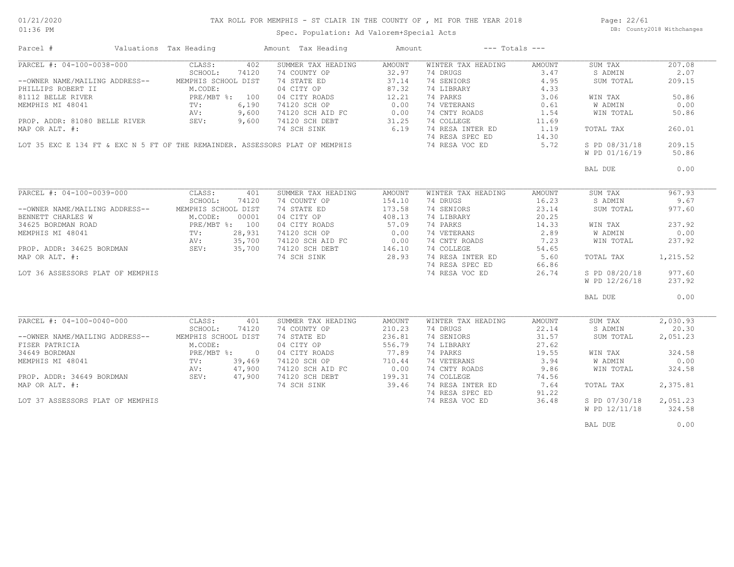# TAX ROLL FOR MEMPHIS - ST CLAIR IN THE COUNTY OF , MI FOR THE YEAR 2018

Spec. Population: Ad Valorem+Special Acts

01/21/2020
01:36 PM

DB: County2018 Withchanges

| Parcel # | Valuations | Tax Heading | Amount | Tax Heading | Amount | --- Totals --- | |
|---|---|---|---|---|---|---|---|
| PARCEL #: 04-100-0038-000 | CLASS: 402 | SUMMER TAX HEADING | AMOUNT | WINTER TAX HEADING | AMOUNT | SUM TAX | 207.08 |
| | SCHOOL: 74120 | 74 COUNTY OP | 32.97 | 74 DRUGS | 3.47 | S ADMIN | 2.07 |
| --OWNER NAME/MAILING ADDRESS-- | MEMPHIS SCHOOL DIST | 74 STATE ED | 37.14 | 74 SENIORS | 4.95 | SUM TOTAL | 209.15 |
| PHILLIPS ROBERT II | M.CODE: | 04 CITY OP | 87.32 | 74 LIBRARY | 4.33 | | |
| 81112 BELLE RIVER | PRE/MBT %: 100 | 04 CITY ROADS | 12.21 | 74 PARKS | 3.06 | WIN TAX | 50.86 |
| MEMPHIS MI 48041 | TV: 6,190 | 74120 SCH OP | 0.00 | 74 VETERANS | 0.61 | W ADMIN | 0.00 |
| | AV: 9,600 | 74120 SCH AID FC | 0.00 | 74 CNTY ROADS | 1.54 | WIN TOTAL | 50.86 |
| PROP. ADDR: 81080 BELLE RIVER | SEV: 9,600 | 74120 SCH DEBT | 31.25 | 74 COLLEGE | 11.69 | | |
| MAP OR ALT. #: | | 74 SCH SINK | 6.19 | 74 RESA INTER ED | 1.19 | TOTAL TAX | 260.01 |
| | | | | 74 RESA SPEC ED | 14.30 | | |
| LOT 35 EXC E 134 FT & EXC N 5 FT OF THE REMAINDER. ASSESSORS PLAT OF MEMPHIS | | | | 74 RESA VOC ED | 5.72 | S PD 08/31/18 | 209.15 |
| | | | | | | W PD 01/16/19 | 50.86 |
| | | | | | | BAL DUE | 0.00 |
| PARCEL #: 04-100-0039-000 | CLASS: 401 | SUMMER TAX HEADING | AMOUNT | WINTER TAX HEADING | AMOUNT | SUM TAX | 967.93 |
| | SCHOOL: 74120 | 74 COUNTY OP | 154.10 | 74 DRUGS | 16.23 | S ADMIN | 9.67 |
| --OWNER NAME/MAILING ADDRESS-- | MEMPHIS SCHOOL DIST | 74 STATE ED | 173.58 | 74 SENIORS | 23.14 | SUM TOTAL | 977.60 |
| BENNETT CHARLES W | M.CODE: 00001 | 04 CITY OP | 408.13 | 74 LIBRARY | 20.25 | | |
| 34625 BORDMAN ROAD | PRE/MBT %: 100 | 04 CITY ROADS | 57.09 | 74 PARKS | 14.33 | WIN TAX | 237.92 |
| MEMPHIS MI 48041 | TV: 28,931 | 74120 SCH OP | 0.00 | 74 VETERANS | 2.89 | W ADMIN | 0.00 |
| | AV: 35,700 | 74120 SCH AID FC | 0.00 | 74 CNTY ROADS | 7.23 | WIN TOTAL | 237.92 |
| PROP. ADDR: 34625 BORDMAN | SEV: 35,700 | 74120 SCH DEBT | 146.10 | 74 COLLEGE | 54.65 | | |
| MAP OR ALT. #: | | 74 SCH SINK | 28.93 | 74 RESA INTER ED | 5.60 | TOTAL TAX | 1,215.52 |
| | | | | 74 RESA SPEC ED | 66.86 | | |
| LOT 36 ASSESSORS PLAT OF MEMPHIS | | | | 74 RESA VOC ED | 26.74 | S PD 08/20/18 | 977.60 |
| | | | | | | W PD 12/26/18 | 237.92 |
| | | | | | | BAL DUE | 0.00 |
| PARCEL #: 04-100-0040-000 | CLASS: 401 | SUMMER TAX HEADING | AMOUNT | WINTER TAX HEADING | AMOUNT | SUM TAX | 2,030.93 |
| | SCHOOL: 74120 | 74 COUNTY OP | 210.23 | 74 DRUGS | 22.14 | S ADMIN | 20.30 |
| --OWNER NAME/MAILING ADDRESS-- | MEMPHIS SCHOOL DIST | 74 STATE ED | 236.81 | 74 SENIORS | 31.57 | SUM TOTAL | 2,051.23 |
| FISER PATRICIA | M.CODE: | 04 CITY OP | 556.79 | 74 LIBRARY | 27.62 | | |
| 34649 BORDMAN | PRE/MBT %: 0 | 04 CITY ROADS | 77.89 | 74 PARKS | 19.55 | WIN TAX | 324.58 |
| MEMPHIS MI 48041 | TV: 39,469 | 74120 SCH OP | 710.44 | 74 VETERANS | 3.94 | W ADMIN | 0.00 |
| | AV: 47,900 | 74120 SCH AID FC | 0.00 | 74 CNTY ROADS | 9.86 | WIN TOTAL | 324.58 |
| PROP. ADDR: 34649 BORDMAN | SEV: 47,900 | 74120 SCH DEBT | 199.31 | 74 COLLEGE | 74.56 | | |
| MAP OR ALT. #: | | 74 SCH SINK | 39.46 | 74 RESA INTER ED | 7.64 | TOTAL TAX | 2,375.81 |
| | | | | 74 RESA SPEC ED | 91.22 | | |
| LOT 37 ASSESSORS PLAT OF MEMPHIS | | | | 74 RESA VOC ED | 36.48 | S PD 07/30/18 | 2,051.23 |
| | | | | | | W PD 12/11/18 | 324.58 |
| | | | | | | BAL DUE | 0.00 |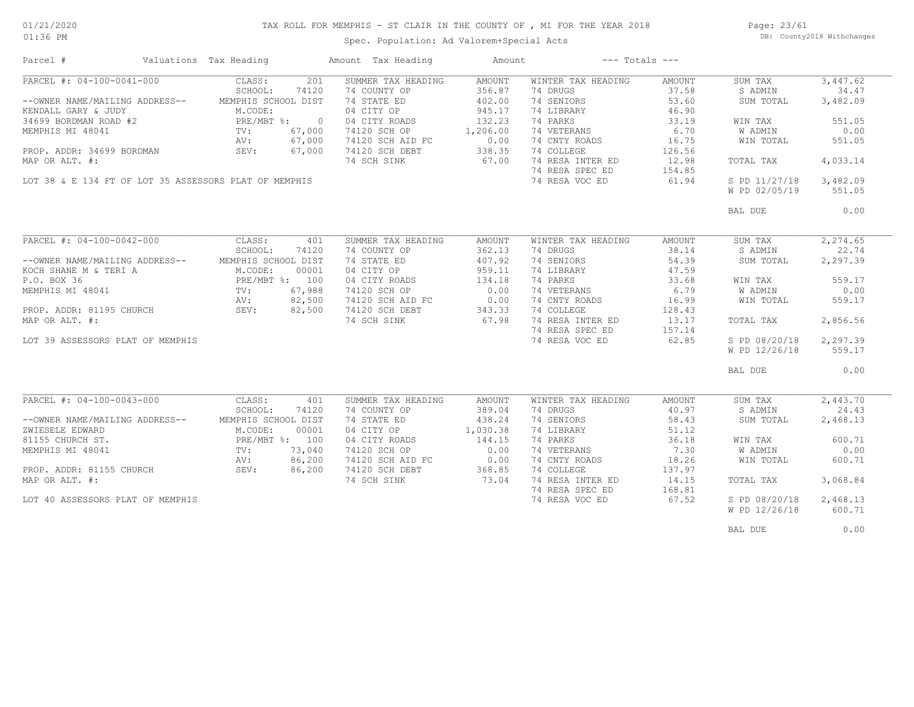# TAX ROLL FOR MEMPHIS - ST CLAIR IN THE COUNTY OF , MI FOR THE YEAR 2018

Spec. Population: Ad Valorem+Special Acts

01/21/2020 01:36 PM — DB: County2018 Withchanges

| Parcel # | Valuations Tax Heading | | Amount Tax Heading | Amount | --- Totals --- | | | |
|---|---|---|---|---|---|---|---|---|
| PARCEL #: 04-100-0041-000 | CLASS: | 201 | SUMMER TAX HEADING | AMOUNT | WINTER TAX HEADING | AMOUNT | SUM TAX | 3,447.62 |
| | SCHOOL: | 74120 | 74 COUNTY OP | 356.87 | 74 DRUGS | 37.58 | S ADMIN | 34.47 |
| --OWNER NAME/MAILING ADDRESS-- | MEMPHIS SCHOOL DIST | | 74 STATE ED | 402.00 | 74 SENIORS | 53.60 | SUM TOTAL | 3,482.09 |
| KENDALL GARY & JUDY | M.CODE: | | 04 CITY OP | 945.17 | 74 LIBRARY | 46.90 | | |
| 34699 BORDMAN ROAD #2 | PRE/MBT %: | 0 | 04 CITY ROADS | 132.23 | 74 PARKS | 33.19 | WIN TAX | 551.05 |
| MEMPHIS MI 48041 | TV: | 67,000 | 74120 SCH OP | 1,206.00 | 74 VETERANS | 6.70 | W ADMIN | 0.00 |
| | AV: | 67,000 | 74120 SCH AID FC | 0.00 | 74 CNTY ROADS | 16.75 | WIN TOTAL | 551.05 |
| PROP. ADDR: 34699 BORDMAN | SEV: | 67,000 | 74120 SCH DEBT | 338.35 | 74 COLLEGE | 126.56 | | |
| MAP OR ALT. #: | | | 74 SCH SINK | 67.00 | 74 RESA INTER ED | 12.98 | TOTAL TAX | 4,033.14 |
| | | | | | 74 RESA SPEC ED | 154.85 | | |
| LOT 38 & E 134 FT OF LOT 35 ASSESSORS PLAT OF MEMPHIS | | | | | 74 RESA VOC ED | 61.94 | S PD 11/27/18 | 3,482.09 |
| | | | | | | | W PD 02/05/19 | 551.05 |
| | | | | | | | BAL DUE | 0.00 |
| PARCEL #: 04-100-0042-000 | CLASS: | 401 | SUMMER TAX HEADING | AMOUNT | WINTER TAX HEADING | AMOUNT | SUM TAX | 2,274.65 |
| | SCHOOL: | 74120 | 74 COUNTY OP | 362.13 | 74 DRUGS | 38.14 | S ADMIN | 22.74 |
| --OWNER NAME/MAILING ADDRESS-- | MEMPHIS SCHOOL DIST | | 74 STATE ED | 407.92 | 74 SENIORS | 54.39 | SUM TOTAL | 2,297.39 |
| KOCH SHANE M & TERI A | M.CODE: | 00001 | 04 CITY OP | 959.11 | 74 LIBRARY | 47.59 | | |
| P.O. BOX 36 | PRE/MBT %: | 100 | 04 CITY ROADS | 134.18 | 74 PARKS | 33.68 | WIN TAX | 559.17 |
| MEMPHIS MI 48041 | TV: | 67,988 | 74120 SCH OP | 0.00 | 74 VETERANS | 6.79 | W ADMIN | 0.00 |
| | AV: | 82,500 | 74120 SCH AID FC | 0.00 | 74 CNTY ROADS | 16.99 | WIN TOTAL | 559.17 |
| PROP. ADDR: 81195 CHURCH | SEV: | 82,500 | 74120 SCH DEBT | 343.33 | 74 COLLEGE | 128.43 | | |
| MAP OR ALT. #: | | | 74 SCH SINK | 67.98 | 74 RESA INTER ED | 13.17 | TOTAL TAX | 2,856.56 |
| | | | | | 74 RESA SPEC ED | 157.14 | | |
| LOT 39 ASSESSORS PLAT OF MEMPHIS | | | | | 74 RESA VOC ED | 62.85 | S PD 08/20/18 | 2,297.39 |
| | | | | | | | W PD 12/26/18 | 559.17 |
| | | | | | | | BAL DUE | 0.00 |
| PARCEL #: 04-100-0043-000 | CLASS: | 401 | SUMMER TAX HEADING | AMOUNT | WINTER TAX HEADING | AMOUNT | SUM TAX | 2,443.70 |
| | SCHOOL: | 74120 | 74 COUNTY OP | 389.04 | 74 DRUGS | 40.97 | S ADMIN | 24.43 |
| --OWNER NAME/MAILING ADDRESS-- | MEMPHIS SCHOOL DIST | | 74 STATE ED | 438.24 | 74 SENIORS | 58.43 | SUM TOTAL | 2,468.13 |
| ZWIESELE EDWARD | M.CODE: | 00001 | 04 CITY OP | 1,030.38 | 74 LIBRARY | 51.12 | | |
| 81155 CHURCH ST. | PRE/MBT %: | 100 | 04 CITY ROADS | 144.15 | 74 PARKS | 36.18 | WIN TAX | 600.71 |
| MEMPHIS MI 48041 | TV: | 73,040 | 74120 SCH OP | 0.00 | 74 VETERANS | 7.30 | W ADMIN | 0.00 |
| | AV: | 86,200 | 74120 SCH AID FC | 0.00 | 74 CNTY ROADS | 18.26 | WIN TOTAL | 600.71 |
| PROP. ADDR: 81155 CHURCH | SEV: | 86,200 | 74120 SCH DEBT | 368.85 | 74 COLLEGE | 137.97 | | |
| MAP OR ALT. #: | | | 74 SCH SINK | 73.04 | 74 RESA INTER ED | 14.15 | TOTAL TAX | 3,068.84 |
| | | | | | 74 RESA SPEC ED | 168.81 | | |
| LOT 40 ASSESSORS PLAT OF MEMPHIS | | | | | 74 RESA VOC ED | 67.52 | S PD 08/20/18 | 2,468.13 |
| | | | | | | | W PD 12/26/18 | 600.71 |
| | | | | | | | BAL DUE | 0.00 |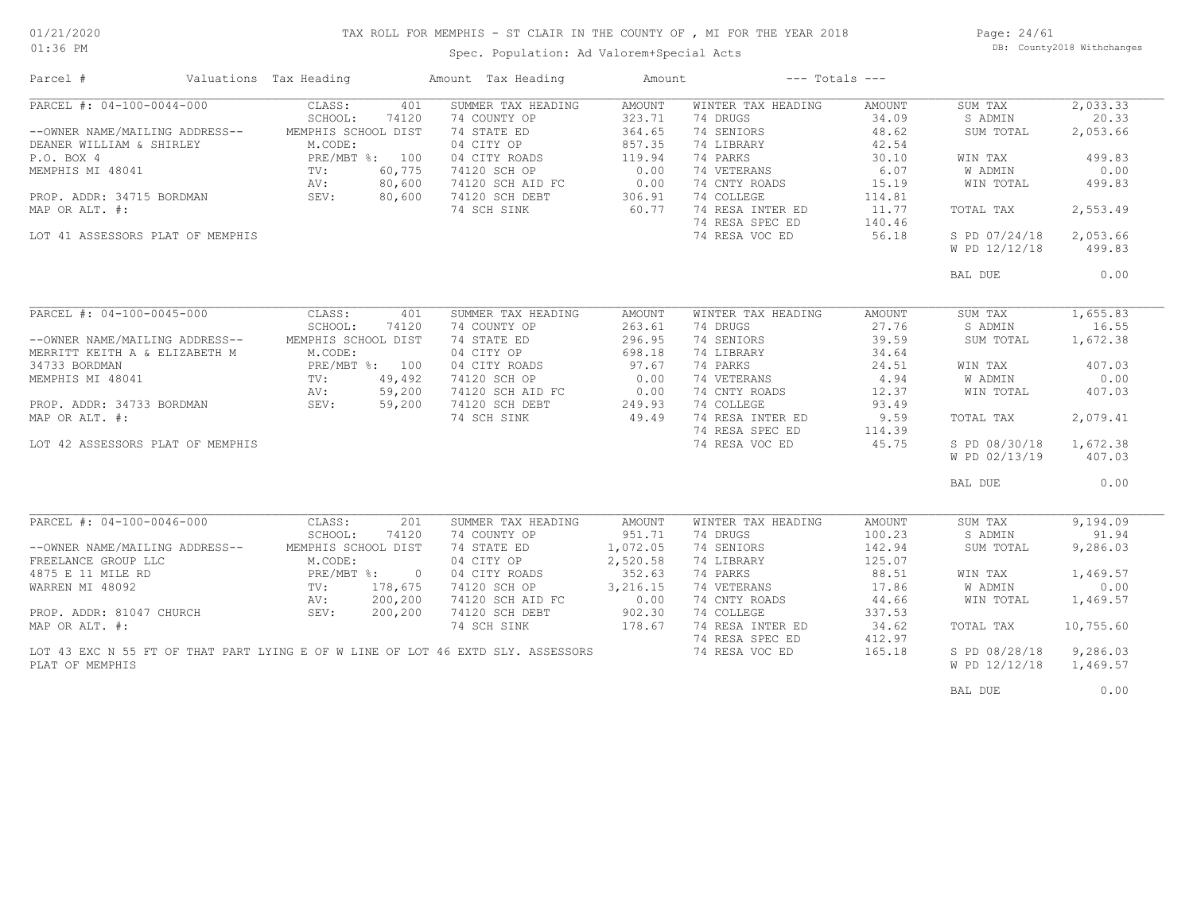# TAX ROLL FOR MEMPHIS - ST CLAIR IN THE COUNTY OF , MI FOR THE YEAR 2018

Spec. Population: Ad Valorem+Special Acts

01/21/2020
01:36 PM

DB: County2018 Withchanges

| Parcel # | Valuations | Tax Heading | Amount | Tax Heading | Amount | --- Totals --- | |
|---|---|---|---|---|---|---|---|
| PARCEL #: 04-100-0044-000 | CLASS: 401 | SUMMER TAX HEADING | AMOUNT | WINTER TAX HEADING | AMOUNT | SUM TAX | 2,033.33 |
| | SCHOOL: 74120 | 74 COUNTY OP | 323.71 | 74 DRUGS | 34.09 | S ADMIN | 20.33 |
| --OWNER NAME/MAILING ADDRESS-- | MEMPHIS SCHOOL DIST | 74 STATE ED | 364.65 | 74 SENIORS | 48.62 | SUM TOTAL | 2,053.66 |
| DEANER WILLIAM & SHIRLEY | M.CODE: | 04 CITY OP | 857.35 | 74 LIBRARY | 42.54 | | |
| P.O. BOX 4 | PRE/MBT %: 100 | 04 CITY ROADS | 119.94 | 74 PARKS | 30.10 | WIN TAX | 499.83 |
| MEMPHIS MI 48041 | TV: 60,775 | 74120 SCH OP | 0.00 | 74 VETERANS | 6.07 | W ADMIN | 0.00 |
| | AV: 80,600 | 74120 SCH AID FC | 0.00 | 74 CNTY ROADS | 15.19 | WIN TOTAL | 499.83 |
| PROP. ADDR: 34715 BORDMAN | SEV: 80,600 | 74120 SCH DEBT | 306.91 | 74 COLLEGE | 114.81 | | |
| MAP OR ALT. #: | | 74 SCH SINK | 60.77 | 74 RESA INTER ED | 11.77 | TOTAL TAX | 2,553.49 |
| | | | | 74 RESA SPEC ED | 140.46 | | |
| LOT 41 ASSESSORS PLAT OF MEMPHIS | | | | 74 RESA VOC ED | 56.18 | S PD 07/24/18 | 2,053.66 |
| | | | | | | W PD 12/12/18 | 499.83 |
| | | | | | | BAL DUE | 0.00 |
| PARCEL #: 04-100-0045-000 | CLASS: 401 | SUMMER TAX HEADING | AMOUNT | WINTER TAX HEADING | AMOUNT | SUM TAX | 1,655.83 |
| | SCHOOL: 74120 | 74 COUNTY OP | 263.61 | 74 DRUGS | 27.76 | S ADMIN | 16.55 |
| --OWNER NAME/MAILING ADDRESS-- | MEMPHIS SCHOOL DIST | 74 STATE ED | 296.95 | 74 SENIORS | 39.59 | SUM TOTAL | 1,672.38 |
| MERRITT KEITH A & ELIZABETH M | M.CODE: | 04 CITY OP | 698.18 | 74 LIBRARY | 34.64 | | |
| 34733 BORDMAN | PRE/MBT %: 100 | 04 CITY ROADS | 97.67 | 74 PARKS | 24.51 | WIN TAX | 407.03 |
| MEMPHIS MI 48041 | TV: 49,492 | 74120 SCH OP | 0.00 | 74 VETERANS | 4.94 | W ADMIN | 0.00 |
| | AV: 59,200 | 74120 SCH AID FC | 0.00 | 74 CNTY ROADS | 12.37 | WIN TOTAL | 407.03 |
| PROP. ADDR: 34733 BORDMAN | SEV: 59,200 | 74120 SCH DEBT | 249.93 | 74 COLLEGE | 93.49 | | |
| MAP OR ALT. #: | | 74 SCH SINK | 49.49 | 74 RESA INTER ED | 9.59 | TOTAL TAX | 2,079.41 |
| | | | | 74 RESA SPEC ED | 114.39 | | |
| LOT 42 ASSESSORS PLAT OF MEMPHIS | | | | 74 RESA VOC ED | 45.75 | S PD 08/30/18 | 1,672.38 |
| | | | | | | W PD 02/13/19 | 407.03 |
| | | | | | | BAL DUE | 0.00 |
| PARCEL #: 04-100-0046-000 | CLASS: 201 | SUMMER TAX HEADING | AMOUNT | WINTER TAX HEADING | AMOUNT | SUM TAX | 9,194.09 |
| | SCHOOL: 74120 | 74 COUNTY OP | 951.71 | 74 DRUGS | 100.23 | S ADMIN | 91.94 |
| --OWNER NAME/MAILING ADDRESS-- | MEMPHIS SCHOOL DIST | 74 STATE ED | 1,072.05 | 74 SENIORS | 142.94 | SUM TOTAL | 9,286.03 |
| FREELANCE GROUP LLC | M.CODE: | 04 CITY OP | 2,520.58 | 74 LIBRARY | 125.07 | | |
| 4875 E 11 MILE RD | PRE/MBT %: 0 | 04 CITY ROADS | 352.63 | 74 PARKS | 88.51 | WIN TAX | 1,469.57 |
| WARREN MI 48092 | TV: 178,675 | 74120 SCH OP | 3,216.15 | 74 VETERANS | 17.86 | W ADMIN | 0.00 |
| | AV: 200,200 | 74120 SCH AID FC | 0.00 | 74 CNTY ROADS | 44.66 | WIN TOTAL | 1,469.57 |
| PROP. ADDR: 81047 CHURCH | SEV: 200,200 | 74120 SCH DEBT | 902.30 | 74 COLLEGE | 337.53 | | |
| MAP OR ALT. #: | | 74 SCH SINK | 178.67 | 74 RESA INTER ED | 34.62 | TOTAL TAX | 10,755.60 |
| | | | | 74 RESA SPEC ED | 412.97 | | |
| LOT 43 EXC N 55 FT OF THAT PART LYING E OF W LINE OF LOT 46 EXTD SLY. ASSESSORS PLAT OF MEMPHIS | | | | 74 RESA VOC ED | 165.18 | S PD 08/28/18 | 9,286.03 |
| | | | | | | W PD 12/12/18 | 1,469.57 |
| | | | | | | BAL DUE | 0.00 |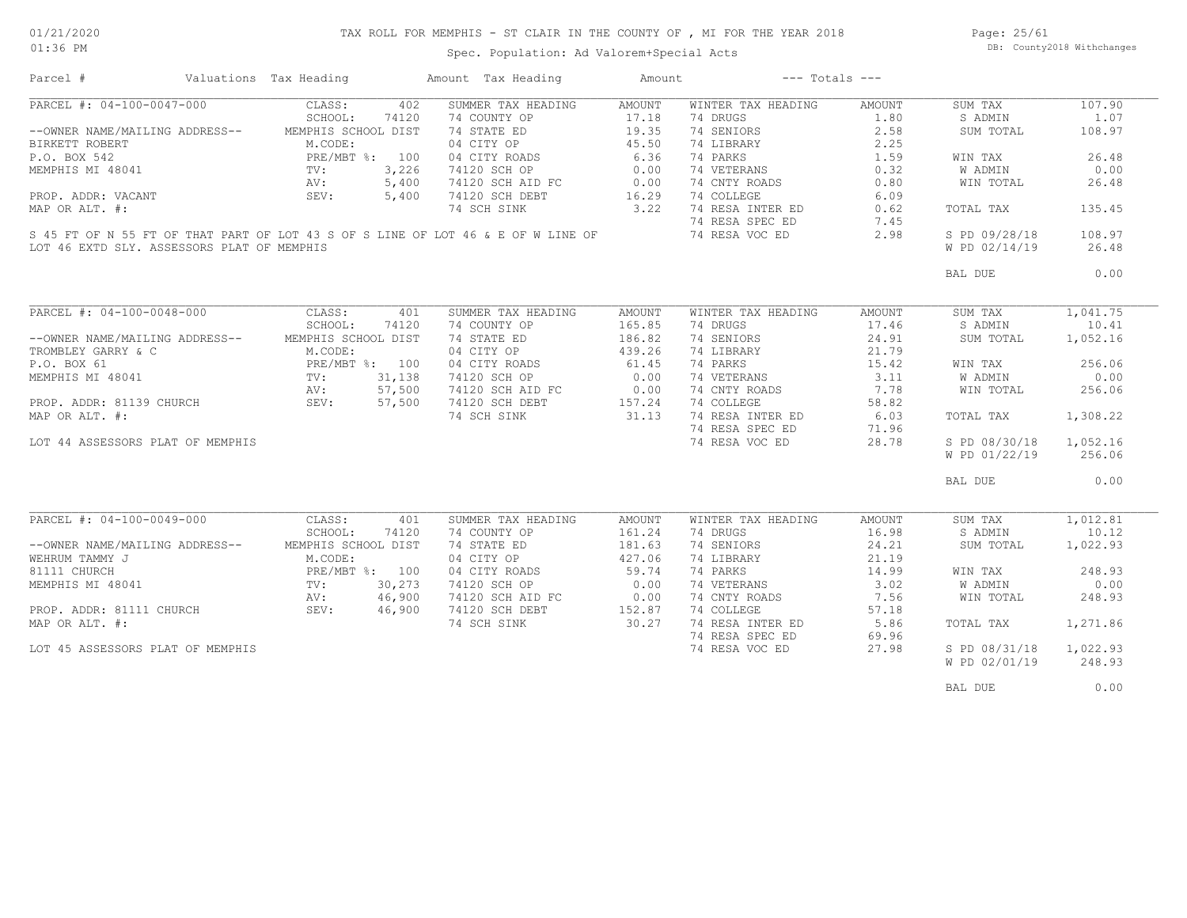# TAX ROLL FOR MEMPHIS - ST CLAIR IN THE COUNTY OF , MI FOR THE YEAR 2018

Spec. Population: Ad Valorem+Special Acts

DB: County2018 Withchanges

01/21/2020
01:36 PM

| Parcel # | Valuations | Tax Heading | Amount | Tax Heading | Amount | --- Totals --- | |
|---|---|---|---|---|---|---|---|
| PARCEL #: 04-100-0047-000 | CLASS: 402 | SUMMER TAX HEADING | AMOUNT | WINTER TAX HEADING | AMOUNT | SUM TAX | 107.90 |
| | SCHOOL: 74120 | 74 COUNTY OP | 17.18 | 74 DRUGS | 1.80 | S ADMIN | 1.07 |
| --OWNER NAME/MAILING ADDRESS-- | MEMPHIS SCHOOL DIST | 74 STATE ED | 19.35 | 74 SENIORS | 2.58 | SUM TOTAL | 108.97 |
| BIRKETT ROBERT | M.CODE: | 04 CITY OP | 45.50 | 74 LIBRARY | 2.25 | | |
| P.O. BOX 542 | PRE/MBT %: 100 | 04 CITY ROADS | 6.36 | 74 PARKS | 1.59 | WIN TAX | 26.48 |
| MEMPHIS MI 48041 | TV: 3,226 | 74120 SCH OP | 0.00 | 74 VETERANS | 0.32 | W ADMIN | 0.00 |
| | AV: 5,400 | 74120 SCH AID FC | 0.00 | 74 CNTY ROADS | 0.80 | WIN TOTAL | 26.48 |
| PROP. ADDR: VACANT | SEV: 5,400 | 74120 SCH DEBT | 16.29 | 74 COLLEGE | 6.09 | | |
| MAP OR ALT. #: | | 74 SCH SINK | 3.22 | 74 RESA INTER ED | 0.62 | TOTAL TAX | 135.45 |
| | | | | 74 RESA SPEC ED | 7.45 | | |
| S 45 FT OF N 55 FT OF THAT PART OF LOT 43 S OF S LINE OF LOT 46 & E OF W LINE OF LOT 46 EXTD SLY. ASSESSORS PLAT OF MEMPHIS | | | | 74 RESA VOC ED | 2.98 | S PD 09/28/18 | 108.97 |
| | | | | | | W PD 02/14/19 | 26.48 |
| | | | | | | BAL DUE | 0.00 |
| PARCEL #: 04-100-0048-000 | CLASS: 401 | SUMMER TAX HEADING | AMOUNT | WINTER TAX HEADING | AMOUNT | SUM TAX | 1,041.75 |
| | SCHOOL: 74120 | 74 COUNTY OP | 165.85 | 74 DRUGS | 17.46 | S ADMIN | 10.41 |
| --OWNER NAME/MAILING ADDRESS-- | MEMPHIS SCHOOL DIST | 74 STATE ED | 186.82 | 74 SENIORS | 24.91 | SUM TOTAL | 1,052.16 |
| TROMBLEY GARRY & C | M.CODE: | 04 CITY OP | 439.26 | 74 LIBRARY | 21.79 | | |
| P.O. BOX 61 | PRE/MBT %: 100 | 04 CITY ROADS | 61.45 | 74 PARKS | 15.42 | WIN TAX | 256.06 |
| MEMPHIS MI 48041 | TV: 31,138 | 74120 SCH OP | 0.00 | 74 VETERANS | 3.11 | W ADMIN | 0.00 |
| | AV: 57,500 | 74120 SCH AID FC | 0.00 | 74 CNTY ROADS | 7.78 | WIN TOTAL | 256.06 |
| PROP. ADDR: 81139 CHURCH | SEV: 57,500 | 74120 SCH DEBT | 157.24 | 74 COLLEGE | 58.82 | | |
| MAP OR ALT. #: | | 74 SCH SINK | 31.13 | 74 RESA INTER ED | 6.03 | TOTAL TAX | 1,308.22 |
| | | | | 74 RESA SPEC ED | 71.96 | | |
| LOT 44 ASSESSORS PLAT OF MEMPHIS | | | | 74 RESA VOC ED | 28.78 | S PD 08/30/18 | 1,052.16 |
| | | | | | | W PD 01/22/19 | 256.06 |
| | | | | | | BAL DUE | 0.00 |
| PARCEL #: 04-100-0049-000 | CLASS: 401 | SUMMER TAX HEADING | AMOUNT | WINTER TAX HEADING | AMOUNT | SUM TAX | 1,012.81 |
| | SCHOOL: 74120 | 74 COUNTY OP | 161.24 | 74 DRUGS | 16.98 | S ADMIN | 10.12 |
| --OWNER NAME/MAILING ADDRESS-- | MEMPHIS SCHOOL DIST | 74 STATE ED | 181.63 | 74 SENIORS | 24.21 | SUM TOTAL | 1,022.93 |
| WEHRUM TAMMY J | M.CODE: | 04 CITY OP | 427.06 | 74 LIBRARY | 21.19 | | |
| 81111 CHURCH | PRE/MBT %: 100 | 04 CITY ROADS | 59.74 | 74 PARKS | 14.99 | WIN TAX | 248.93 |
| MEMPHIS MI 48041 | TV: 30,273 | 74120 SCH OP | 0.00 | 74 VETERANS | 3.02 | W ADMIN | 0.00 |
| | AV: 46,900 | 74120 SCH AID FC | 0.00 | 74 CNTY ROADS | 7.56 | WIN TOTAL | 248.93 |
| PROP. ADDR: 81111 CHURCH | SEV: 46,900 | 74120 SCH DEBT | 152.87 | 74 COLLEGE | 57.18 | | |
| MAP OR ALT. #: | | 74 SCH SINK | 30.27 | 74 RESA INTER ED | 5.86 | TOTAL TAX | 1,271.86 |
| | | | | 74 RESA SPEC ED | 69.96 | | |
| LOT 45 ASSESSORS PLAT OF MEMPHIS | | | | 74 RESA VOC ED | 27.98 | S PD 08/31/18 | 1,022.93 |
| | | | | | | W PD 02/01/19 | 248.93 |
| | | | | | | BAL DUE | 0.00 |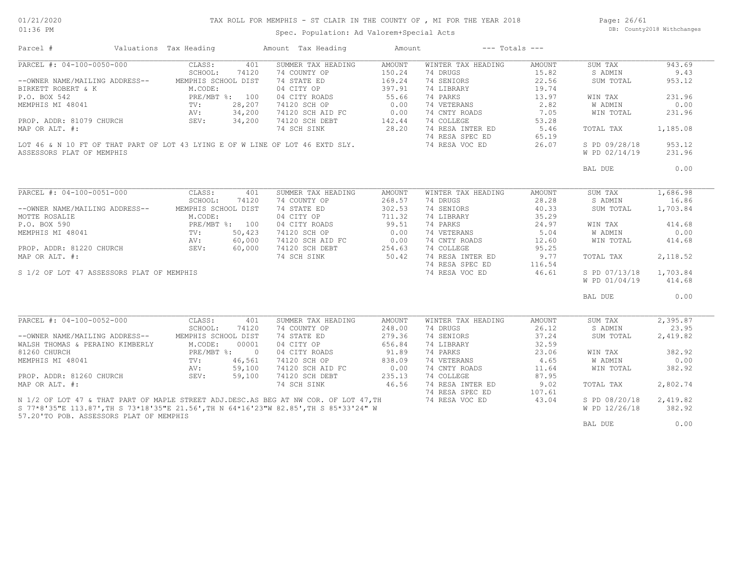# TAX ROLL FOR MEMPHIS - ST CLAIR IN THE COUNTY OF , MI FOR THE YEAR 2018

Spec. Population: Ad Valorem+Special Acts

01/21/2020
01:36 PM

DB: County2018 Withchanges

| Parcel # | Valuations | Tax Heading | Amount | Tax Heading | Amount | --- Totals --- | |
|---|---|---|---|---|---|---|---|
| PARCEL #: 04-100-0050-000 | CLASS: 401 | SUMMER TAX HEADING | AMOUNT | WINTER TAX HEADING | AMOUNT | SUM TAX | 943.69 |
| | SCHOOL: 74120 | 74 COUNTY OP | 150.24 | 74 DRUGS | 15.82 | S ADMIN | 9.43 |
| --OWNER NAME/MAILING ADDRESS-- | MEMPHIS SCHOOL DIST | 74 STATE ED | 169.24 | 74 SENIORS | 22.56 | SUM TOTAL | 953.12 |
| BIRKETT ROBERT & K | M.CODE: | 04 CITY OP | 397.91 | 74 LIBRARY | 19.74 | | |
| P.O. BOX 542 | PRE/MBT %: 100 | 04 CITY ROADS | 55.66 | 74 PARKS | 13.97 | WIN TAX | 231.96 |
| MEMPHIS MI 48041 | TV: 28,207 | 74120 SCH OP | 0.00 | 74 VETERANS | 2.82 | W ADMIN | 0.00 |
| | AV: 34,200 | 74120 SCH AID FC | 0.00 | 74 CNTY ROADS | 7.05 | WIN TOTAL | 231.96 |
| PROP. ADDR: 81079 CHURCH | SEV: 34,200 | 74120 SCH DEBT | 142.44 | 74 COLLEGE | 53.28 | | |
| MAP OR ALT. #: | | 74 SCH SINK | 28.20 | 74 RESA INTER ED | 5.46 | TOTAL TAX | 1,185.08 |
| | | | | 74 RESA SPEC ED | 65.19 | | |
| LOT 46 & N 10 FT OF THAT PART OF LOT 43 LYING E OF W LINE OF LOT 46 EXTD SLY. | | | | 74 RESA VOC ED | 26.07 | S PD 09/28/18 | 953.12 |
| ASSESSORS PLAT OF MEMPHIS | | | | | | W PD 02/14/19 | 231.96 |
| | | | | | | BAL DUE | 0.00 |

| Parcel # | Valuations | Tax Heading | Amount | Tax Heading | Amount | --- Totals --- | |
|---|---|---|---|---|---|---|---|
| PARCEL #: 04-100-0051-000 | CLASS: 401 | SUMMER TAX HEADING | AMOUNT | WINTER TAX HEADING | AMOUNT | SUM TAX | 1,686.98 |
| | SCHOOL: 74120 | 74 COUNTY OP | 268.57 | 74 DRUGS | 28.28 | S ADMIN | 16.86 |
| --OWNER NAME/MAILING ADDRESS-- | MEMPHIS SCHOOL DIST | 74 STATE ED | 302.53 | 74 SENIORS | 40.33 | SUM TOTAL | 1,703.84 |
| MOTTE ROSALIE | M.CODE: | 04 CITY OP | 711.32 | 74 LIBRARY | 35.29 | | |
| P.O. BOX 590 | PRE/MBT %: 100 | 04 CITY ROADS | 99.51 | 74 PARKS | 24.97 | WIN TAX | 414.68 |
| MEMPHIS MI 48041 | TV: 50,423 | 74120 SCH OP | 0.00 | 74 VETERANS | 5.04 | W ADMIN | 0.00 |
| | AV: 60,000 | 74120 SCH AID FC | 0.00 | 74 CNTY ROADS | 12.60 | WIN TOTAL | 414.68 |
| PROP. ADDR: 81220 CHURCH | SEV: 60,000 | 74120 SCH DEBT | 254.63 | 74 COLLEGE | 95.25 | | |
| MAP OR ALT. #: | | 74 SCH SINK | 50.42 | 74 RESA INTER ED | 9.77 | TOTAL TAX | 2,118.52 |
| | | | | 74 RESA SPEC ED | 116.54 | | |
| S 1/2 OF LOT 47 ASSESSORS PLAT OF MEMPHIS | | | | 74 RESA VOC ED | 46.61 | S PD 07/13/18 | 1,703.84 |
| | | | | | | W PD 01/04/19 | 414.68 |
| | | | | | | BAL DUE | 0.00 |

| Parcel # | Valuations | Tax Heading | Amount | Tax Heading | Amount | --- Totals --- | |
|---|---|---|---|---|---|---|---|
| PARCEL #: 04-100-0052-000 | CLASS: 401 | SUMMER TAX HEADING | AMOUNT | WINTER TAX HEADING | AMOUNT | SUM TAX | 2,395.87 |
| | SCHOOL: 74120 | 74 COUNTY OP | 248.00 | 74 DRUGS | 26.12 | S ADMIN | 23.95 |
| --OWNER NAME/MAILING ADDRESS-- | MEMPHIS SCHOOL DIST | 74 STATE ED | 279.36 | 74 SENIORS | 37.24 | SUM TOTAL | 2,419.82 |
| WALSH THOMAS & PERAINO KIMBERLY | M.CODE: 00001 | 04 CITY OP | 656.84 | 74 LIBRARY | 32.59 | | |
| 81260 CHURCH | PRE/MBT %: 0 | 04 CITY ROADS | 91.89 | 74 PARKS | 23.06 | WIN TAX | 382.92 |
| MEMPHIS MI 48041 | TV: 46,561 | 74120 SCH OP | 838.09 | 74 VETERANS | 4.65 | W ADMIN | 0.00 |
| | AV: 59,100 | 74120 SCH AID FC | 0.00 | 74 CNTY ROADS | 11.64 | WIN TOTAL | 382.92 |
| PROP. ADDR: 81260 CHURCH | SEV: 59,100 | 74120 SCH DEBT | 235.13 | 74 COLLEGE | 87.95 | | |
| MAP OR ALT. #: | | 74 SCH SINK | 46.56 | 74 RESA INTER ED | 9.02 | TOTAL TAX | 2,802.74 |
| | | | | 74 RESA SPEC ED | 107.61 | | |
| N 1/2 OF LOT 47 & THAT PART OF MAPLE STREET ADJ.DESC.AS BEG AT NW COR. OF LOT 47,TH | | | | 74 RESA VOC ED | 43.04 | S PD 08/20/18 | 2,419.82 |
| S 77*8'35"E 113.87',TH S 73*18'35"E 21.56',TH N 64*16'23"W 82.85',TH S 85*33'24" W | | | | | | W PD 12/26/18 | 382.92 |
| 57.20'TO POB. ASSESSORS PLAT OF MEMPHIS | | | | | | | |
| | | | | | | BAL DUE | 0.00 |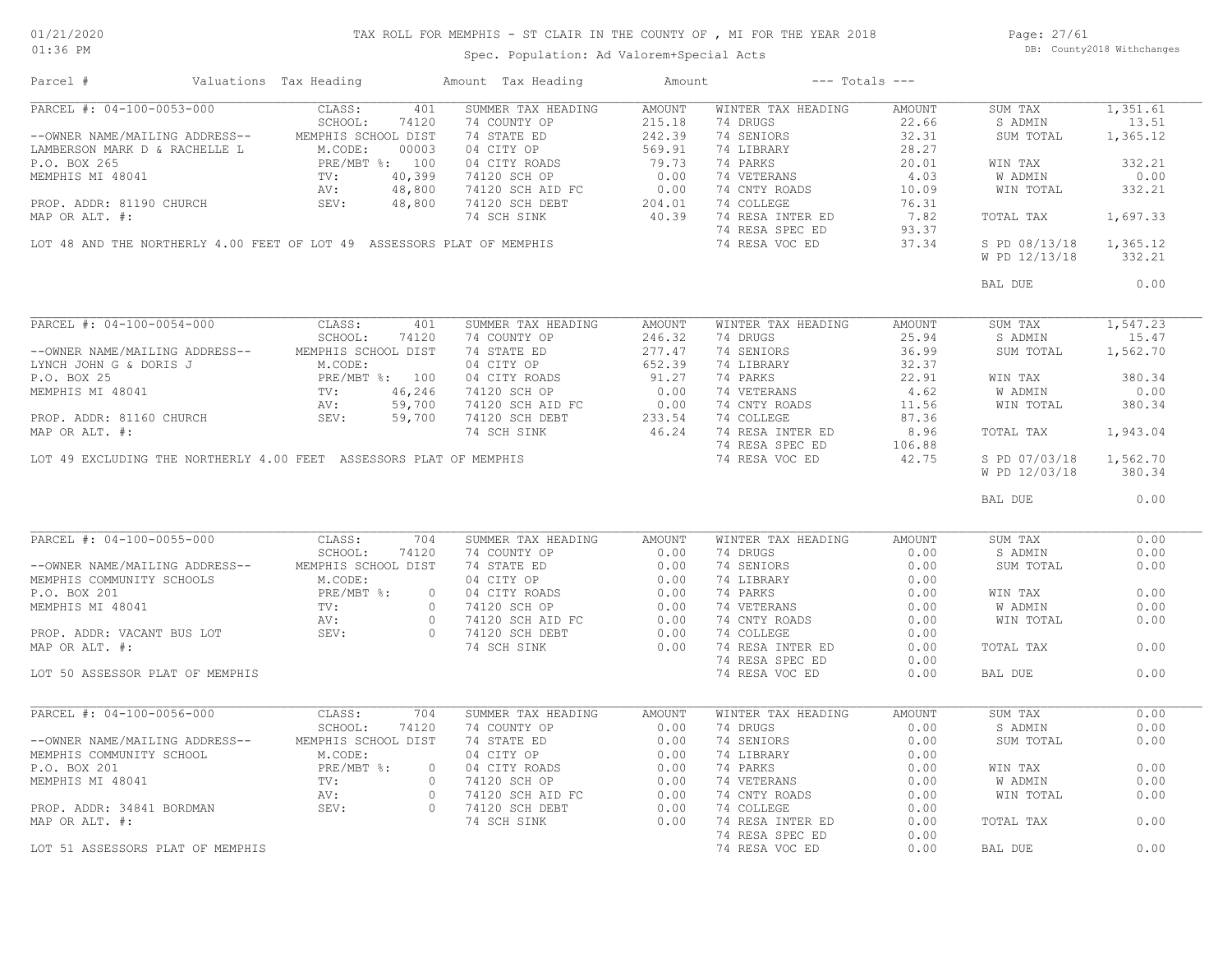# TAX ROLL FOR MEMPHIS - ST CLAIR IN THE COUNTY OF , MI FOR THE YEAR 2018

Spec. Population: Ad Valorem+Special Acts

01/21/2020
01:36 PM

DB: County2018 Withchanges

| Parcel # | Valuations | Tax Heading | Amount | Tax Heading | Amount | --- Totals --- | |
|---|---|---|---|---|---|---|---|

## PARCEL #: 04-100-0053-000

| | Valuations | SUMMER TAX HEADING | AMOUNT | WINTER TAX HEADING | AMOUNT | Totals | |
|---|---|---|---|---|---|---|---|
| --OWNER NAME/MAILING ADDRESS-- | CLASS: 401 | 74 COUNTY OP | 215.18 | 74 DRUGS | 22.66 | SUM TAX | 1,351.61 |
| LAMBERSON MARK D & RACHELLE L | SCHOOL: 74120 | 74 STATE ED | 242.39 | 74 SENIORS | 32.31 | S ADMIN | 13.51 |
| P.O. BOX 265 | MEMPHIS SCHOOL DIST | 04 CITY OP | 569.91 | 74 LIBRARY | 28.27 | SUM TOTAL | 1,365.12 |
| MEMPHIS MI 48041 | M.CODE: 00003 | 04 CITY ROADS | 79.73 | 74 PARKS | 20.01 | WIN TAX | 332.21 |
| PROP. ADDR: 81190 CHURCH | PRE/MBT %: 100 | 74120 SCH OP | 0.00 | 74 VETERANS | 4.03 | W ADMIN | 0.00 |
| MAP OR ALT. #: | TV: 40,399 | 74120 SCH AID FC | 0.00 | 74 CNTY ROADS | 10.09 | WIN TOTAL | 332.21 |
| | AV: 48,800 | 74120 SCH DEBT | 204.01 | 74 COLLEGE | 76.31 | TOTAL TAX | 1,697.33 |
| | SEV: 48,800 | 74 SCH SINK | 40.39 | 74 RESA INTER ED | 7.82 | S PD 08/13/18 | 1,365.12 |
| | | | | 74 RESA SPEC ED | 93.37 | W PD 12/13/18 | 332.21 |
| | | | | 74 RESA VOC ED | 37.34 | BAL DUE | 0.00 |

LOT 48 AND THE NORTHERLY 4.00 FEET OF LOT 49 ASSESSORS PLAT OF MEMPHIS

## PARCEL #: 04-100-0054-000

| | Valuations | SUMMER TAX HEADING | AMOUNT | WINTER TAX HEADING | AMOUNT | Totals | |
|---|---|---|---|---|---|---|---|
| --OWNER NAME/MAILING ADDRESS-- | CLASS: 401 | 74 COUNTY OP | 246.32 | 74 DRUGS | 25.94 | SUM TAX | 1,547.23 |
| LYNCH JOHN G & DORIS J | SCHOOL: 74120 | 74 STATE ED | 277.47 | 74 SENIORS | 36.99 | S ADMIN | 15.47 |
| P.O. BOX 25 | MEMPHIS SCHOOL DIST | 04 CITY OP | 652.39 | 74 LIBRARY | 32.37 | SUM TOTAL | 1,562.70 |
| MEMPHIS MI 48041 | M.CODE: | 04 CITY ROADS | 91.27 | 74 PARKS | 22.91 | WIN TAX | 380.34 |
| PROP. ADDR: 81160 CHURCH | PRE/MBT %: 100 | 74120 SCH OP | 0.00 | 74 VETERANS | 4.62 | W ADMIN | 0.00 |
| MAP OR ALT. #: | TV: 46,246 | 74120 SCH AID FC | 0.00 | 74 CNTY ROADS | 11.56 | WIN TOTAL | 380.34 |
| | AV: 59,700 | 74120 SCH DEBT | 233.54 | 74 COLLEGE | 87.36 | TOTAL TAX | 1,943.04 |
| | SEV: 59,700 | 74 SCH SINK | 46.24 | 74 RESA INTER ED | 8.96 | S PD 07/03/18 | 1,562.70 |
| | | | | 74 RESA SPEC ED | 106.88 | W PD 12/03/18 | 380.34 |
| | | | | 74 RESA VOC ED | 42.75 | BAL DUE | 0.00 |

LOT 49 EXCLUDING THE NORTHERLY 4.00 FEET ASSESSORS PLAT OF MEMPHIS

## PARCEL #: 04-100-0055-000

| | Valuations | SUMMER TAX HEADING | AMOUNT | WINTER TAX HEADING | AMOUNT | Totals | |
|---|---|---|---|---|---|---|---|
| --OWNER NAME/MAILING ADDRESS-- | CLASS: 704 | 74 COUNTY OP | 0.00 | 74 DRUGS | 0.00 | SUM TAX | 0.00 |
| MEMPHIS COMMUNITY SCHOOLS | SCHOOL: 74120 | 74 STATE ED | 0.00 | 74 SENIORS | 0.00 | S ADMIN | 0.00 |
| P.O. BOX 201 | MEMPHIS SCHOOL DIST | 04 CITY OP | 0.00 | 74 LIBRARY | 0.00 | SUM TOTAL | 0.00 |
| MEMPHIS MI 48041 | M.CODE: | 04 CITY ROADS | 0.00 | 74 PARKS | 0.00 | WIN TAX | 0.00 |
| PROP. ADDR: VACANT BUS LOT | PRE/MBT %: 0 | 74120 SCH OP | 0.00 | 74 VETERANS | 0.00 | W ADMIN | 0.00 |
| MAP OR ALT. #: | TV: 0 | 74120 SCH AID FC | 0.00 | 74 CNTY ROADS | 0.00 | WIN TOTAL | 0.00 |
| | AV: 0 | 74120 SCH DEBT | 0.00 | 74 COLLEGE | 0.00 | TOTAL TAX | 0.00 |
| | SEV: 0 | 74 SCH SINK | 0.00 | 74 RESA INTER ED | 0.00 | BAL DUE | 0.00 |
| | | | | 74 RESA SPEC ED | 0.00 | | |
| | | | | 74 RESA VOC ED | 0.00 | | |

LOT 50 ASSESSOR PLAT OF MEMPHIS

## PARCEL #: 04-100-0056-000

| | Valuations | SUMMER TAX HEADING | AMOUNT | WINTER TAX HEADING | AMOUNT | Totals | |
|---|---|---|---|---|---|---|---|
| --OWNER NAME/MAILING ADDRESS-- | CLASS: 704 | 74 COUNTY OP | 0.00 | 74 DRUGS | 0.00 | SUM TAX | 0.00 |
| MEMPHIS COMMUNITY SCHOOL | SCHOOL: 74120 | 74 STATE ED | 0.00 | 74 SENIORS | 0.00 | S ADMIN | 0.00 |
| P.O. BOX 201 | MEMPHIS SCHOOL DIST | 04 CITY OP | 0.00 | 74 LIBRARY | 0.00 | SUM TOTAL | 0.00 |
| MEMPHIS MI 48041 | M.CODE: | 04 CITY ROADS | 0.00 | 74 PARKS | 0.00 | WIN TAX | 0.00 |
| PROP. ADDR: 34841 BORDMAN | PRE/MBT %: 0 | 74120 SCH OP | 0.00 | 74 VETERANS | 0.00 | W ADMIN | 0.00 |
| MAP OR ALT. #: | TV: 0 | 74120 SCH AID FC | 0.00 | 74 CNTY ROADS | 0.00 | WIN TOTAL | 0.00 |
| | AV: 0 | 74120 SCH DEBT | 0.00 | 74 COLLEGE | 0.00 | TOTAL TAX | 0.00 |
| | SEV: 0 | 74 SCH SINK | 0.00 | 74 RESA INTER ED | 0.00 | BAL DUE | 0.00 |
| | | | | 74 RESA SPEC ED | 0.00 | | |
| | | | | 74 RESA VOC ED | 0.00 | | |

LOT 51 ASSESSORS PLAT OF MEMPHIS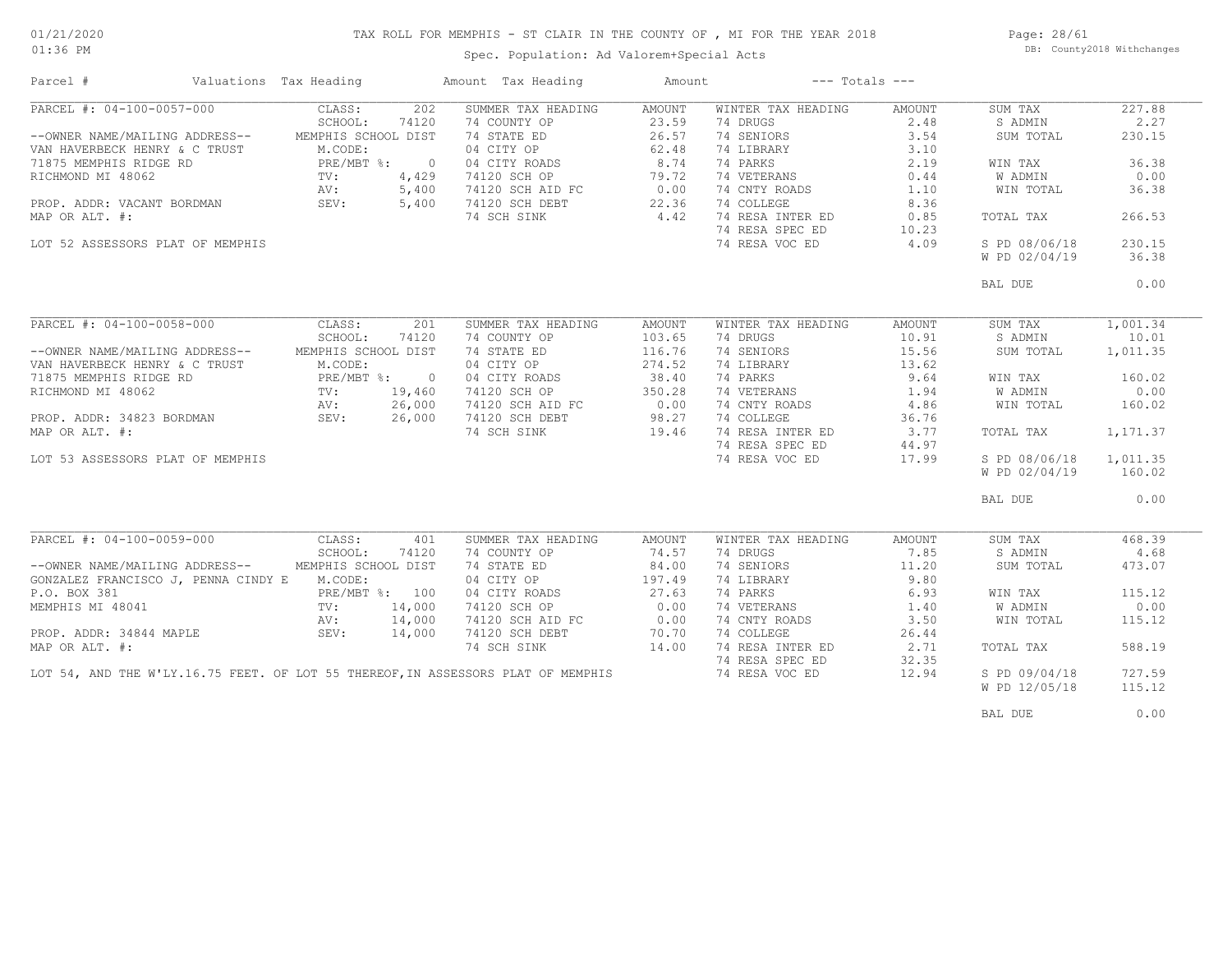# TAX ROLL FOR MEMPHIS - ST CLAIR IN THE COUNTY OF , MI FOR THE YEAR 2018

Spec. Population: Ad Valorem+Special Acts

01/21/2020
01:36 PM

DB: County2018 Withchanges

| Parcel # | Valuations | Tax Heading | Amount | Tax Heading | Amount | --- Totals --- | | | |
|---|---|---|---|---|---|---|---|---|---|

## PARCEL #: 04-100-0057-000

| Parcel Info | Valuations | | Summer Tax Heading | Amount | Winter Tax Heading | Amount | Totals | |
|---|---|---|---|---|---|---|---|---|
| | CLASS: | 202 | SUMMER TAX HEADING | AMOUNT | WINTER TAX HEADING | AMOUNT | SUM TAX | 227.88 |
| | SCHOOL: | 74120 | 74 COUNTY OP | 23.59 | 74 DRUGS | 2.48 | S ADMIN | 2.27 |
| --OWNER NAME/MAILING ADDRESS-- | MEMPHIS SCHOOL DIST | | 74 STATE ED | 26.57 | 74 SENIORS | 3.54 | SUM TOTAL | 230.15 |
| VAN HAVERBECK HENRY & C TRUST | M.CODE: | | 04 CITY OP | 62.48 | 74 LIBRARY | 3.10 | | |
| 71875 MEMPHIS RIDGE RD | PRE/MBT %: | 0 | 04 CITY ROADS | 8.74 | 74 PARKS | 2.19 | WIN TAX | 36.38 |
| RICHMOND MI 48062 | TV: | 4,429 | 74120 SCH OP | 79.72 | 74 VETERANS | 0.44 | W ADMIN | 0.00 |
| | AV: | 5,400 | 74120 SCH AID FC | 0.00 | 74 CNTY ROADS | 1.10 | WIN TOTAL | 36.38 |
| PROP. ADDR: VACANT BORDMAN | SEV: | 5,400 | 74120 SCH DEBT | 22.36 | 74 COLLEGE | 8.36 | | |
| MAP OR ALT. #: | | | 74 SCH SINK | 4.42 | 74 RESA INTER ED | 0.85 | TOTAL TAX | 266.53 |
| | | | | | 74 RESA SPEC ED | 10.23 | | |
| LOT 52 ASSESSORS PLAT OF MEMPHIS | | | | | 74 RESA VOC ED | 4.09 | S PD 08/06/18 | 230.15 |
| | | | | | | | W PD 02/04/19 | 36.38 |
| | | | | | | | BAL DUE | 0.00 |

## PARCEL #: 04-100-0058-000

| Parcel Info | Valuations | | Summer Tax Heading | Amount | Winter Tax Heading | Amount | Totals | |
|---|---|---|---|---|---|---|---|---|
| | CLASS: | 201 | SUMMER TAX HEADING | AMOUNT | WINTER TAX HEADING | AMOUNT | SUM TAX | 1,001.34 |
| | SCHOOL: | 74120 | 74 COUNTY OP | 103.65 | 74 DRUGS | 10.91 | S ADMIN | 10.01 |
| --OWNER NAME/MAILING ADDRESS-- | MEMPHIS SCHOOL DIST | | 74 STATE ED | 116.76 | 74 SENIORS | 15.56 | SUM TOTAL | 1,011.35 |
| VAN HAVERBECK HENRY & C TRUST | M.CODE: | | 04 CITY OP | 274.52 | 74 LIBRARY | 13.62 | | |
| 71875 MEMPHIS RIDGE RD | PRE/MBT %: | 0 | 04 CITY ROADS | 38.40 | 74 PARKS | 9.64 | WIN TAX | 160.02 |
| RICHMOND MI 48062 | TV: | 19,460 | 74120 SCH OP | 350.28 | 74 VETERANS | 1.94 | W ADMIN | 0.00 |
| | AV: | 26,000 | 74120 SCH AID FC | 0.00 | 74 CNTY ROADS | 4.86 | WIN TOTAL | 160.02 |
| PROP. ADDR: 34823 BORDMAN | SEV: | 26,000 | 74120 SCH DEBT | 98.27 | 74 COLLEGE | 36.76 | | |
| MAP OR ALT. #: | | | 74 SCH SINK | 19.46 | 74 RESA INTER ED | 3.77 | TOTAL TAX | 1,171.37 |
| | | | | | 74 RESA SPEC ED | 44.97 | | |
| LOT 53 ASSESSORS PLAT OF MEMPHIS | | | | | 74 RESA VOC ED | 17.99 | S PD 08/06/18 | 1,011.35 |
| | | | | | | | W PD 02/04/19 | 160.02 |
| | | | | | | | BAL DUE | 0.00 |

## PARCEL #: 04-100-0059-000

| Parcel Info | Valuations | | Summer Tax Heading | Amount | Winter Tax Heading | Amount | Totals | |
|---|---|---|---|---|---|---|---|---|
| | CLASS: | 401 | SUMMER TAX HEADING | AMOUNT | WINTER TAX HEADING | AMOUNT | SUM TAX | 468.39 |
| | SCHOOL: | 74120 | 74 COUNTY OP | 74.57 | 74 DRUGS | 7.85 | S ADMIN | 4.68 |
| --OWNER NAME/MAILING ADDRESS-- | MEMPHIS SCHOOL DIST | | 74 STATE ED | 84.00 | 74 SENIORS | 11.20 | SUM TOTAL | 473.07 |
| GONZALEZ FRANCISCO J, PENNA CINDY E | M.CODE: | | 04 CITY OP | 197.49 | 74 LIBRARY | 9.80 | | |
| P.O. BOX 381 | PRE/MBT %: | 100 | 04 CITY ROADS | 27.63 | 74 PARKS | 6.93 | WIN TAX | 115.12 |
| MEMPHIS MI 48041 | TV: | 14,000 | 74120 SCH OP | 0.00 | 74 VETERANS | 1.40 | W ADMIN | 0.00 |
| | AV: | 14,000 | 74120 SCH AID FC | 0.00 | 74 CNTY ROADS | 3.50 | WIN TOTAL | 115.12 |
| PROP. ADDR: 34844 MAPLE | SEV: | 14,000 | 74120 SCH DEBT | 70.70 | 74 COLLEGE | 26.44 | | |
| MAP OR ALT. #: | | | 74 SCH SINK | 14.00 | 74 RESA INTER ED | 2.71 | TOTAL TAX | 588.19 |
| | | | | | 74 RESA SPEC ED | 32.35 | | |
| LOT 54, AND THE W'LY.16.75 FEET. OF LOT 55 THEREOF,IN ASSESSORS PLAT OF MEMPHIS | | | | | 74 RESA VOC ED | 12.94 | S PD 09/04/18 | 727.59 |
| | | | | | | | W PD 12/05/18 | 115.12 |
| | | | | | | | BAL DUE | 0.00 |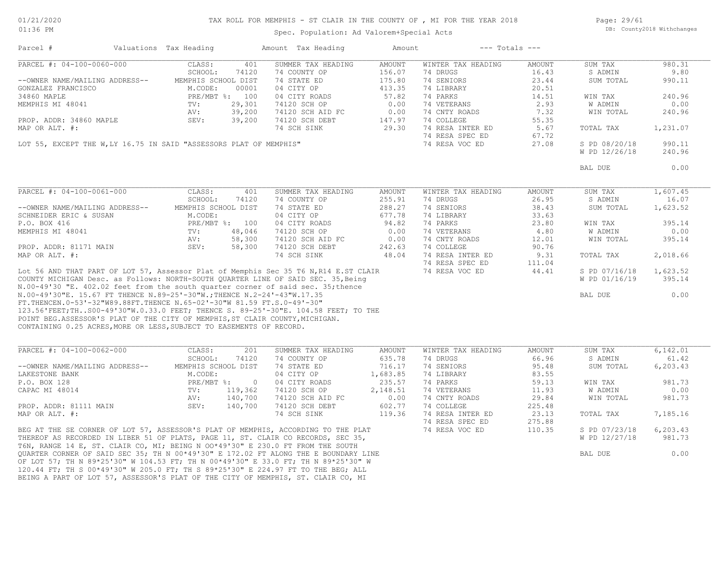# TAX ROLL FOR MEMPHIS - ST CLAIR IN THE COUNTY OF , MI FOR THE YEAR 2018

Spec. Population: Ad Valorem+Special Acts

01/21/2020
01:36 PM

DB: County2018 Withchanges

| Parcel # | Valuations | Tax Heading | Amount | Tax Heading | Amount | --- Totals --- | |
|---|---|---|---|---|---|---|---|

## PARCEL #: 04-100-0060-000

| | | | | | | | |
|---|---|---|---|---|---|---|---|
| CLASS: | 401 | SUMMER TAX HEADING | AMOUNT | WINTER TAX HEADING | AMOUNT | SUM TAX | 980.31 |
| SCHOOL: | 74120 | 74 COUNTY OP | 156.07 | 74 DRUGS | 16.43 | S ADMIN | 9.80 |
| MEMPHIS SCHOOL DIST | | 74 STATE ED | 175.80 | 74 SENIORS | 23.44 | SUM TOTAL | 990.11 |
| M.CODE: | 00001 | 04 CITY OP | 413.35 | 74 LIBRARY | 20.51 | | |
| PRE/MBT %: | 100 | 04 CITY ROADS | 57.82 | 74 PARKS | 14.51 | WIN TAX | 240.96 |
| TV: | 29,301 | 74120 SCH OP | 0.00 | 74 VETERANS | 2.93 | W ADMIN | 0.00 |
| AV: | 39,200 | 74120 SCH AID FC | 0.00 | 74 CNTY ROADS | 7.32 | WIN TOTAL | 240.96 |
| SEV: | 39,200 | 74120 SCH DEBT | 147.97 | 74 COLLEGE | 55.35 | | |
| | | 74 SCH SINK | 29.30 | 74 RESA INTER ED | 5.67 | TOTAL TAX | 1,231.07 |
| | | | | 74 RESA SPEC ED | 67.72 | | |
| | | | | 74 RESA VOC ED | 27.08 | S PD 08/20/18 | 990.11 |
| | | | | | | W PD 12/26/18 | 240.96 |
| | | | | | | BAL DUE | 0.00 |

--OWNER NAME/MAILING ADDRESS--
GONZALEZ FRANCISCO
34860 MAPLE
MEMPHIS MI 48041

PROP. ADDR: 34860 MAPLE
MAP OR ALT. #:

LOT 55, EXCEPT THE W,LY 16.75 IN SAID "ASSESSORS PLAT OF MEMPHIS"

## PARCEL #: 04-100-0061-000

| | | | | | | | |
|---|---|---|---|---|---|---|---|
| CLASS: | 401 | SUMMER TAX HEADING | AMOUNT | WINTER TAX HEADING | AMOUNT | SUM TAX | 1,607.45 |
| SCHOOL: | 74120 | 74 COUNTY OP | 255.91 | 74 DRUGS | 26.95 | S ADMIN | 16.07 |
| MEMPHIS SCHOOL DIST | | 74 STATE ED | 288.27 | 74 SENIORS | 38.43 | SUM TOTAL | 1,623.52 |
| M.CODE: | | 04 CITY OP | 677.78 | 74 LIBRARY | 33.63 | | |
| PRE/MBT %: | 100 | 04 CITY ROADS | 94.82 | 74 PARKS | 23.80 | WIN TAX | 395.14 |
| TV: | 48,046 | 74120 SCH OP | 0.00 | 74 VETERANS | 4.80 | W ADMIN | 0.00 |
| AV: | 58,300 | 74120 SCH AID FC | 0.00 | 74 CNTY ROADS | 12.01 | WIN TOTAL | 395.14 |
| SEV: | 58,300 | 74120 SCH DEBT | 242.63 | 74 COLLEGE | 90.76 | | |
| | | 74 SCH SINK | 48.04 | 74 RESA INTER ED | 9.31 | TOTAL TAX | 2,018.66 |
| | | | | 74 RESA SPEC ED | 111.04 | | |
| | | | | 74 RESA VOC ED | 44.41 | S PD 07/16/18 | 1,623.52 |
| | | | | | | W PD 01/16/19 | 395.14 |
| | | | | | | BAL DUE | 0.00 |

--OWNER NAME/MAILING ADDRESS--
SCHNEIDER ERIC & SUSAN
P.O. BOX 416
MEMPHIS MI 48041

PROP. ADDR: 81171 MAIN
MAP OR ALT. #:

Lot 56 AND THAT PART OF LOT 57, Assessor Plat of Memphis Sec 35 T6 N,R14 E.ST CLAIR COUNTY MICHIGAN Desc. as Follows: NORTH-SOUTH QUARTER LINE OF SAID SEC. 35,Being N.00-49'30 "E. 402.02 feet from the south quarter corner of said sec. 35;thence N.00-49'30"E. 15.67 FT THENCE N.89-25'-30"W.;THENCE N.2-24'-43"W.17.35 FT.THENCEN.0-53'-32"W89.88FT.THENCE N.65-02'-30"W 81.59 FT.S.0-49'-30" 123.56'FEET;TH..S00-49'30"W.0.33.0 FEET; THENCE S. 89-25'-30"E. 104.58 FEET; TO THE POINT BEG.ASSESSOR'S PLAT OF THE CITY OF MEMPHIS,ST CLAIR COUNTY,MICHIGAN. CONTAINING 0.25 ACRES,MORE OR LESS,SUBJECT TO EASEMENTS OF RECORD.

## PARCEL #: 04-100-0062-000

| | | | | | | | |
|---|---|---|---|---|---|---|---|
| CLASS: | 201 | SUMMER TAX HEADING | AMOUNT | WINTER TAX HEADING | AMOUNT | SUM TAX | 6,142.01 |
| SCHOOL: | 74120 | 74 COUNTY OP | 635.78 | 74 DRUGS | 66.96 | S ADMIN | 61.42 |
| MEMPHIS SCHOOL DIST | | 74 STATE ED | 716.17 | 74 SENIORS | 95.48 | SUM TOTAL | 6,203.43 |
| M.CODE: | | 04 CITY OP | 1,683.85 | 74 LIBRARY | 83.55 | | |
| PRE/MBT %: | 0 | 04 CITY ROADS | 235.57 | 74 PARKS | 59.13 | WIN TAX | 981.73 |
| TV: | 119,362 | 74120 SCH OP | 2,148.51 | 74 VETERANS | 11.93 | W ADMIN | 0.00 |
| AV: | 140,700 | 74120 SCH AID FC | 0.00 | 74 CNTY ROADS | 29.84 | WIN TOTAL | 981.73 |
| SEV: | 140,700 | 74120 SCH DEBT | 602.77 | 74 COLLEGE | 225.48 | | |
| | | 74 SCH SINK | 119.36 | 74 RESA INTER ED | 23.13 | TOTAL TAX | 7,185.16 |
| | | | | 74 RESA SPEC ED | 275.88 | | |
| | | | | 74 RESA VOC ED | 110.35 | S PD 07/23/18 | 6,203.43 |
| | | | | | | W PD 12/27/18 | 981.73 |
| | | | | | | BAL DUE | 0.00 |

--OWNER NAME/MAILING ADDRESS--
LAKESTONE BANK
P.O. BOX 128
CAPAC MI 48014

PROP. ADDR: 81111 MAIN
MAP OR ALT. #:

BEG AT THE SE CORNER OF LOT 57, ASSESSOR'S PLAT OF MEMPHIS, ACCORDING TO THE PLAT THEREOF AS RECORDED IN LIBER 51 OF PLATS, PAGE 11, ST. CLAIR CO RECORDS, SEC 35, T6N, RANGE 14 E, ST. CLAIR CO, MI; BEING N OO*49'30" E 230.0 FT FROM THE SOUTH QUARTER CORNER OF SAID SEC 35; TH N 00*49'30" E 172.02 FT ALONG THE E BOUNDARY LINE OF LOT 57; TH N 89*25'30" W 104.53 FT; TH N 00*49'30" E 33.0 FT; TH N 89*25'30" W 120.44 FT; TH S 00*49'30" W 205.0 FT; TH S 89*25'30" E 224.97 FT TO THE BEG; ALL BEING A PART OF LOT 57, ASSESSOR'S PLAT OF THE CITY OF MEMPHIS, ST. CLAIR CO, MI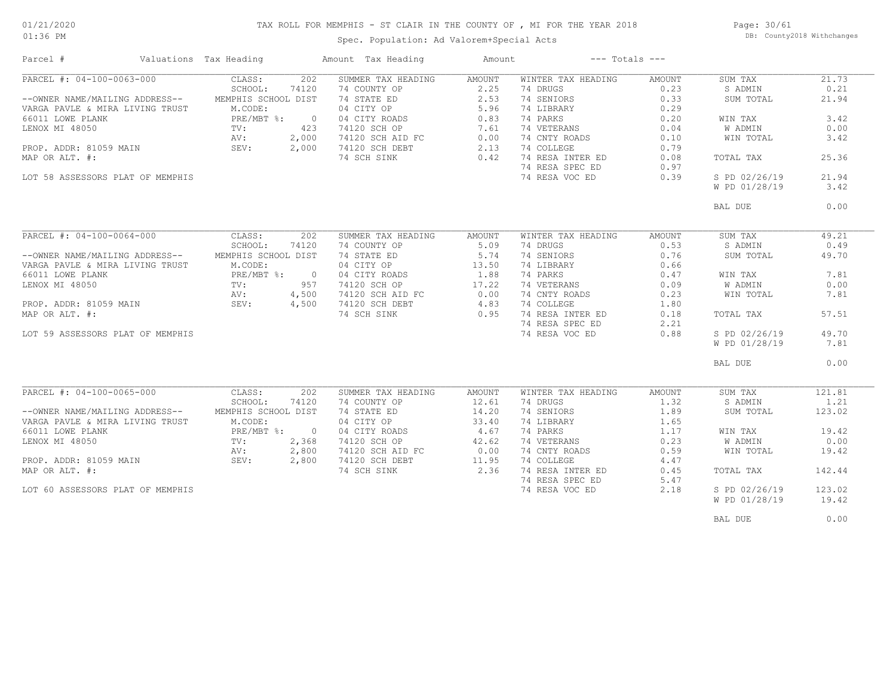# TAX ROLL FOR MEMPHIS - ST CLAIR IN THE COUNTY OF , MI FOR THE YEAR 2018

Spec. Population: Ad Valorem+Special Acts

DB: County2018 Withchanges

01/21/2020 01:36 PM

| Parcel # | Valuations | Tax Heading | Amount | Tax Heading | Amount | --- Totals --- | |
|---|---|---|---|---|---|---|---|
| PARCEL #: 04-100-0063-000 | CLASS: 202 | SUMMER TAX HEADING | AMOUNT | WINTER TAX HEADING | AMOUNT | SUM TAX | 21.73 |
| | SCHOOL: 74120 | 74 COUNTY OP | 2.25 | 74 DRUGS | 0.23 | S ADMIN | 0.21 |
| --OWNER NAME/MAILING ADDRESS-- | MEMPHIS SCHOOL DIST | 74 STATE ED | 2.53 | 74 SENIORS | 0.33 | SUM TOTAL | 21.94 |
| VARGA PAVLE & MIRA LIVING TRUST | M.CODE: | 04 CITY OP | 5.96 | 74 LIBRARY | 0.29 | | |
| 66011 LOWE PLANK | PRE/MBT %: 0 | 04 CITY ROADS | 0.83 | 74 PARKS | 0.20 | WIN TAX | 3.42 |
| LENOX MI 48050 | TV: 423 | 74120 SCH OP | 7.61 | 74 VETERANS | 0.04 | W ADMIN | 0.00 |
| | AV: 2,000 | 74120 SCH AID FC | 0.00 | 74 CNTY ROADS | 0.10 | WIN TOTAL | 3.42 |
| PROP. ADDR: 81059 MAIN | SEV: 2,000 | 74120 SCH DEBT | 2.13 | 74 COLLEGE | 0.79 | | |
| MAP OR ALT. #: | | 74 SCH SINK | 0.42 | 74 RESA INTER ED | 0.08 | TOTAL TAX | 25.36 |
| | | | | 74 RESA SPEC ED | 0.97 | | |
| LOT 58 ASSESSORS PLAT OF MEMPHIS | | | | 74 RESA VOC ED | 0.39 | S PD 02/26/19 | 21.94 |
| | | | | | | W PD 01/28/19 | 3.42 |
| | | | | | | BAL DUE | 0.00 |
| PARCEL #: 04-100-0064-000 | CLASS: 202 | SUMMER TAX HEADING | AMOUNT | WINTER TAX HEADING | AMOUNT | SUM TAX | 49.21 |
| | SCHOOL: 74120 | 74 COUNTY OP | 5.09 | 74 DRUGS | 0.53 | S ADMIN | 0.49 |
| --OWNER NAME/MAILING ADDRESS-- | MEMPHIS SCHOOL DIST | 74 STATE ED | 5.74 | 74 SENIORS | 0.76 | SUM TOTAL | 49.70 |
| VARGA PAVLE & MIRA LIVING TRUST | M.CODE: | 04 CITY OP | 13.50 | 74 LIBRARY | 0.66 | | |
| 66011 LOWE PLANK | PRE/MBT %: 0 | 04 CITY ROADS | 1.88 | 74 PARKS | 0.47 | WIN TAX | 7.81 |
| LENOX MI 48050 | TV: 957 | 74120 SCH OP | 17.22 | 74 VETERANS | 0.09 | W ADMIN | 0.00 |
| | AV: 4,500 | 74120 SCH AID FC | 0.00 | 74 CNTY ROADS | 0.23 | WIN TOTAL | 7.81 |
| PROP. ADDR: 81059 MAIN | SEV: 4,500 | 74120 SCH DEBT | 4.83 | 74 COLLEGE | 1.80 | | |
| MAP OR ALT. #: | | 74 SCH SINK | 0.95 | 74 RESA INTER ED | 0.18 | TOTAL TAX | 57.51 |
| | | | | 74 RESA SPEC ED | 2.21 | | |
| LOT 59 ASSESSORS PLAT OF MEMPHIS | | | | 74 RESA VOC ED | 0.88 | S PD 02/26/19 | 49.70 |
| | | | | | | W PD 01/28/19 | 7.81 |
| | | | | | | BAL DUE | 0.00 |
| PARCEL #: 04-100-0065-000 | CLASS: 202 | SUMMER TAX HEADING | AMOUNT | WINTER TAX HEADING | AMOUNT | SUM TAX | 121.81 |
| | SCHOOL: 74120 | 74 COUNTY OP | 12.61 | 74 DRUGS | 1.32 | S ADMIN | 1.21 |
| --OWNER NAME/MAILING ADDRESS-- | MEMPHIS SCHOOL DIST | 74 STATE ED | 14.20 | 74 SENIORS | 1.89 | SUM TOTAL | 123.02 |
| VARGA PAVLE & MIRA LIVING TRUST | M.CODE: | 04 CITY OP | 33.40 | 74 LIBRARY | 1.65 | | |
| 66011 LOWE PLANK | PRE/MBT %: 0 | 04 CITY ROADS | 4.67 | 74 PARKS | 1.17 | WIN TAX | 19.42 |
| LENOX MI 48050 | TV: 2,368 | 74120 SCH OP | 42.62 | 74 VETERANS | 0.23 | W ADMIN | 0.00 |
| | AV: 2,800 | 74120 SCH AID FC | 0.00 | 74 CNTY ROADS | 0.59 | WIN TOTAL | 19.42 |
| PROP. ADDR: 81059 MAIN | SEV: 2,800 | 74120 SCH DEBT | 11.95 | 74 COLLEGE | 4.47 | | |
| MAP OR ALT. #: | | 74 SCH SINK | 2.36 | 74 RESA INTER ED | 0.45 | TOTAL TAX | 142.44 |
| | | | | 74 RESA SPEC ED | 5.47 | | |
| LOT 60 ASSESSORS PLAT OF MEMPHIS | | | | 74 RESA VOC ED | 2.18 | S PD 02/26/19 | 123.02 |
| | | | | | | W PD 01/28/19 | 19.42 |
| | | | | | | BAL DUE | 0.00 |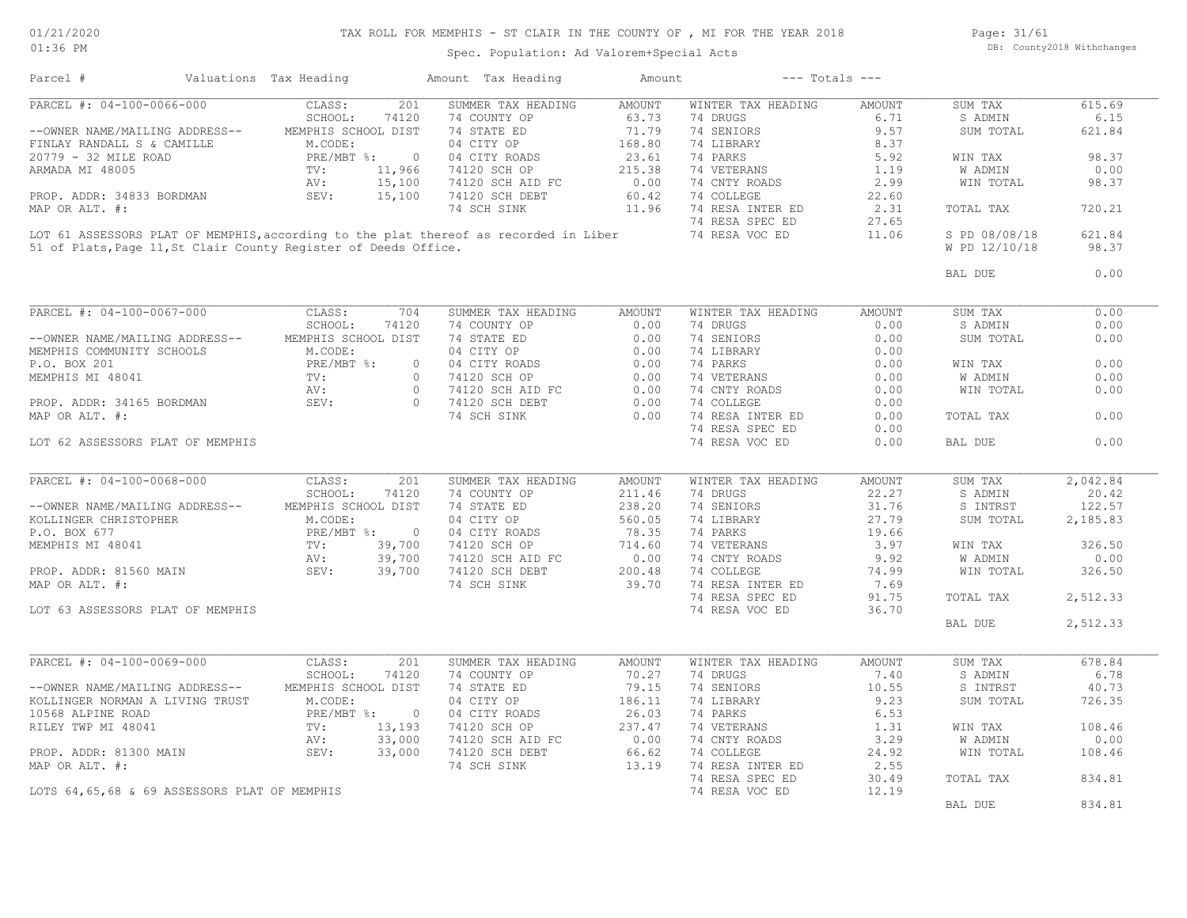# TAX ROLL FOR MEMPHIS - ST CLAIR IN THE COUNTY OF , MI FOR THE YEAR 2018

Spec. Population: Ad Valorem+Special Acts

01/21/2020 01:36 PM — DB: County2018 Withchanges

| Parcel # | Valuations | Tax Heading | Amount | Tax Heading | Amount | --- Totals --- | |
|---|---|---|---|---|---|---|---|

## PARCEL #: 04-100-0066-000

| | Valuations | | Summer Tax Heading | Amount | Winter Tax Heading | Amount | Totals | |
|---|---|---|---|---|---|---|---|---|
| | CLASS: | 201 | SUMMER TAX HEADING | AMOUNT | WINTER TAX HEADING | AMOUNT | SUM TAX | 615.69 |
| | SCHOOL: | 74120 | 74 COUNTY OP | 63.73 | 74 DRUGS | 6.71 | S ADMIN | 6.15 |
| --OWNER NAME/MAILING ADDRESS-- | MEMPHIS SCHOOL DIST | | 74 STATE ED | 71.79 | 74 SENIORS | 9.57 | SUM TOTAL | 621.84 |
| FINLAY RANDALL S & CAMILLE | M.CODE: | | 04 CITY OP | 168.80 | 74 LIBRARY | 8.37 | | |
| 20779 - 32 MILE ROAD | PRE/MBT %: | 0 | 04 CITY ROADS | 23.61 | 74 PARKS | 5.92 | WIN TAX | 98.37 |
| ARMADA MI 48005 | TV: | 11,966 | 74120 SCH OP | 215.38 | 74 VETERANS | 1.19 | W ADMIN | 0.00 |
| | AV: | 15,100 | 74120 SCH AID FC | 0.00 | 74 CNTY ROADS | 2.99 | WIN TOTAL | 98.37 |
| PROP. ADDR: 34833 BORDMAN | SEV: | 15,100 | 74120 SCH DEBT | 60.42 | 74 COLLEGE | 22.60 | | |
| MAP OR ALT. #: | | | 74 SCH SINK | 11.96 | 74 RESA INTER ED | 2.31 | TOTAL TAX | 720.21 |
| | | | | | 74 RESA SPEC ED | 27.65 | | |
| | | | | | 74 RESA VOC ED | 11.06 | S PD 08/08/18 | 621.84 |
| | | | | | | | W PD 12/10/18 | 98.37 |
| | | | | | | | BAL DUE | 0.00 |

LOT 61 ASSESSORS PLAT OF MEMPHIS,according to the plat thereof as recorded in Liber 51 of Plats,Page 11,St Clair County Register of Deeds Office.

## PARCEL #: 04-100-0067-000

| | Valuations | | Summer Tax Heading | Amount | Winter Tax Heading | Amount | Totals | |
|---|---|---|---|---|---|---|---|---|
| | CLASS: | 704 | SUMMER TAX HEADING | AMOUNT | WINTER TAX HEADING | AMOUNT | SUM TAX | 0.00 |
| | SCHOOL: | 74120 | 74 COUNTY OP | 0.00 | 74 DRUGS | 0.00 | S ADMIN | 0.00 |
| --OWNER NAME/MAILING ADDRESS-- | MEMPHIS SCHOOL DIST | | 74 STATE ED | 0.00 | 74 SENIORS | 0.00 | SUM TOTAL | 0.00 |
| MEMPHIS COMMUNITY SCHOOLS | M.CODE: | | 04 CITY OP | 0.00 | 74 LIBRARY | 0.00 | | |
| P.O. BOX 201 | PRE/MBT %: | 0 | 04 CITY ROADS | 0.00 | 74 PARKS | 0.00 | WIN TAX | 0.00 |
| MEMPHIS MI 48041 | TV: | 0 | 74120 SCH OP | 0.00 | 74 VETERANS | 0.00 | W ADMIN | 0.00 |
| | AV: | 0 | 74120 SCH AID FC | 0.00 | 74 CNTY ROADS | 0.00 | WIN TOTAL | 0.00 |
| PROP. ADDR: 34165 BORDMAN | SEV: | 0 | 74120 SCH DEBT | 0.00 | 74 COLLEGE | 0.00 | | |
| MAP OR ALT. #: | | | 74 SCH SINK | 0.00 | 74 RESA INTER ED | 0.00 | TOTAL TAX | 0.00 |
| | | | | | 74 RESA SPEC ED | 0.00 | | |
| | | | | | 74 RESA VOC ED | 0.00 | BAL DUE | 0.00 |

LOT 62 ASSESSORS PLAT OF MEMPHIS

## PARCEL #: 04-100-0068-000

| | Valuations | | Summer Tax Heading | Amount | Winter Tax Heading | Amount | Totals | |
|---|---|---|---|---|---|---|---|---|
| | CLASS: | 201 | SUMMER TAX HEADING | AMOUNT | WINTER TAX HEADING | AMOUNT | SUM TAX | 2,042.84 |
| | SCHOOL: | 74120 | 74 COUNTY OP | 211.46 | 74 DRUGS | 22.27 | S ADMIN | 20.42 |
| --OWNER NAME/MAILING ADDRESS-- | MEMPHIS SCHOOL DIST | | 74 STATE ED | 238.20 | 74 SENIORS | 31.76 | S INTRST | 122.57 |
| KOLLINGER CHRISTOPHER | M.CODE: | | 04 CITY OP | 560.05 | 74 LIBRARY | 27.79 | SUM TOTAL | 2,185.83 |
| P.O. BOX 677 | PRE/MBT %: | 0 | 04 CITY ROADS | 78.35 | 74 PARKS | 19.66 | | |
| MEMPHIS MI 48041 | TV: | 39,700 | 74120 SCH OP | 714.60 | 74 VETERANS | 3.97 | WIN TAX | 326.50 |
| | AV: | 39,700 | 74120 SCH AID FC | 0.00 | 74 CNTY ROADS | 9.92 | W ADMIN | 0.00 |
| PROP. ADDR: 81560 MAIN | SEV: | 39,700 | 74120 SCH DEBT | 200.48 | 74 COLLEGE | 74.99 | WIN TOTAL | 326.50 |
| MAP OR ALT. #: | | | 74 SCH SINK | 39.70 | 74 RESA INTER ED | 7.69 | | |
| | | | | | 74 RESA SPEC ED | 91.75 | TOTAL TAX | 2,512.33 |
| | | | | | 74 RESA VOC ED | 36.70 | | |
| | | | | | | | BAL DUE | 2,512.33 |

LOT 63 ASSESSORS PLAT OF MEMPHIS

## PARCEL #: 04-100-0069-000

| | Valuations | | Summer Tax Heading | Amount | Winter Tax Heading | Amount | Totals | |
|---|---|---|---|---|---|---|---|---|
| | CLASS: | 201 | SUMMER TAX HEADING | AMOUNT | WINTER TAX HEADING | AMOUNT | SUM TAX | 678.84 |
| | SCHOOL: | 74120 | 74 COUNTY OP | 70.27 | 74 DRUGS | 7.40 | S ADMIN | 6.78 |
| --OWNER NAME/MAILING ADDRESS-- | MEMPHIS SCHOOL DIST | | 74 STATE ED | 79.15 | 74 SENIORS | 10.55 | S INTRST | 40.73 |
| KOLLINGER NORMAN A LIVING TRUST | M.CODE: | | 04 CITY OP | 186.11 | 74 LIBRARY | 9.23 | SUM TOTAL | 726.35 |
| 10568 ALPINE ROAD | PRE/MBT %: | 0 | 04 CITY ROADS | 26.03 | 74 PARKS | 6.53 | | |
| RILEY TWP MI 48041 | TV: | 13,193 | 74120 SCH OP | 237.47 | 74 VETERANS | 1.31 | WIN TAX | 108.46 |
| | AV: | 33,000 | 74120 SCH AID FC | 0.00 | 74 CNTY ROADS | 3.29 | W ADMIN | 0.00 |
| PROP. ADDR: 81300 MAIN | SEV: | 33,000 | 74120 SCH DEBT | 66.62 | 74 COLLEGE | 24.92 | WIN TOTAL | 108.46 |
| MAP OR ALT. #: | | | 74 SCH SINK | 13.19 | 74 RESA INTER ED | 2.55 | | |
| | | | | | 74 RESA SPEC ED | 30.49 | TOTAL TAX | 834.81 |
| | | | | | 74 RESA VOC ED | 12.19 | | |
| | | | | | | | BAL DUE | 834.81 |

LOTS 64,65,68 & 69 ASSESSORS PLAT OF MEMPHIS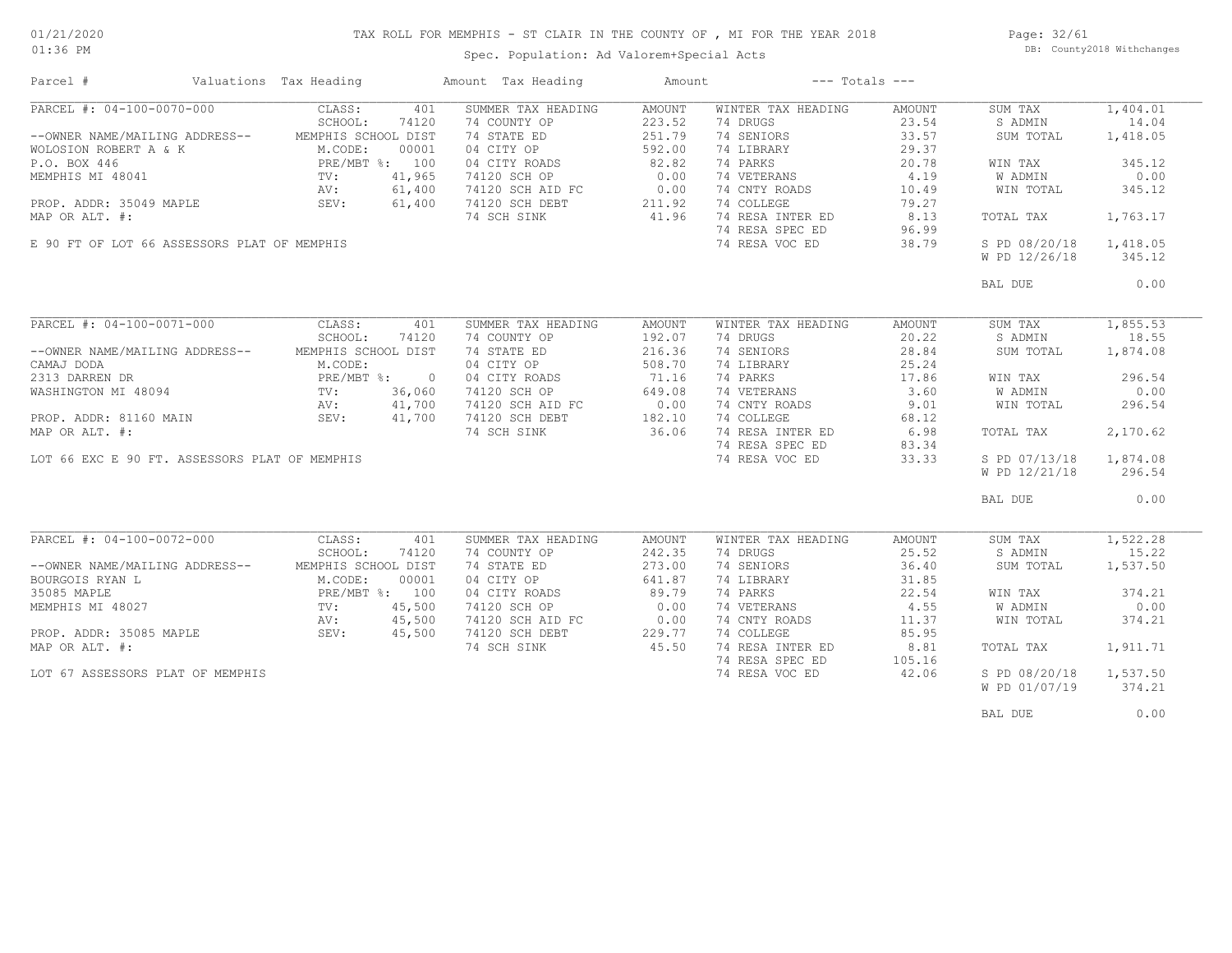# TAX ROLL FOR MEMPHIS - ST CLAIR IN THE COUNTY OF , MI FOR THE YEAR 2018

Spec. Population: Ad Valorem+Special Acts

DB: County2018 Withchanges

01/21/2020
01:36 PM

| Parcel # | Valuations | Tax Heading | Amount | Tax Heading | Amount | --- Totals --- | |
|---|---|---|---|---|---|---|---|

## PARCEL #: 04-100-0070-000

| | | | | | | | |
|---|---|---|---|---|---|---|---|
| | CLASS: 401 | SUMMER TAX HEADING | AMOUNT | WINTER TAX HEADING | AMOUNT | SUM TAX | 1,404.01 |
| | SCHOOL: 74120 | 74 COUNTY OP | 223.52 | 74 DRUGS | 23.54 | S ADMIN | 14.04 |
| --OWNER NAME/MAILING ADDRESS-- | MEMPHIS SCHOOL DIST | 74 STATE ED | 251.79 | 74 SENIORS | 33.57 | SUM TOTAL | 1,418.05 |
| WOLOSION ROBERT A & K | M.CODE: 00001 | 04 CITY OP | 592.00 | 74 LIBRARY | 29.37 | | |
| P.O. BOX 446 | PRE/MBT %: 100 | 04 CITY ROADS | 82.82 | 74 PARKS | 20.78 | WIN TAX | 345.12 |
| MEMPHIS MI 48041 | TV: 41,965 | 74120 SCH OP | 0.00 | 74 VETERANS | 4.19 | W ADMIN | 0.00 |
| | AV: 61,400 | 74120 SCH AID FC | 0.00 | 74 CNTY ROADS | 10.49 | WIN TOTAL | 345.12 |
| PROP. ADDR: 35049 MAPLE | SEV: 61,400 | 74120 SCH DEBT | 211.92 | 74 COLLEGE | 79.27 | | |
| MAP OR ALT. #: | | 74 SCH SINK | 41.96 | 74 RESA INTER ED | 8.13 | TOTAL TAX | 1,763.17 |
| | | | | 74 RESA SPEC ED | 96.99 | | |
| E 90 FT OF LOT 66 ASSESSORS PLAT OF MEMPHIS | | | | 74 RESA VOC ED | 38.79 | S PD 08/20/18 | 1,418.05 |
| | | | | | | W PD 12/26/18 | 345.12 |
| | | | | | | BAL DUE | 0.00 |

## PARCEL #: 04-100-0071-000

| | | | | | | | |
|---|---|---|---|---|---|---|---|
| | CLASS: 401 | SUMMER TAX HEADING | AMOUNT | WINTER TAX HEADING | AMOUNT | SUM TAX | 1,855.53 |
| | SCHOOL: 74120 | 74 COUNTY OP | 192.07 | 74 DRUGS | 20.22 | S ADMIN | 18.55 |
| --OWNER NAME/MAILING ADDRESS-- | MEMPHIS SCHOOL DIST | 74 STATE ED | 216.36 | 74 SENIORS | 28.84 | SUM TOTAL | 1,874.08 |
| CAMAJ DODA | M.CODE: | 04 CITY OP | 508.70 | 74 LIBRARY | 25.24 | | |
| 2313 DARREN DR | PRE/MBT %: 0 | 04 CITY ROADS | 71.16 | 74 PARKS | 17.86 | WIN TAX | 296.54 |
| WASHINGTON MI 48094 | TV: 36,060 | 74120 SCH OP | 649.08 | 74 VETERANS | 3.60 | W ADMIN | 0.00 |
| | AV: 41,700 | 74120 SCH AID FC | 0.00 | 74 CNTY ROADS | 9.01 | WIN TOTAL | 296.54 |
| PROP. ADDR: 81160 MAIN | SEV: 41,700 | 74120 SCH DEBT | 182.10 | 74 COLLEGE | 68.12 | | |
| MAP OR ALT. #: | | 74 SCH SINK | 36.06 | 74 RESA INTER ED | 6.98 | TOTAL TAX | 2,170.62 |
| | | | | 74 RESA SPEC ED | 83.34 | | |
| LOT 66 EXC E 90 FT. ASSESSORS PLAT OF MEMPHIS | | | | 74 RESA VOC ED | 33.33 | S PD 07/13/18 | 1,874.08 |
| | | | | | | W PD 12/21/18 | 296.54 |
| | | | | | | BAL DUE | 0.00 |

## PARCEL #: 04-100-0072-000

| | | | | | | | |
|---|---|---|---|---|---|---|---|
| | CLASS: 401 | SUMMER TAX HEADING | AMOUNT | WINTER TAX HEADING | AMOUNT | SUM TAX | 1,522.28 |
| | SCHOOL: 74120 | 74 COUNTY OP | 242.35 | 74 DRUGS | 25.52 | S ADMIN | 15.22 |
| --OWNER NAME/MAILING ADDRESS-- | MEMPHIS SCHOOL DIST | 74 STATE ED | 273.00 | 74 SENIORS | 36.40 | SUM TOTAL | 1,537.50 |
| BOURGOIS RYAN L | M.CODE: 00001 | 04 CITY OP | 641.87 | 74 LIBRARY | 31.85 | | |
| 35085 MAPLE | PRE/MBT %: 100 | 04 CITY ROADS | 89.79 | 74 PARKS | 22.54 | WIN TAX | 374.21 |
| MEMPHIS MI 48027 | TV: 45,500 | 74120 SCH OP | 0.00 | 74 VETERANS | 4.55 | W ADMIN | 0.00 |
| | AV: 45,500 | 74120 SCH AID FC | 0.00 | 74 CNTY ROADS | 11.37 | WIN TOTAL | 374.21 |
| PROP. ADDR: 35085 MAPLE | SEV: 45,500 | 74120 SCH DEBT | 229.77 | 74 COLLEGE | 85.95 | | |
| MAP OR ALT. #: | | 74 SCH SINK | 45.50 | 74 RESA INTER ED | 8.81 | TOTAL TAX | 1,911.71 |
| | | | | 74 RESA SPEC ED | 105.16 | | |
| LOT 67 ASSESSORS PLAT OF MEMPHIS | | | | 74 RESA VOC ED | 42.06 | S PD 08/20/18 | 1,537.50 |
| | | | | | | W PD 01/07/19 | 374.21 |
| | | | | | | BAL DUE | 0.00 |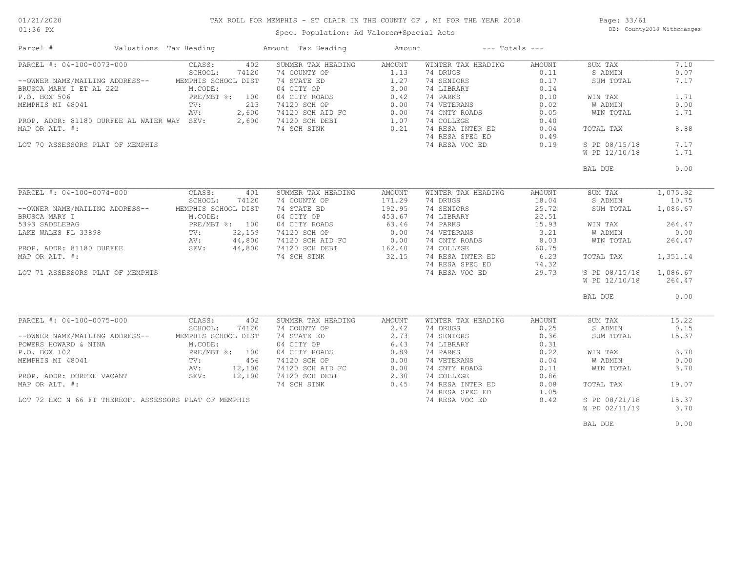# TAX ROLL FOR MEMPHIS - ST CLAIR IN THE COUNTY OF , MI FOR THE YEAR 2018

Spec. Population: Ad Valorem+Special Acts

DB: County2018 Withchanges

01/21/2020
01:36 PM

| Parcel # | Valuations | Tax Heading | Amount | Tax Heading | Amount | --- Totals --- | |
|---|---|---|---|---|---|---|---|
| PARCEL #: 04-100-0073-000 | CLASS: 402 | SUMMER TAX HEADING | AMOUNT | WINTER TAX HEADING | AMOUNT | SUM TAX | 7.10 |
| | SCHOOL: 74120 | 74 COUNTY OP | 1.13 | 74 DRUGS | 0.11 | S ADMIN | 0.07 |
| --OWNER NAME/MAILING ADDRESS-- | MEMPHIS SCHOOL DIST | 74 STATE ED | 1.27 | 74 SENIORS | 0.17 | SUM TOTAL | 7.17 |
| BRUSCA MARY I ET AL 222 | M.CODE: | 04 CITY OP | 3.00 | 74 LIBRARY | 0.14 | | |
| P.O. BOX 506 | PRE/MBT %: 100 | 04 CITY ROADS | 0.42 | 74 PARKS | 0.10 | WIN TAX | 1.71 |
| MEMPHIS MI 48041 | TV: 213 | 74120 SCH OP | 0.00 | 74 VETERANS | 0.02 | W ADMIN | 0.00 |
| | AV: 2,600 | 74120 SCH AID FC | 0.00 | 74 CNTY ROADS | 0.05 | WIN TOTAL | 1.71 |
| PROP. ADDR: 81180 DURFEE AL WATER WAY | SEV: 2,600 | 74120 SCH DEBT | 1.07 | 74 COLLEGE | 0.40 | | |
| MAP OR ALT. #: | | 74 SCH SINK | 0.21 | 74 RESA INTER ED | 0.04 | TOTAL TAX | 8.88 |
| | | | | 74 RESA SPEC ED | 0.49 | | |
| LOT 70 ASSESSORS PLAT OF MEMPHIS | | | | 74 RESA VOC ED | 0.19 | S PD 08/15/18 | 7.17 |
| | | | | | | W PD 12/10/18 | 1.71 |
| | | | | | | BAL DUE | 0.00 |
| PARCEL #: 04-100-0074-000 | CLASS: 401 | SUMMER TAX HEADING | AMOUNT | WINTER TAX HEADING | AMOUNT | SUM TAX | 1,075.92 |
| | SCHOOL: 74120 | 74 COUNTY OP | 171.29 | 74 DRUGS | 18.04 | S ADMIN | 10.75 |
| --OWNER NAME/MAILING ADDRESS-- | MEMPHIS SCHOOL DIST | 74 STATE ED | 192.95 | 74 SENIORS | 25.72 | SUM TOTAL | 1,086.67 |
| BRUSCA MARY I | M.CODE: | 04 CITY OP | 453.67 | 74 LIBRARY | 22.51 | | |
| 5393 SADDLEBAG | PRE/MBT %: 100 | 04 CITY ROADS | 63.46 | 74 PARKS | 15.93 | WIN TAX | 264.47 |
| LAKE WALES FL 33898 | TV: 32,159 | 74120 SCH OP | 0.00 | 74 VETERANS | 3.21 | W ADMIN | 0.00 |
| | AV: 44,800 | 74120 SCH AID FC | 0.00 | 74 CNTY ROADS | 8.03 | WIN TOTAL | 264.47 |
| PROP. ADDR: 81180 DURFEE | SEV: 44,800 | 74120 SCH DEBT | 162.40 | 74 COLLEGE | 60.75 | | |
| MAP OR ALT. #: | | 74 SCH SINK | 32.15 | 74 RESA INTER ED | 6.23 | TOTAL TAX | 1,351.14 |
| | | | | 74 RESA SPEC ED | 74.32 | | |
| LOT 71 ASSESSORS PLAT OF MEMPHIS | | | | 74 RESA VOC ED | 29.73 | S PD 08/15/18 | 1,086.67 |
| | | | | | | W PD 12/10/18 | 264.47 |
| | | | | | | BAL DUE | 0.00 |
| PARCEL #: 04-100-0075-000 | CLASS: 402 | SUMMER TAX HEADING | AMOUNT | WINTER TAX HEADING | AMOUNT | SUM TAX | 15.22 |
| | SCHOOL: 74120 | 74 COUNTY OP | 2.42 | 74 DRUGS | 0.25 | S ADMIN | 0.15 |
| --OWNER NAME/MAILING ADDRESS-- | MEMPHIS SCHOOL DIST | 74 STATE ED | 2.73 | 74 SENIORS | 0.36 | SUM TOTAL | 15.37 |
| POWERS HOWARD & NINA | M.CODE: | 04 CITY OP | 6.43 | 74 LIBRARY | 0.31 | | |
| P.O. BOX 102 | PRE/MBT %: 100 | 04 CITY ROADS | 0.89 | 74 PARKS | 0.22 | WIN TAX | 3.70 |
| MEMPHIS MI 48041 | TV: 456 | 74120 SCH OP | 0.00 | 74 VETERANS | 0.04 | W ADMIN | 0.00 |
| | AV: 12,100 | 74120 SCH AID FC | 0.00 | 74 CNTY ROADS | 0.11 | WIN TOTAL | 3.70 |
| PROP. ADDR: DURFEE VACANT | SEV: 12,100 | 74120 SCH DEBT | 2.30 | 74 COLLEGE | 0.86 | | |
| MAP OR ALT. #: | | 74 SCH SINK | 0.45 | 74 RESA INTER ED | 0.08 | TOTAL TAX | 19.07 |
| | | | | 74 RESA SPEC ED | 1.05 | | |
| LOT 72 EXC N 66 FT THEREOF. ASSESSORS PLAT OF MEMPHIS | | | | 74 RESA VOC ED | 0.42 | S PD 08/21/18 | 15.37 |
| | | | | | | W PD 02/11/19 | 3.70 |
| | | | | | | BAL DUE | 0.00 |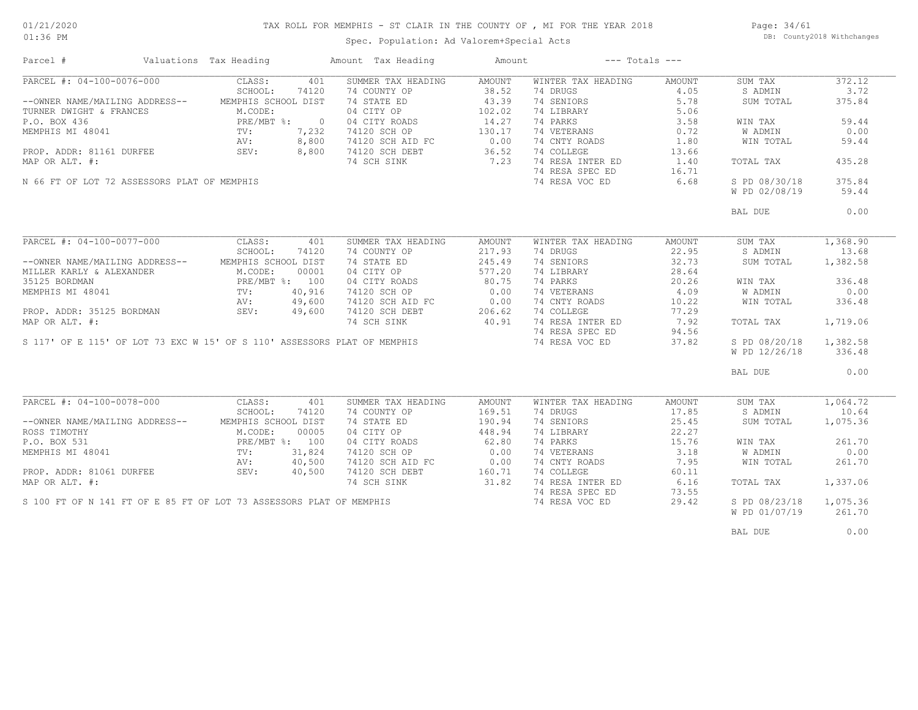TAX ROLL FOR MEMPHIS - ST CLAIR IN THE COUNTY OF , MI FOR THE YEAR 2018

Spec. Population: Ad Valorem+Special Acts

| Parcel # | Valuations | Tax Heading | Amount | Tax Heading | Amount | --- Totals --- | |
|---|---|---|---|---|---|---|---|
| PARCEL #: 04-100-0076-000 | CLASS: 401 | SUMMER TAX HEADING | AMOUNT | WINTER TAX HEADING | AMOUNT | SUM TAX | 372.12 |
| | SCHOOL: 74120 | 74 COUNTY OP | 38.52 | 74 DRUGS | 4.05 | S ADMIN | 3.72 |
| --OWNER NAME/MAILING ADDRESS-- | MEMPHIS SCHOOL DIST | 74 STATE ED | 43.39 | 74 SENIORS | 5.78 | SUM TOTAL | 375.84 |
| TURNER DWIGHT & FRANCES | M.CODE: | 04 CITY OP | 102.02 | 74 LIBRARY | 5.06 | | |
| P.O. BOX 436 | PRE/MBT %: 0 | 04 CITY ROADS | 14.27 | 74 PARKS | 3.58 | WIN TAX | 59.44 |
| MEMPHIS MI 48041 | TV: 7,232 | 74120 SCH OP | 130.17 | 74 VETERANS | 0.72 | W ADMIN | 0.00 |
| | AV: 8,800 | 74120 SCH AID FC | 0.00 | 74 CNTY ROADS | 1.80 | WIN TOTAL | 59.44 |
| PROP. ADDR: 81161 DURFEE | SEV: 8,800 | 74120 SCH DEBT | 36.52 | 74 COLLEGE | 13.66 | | |
| MAP OR ALT. #: | | 74 SCH SINK | 7.23 | 74 RESA INTER ED | 1.40 | TOTAL TAX | 435.28 |
| | | | | 74 RESA SPEC ED | 16.71 | | |
| N 66 FT OF LOT 72 ASSESSORS PLAT OF MEMPHIS | | | | 74 RESA VOC ED | 6.68 | S PD 08/30/18 | 375.84 |
| | | | | | | W PD 02/08/19 | 59.44 |
| | | | | | | BAL DUE | 0.00 |
| PARCEL #: 04-100-0077-000 | CLASS: 401 | SUMMER TAX HEADING | AMOUNT | WINTER TAX HEADING | AMOUNT | SUM TAX | 1,368.90 |
| | SCHOOL: 74120 | 74 COUNTY OP | 217.93 | 74 DRUGS | 22.95 | S ADMIN | 13.68 |
| --OWNER NAME/MAILING ADDRESS-- | MEMPHIS SCHOOL DIST | 74 STATE ED | 245.49 | 74 SENIORS | 32.73 | SUM TOTAL | 1,382.58 |
| MILLER KARLY & ALEXANDER | M.CODE: 00001 | 04 CITY OP | 577.20 | 74 LIBRARY | 28.64 | | |
| 35125 BORDMAN | PRE/MBT %: 100 | 04 CITY ROADS | 80.75 | 74 PARKS | 20.26 | WIN TAX | 336.48 |
| MEMPHIS MI 48041 | TV: 40,916 | 74120 SCH OP | 0.00 | 74 VETERANS | 4.09 | W ADMIN | 0.00 |
| | AV: 49,600 | 74120 SCH AID FC | 0.00 | 74 CNTY ROADS | 10.22 | WIN TOTAL | 336.48 |
| PROP. ADDR: 35125 BORDMAN | SEV: 49,600 | 74120 SCH DEBT | 206.62 | 74 COLLEGE | 77.29 | | |
| MAP OR ALT. #: | | 74 SCH SINK | 40.91 | 74 RESA INTER ED | 7.92 | TOTAL TAX | 1,719.06 |
| | | | | 74 RESA SPEC ED | 94.56 | | |
| S 117' OF E 115' OF LOT 73 EXC W 15' OF S 110' ASSESSORS PLAT OF MEMPHIS | | | | 74 RESA VOC ED | 37.82 | S PD 08/20/18 | 1,382.58 |
| | | | | | | W PD 12/26/18 | 336.48 |
| | | | | | | BAL DUE | 0.00 |
| PARCEL #: 04-100-0078-000 | CLASS: 401 | SUMMER TAX HEADING | AMOUNT | WINTER TAX HEADING | AMOUNT | SUM TAX | 1,064.72 |
| | SCHOOL: 74120 | 74 COUNTY OP | 169.51 | 74 DRUGS | 17.85 | S ADMIN | 10.64 |
| --OWNER NAME/MAILING ADDRESS-- | MEMPHIS SCHOOL DIST | 74 STATE ED | 190.94 | 74 SENIORS | 25.45 | SUM TOTAL | 1,075.36 |
| ROSS TIMOTHY | M.CODE: 00005 | 04 CITY OP | 448.94 | 74 LIBRARY | 22.27 | | |
| P.O. BOX 531 | PRE/MBT %: 100 | 04 CITY ROADS | 62.80 | 74 PARKS | 15.76 | WIN TAX | 261.70 |
| MEMPHIS MI 48041 | TV: 31,824 | 74120 SCH OP | 0.00 | 74 VETERANS | 3.18 | W ADMIN | 0.00 |
| | AV: 40,500 | 74120 SCH AID FC | 0.00 | 74 CNTY ROADS | 7.95 | WIN TOTAL | 261.70 |
| PROP. ADDR: 81061 DURFEE | SEV: 40,500 | 74120 SCH DEBT | 160.71 | 74 COLLEGE | 60.11 | | |
| MAP OR ALT. #: | | 74 SCH SINK | 31.82 | 74 RESA INTER ED | 6.16 | TOTAL TAX | 1,337.06 |
| | | | | 74 RESA SPEC ED | 73.55 | | |
| S 100 FT OF N 141 FT OF E 85 FT OF LOT 73 ASSESSORS PLAT OF MEMPHIS | | | | 74 RESA VOC ED | 29.42 | S PD 08/23/18 | 1,075.36 |
| | | | | | | W PD 01/07/19 | 261.70 |
| | | | | | | BAL DUE | 0.00 |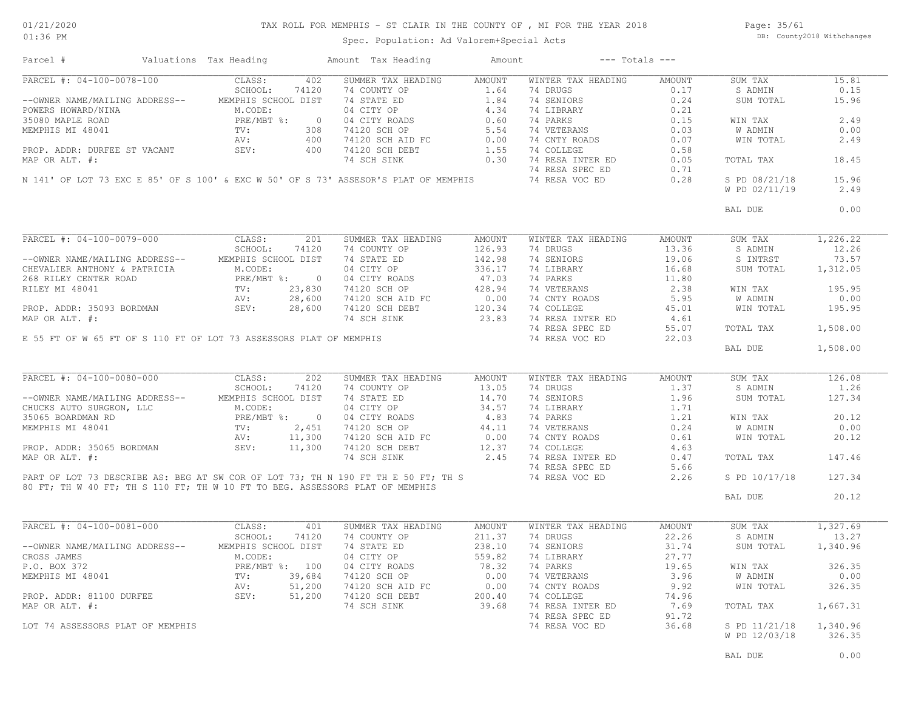# TAX ROLL FOR MEMPHIS - ST CLAIR IN THE COUNTY OF , MI FOR THE YEAR 2018

Spec. Population: Ad Valorem+Special Acts

DB: County2018 Withchanges

| Parcel # | Valuations | Tax Heading | Amount | Tax Heading | Amount | --- Totals --- | |
|---|---|---|---|---|---|---|---|

## PARCEL #: 04-100-0078-100

| Parcel Info | Valuations | Summer Tax Heading | Amount | Winter Tax Heading | Amount | Totals | |
|---|---|---|---|---|---|---|---|
| | CLASS: 402 | SUMMER TAX HEADING | AMOUNT | WINTER TAX HEADING | AMOUNT | SUM TAX | 15.81 |
| | SCHOOL: 74120 | 74 COUNTY OP | 1.64 | 74 DRUGS | 0.17 | S ADMIN | 0.15 |
| --OWNER NAME/MAILING ADDRESS-- | MEMPHIS SCHOOL DIST | 74 STATE ED | 1.84 | 74 SENIORS | 0.24 | SUM TOTAL | 15.96 |
| POWERS HOWARD/NINA | M.CODE: | 04 CITY OP | 4.34 | 74 LIBRARY | 0.21 | | |
| 35080 MAPLE ROAD | PRE/MBT %: 0 | 04 CITY ROADS | 0.60 | 74 PARKS | 0.15 | WIN TAX | 2.49 |
| MEMPHIS MI 48041 | TV: 308 | 74120 SCH OP | 5.54 | 74 VETERANS | 0.03 | W ADMIN | 0.00 |
| | AV: 400 | 74120 SCH AID FC | 0.00 | 74 CNTY ROADS | 0.07 | WIN TOTAL | 2.49 |
| PROP. ADDR: DURFEE ST VACANT | SEV: 400 | 74120 SCH DEBT | 1.55 | 74 COLLEGE | 0.58 | | |
| MAP OR ALT. #: | | 74 SCH SINK | 0.30 | 74 RESA INTER ED | 0.05 | TOTAL TAX | 18.45 |
| | | | | 74 RESA SPEC ED | 0.71 | | |
| | | | | 74 RESA VOC ED | 0.28 | S PD 08/21/18 | 15.96 |
| | | | | | | W PD 02/11/19 | 2.49 |
| | | | | | | BAL DUE | 0.00 |

N 141' OF LOT 73 EXC E 85' OF S 100' & EXC W 50' OF S 73' ASSESOR'S PLAT OF MEMPHIS

## PARCEL #: 04-100-0079-000

| Parcel Info | Valuations | Summer Tax Heading | Amount | Winter Tax Heading | Amount | Totals | |
|---|---|---|---|---|---|---|---|
| | CLASS: 201 | SUMMER TAX HEADING | AMOUNT | WINTER TAX HEADING | AMOUNT | SUM TAX | 1,226.22 |
| | SCHOOL: 74120 | 74 COUNTY OP | 126.93 | 74 DRUGS | 13.36 | S ADMIN | 12.26 |
| --OWNER NAME/MAILING ADDRESS-- | MEMPHIS SCHOOL DIST | 74 STATE ED | 142.98 | 74 SENIORS | 19.06 | S INTRST | 73.57 |
| CHEVALIER ANTHONY & PATRICIA | M.CODE: | 04 CITY OP | 336.17 | 74 LIBRARY | 16.68 | SUM TOTAL | 1,312.05 |
| 268 RILEY CENTER ROAD | PRE/MBT %: 0 | 04 CITY ROADS | 47.03 | 74 PARKS | 11.80 | | |
| RILEY MI 48041 | TV: 23,830 | 74120 SCH OP | 428.94 | 74 VETERANS | 2.38 | WIN TAX | 195.95 |
| | AV: 28,600 | 74120 SCH AID FC | 0.00 | 74 CNTY ROADS | 5.95 | W ADMIN | 0.00 |
| PROP. ADDR: 35093 BORDMAN | SEV: 28,600 | 74120 SCH DEBT | 120.34 | 74 COLLEGE | 45.01 | WIN TOTAL | 195.95 |
| MAP OR ALT. #: | | 74 SCH SINK | 23.83 | 74 RESA INTER ED | 4.61 | | |
| | | | | 74 RESA SPEC ED | 55.07 | TOTAL TAX | 1,508.00 |
| | | | | 74 RESA VOC ED | 22.03 | | |
| | | | | | | BAL DUE | 1,508.00 |

E 55 FT OF W 65 FT OF S 110 FT OF LOT 73 ASSESSORS PLAT OF MEMPHIS

## PARCEL #: 04-100-0080-000

| Parcel Info | Valuations | Summer Tax Heading | Amount | Winter Tax Heading | Amount | Totals | |
|---|---|---|---|---|---|---|---|
| | CLASS: 202 | SUMMER TAX HEADING | AMOUNT | WINTER TAX HEADING | AMOUNT | SUM TAX | 126.08 |
| | SCHOOL: 74120 | 74 COUNTY OP | 13.05 | 74 DRUGS | 1.37 | S ADMIN | 1.26 |
| --OWNER NAME/MAILING ADDRESS-- | MEMPHIS SCHOOL DIST | 74 STATE ED | 14.70 | 74 SENIORS | 1.96 | SUM TOTAL | 127.34 |
| CHUCKS AUTO SURGEON, LLC | M.CODE: | 04 CITY OP | 34.57 | 74 LIBRARY | 1.71 | | |
| 35065 BOARDMAN RD | PRE/MBT %: 0 | 04 CITY ROADS | 4.83 | 74 PARKS | 1.21 | WIN TAX | 20.12 |
| MEMPHIS MI 48041 | TV: 2,451 | 74120 SCH OP | 44.11 | 74 VETERANS | 0.24 | W ADMIN | 0.00 |
| | AV: 11,300 | 74120 SCH AID FC | 0.00 | 74 CNTY ROADS | 0.61 | WIN TOTAL | 20.12 |
| PROP. ADDR: 35065 BORDMAN | SEV: 11,300 | 74120 SCH DEBT | 12.37 | 74 COLLEGE | 4.63 | | |
| MAP OR ALT. #: | | 74 SCH SINK | 2.45 | 74 RESA INTER ED | 0.47 | TOTAL TAX | 147.46 |
| | | | | 74 RESA SPEC ED | 5.66 | | |
| | | | | 74 RESA VOC ED | 2.26 | S PD 10/17/18 | 127.34 |
| | | | | | | BAL DUE | 20.12 |

PART OF LOT 73 DESCRIBE AS: BEG AT SW COR OF LOT 73; TH N 190 FT TH E 50 FT; TH S 80 FT; TH W 40 FT; TH S 110 FT; TH W 10 FT TO BEG. ASSESSORS PLAT OF MEMPHIS

## PARCEL #: 04-100-0081-000

| Parcel Info | Valuations | Summer Tax Heading | Amount | Winter Tax Heading | Amount | Totals | |
|---|---|---|---|---|---|---|---|
| | CLASS: 401 | SUMMER TAX HEADING | AMOUNT | WINTER TAX HEADING | AMOUNT | SUM TAX | 1,327.69 |
| | SCHOOL: 74120 | 74 COUNTY OP | 211.37 | 74 DRUGS | 22.26 | S ADMIN | 13.27 |
| --OWNER NAME/MAILING ADDRESS-- | MEMPHIS SCHOOL DIST | 74 STATE ED | 238.10 | 74 SENIORS | 31.74 | SUM TOTAL | 1,340.96 |
| CROSS JAMES | M.CODE: | 04 CITY OP | 559.82 | 74 LIBRARY | 27.77 | | |
| P.O. BOX 372 | PRE/MBT %: 100 | 04 CITY ROADS | 78.32 | 74 PARKS | 19.65 | WIN TAX | 326.35 |
| MEMPHIS MI 48041 | TV: 39,684 | 74120 SCH OP | 0.00 | 74 VETERANS | 3.96 | W ADMIN | 0.00 |
| | AV: 51,200 | 74120 SCH AID FC | 0.00 | 74 CNTY ROADS | 9.92 | WIN TOTAL | 326.35 |
| PROP. ADDR: 81100 DURFEE | SEV: 51,200 | 74120 SCH DEBT | 200.40 | 74 COLLEGE | 74.96 | | |
| MAP OR ALT. #: | | 74 SCH SINK | 39.68 | 74 RESA INTER ED | 7.69 | TOTAL TAX | 1,667.31 |
| | | | | 74 RESA SPEC ED | 91.72 | | |
| | | | | 74 RESA VOC ED | 36.68 | S PD 11/21/18 | 1,340.96 |
| | | | | | | W PD 12/03/18 | 326.35 |
| | | | | | | BAL DUE | 0.00 |

LOT 74 ASSESSORS PLAT OF MEMPHIS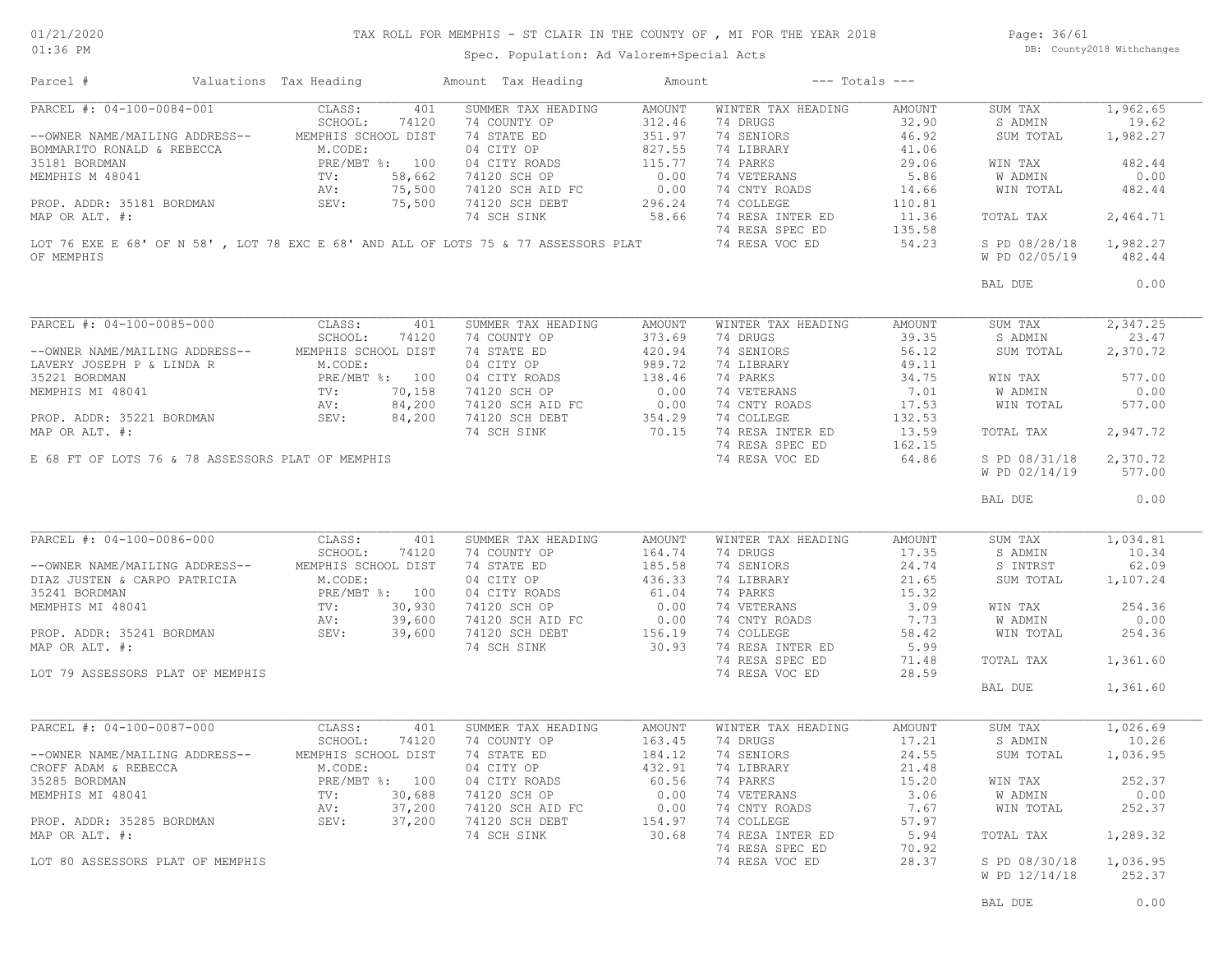# TAX ROLL FOR MEMPHIS - ST CLAIR IN THE COUNTY OF , MI FOR THE YEAR 2018

Spec. Population: Ad Valorem+Special Acts

DB: County2018 Withchanges

01/21/2020
01:36 PM

| Parcel # | Valuations | Tax Heading | Amount | Tax Heading | Amount | --- Totals --- | |
|---|---|---|---|---|---|---|---|

## PARCEL #: 04-100-0084-001

| | | | | | | | |
|---|---|---|---|---|---|---|---|
| --OWNER NAME/MAILING ADDRESS-- | CLASS: 401 | SUMMER TAX HEADING | AMOUNT | WINTER TAX HEADING | AMOUNT | SUM TAX | 1,962.65 |
| BOMMARITO RONALD & REBECCA | SCHOOL: 74120 | 74 COUNTY OP | 312.46 | 74 DRUGS | 32.90 | S ADMIN | 19.62 |
| 35181 BORDMAN | MEMPHIS SCHOOL DIST | 74 STATE ED | 351.97 | 74 SENIORS | 46.92 | SUM TOTAL | 1,982.27 |
| MEMPHIS M 48041 | M.CODE: | 04 CITY OP | 827.55 | 74 LIBRARY | 41.06 | | |
| PROP. ADDR: 35181 BORDMAN | PRE/MBT %: 100 | 04 CITY ROADS | 115.77 | 74 PARKS | 29.06 | WIN TAX | 482.44 |
| MAP OR ALT. #: | TV: 58,662 | 74120 SCH OP | 0.00 | 74 VETERANS | 5.86 | W ADMIN | 0.00 |
| | AV: 75,500 | 74120 SCH AID FC | 0.00 | 74 CNTY ROADS | 14.66 | WIN TOTAL | 482.44 |
| | SEV: 75,500 | 74120 SCH DEBT | 296.24 | 74 COLLEGE | 110.81 | | |
| | | 74 SCH SINK | 58.66 | 74 RESA INTER ED | 11.36 | TOTAL TAX | 2,464.71 |
| | | | | 74 RESA SPEC ED | 135.58 | | |
| | | | | 74 RESA VOC ED | 54.23 | S PD 08/28/18 | 1,982.27 |
| | | | | | | W PD 02/05/19 | 482.44 |
| | | | | | | BAL DUE | 0.00 |

LOT 76 EXE E 68' OF N 58' , LOT 78 EXC E 68' AND ALL OF LOTS 75 & 77 ASSESSORS PLAT OF MEMPHIS

## PARCEL #: 04-100-0085-000

| | | | | | | | |
|---|---|---|---|---|---|---|---|
| --OWNER NAME/MAILING ADDRESS-- | CLASS: 401 | SUMMER TAX HEADING | AMOUNT | WINTER TAX HEADING | AMOUNT | SUM TAX | 2,347.25 |
| LAVERY JOSEPH P & LINDA R | SCHOOL: 74120 | 74 COUNTY OP | 373.69 | 74 DRUGS | 39.35 | S ADMIN | 23.47 |
| 35221 BORDMAN | MEMPHIS SCHOOL DIST | 74 STATE ED | 420.94 | 74 SENIORS | 56.12 | SUM TOTAL | 2,370.72 |
| MEMPHIS MI 48041 | M.CODE: | 04 CITY OP | 989.72 | 74 LIBRARY | 49.11 | | |
| PROP. ADDR: 35221 BORDMAN | PRE/MBT %: | 04 CITY ROADS | 138.46 | 74 PARKS | 34.75 | WIN TAX | 577.00 |
| MAP OR ALT. #: | TV: 70,158 | 74120 SCH OP | 0.00 | 74 VETERANS | 7.01 | W ADMIN | 0.00 |
| | AV: 84,200 | 74120 SCH AID FC | 0.00 | 74 CNTY ROADS | 17.53 | WIN TOTAL | 577.00 |
| | SEV: 84,200 | 74120 SCH DEBT | 354.29 | 74 COLLEGE | 132.53 | | |
| | | 74 SCH SINK | 70.15 | 74 RESA INTER ED | 13.59 | TOTAL TAX | 2,947.72 |
| | | | | 74 RESA SPEC ED | 162.15 | | |
| | | | | 74 RESA VOC ED | 64.86 | S PD 08/31/18 | 2,370.72 |
| | | | | | | W PD 02/14/19 | 577.00 |
| | | | | | | BAL DUE | 0.00 |

E 68 FT OF LOTS 76 & 78 ASSESSORS PLAT OF MEMPHIS

## PARCEL #: 04-100-0086-000

| | | | | | | | |
|---|---|---|---|---|---|---|---|
| --OWNER NAME/MAILING ADDRESS-- | CLASS: 401 | SUMMER TAX HEADING | AMOUNT | WINTER TAX HEADING | AMOUNT | SUM TAX | 1,034.81 |
| DIAZ JUSTEN & CARPO PATRICIA | SCHOOL: 74120 | 74 COUNTY OP | 164.74 | 74 DRUGS | 17.35 | S ADMIN | 10.34 |
| 35241 BORDMAN | MEMPHIS SCHOOL DIST | 74 STATE ED | 185.58 | 74 SENIORS | 24.74 | S INTRST | 62.09 |
| MEMPHIS MI 48041 | M.CODE: | 04 CITY OP | 436.33 | 74 LIBRARY | 21.65 | SUM TOTAL | 1,107.24 |
| PROP. ADDR: 35241 BORDMAN | PRE/MBT %: 100 | 04 CITY ROADS | 61.04 | 74 PARKS | 15.32 | | |
| MAP OR ALT. #: | TV: 30,930 | 74120 SCH OP | 0.00 | 74 VETERANS | 3.09 | WIN TAX | 254.36 |
| | AV: 39,600 | 74120 SCH AID FC | 0.00 | 74 CNTY ROADS | 7.73 | W ADMIN | 0.00 |
| | SEV: 39,600 | 74120 SCH DEBT | 156.19 | 74 COLLEGE | 58.42 | WIN TOTAL | 254.36 |
| | | 74 SCH SINK | 30.93 | 74 RESA INTER ED | 5.99 | | |
| | | | | 74 RESA SPEC ED | 71.48 | TOTAL TAX | 1,361.60 |
| | | | | 74 RESA VOC ED | 28.59 | | |
| | | | | | | BAL DUE | 1,361.60 |

LOT 79 ASSESSORS PLAT OF MEMPHIS

## PARCEL #: 04-100-0087-000

| | | | | | | | |
|---|---|---|---|---|---|---|---|
| --OWNER NAME/MAILING ADDRESS-- | CLASS: 401 | SUMMER TAX HEADING | AMOUNT | WINTER TAX HEADING | AMOUNT | SUM TAX | 1,026.69 |
| CROFF ADAM & REBECCA | SCHOOL: 74120 | 74 COUNTY OP | 163.45 | 74 DRUGS | 17.21 | S ADMIN | 10.26 |
| 35285 BORDMAN | MEMPHIS SCHOOL DIST | 74 STATE ED | 184.12 | 74 SENIORS | 24.55 | SUM TOTAL | 1,036.95 |
| MEMPHIS MI 48041 | M.CODE: | 04 CITY OP | 432.91 | 74 LIBRARY | 21.48 | | |
| PROP. ADDR: 35285 BORDMAN | PRE/MBT %: 100 | 04 CITY ROADS | 60.56 | 74 PARKS | 15.20 | WIN TAX | 252.37 |
| MAP OR ALT. #: | TV: 30,688 | 74120 SCH OP | 0.00 | 74 VETERANS | 3.06 | W ADMIN | 0.00 |
| | AV: 37,200 | 74120 SCH AID FC | 0.00 | 74 CNTY ROADS | 7.67 | WIN TOTAL | 252.37 |
| | SEV: 37,200 | 74120 SCH DEBT | 154.97 | 74 COLLEGE | 57.97 | | |
| | | 74 SCH SINK | 30.68 | 74 RESA INTER ED | 5.94 | TOTAL TAX | 1,289.32 |
| | | | | 74 RESA SPEC ED | 70.92 | | |
| | | | | 74 RESA VOC ED | 28.37 | S PD 08/30/18 | 1,036.95 |
| | | | | | | W PD 12/14/18 | 252.37 |
| | | | | | | BAL DUE | 0.00 |

LOT 80 ASSESSORS PLAT OF MEMPHIS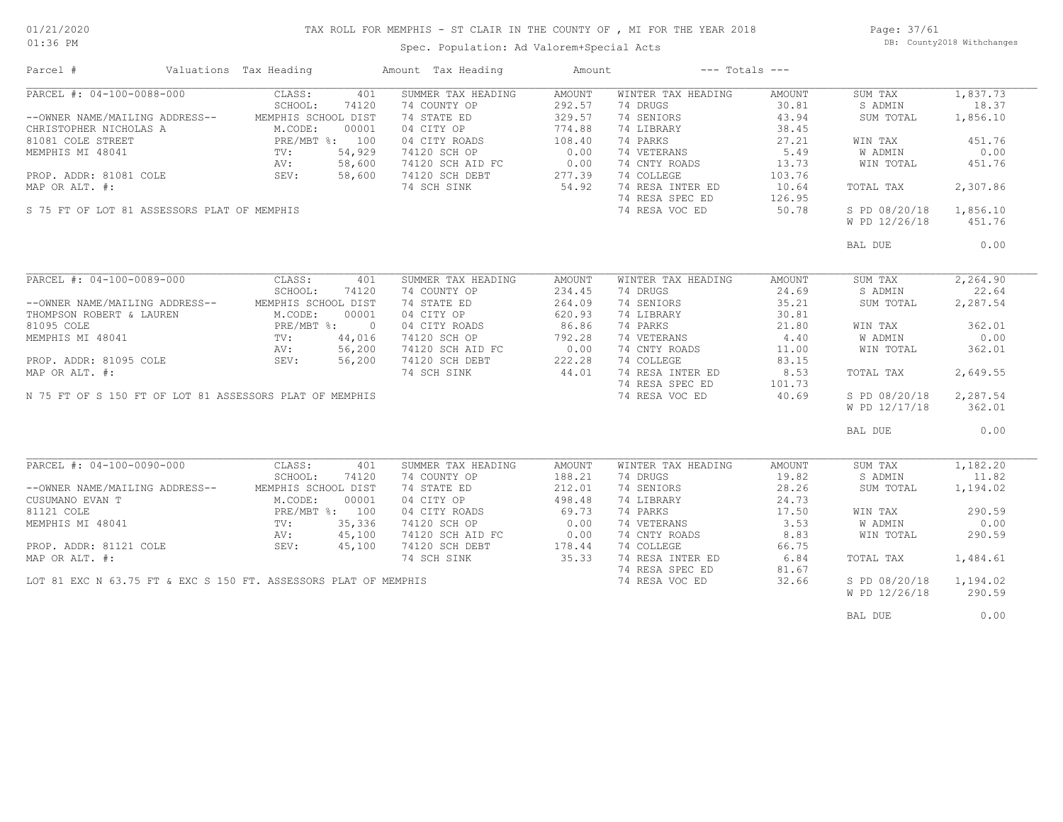# TAX ROLL FOR MEMPHIS - ST CLAIR IN THE COUNTY OF , MI FOR THE YEAR 2018

Spec. Population: Ad Valorem+Special Acts

DB: County2018 Withchanges

01/21/2020
01:36 PM

| Parcel # | Valuations | Tax Heading | Amount | Tax Heading | Amount | --- Totals --- | |
|---|---|---|---|---|---|---|---|
| PARCEL #: 04-100-0088-000 | CLASS: 401 | SUMMER TAX HEADING | AMOUNT | WINTER TAX HEADING | AMOUNT | SUM TAX | 1,837.73 |
| | SCHOOL: 74120 | 74 COUNTY OP | 292.57 | 74 DRUGS | 30.81 | S ADMIN | 18.37 |
| --OWNER NAME/MAILING ADDRESS-- | MEMPHIS SCHOOL DIST | 74 STATE ED | 329.57 | 74 SENIORS | 43.94 | SUM TOTAL | 1,856.10 |
| CHRISTOPHER NICHOLAS A | M.CODE: 00001 | 04 CITY OP | 774.88 | 74 LIBRARY | 38.45 | | |
| 81081 COLE STREET | PRE/MBT %: 100 | 04 CITY ROADS | 108.40 | 74 PARKS | 27.21 | WIN TAX | 451.76 |
| MEMPHIS MI 48041 | TV: 54,929 | 74120 SCH OP | 0.00 | 74 VETERANS | 5.49 | W ADMIN | 0.00 |
| | AV: 58,600 | 74120 SCH AID FC | 0.00 | 74 CNTY ROADS | 13.73 | WIN TOTAL | 451.76 |
| PROP. ADDR: 81081 COLE | SEV: 58,600 | 74120 SCH DEBT | 277.39 | 74 COLLEGE | 103.76 | | |
| MAP OR ALT. #: | | 74 SCH SINK | 54.92 | 74 RESA INTER ED | 10.64 | TOTAL TAX | 2,307.86 |
| | | | | 74 RESA SPEC ED | 126.95 | | |
| S 75 FT OF LOT 81 ASSESSORS PLAT OF MEMPHIS | | | | 74 RESA VOC ED | 50.78 | S PD 08/20/18 | 1,856.10 |
| | | | | | | W PD 12/26/18 | 451.76 |
| | | | | | | BAL DUE | 0.00 |
| PARCEL #: 04-100-0089-000 | CLASS: 401 | SUMMER TAX HEADING | AMOUNT | WINTER TAX HEADING | AMOUNT | SUM TAX | 2,264.90 |
| | SCHOOL: 74120 | 74 COUNTY OP | 234.45 | 74 DRUGS | 24.69 | S ADMIN | 22.64 |
| --OWNER NAME/MAILING ADDRESS-- | MEMPHIS SCHOOL DIST | 74 STATE ED | 264.09 | 74 SENIORS | 35.21 | SUM TOTAL | 2,287.54 |
| THOMPSON ROBERT & LAUREN | M.CODE: 00001 | 04 CITY OP | 620.93 | 74 LIBRARY | 30.81 | | |
| 81095 COLE | PRE/MBT %: 0 | 04 CITY ROADS | 86.86 | 74 PARKS | 21.80 | WIN TAX | 362.01 |
| MEMPHIS MI 48041 | TV: 44,016 | 74120 SCH OP | 792.28 | 74 VETERANS | 4.40 | W ADMIN | 0.00 |
| | AV: 56,200 | 74120 SCH AID FC | 0.00 | 74 CNTY ROADS | 11.00 | WIN TOTAL | 362.01 |
| PROP. ADDR: 81095 COLE | SEV: 56,200 | 74120 SCH DEBT | 222.28 | 74 COLLEGE | 83.15 | | |
| MAP OR ALT. #: | | 74 SCH SINK | 44.01 | 74 RESA INTER ED | 8.53 | TOTAL TAX | 2,649.55 |
| | | | | 74 RESA SPEC ED | 101.73 | | |
| N 75 FT OF S 150 FT OF LOT 81 ASSESSORS PLAT OF MEMPHIS | | | | 74 RESA VOC ED | 40.69 | S PD 08/20/18 | 2,287.54 |
| | | | | | | W PD 12/17/18 | 362.01 |
| | | | | | | BAL DUE | 0.00 |
| PARCEL #: 04-100-0090-000 | CLASS: 401 | SUMMER TAX HEADING | AMOUNT | WINTER TAX HEADING | AMOUNT | SUM TAX | 1,182.20 |
| | SCHOOL: 74120 | 74 COUNTY OP | 188.21 | 74 DRUGS | 19.82 | S ADMIN | 11.82 |
| --OWNER NAME/MAILING ADDRESS-- | MEMPHIS SCHOOL DIST | 74 STATE ED | 212.01 | 74 SENIORS | 28.26 | SUM TOTAL | 1,194.02 |
| CUSUMANO EVAN T | M.CODE: 00001 | 04 CITY OP | 498.48 | 74 LIBRARY | 24.73 | | |
| 81121 COLE | PRE/MBT %: 100 | 04 CITY ROADS | 69.73 | 74 PARKS | 17.50 | WIN TAX | 290.59 |
| MEMPHIS MI 48041 | TV: 35,336 | 74120 SCH OP | 0.00 | 74 VETERANS | 3.53 | W ADMIN | 0.00 |
| | AV: 45,100 | 74120 SCH AID FC | 0.00 | 74 CNTY ROADS | 8.83 | WIN TOTAL | 290.59 |
| PROP. ADDR: 81121 COLE | SEV: 45,100 | 74120 SCH DEBT | 178.44 | 74 COLLEGE | 66.75 | | |
| MAP OR ALT. #: | | 74 SCH SINK | 35.33 | 74 RESA INTER ED | 6.84 | TOTAL TAX | 1,484.61 |
| | | | | 74 RESA SPEC ED | 81.67 | | |
| LOT 81 EXC N 63.75 FT & EXC S 150 FT. ASSESSORS PLAT OF MEMPHIS | | | | 74 RESA VOC ED | 32.66 | S PD 08/20/18 | 1,194.02 |
| | | | | | | W PD 12/26/18 | 290.59 |
| | | | | | | BAL DUE | 0.00 |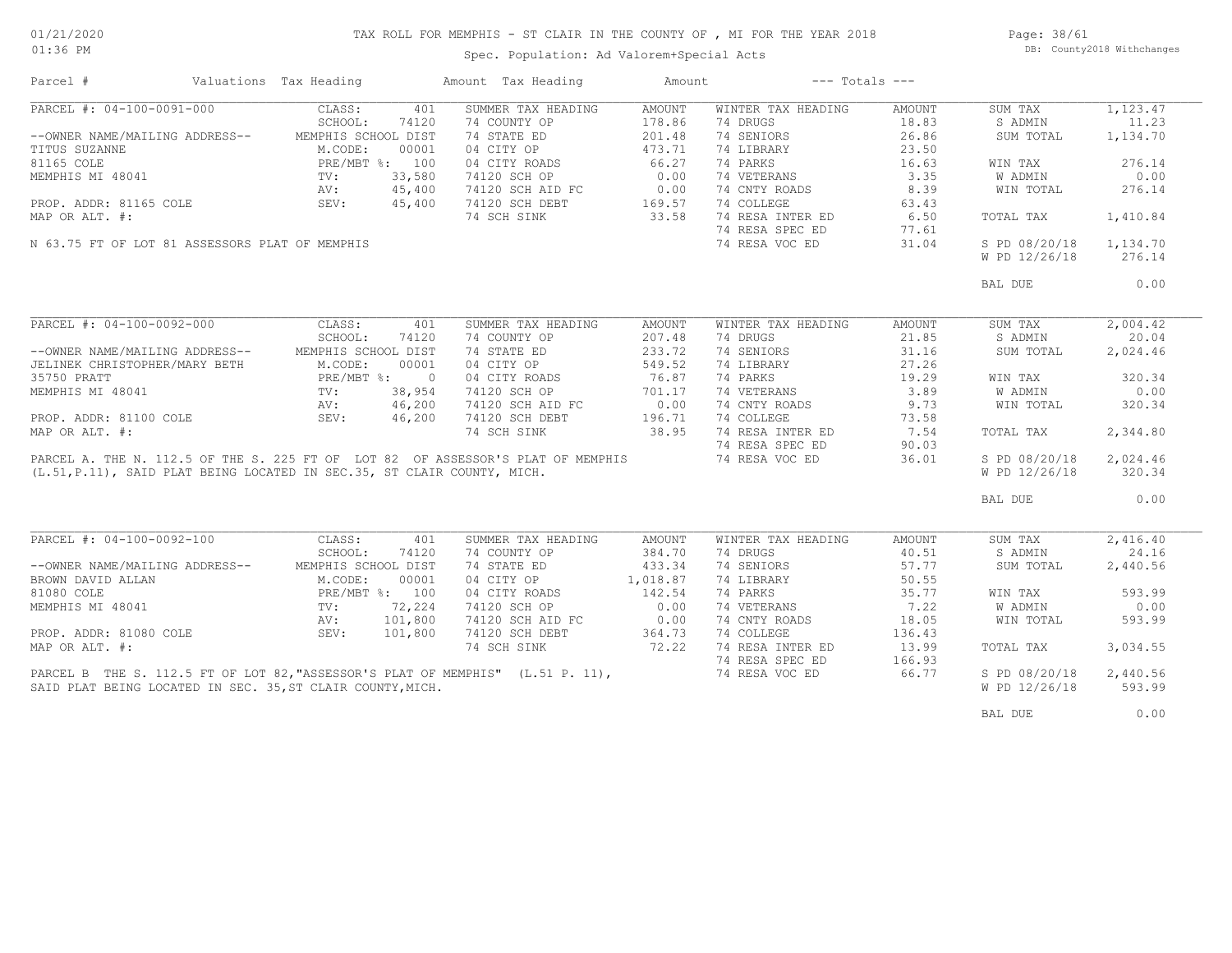# TAX ROLL FOR MEMPHIS - ST CLAIR IN THE COUNTY OF , MI FOR THE YEAR 2018

Spec. Population: Ad Valorem+Special Acts

DB: County2018 Withchanges

01/21/2020
01:36 PM

| Parcel # | Valuations | Tax Heading | Amount | Tax Heading | Amount | --- Totals --- | |
|---|---|---|---|---|---|---|---|
| PARCEL #: 04-100-0091-000 | CLASS: 401 | SUMMER TAX HEADING | AMOUNT | WINTER TAX HEADING | AMOUNT | SUM TAX | 1,123.47 |
| | SCHOOL: 74120 | 74 COUNTY OP | 178.86 | 74 DRUGS | 18.83 | S ADMIN | 11.23 |
| --OWNER NAME/MAILING ADDRESS-- | MEMPHIS SCHOOL DIST | 74 STATE ED | 201.48 | 74 SENIORS | 26.86 | SUM TOTAL | 1,134.70 |
| TITUS SUZANNE | M.CODE: 00001 | 04 CITY OP | 473.71 | 74 LIBRARY | 23.50 | | |
| 81165 COLE | PRE/MBT %: 100 | 04 CITY ROADS | 66.27 | 74 PARKS | 16.63 | WIN TAX | 276.14 |
| MEMPHIS MI 48041 | TV: 33,580 | 74120 SCH OP | 0.00 | 74 VETERANS | 3.35 | W ADMIN | 0.00 |
| | AV: 45,400 | 74120 SCH AID FC | 0.00 | 74 CNTY ROADS | 8.39 | WIN TOTAL | 276.14 |
| PROP. ADDR: 81165 COLE | SEV: 45,400 | 74120 SCH DEBT | 169.57 | 74 COLLEGE | 63.43 | | |
| MAP OR ALT. #: | | 74 SCH SINK | 33.58 | 74 RESA INTER ED | 6.50 | TOTAL TAX | 1,410.84 |
| | | | | 74 RESA SPEC ED | 77.61 | | |
| N 63.75 FT OF LOT 81 ASSESSORS PLAT OF MEMPHIS | | | | 74 RESA VOC ED | 31.04 | S PD 08/20/18 | 1,134.70 |
| | | | | | | W PD 12/26/18 | 276.14 |
| | | | | | | BAL DUE | 0.00 |

| Parcel # | Valuations | Tax Heading | Amount | Tax Heading | Amount | --- Totals --- | |
|---|---|---|---|---|---|---|---|
| PARCEL #: 04-100-0092-000 | CLASS: 401 | SUMMER TAX HEADING | AMOUNT | WINTER TAX HEADING | AMOUNT | SUM TAX | 2,004.42 |
| | SCHOOL: 74120 | 74 COUNTY OP | 207.48 | 74 DRUGS | 21.85 | S ADMIN | 20.04 |
| --OWNER NAME/MAILING ADDRESS-- | MEMPHIS SCHOOL DIST | 74 STATE ED | 233.72 | 74 SENIORS | 31.16 | SUM TOTAL | 2,024.46 |
| JELINEK CHRISTOPHER/MARY BETH | M.CODE: 00001 | 04 CITY OP | 549.52 | 74 LIBRARY | 27.26 | | |
| 35750 PRATT | PRE/MBT %: 0 | 04 CITY ROADS | 76.87 | 74 PARKS | 19.29 | WIN TAX | 320.34 |
| MEMPHIS MI 48041 | TV: 38,954 | 74120 SCH OP | 701.17 | 74 VETERANS | 3.89 | W ADMIN | 0.00 |
| | AV: 46,200 | 74120 SCH AID FC | 0.00 | 74 CNTY ROADS | 9.73 | WIN TOTAL | 320.34 |
| PROP. ADDR: 81100 COLE | SEV: 46,200 | 74120 SCH DEBT | 196.71 | 74 COLLEGE | 73.58 | | |
| MAP OR ALT. #: | | 74 SCH SINK | 38.95 | 74 RESA INTER ED | 7.54 | TOTAL TAX | 2,344.80 |
| | | | | 74 RESA SPEC ED | 90.03 | | |
| PARCEL A. THE N. 112.5 OF THE S. 225 FT OF LOT 82 OF ASSESSOR'S PLAT OF MEMPHIS | | | | 74 RESA VOC ED | 36.01 | S PD 08/20/18 | 2,024.46 |
| (L.51,P.11), SAID PLAT BEING LOCATED IN SEC.35, ST CLAIR COUNTY, MICH. | | | | | | W PD 12/26/18 | 320.34 |
| | | | | | | BAL DUE | 0.00 |

| Parcel # | Valuations | Tax Heading | Amount | Tax Heading | Amount | --- Totals --- | |
|---|---|---|---|---|---|---|---|
| PARCEL #: 04-100-0092-100 | CLASS: 401 | SUMMER TAX HEADING | AMOUNT | WINTER TAX HEADING | AMOUNT | SUM TAX | 2,416.40 |
| | SCHOOL: 74120 | 74 COUNTY OP | 384.70 | 74 DRUGS | 40.51 | S ADMIN | 24.16 |
| --OWNER NAME/MAILING ADDRESS-- | MEMPHIS SCHOOL DIST | 74 STATE ED | 433.34 | 74 SENIORS | 57.77 | SUM TOTAL | 2,440.56 |
| BROWN DAVID ALLAN | M.CODE: 00001 | 04 CITY OP | 1,018.87 | 74 LIBRARY | 50.55 | | |
| 81080 COLE | PRE/MBT %: 100 | 04 CITY ROADS | 142.54 | 74 PARKS | 35.77 | WIN TAX | 593.99 |
| MEMPHIS MI 48041 | TV: 72,224 | 74120 SCH OP | 0.00 | 74 VETERANS | 7.22 | W ADMIN | 0.00 |
| | AV: 101,800 | 74120 SCH AID FC | 0.00 | 74 CNTY ROADS | 18.05 | WIN TOTAL | 593.99 |
| PROP. ADDR: 81080 COLE | SEV: 101,800 | 74120 SCH DEBT | 364.73 | 74 COLLEGE | 136.43 | | |
| MAP OR ALT. #: | | 74 SCH SINK | 72.22 | 74 RESA INTER ED | 13.99 | TOTAL TAX | 3,034.55 |
| | | | | 74 RESA SPEC ED | 166.93 | | |
| PARCEL B THE S. 112.5 FT OF LOT 82,"ASSESSOR'S PLAT OF MEMPHIS" (L.51 P. 11), | | | | 74 RESA VOC ED | 66.77 | S PD 08/20/18 | 2,440.56 |
| SAID PLAT BEING LOCATED IN SEC. 35,ST CLAIR COUNTY,MICH. | | | | | | W PD 12/26/18 | 593.99 |
| | | | | | | BAL DUE | 0.00 |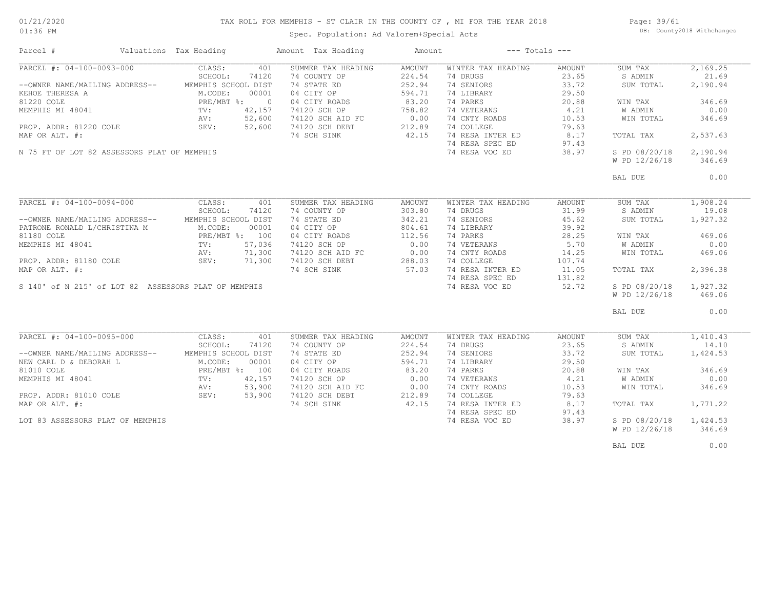# TAX ROLL FOR MEMPHIS - ST CLAIR IN THE COUNTY OF , MI FOR THE YEAR 2018

Spec. Population: Ad Valorem+Special Acts

01/21/2020
01:36 PM

DB: County2018 Withchanges

| Parcel # | Valuations | Tax Heading | Amount | Tax Heading | Amount | --- Totals --- | |
|---|---|---|---|---|---|---|---|
| PARCEL #: 04-100-0093-000 | CLASS: 401 | SUMMER TAX HEADING | AMOUNT | WINTER TAX HEADING | AMOUNT | SUM TAX | 2,169.25 |
| | SCHOOL: 74120 | 74 COUNTY OP | 224.54 | 74 DRUGS | 23.65 | S ADMIN | 21.69 |
| --OWNER NAME/MAILING ADDRESS-- | MEMPHIS SCHOOL DIST | 74 STATE ED | 252.94 | 74 SENIORS | 33.72 | SUM TOTAL | 2,190.94 |
| KEHOE THERESA A | M.CODE: 00001 | 04 CITY OP | 594.71 | 74 LIBRARY | 29.50 | | |
| 81220 COLE | PRE/MBT %: 0 | 04 CITY ROADS | 83.20 | 74 PARKS | 20.88 | WIN TAX | 346.69 |
| MEMPHIS MI 48041 | TV: 42,157 | 74120 SCH OP | 758.82 | 74 VETERANS | 4.21 | W ADMIN | 0.00 |
| | AV: 52,600 | 74120 SCH AID FC | 0.00 | 74 CNTY ROADS | 10.53 | WIN TOTAL | 346.69 |
| PROP. ADDR: 81220 COLE | SEV: 52,600 | 74120 SCH DEBT | 212.89 | 74 COLLEGE | 79.63 | | |
| MAP OR ALT. #: | | 74 SCH SINK | 42.15 | 74 RESA INTER ED | 8.17 | TOTAL TAX | 2,537.63 |
| | | | | 74 RESA SPEC ED | 97.43 | | |
| N 75 FT OF LOT 82 ASSESSORS PLAT OF MEMPHIS | | | | 74 RESA VOC ED | 38.97 | S PD 08/20/18 | 2,190.94 |
| | | | | | | W PD 12/26/18 | 346.69 |
| | | | | | | BAL DUE | 0.00 |
| PARCEL #: 04-100-0094-000 | CLASS: 401 | SUMMER TAX HEADING | AMOUNT | WINTER TAX HEADING | AMOUNT | SUM TAX | 1,908.24 |
| | SCHOOL: 74120 | 74 COUNTY OP | 303.80 | 74 DRUGS | 31.99 | S ADMIN | 19.08 |
| --OWNER NAME/MAILING ADDRESS-- | MEMPHIS SCHOOL DIST | 74 STATE ED | 342.21 | 74 SENIORS | 45.62 | SUM TOTAL | 1,927.32 |
| PATRONE RONALD L/CHRISTINA M | M.CODE: 00001 | 04 CITY OP | 804.61 | 74 LIBRARY | 39.92 | | |
| 81180 COLE | PRE/MBT %: 100 | 04 CITY ROADS | 112.56 | 74 PARKS | 28.25 | WIN TAX | 469.06 |
| MEMPHIS MI 48041 | TV: 57,036 | 74120 SCH OP | 0.00 | 74 VETERANS | 5.70 | W ADMIN | 0.00 |
| | AV: 71,300 | 74120 SCH AID FC | 0.00 | 74 CNTY ROADS | 14.25 | WIN TOTAL | 469.06 |
| PROP. ADDR: 81180 COLE | SEV: 71,300 | 74120 SCH DEBT | 288.03 | 74 COLLEGE | 107.74 | | |
| MAP OR ALT. #: | | 74 SCH SINK | 57.03 | 74 RESA INTER ED | 11.05 | TOTAL TAX | 2,396.38 |
| | | | | 74 RESA SPEC ED | 131.82 | | |
| S 140' of N 215' of LOT 82 ASSESSORS PLAT OF MEMPHIS | | | | 74 RESA VOC ED | 52.72 | S PD 08/20/18 | 1,927.32 |
| | | | | | | W PD 12/26/18 | 469.06 |
| | | | | | | BAL DUE | 0.00 |
| PARCEL #: 04-100-0095-000 | CLASS: 401 | SUMMER TAX HEADING | AMOUNT | WINTER TAX HEADING | AMOUNT | SUM TAX | 1,410.43 |
| | SCHOOL: 74120 | 74 COUNTY OP | 224.54 | 74 DRUGS | 23.65 | S ADMIN | 14.10 |
| --OWNER NAME/MAILING ADDRESS-- | MEMPHIS SCHOOL DIST | 74 STATE ED | 252.94 | 74 SENIORS | 33.72 | SUM TOTAL | 1,424.53 |
| NEW CARL D & DEBORAH L | M.CODE: 00001 | 04 CITY OP | 594.71 | 74 LIBRARY | 29.50 | | |
| 81010 COLE | PRE/MBT %: 100 | 04 CITY ROADS | 83.20 | 74 PARKS | 20.88 | WIN TAX | 346.69 |
| MEMPHIS MI 48041 | TV: 42,157 | 74120 SCH OP | 0.00 | 74 VETERANS | 4.21 | W ADMIN | 0.00 |
| | AV: 53,900 | 74120 SCH AID FC | 0.00 | 74 CNTY ROADS | 10.53 | WIN TOTAL | 346.69 |
| PROP. ADDR: 81010 COLE | SEV: 53,900 | 74120 SCH DEBT | 212.89 | 74 COLLEGE | 79.63 | | |
| MAP OR ALT. #: | | 74 SCH SINK | 42.15 | 74 RESA INTER ED | 8.17 | TOTAL TAX | 1,771.22 |
| | | | | 74 RESA SPEC ED | 97.43 | | |
| LOT 83 ASSESSORS PLAT OF MEMPHIS | | | | 74 RESA VOC ED | 38.97 | S PD 08/20/18 | 1,424.53 |
| | | | | | | W PD 12/26/18 | 346.69 |
| | | | | | | BAL DUE | 0.00 |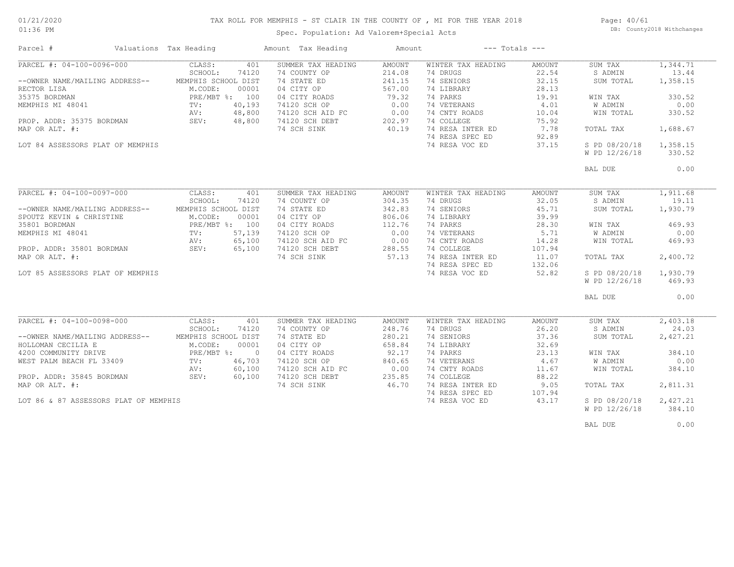# TAX ROLL FOR MEMPHIS - ST CLAIR IN THE COUNTY OF , MI FOR THE YEAR 2018

01/21/2020
01:36 PM

Spec. Population: Ad Valorem+Special Acts

DB: County2018 Withchanges

| Parcel # | Valuations | Tax Heading | Amount | Tax Heading | Amount | --- Totals --- | |
|---|---|---|---|---|---|---|---|
| PARCEL #: 04-100-0096-000 | CLASS: 401 | SUMMER TAX HEADING | AMOUNT | WINTER TAX HEADING | AMOUNT | SUM TAX | 1,344.71 |
| | SCHOOL: 74120 | 74 COUNTY OP | 214.08 | 74 DRUGS | 22.54 | S ADMIN | 13.44 |
| --OWNER NAME/MAILING ADDRESS-- | MEMPHIS SCHOOL DIST | 74 STATE ED | 241.15 | 74 SENIORS | 32.15 | SUM TOTAL | 1,358.15 |
| RECTOR LISA | M.CODE: 00001 | 04 CITY OP | 567.00 | 74 LIBRARY | 28.13 | | |
| 35375 BORDMAN | PRE/MBT %: 100 | 04 CITY ROADS | 79.32 | 74 PARKS | 19.91 | WIN TAX | 330.52 |
| MEMPHIS MI 48041 | TV: 40,193 | 74120 SCH OP | 0.00 | 74 VETERANS | 4.01 | W ADMIN | 0.00 |
| | AV: 48,800 | 74120 SCH AID FC | 0.00 | 74 CNTY ROADS | 10.04 | WIN TOTAL | 330.52 |
| PROP. ADDR: 35375 BORDMAN | SEV: 48,800 | 74120 SCH DEBT | 202.97 | 74 COLLEGE | 75.92 | | |
| MAP OR ALT. #: | | 74 SCH SINK | 40.19 | 74 RESA INTER ED | 7.78 | TOTAL TAX | 1,688.67 |
| | | | | 74 RESA SPEC ED | 92.89 | | |
| LOT 84 ASSESSORS PLAT OF MEMPHIS | | | | 74 RESA VOC ED | 37.15 | S PD 08/20/18 | 1,358.15 |
| | | | | | | W PD 12/26/18 | 330.52 |
| | | | | | | BAL DUE | 0.00 |
| PARCEL #: 04-100-0097-000 | CLASS: 401 | SUMMER TAX HEADING | AMOUNT | WINTER TAX HEADING | AMOUNT | SUM TAX | 1,911.68 |
| | SCHOOL: 74120 | 74 COUNTY OP | 304.35 | 74 DRUGS | 32.05 | S ADMIN | 19.11 |
| --OWNER NAME/MAILING ADDRESS-- | MEMPHIS SCHOOL DIST | 74 STATE ED | 342.83 | 74 SENIORS | 45.71 | SUM TOTAL | 1,930.79 |
| SPOUTZ KEVIN & CHRISTINE | M.CODE: 00001 | 04 CITY OP | 806.06 | 74 LIBRARY | 39.99 | | |
| 35801 BORDMAN | PRE/MBT %: 100 | 04 CITY ROADS | 112.76 | 74 PARKS | 28.30 | WIN TAX | 469.93 |
| MEMPHIS MI 48041 | TV: 57,139 | 74120 SCH OP | 0.00 | 74 VETERANS | 5.71 | W ADMIN | 0.00 |
| | AV: 65,100 | 74120 SCH AID FC | 0.00 | 74 CNTY ROADS | 14.28 | WIN TOTAL | 469.93 |
| PROP. ADDR: 35801 BORDMAN | SEV: 65,100 | 74120 SCH DEBT | 288.55 | 74 COLLEGE | 107.94 | | |
| MAP OR ALT. #: | | 74 SCH SINK | 57.13 | 74 RESA INTER ED | 11.07 | TOTAL TAX | 2,400.72 |
| | | | | 74 RESA SPEC ED | 132.06 | | |
| LOT 85 ASSESSORS PLAT OF MEMPHIS | | | | 74 RESA VOC ED | 52.82 | S PD 08/20/18 | 1,930.79 |
| | | | | | | W PD 12/26/18 | 469.93 |
| | | | | | | BAL DUE | 0.00 |
| PARCEL #: 04-100-0098-000 | CLASS: 401 | SUMMER TAX HEADING | AMOUNT | WINTER TAX HEADING | AMOUNT | SUM TAX | 2,403.18 |
| | SCHOOL: 74120 | 74 COUNTY OP | 248.76 | 74 DRUGS | 26.20 | S ADMIN | 24.03 |
| --OWNER NAME/MAILING ADDRESS-- | MEMPHIS SCHOOL DIST | 74 STATE ED | 280.21 | 74 SENIORS | 37.36 | SUM TOTAL | 2,427.21 |
| HOLLOMAN CECILIA E | M.CODE: 00001 | 04 CITY OP | 658.84 | 74 LIBRARY | 32.69 | | |
| 4200 COMMUNITY DRIVE | PRE/MBT %: 0 | 04 CITY ROADS | 92.17 | 74 PARKS | 23.13 | WIN TAX | 384.10 |
| WEST PALM BEACH FL 33409 | TV: 46,703 | 74120 SCH OP | 840.65 | 74 VETERANS | 4.67 | W ADMIN | 0.00 |
| | AV: 60,100 | 74120 SCH AID FC | 0.00 | 74 CNTY ROADS | 11.67 | WIN TOTAL | 384.10 |
| PROP. ADDR: 35845 BORDMAN | SEV: 60,100 | 74120 SCH DEBT | 235.85 | 74 COLLEGE | 88.22 | | |
| MAP OR ALT. #: | | 74 SCH SINK | 46.70 | 74 RESA INTER ED | 9.05 | TOTAL TAX | 2,811.31 |
| | | | | 74 RESA SPEC ED | 107.94 | | |
| LOT 86 & 87 ASSESSORS PLAT OF MEMPHIS | | | | 74 RESA VOC ED | 43.17 | S PD 08/20/18 | 2,427.21 |
| | | | | | | W PD 12/26/18 | 384.10 |
| | | | | | | BAL DUE | 0.00 |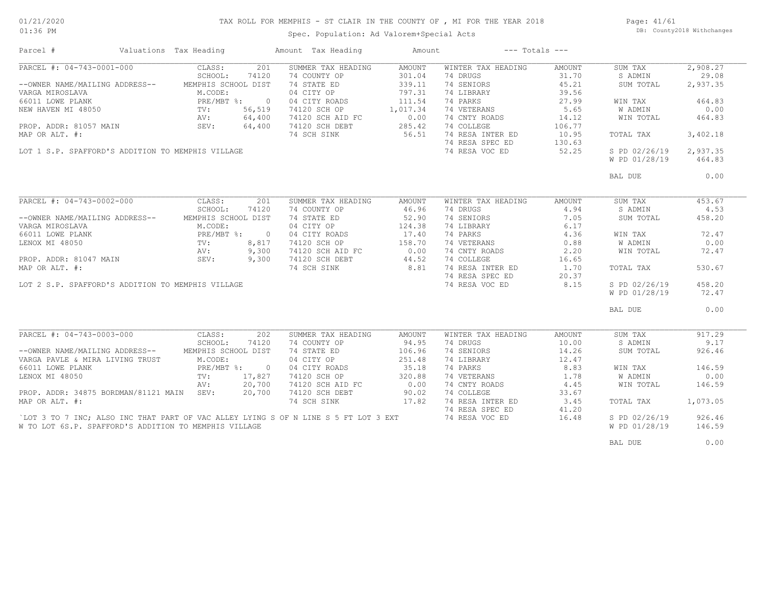# TAX ROLL FOR MEMPHIS - ST CLAIR IN THE COUNTY OF , MI FOR THE YEAR 2018

Spec. Population: Ad Valorem+Special Acts

DB: County2018 Withchanges

01/21/2020 01:36 PM

| Parcel # | Valuations | Tax Heading | Amount | Tax Heading | Amount | --- Totals --- | |
|---|---|---|---|---|---|---|---|
| PARCEL #: 04-743-0001-000 | CLASS: 201 | SUMMER TAX HEADING | AMOUNT | WINTER TAX HEADING | AMOUNT | SUM TAX | 2,908.27 |
| | SCHOOL: 74120 | 74 COUNTY OP | 301.04 | 74 DRUGS | 31.70 | S ADMIN | 29.08 |
| --OWNER NAME/MAILING ADDRESS-- | MEMPHIS SCHOOL DIST | 74 STATE ED | 339.11 | 74 SENIORS | 45.21 | SUM TOTAL | 2,937.35 |
| VARGA MIROSLAVA | M.CODE: | 04 CITY OP | 797.31 | 74 LIBRARY | 39.56 | | |
| 66011 LOWE PLANK | PRE/MBT %: 0 | 04 CITY ROADS | 111.54 | 74 PARKS | 27.99 | WIN TAX | 464.83 |
| NEW HAVEN MI 48050 | TV: 56,519 | 74120 SCH OP | 1,017.34 | 74 VETERANS | 5.65 | W ADMIN | 0.00 |
| | AV: 64,400 | 74120 SCH AID FC | 0.00 | 74 CNTY ROADS | 14.12 | WIN TOTAL | 464.83 |
| PROP. ADDR: 81057 MAIN | SEV: 64,400 | 74120 SCH DEBT | 285.42 | 74 COLLEGE | 106.77 | | |
| MAP OR ALT. #: | | 74 SCH SINK | 56.51 | 74 RESA INTER ED | 10.95 | TOTAL TAX | 3,402.18 |
| | | | | 74 RESA SPEC ED | 130.63 | | |
| LOT 1 S.P. SPAFFORD'S ADDITION TO MEMPHIS VILLAGE | | | | 74 RESA VOC ED | 52.25 | S PD 02/26/19 | 2,937.35 |
| | | | | | | W PD 01/28/19 | 464.83 |
| | | | | | | BAL DUE | 0.00 |
| PARCEL #: 04-743-0002-000 | CLASS: 201 | SUMMER TAX HEADING | AMOUNT | WINTER TAX HEADING | AMOUNT | SUM TAX | 453.67 |
| | SCHOOL: 74120 | 74 COUNTY OP | 46.96 | 74 DRUGS | 4.94 | S ADMIN | 4.53 |
| --OWNER NAME/MAILING ADDRESS-- | MEMPHIS SCHOOL DIST | 74 STATE ED | 52.90 | 74 SENIORS | 7.05 | SUM TOTAL | 458.20 |
| VARGA MIROSLAVA | M.CODE: | 04 CITY OP | 124.38 | 74 LIBRARY | 6.17 | | |
| 66011 LOWE PLANK | PRE/MBT %: 0 | 04 CITY ROADS | 17.40 | 74 PARKS | 4.36 | WIN TAX | 72.47 |
| LENOX MI 48050 | TV: 8,817 | 74120 SCH OP | 158.70 | 74 VETERANS | 0.88 | W ADMIN | 0.00 |
| | AV: 9,300 | 74120 SCH AID FC | 0.00 | 74 CNTY ROADS | 2.20 | WIN TOTAL | 72.47 |
| PROP. ADDR: 81047 MAIN | SEV: 9,300 | 74120 SCH DEBT | 44.52 | 74 COLLEGE | 16.65 | | |
| MAP OR ALT. #: | | 74 SCH SINK | 8.81 | 74 RESA INTER ED | 1.70 | TOTAL TAX | 530.67 |
| | | | | 74 RESA SPEC ED | 20.37 | | |
| LOT 2 S.P. SPAFFORD'S ADDITION TO MEMPHIS VILLAGE | | | | 74 RESA VOC ED | 8.15 | S PD 02/26/19 | 458.20 |
| | | | | | | W PD 01/28/19 | 72.47 |
| | | | | | | BAL DUE | 0.00 |
| PARCEL #: 04-743-0003-000 | CLASS: 202 | SUMMER TAX HEADING | AMOUNT | WINTER TAX HEADING | AMOUNT | SUM TAX | 917.29 |
| | SCHOOL: 74120 | 74 COUNTY OP | 94.95 | 74 DRUGS | 10.00 | S ADMIN | 9.17 |
| --OWNER NAME/MAILING ADDRESS-- | MEMPHIS SCHOOL DIST | 74 STATE ED | 106.96 | 74 SENIORS | 14.26 | SUM TOTAL | 926.46 |
| VARGA PAVLE & MIRA LIVING TRUST | M.CODE: | 04 CITY OP | 251.48 | 74 LIBRARY | 12.47 | | |
| 66011 LOWE PLANK | PRE/MBT %: 0 | 04 CITY ROADS | 35.18 | 74 PARKS | 8.83 | WIN TAX | 146.59 |
| LENOX MI 48050 | TV: 17,827 | 74120 SCH OP | 320.88 | 74 VETERANS | 1.78 | W ADMIN | 0.00 |
| | AV: 20,700 | 74120 SCH AID FC | 0.00 | 74 CNTY ROADS | 4.45 | WIN TOTAL | 146.59 |
| PROP. ADDR: 34875 BORDMAN/81121 MAIN | SEV: 20,700 | 74120 SCH DEBT | 90.02 | 74 COLLEGE | 33.67 | | |
| MAP OR ALT. #: | | 74 SCH SINK | 17.82 | 74 RESA INTER ED | 3.45 | TOTAL TAX | 1,073.05 |
| | | | | 74 RESA SPEC ED | 41.20 | | |
| `LOT 3 TO 7 INC; ALSO INC THAT PART OF VAC ALLEY LYING S OF N LINE S 5 FT LOT 3 EXT | | | | 74 RESA VOC ED | 16.48 | S PD 02/26/19 | 926.46 |
| W TO LOT 6S.P. SPAFFORD'S ADDITION TO MEMPHIS VILLAGE | | | | | | W PD 01/28/19 | 146.59 |
| | | | | | | BAL DUE | 0.00 |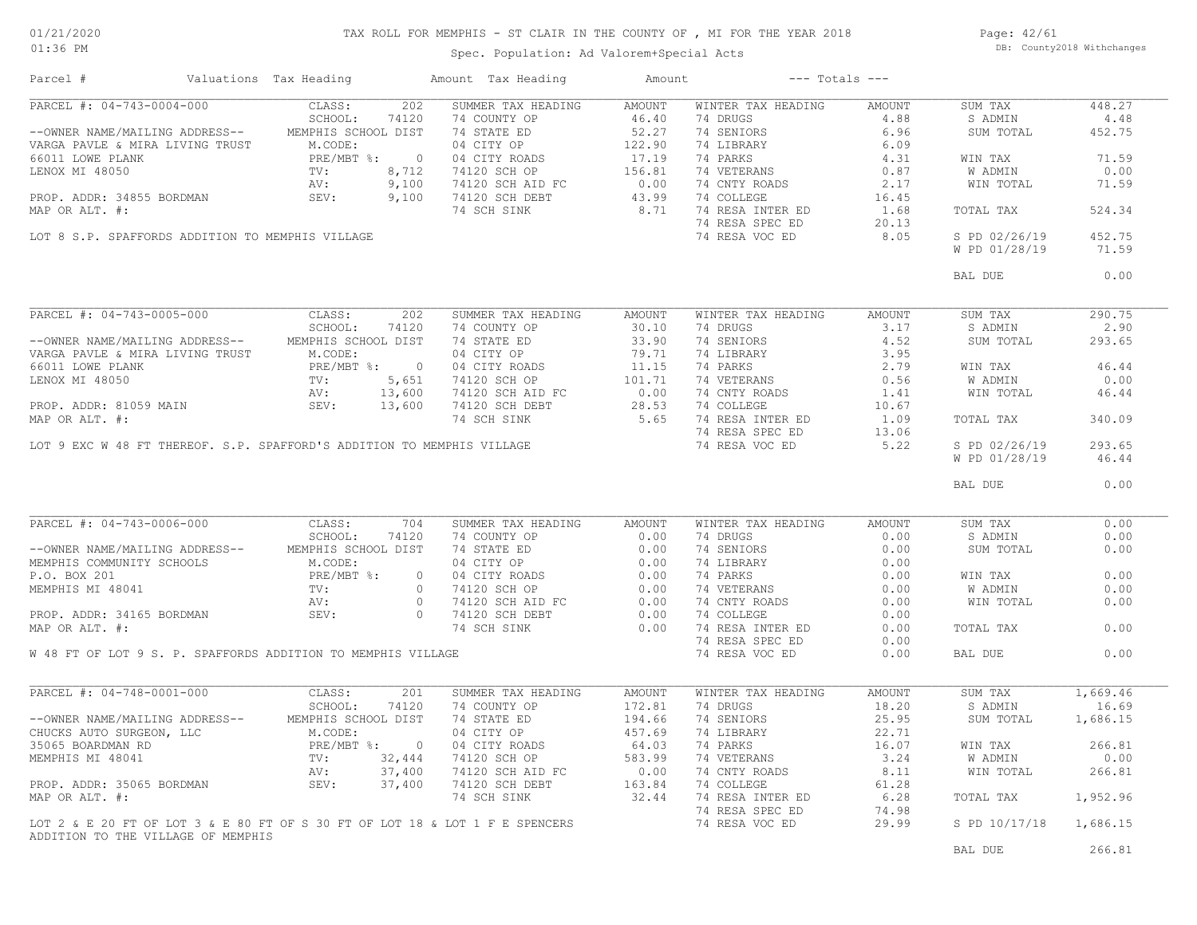# TAX ROLL FOR MEMPHIS - ST CLAIR IN THE COUNTY OF , MI FOR THE YEAR 2018

Spec. Population: Ad Valorem+Special Acts

01/21/2020
01:36 PM

DB: County2018 Withchanges

| Parcel # | Valuations | Tax Heading | Amount | Tax Heading | Amount | --- Totals --- | |
|---|---|---|---|---|---|---|---|

## PARCEL #: 04-743-0004-000

| | | | | | | | |
|---|---|---|---|---|---|---|---|
| CLASS: | 202 | SUMMER TAX HEADING | AMOUNT | WINTER TAX HEADING | AMOUNT | SUM TAX | 448.27 |
| SCHOOL: | 74120 | 74 COUNTY OP | 46.40 | 74 DRUGS | 4.88 | S ADMIN | 4.48 |
| MEMPHIS SCHOOL DIST | | 74 STATE ED | 52.27 | 74 SENIORS | 6.96 | SUM TOTAL | 452.75 |
| M.CODE: | | 04 CITY OP | 122.90 | 74 LIBRARY | 6.09 | | |
| PRE/MBT %: | 0 | 04 CITY ROADS | 17.19 | 74 PARKS | 4.31 | WIN TAX | 71.59 |
| TV: | 8,712 | 74120 SCH OP | 156.81 | 74 VETERANS | 0.87 | W ADMIN | 0.00 |
| AV: | 9,100 | 74120 SCH AID FC | 0.00 | 74 CNTY ROADS | 2.17 | WIN TOTAL | 71.59 |
| SEV: | 9,100 | 74120 SCH DEBT | 43.99 | 74 COLLEGE | 16.45 | | |
| | | 74 SCH SINK | 8.71 | 74 RESA INTER ED | 1.68 | TOTAL TAX | 524.34 |
| | | | | 74 RESA SPEC ED | 20.13 | | |
| | | | | 74 RESA VOC ED | 8.05 | S PD 02/26/19 | 452.75 |
| | | | | | | W PD 01/28/19 | 71.59 |
| | | | | | | BAL DUE | 0.00 |

--OWNER NAME/MAILING ADDRESS--
VARGA PAVLE & MIRA LIVING TRUST
66011 LOWE PLANK
LENOX MI 48050

PROP. ADDR: 34855 BORDMAN
MAP OR ALT. #:

LOT 8 S.P. SPAFFORDS ADDITION TO MEMPHIS VILLAGE

## PARCEL #: 04-743-0005-000

| | | | | | | | |
|---|---|---|---|---|---|---|---|
| CLASS: | 202 | SUMMER TAX HEADING | AMOUNT | WINTER TAX HEADING | AMOUNT | SUM TAX | 290.75 |
| SCHOOL: | 74120 | 74 COUNTY OP | 30.10 | 74 DRUGS | 3.17 | S ADMIN | 2.90 |
| MEMPHIS SCHOOL DIST | | 74 STATE ED | 33.90 | 74 SENIORS | 4.52 | SUM TOTAL | 293.65 |
| M.CODE: | | 04 CITY OP | 79.71 | 74 LIBRARY | 3.95 | | |
| PRE/MBT %: | 0 | 04 CITY ROADS | 11.15 | 74 PARKS | 2.79 | WIN TAX | 46.44 |
| TV: | 5,651 | 74120 SCH OP | 101.71 | 74 VETERANS | 0.56 | W ADMIN | 0.00 |
| AV: | 13,600 | 74120 SCH AID FC | 0.00 | 74 CNTY ROADS | 1.41 | WIN TOTAL | 46.44 |
| SEV: | 13,600 | 74120 SCH DEBT | 28.53 | 74 COLLEGE | 10.67 | | |
| | | 74 SCH SINK | 5.65 | 74 RESA INTER ED | 1.09 | TOTAL TAX | 340.09 |
| | | | | 74 RESA SPEC ED | 13.06 | | |
| | | | | 74 RESA VOC ED | 5.22 | S PD 02/26/19 | 293.65 |
| | | | | | | W PD 01/28/19 | 46.44 |
| | | | | | | BAL DUE | 0.00 |

--OWNER NAME/MAILING ADDRESS--
VARGA PAVLE & MIRA LIVING TRUST
66011 LOWE PLANK
LENOX MI 48050

PROP. ADDR: 81059 MAIN
MAP OR ALT. #:

LOT 9 EXC W 48 FT THEREOF. S.P. SPAFFORD'S ADDITION TO MEMPHIS VILLAGE

## PARCEL #: 04-743-0006-000

| | | | | | | | |
|---|---|---|---|---|---|---|---|
| CLASS: | 704 | SUMMER TAX HEADING | AMOUNT | WINTER TAX HEADING | AMOUNT | SUM TAX | 0.00 |
| SCHOOL: | 74120 | 74 COUNTY OP | 0.00 | 74 DRUGS | 0.00 | S ADMIN | 0.00 |
| MEMPHIS SCHOOL DIST | | 74 STATE ED | 0.00 | 74 SENIORS | 0.00 | SUM TOTAL | 0.00 |
| M.CODE: | | 04 CITY OP | 0.00 | 74 LIBRARY | 0.00 | | |
| PRE/MBT %: | 0 | 04 CITY ROADS | 0.00 | 74 PARKS | 0.00 | WIN TAX | 0.00 |
| TV: | 0 | 74120 SCH OP | 0.00 | 74 VETERANS | 0.00 | W ADMIN | 0.00 |
| AV: | 0 | 74120 SCH AID FC | 0.00 | 74 CNTY ROADS | 0.00 | WIN TOTAL | 0.00 |
| SEV: | 0 | 74120 SCH DEBT | 0.00 | 74 COLLEGE | 0.00 | | |
| | | 74 SCH SINK | 0.00 | 74 RESA INTER ED | 0.00 | TOTAL TAX | 0.00 |
| | | | | 74 RESA SPEC ED | 0.00 | | |
| | | | | 74 RESA VOC ED | 0.00 | BAL DUE | 0.00 |

--OWNER NAME/MAILING ADDRESS--
MEMPHIS COMMUNITY SCHOOLS
P.O. BOX 201
MEMPHIS MI 48041

PROP. ADDR: 34165 BORDMAN
MAP OR ALT. #:

W 48 FT OF LOT 9 S. P. SPAFFORDS ADDITION TO MEMPHIS VILLAGE

## PARCEL #: 04-748-0001-000

| | | | | | | | |
|---|---|---|---|---|---|---|---|
| CLASS: | 201 | SUMMER TAX HEADING | AMOUNT | WINTER TAX HEADING | AMOUNT | SUM TAX | 1,669.46 |
| SCHOOL: | 74120 | 74 COUNTY OP | 172.81 | 74 DRUGS | 18.20 | S ADMIN | 16.69 |
| MEMPHIS SCHOOL DIST | | 74 STATE ED | 194.66 | 74 SENIORS | 25.95 | SUM TOTAL | 1,686.15 |
| M.CODE: | | 04 CITY OP | 457.69 | 74 LIBRARY | 22.71 | | |
| PRE/MBT %: | 0 | 04 CITY ROADS | 64.03 | 74 PARKS | 16.07 | WIN TAX | 266.81 |
| TV: | 32,444 | 74120 SCH OP | 583.99 | 74 VETERANS | 3.24 | W ADMIN | 0.00 |
| AV: | 37,400 | 74120 SCH AID FC | 0.00 | 74 CNTY ROADS | 8.11 | WIN TOTAL | 266.81 |
| SEV: | 37,400 | 74120 SCH DEBT | 163.84 | 74 COLLEGE | 61.28 | | |
| | | 74 SCH SINK | 32.44 | 74 RESA INTER ED | 6.28 | TOTAL TAX | 1,952.96 |
| | | | | 74 RESA SPEC ED | 74.98 | | |
| | | | | 74 RESA VOC ED | 29.99 | S PD 10/17/18 | 1,686.15 |
| | | | | | | BAL DUE | 266.81 |

--OWNER NAME/MAILING ADDRESS--
CHUCKS AUTO SURGEON, LLC
35065 BOARDMAN RD
MEMPHIS MI 48041

PROP. ADDR: 35065 BORDMAN
MAP OR ALT. #:

LOT 2 & E 20 FT OF LOT 3 & E 80 FT OF S 30 FT OF LOT 18 & LOT 1 F E SPENCERS ADDITION TO THE VILLAGE OF MEMPHIS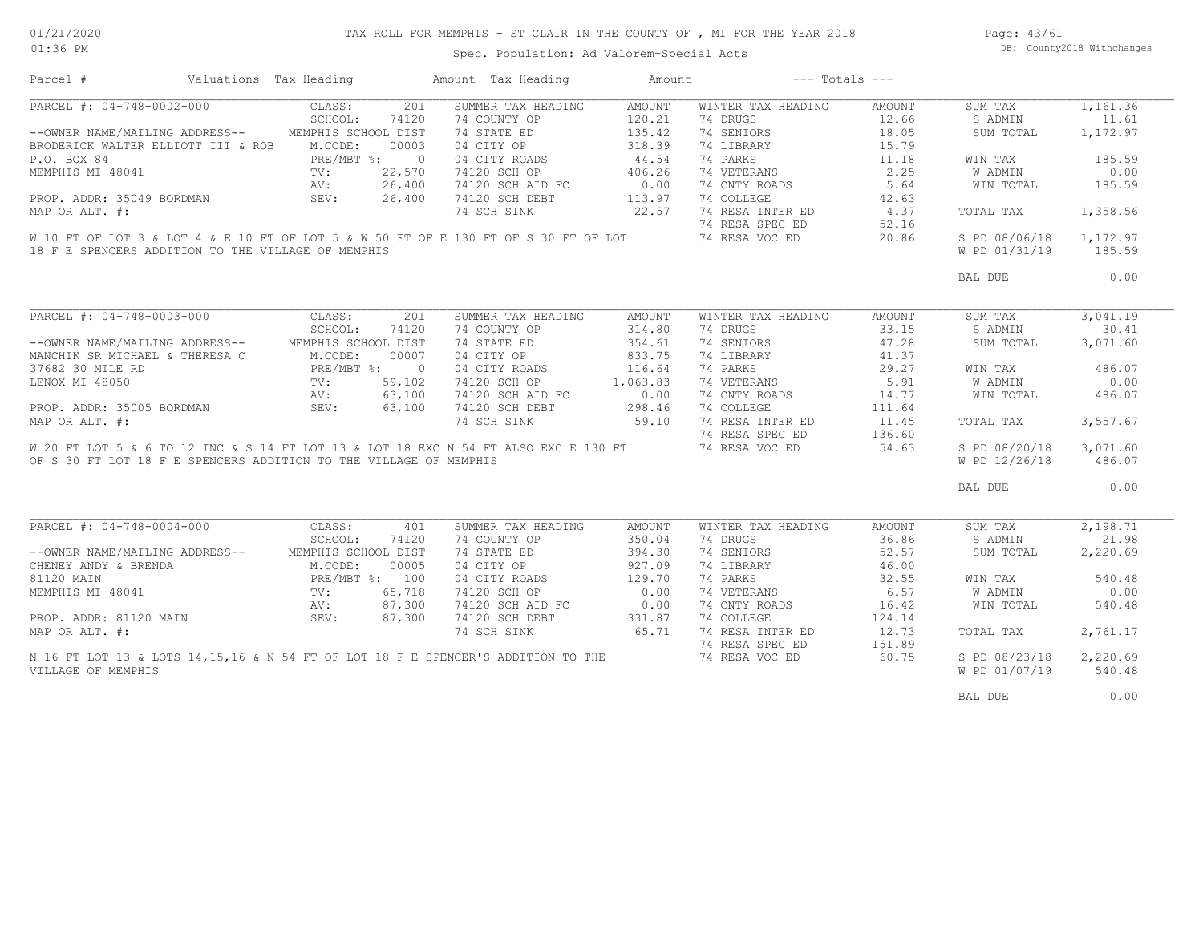# TAX ROLL FOR MEMPHIS - ST CLAIR IN THE COUNTY OF , MI FOR THE YEAR 2018

01/21/2020
01:36 PM

Spec. Population: Ad Valorem+Special Acts

DB: County2018 Withchanges

| Parcel # | Valuations | Tax Heading | Amount | Tax Heading | Amount | --- Totals --- | |
|---|---|---|---|---|---|---|---|

## PARCEL #: 04-748-0002-000

| | | | | | | | |
|---|---|---|---|---|---|---|---|
| PARCEL #: 04-748-0002-000 | CLASS: 201 | SUMMER TAX HEADING | AMOUNT | WINTER TAX HEADING | AMOUNT | SUM TAX | 1,161.36 |
| | SCHOOL: 74120 | 74 COUNTY OP | 120.21 | 74 DRUGS | 12.66 | S ADMIN | 11.61 |
| --OWNER NAME/MAILING ADDRESS-- | MEMPHIS SCHOOL DIST | 74 STATE ED | 135.42 | 74 SENIORS | 18.05 | SUM TOTAL | 1,172.97 |
| BRODERICK WALTER ELLIOTT III & ROB | M.CODE: 00003 | 04 CITY OP | 318.39 | 74 LIBRARY | 15.79 | | |
| P.O. BOX 84 | PRE/MBT %: 0 | 04 CITY ROADS | 44.54 | 74 PARKS | 11.18 | WIN TAX | 185.59 |
| MEMPHIS MI 48041 | TV: 22,570 | 74120 SCH OP | 406.26 | 74 VETERANS | 2.25 | W ADMIN | 0.00 |
| | AV: 26,400 | 74120 SCH AID FC | 0.00 | 74 CNTY ROADS | 5.64 | WIN TOTAL | 185.59 |
| PROP. ADDR: 35049 BORDMAN | SEV: 26,400 | 74120 SCH DEBT | 113.97 | 74 COLLEGE | 42.63 | | |
| MAP OR ALT. #: | | 74 SCH SINK | 22.57 | 74 RESA INTER ED | 4.37 | TOTAL TAX | 1,358.56 |
| | | | | 74 RESA SPEC ED | 52.16 | | |
| | | | | 74 RESA VOC ED | 20.86 | S PD 08/06/18 | 1,172.97 |
| | | | | | | W PD 01/31/19 | 185.59 |
| | | | | | | BAL DUE | 0.00 |

W 10 FT OF LOT 3 & LOT 4 & E 10 FT OF LOT 5 & W 50 FT OF E 130 FT OF S 30 FT OF LOT 18 F E SPENCERS ADDITION TO THE VILLAGE OF MEMPHIS

## PARCEL #: 04-748-0003-000

| | | | | | | | |
|---|---|---|---|---|---|---|---|
| PARCEL #: 04-748-0003-000 | CLASS: 201 | SUMMER TAX HEADING | AMOUNT | WINTER TAX HEADING | AMOUNT | SUM TAX | 3,041.19 |
| | SCHOOL: 74120 | 74 COUNTY OP | 314.80 | 74 DRUGS | 33.15 | S ADMIN | 30.41 |
| --OWNER NAME/MAILING ADDRESS-- | MEMPHIS SCHOOL DIST | 74 STATE ED | 354.61 | 74 SENIORS | 47.28 | SUM TOTAL | 3,071.60 |
| MANCHIK SR MICHAEL & THERESA C | M.CODE: 00007 | 04 CITY OP | 833.75 | 74 LIBRARY | 41.37 | | |
| 37682 30 MILE RD | PRE/MBT %: 0 | 04 CITY ROADS | 116.64 | 74 PARKS | 29.27 | WIN TAX | 486.07 |
| LENOX MI 48050 | TV: 59,102 | 74120 SCH OP | 1,063.83 | 74 VETERANS | 5.91 | W ADMIN | 0.00 |
| | AV: 63,100 | 74120 SCH AID FC | 0.00 | 74 CNTY ROADS | 14.77 | WIN TOTAL | 486.07 |
| PROP. ADDR: 35005 BORDMAN | SEV: 63,100 | 74120 SCH DEBT | 298.46 | 74 COLLEGE | 111.64 | | |
| MAP OR ALT. #: | | 74 SCH SINK | 59.10 | 74 RESA INTER ED | 11.45 | TOTAL TAX | 3,557.67 |
| | | | | 74 RESA SPEC ED | 136.60 | | |
| | | | | 74 RESA VOC ED | 54.63 | S PD 08/20/18 | 3,071.60 |
| | | | | | | W PD 12/26/18 | 486.07 |
| | | | | | | BAL DUE | 0.00 |

W 20 FT LOT 5 & 6 TO 12 INC & S 14 FT LOT 13 & LOT 18 EXC N 54 FT ALSO EXC E 130 FT OF S 30 FT LOT 18 F E SPENCERS ADDITION TO THE VILLAGE OF MEMPHIS

## PARCEL #: 04-748-0004-000

| | | | | | | | |
|---|---|---|---|---|---|---|---|
| PARCEL #: 04-748-0004-000 | CLASS: 401 | SUMMER TAX HEADING | AMOUNT | WINTER TAX HEADING | AMOUNT | SUM TAX | 2,198.71 |
| | SCHOOL: 74120 | 74 COUNTY OP | 350.04 | 74 DRUGS | 36.86 | S ADMIN | 21.98 |
| --OWNER NAME/MAILING ADDRESS-- | MEMPHIS SCHOOL DIST | 74 STATE ED | 394.30 | 74 SENIORS | 52.57 | SUM TOTAL | 2,220.69 |
| CHENEY ANDY & BRENDA | M.CODE: 00005 | 04 CITY OP | 927.09 | 74 LIBRARY | 46.00 | | |
| 81120 MAIN | PRE/MBT %: 100 | 04 CITY ROADS | 129.70 | 74 PARKS | 32.55 | WIN TAX | 540.48 |
| MEMPHIS MI 48041 | TV: 65,718 | 74120 SCH OP | 0.00 | 74 VETERANS | 6.57 | W ADMIN | 0.00 |
| | AV: 87,300 | 74120 SCH AID FC | 0.00 | 74 CNTY ROADS | 16.42 | WIN TOTAL | 540.48 |
| PROP. ADDR: 81120 MAIN | SEV: 87,300 | 74120 SCH DEBT | 331.87 | 74 COLLEGE | 124.14 | | |
| MAP OR ALT. #: | | 74 SCH SINK | 65.71 | 74 RESA INTER ED | 12.73 | TOTAL TAX | 2,761.17 |
| | | | | 74 RESA SPEC ED | 151.89 | | |
| | | | | 74 RESA VOC ED | 60.75 | S PD 08/23/18 | 2,220.69 |
| | | | | | | W PD 01/07/19 | 540.48 |
| | | | | | | BAL DUE | 0.00 |

N 16 FT LOT 13 & LOTS 14,15,16 & N 54 FT OF LOT 18 F E SPENCER'S ADDITION TO THE VILLAGE OF MEMPHIS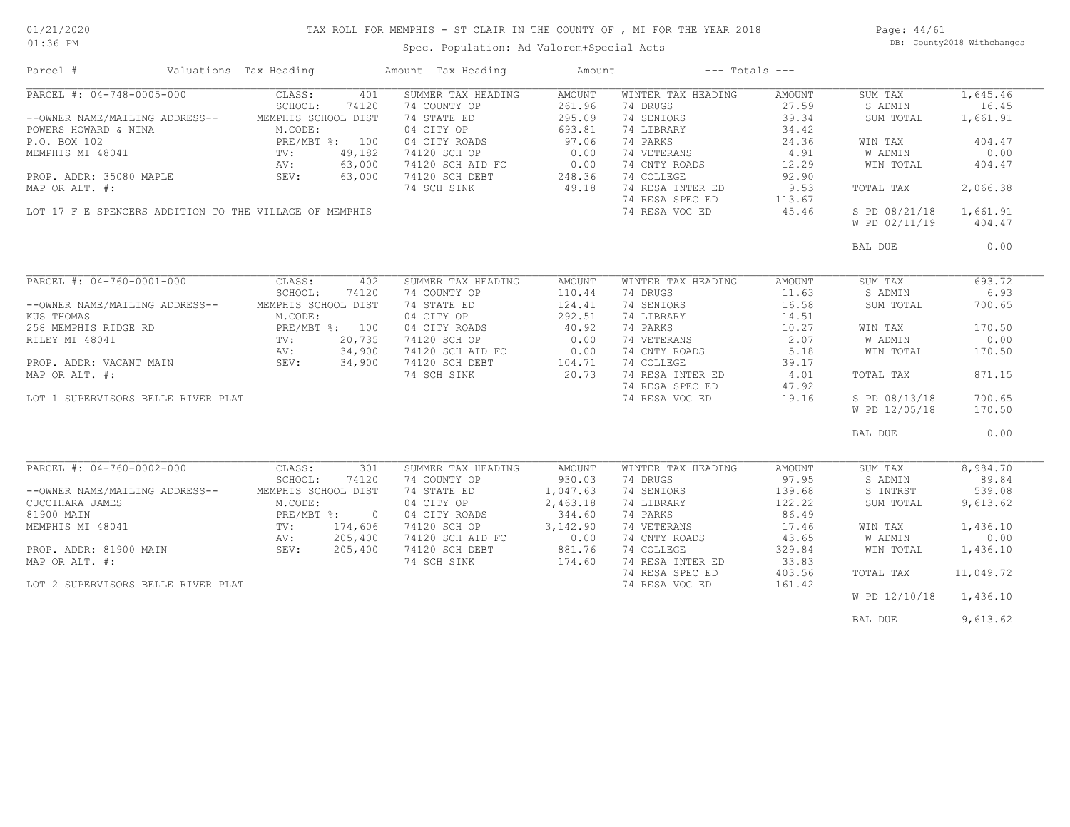# TAX ROLL FOR MEMPHIS - ST CLAIR IN THE COUNTY OF , MI FOR THE YEAR 2018

Spec. Population: Ad Valorem+Special Acts

DB: County2018 Withchanges

01/21/2020
01:36 PM

| Parcel # | Valuations Tax Heading | | Amount Tax Heading | Amount | --- Totals --- | | | |
|---|---|---|---|---|---|---|---|---|
| PARCEL #: 04-748-0005-000 | CLASS: | 401 | SUMMER TAX HEADING | AMOUNT | WINTER TAX HEADING | AMOUNT | SUM TAX | 1,645.46 |
| | SCHOOL: | 74120 | 74 COUNTY OP | 261.96 | 74 DRUGS | 27.59 | S ADMIN | 16.45 |
| --OWNER NAME/MAILING ADDRESS-- | MEMPHIS SCHOOL DIST | | 74 STATE ED | 295.09 | 74 SENIORS | 39.34 | SUM TOTAL | 1,661.91 |
| POWERS HOWARD & NINA | M.CODE: | | 04 CITY OP | 693.81 | 74 LIBRARY | 34.42 | | |
| P.O. BOX 102 | PRE/MBT %: | 100 | 04 CITY ROADS | 97.06 | 74 PARKS | 24.36 | WIN TAX | 404.47 |
| MEMPHIS MI 48041 | TV: | 49,182 | 74120 SCH OP | 0.00 | 74 VETERANS | 4.91 | W ADMIN | 0.00 |
| | AV: | 63,000 | 74120 SCH AID FC | 0.00 | 74 CNTY ROADS | 12.29 | WIN TOTAL | 404.47 |
| PROP. ADDR: 35080 MAPLE | SEV: | 63,000 | 74120 SCH DEBT | 248.36 | 74 COLLEGE | 92.90 | | |
| MAP OR ALT. #: | | | 74 SCH SINK | 49.18 | 74 RESA INTER ED | 9.53 | TOTAL TAX | 2,066.38 |
| | | | | | 74 RESA SPEC ED | 113.67 | | |
| LOT 17 F E SPENCERS ADDITION TO THE VILLAGE OF MEMPHIS | | | | | 74 RESA VOC ED | 45.46 | S PD 08/21/18 | 1,661.91 |
| | | | | | | | W PD 02/11/19 | 404.47 |
| | | | | | | | BAL DUE | 0.00 |
| PARCEL #: 04-760-0001-000 | CLASS: | 402 | SUMMER TAX HEADING | AMOUNT | WINTER TAX HEADING | AMOUNT | SUM TAX | 693.72 |
| | SCHOOL: | 74120 | 74 COUNTY OP | 110.44 | 74 DRUGS | 11.63 | S ADMIN | 6.93 |
| --OWNER NAME/MAILING ADDRESS-- | MEMPHIS SCHOOL DIST | | 74 STATE ED | 124.41 | 74 SENIORS | 16.58 | SUM TOTAL | 700.65 |
| KUS THOMAS | M.CODE: | | 04 CITY OP | 292.51 | 74 LIBRARY | 14.51 | | |
| 258 MEMPHIS RIDGE RD | PRE/MBT %: | 100 | 04 CITY ROADS | 40.92 | 74 PARKS | 10.27 | WIN TAX | 170.50 |
| RILEY MI 48041 | TV: | 20,735 | 74120 SCH OP | 0.00 | 74 VETERANS | 2.07 | W ADMIN | 0.00 |
| | AV: | 34,900 | 74120 SCH AID FC | 0.00 | 74 CNTY ROADS | 5.18 | WIN TOTAL | 170.50 |
| PROP. ADDR: VACANT MAIN | SEV: | 34,900 | 74120 SCH DEBT | 104.71 | 74 COLLEGE | 39.17 | | |
| MAP OR ALT. #: | | | 74 SCH SINK | 20.73 | 74 RESA INTER ED | 4.01 | TOTAL TAX | 871.15 |
| | | | | | 74 RESA SPEC ED | 47.92 | | |
| LOT 1 SUPERVISORS BELLE RIVER PLAT | | | | | 74 RESA VOC ED | 19.16 | S PD 08/13/18 | 700.65 |
| | | | | | | | W PD 12/05/18 | 170.50 |
| | | | | | | | BAL DUE | 0.00 |
| PARCEL #: 04-760-0002-000 | CLASS: | 301 | SUMMER TAX HEADING | AMOUNT | WINTER TAX HEADING | AMOUNT | SUM TAX | 8,984.70 |
| | SCHOOL: | 74120 | 74 COUNTY OP | 930.03 | 74 DRUGS | 97.95 | S ADMIN | 89.84 |
| --OWNER NAME/MAILING ADDRESS-- | MEMPHIS SCHOOL DIST | | 74 STATE ED | 1,047.63 | 74 SENIORS | 139.68 | S INTRST | 539.08 |
| CUCCIHARA JAMES | M.CODE: | | 04 CITY OP | 2,463.18 | 74 LIBRARY | 122.22 | SUM TOTAL | 9,613.62 |
| 81900 MAIN | PRE/MBT %: | 0 | 04 CITY ROADS | 344.60 | 74 PARKS | 86.49 | | |
| MEMPHIS MI 48041 | TV: | 174,606 | 74120 SCH OP | 3,142.90 | 74 VETERANS | 17.46 | WIN TAX | 1,436.10 |
| | AV: | 205,400 | 74120 SCH AID FC | 0.00 | 74 CNTY ROADS | 43.65 | W ADMIN | 0.00 |
| PROP. ADDR: 81900 MAIN | SEV: | 205,400 | 74120 SCH DEBT | 881.76 | 74 COLLEGE | 329.84 | WIN TOTAL | 1,436.10 |
| MAP OR ALT. #: | | | 74 SCH SINK | 174.60 | 74 RESA INTER ED | 33.83 | | |
| | | | | | 74 RESA SPEC ED | 403.56 | TOTAL TAX | 11,049.72 |
| LOT 2 SUPERVISORS BELLE RIVER PLAT | | | | | 74 RESA VOC ED | 161.42 | | |
| | | | | | | | W PD 12/10/18 | 1,436.10 |
| | | | | | | | BAL DUE | 9,613.62 |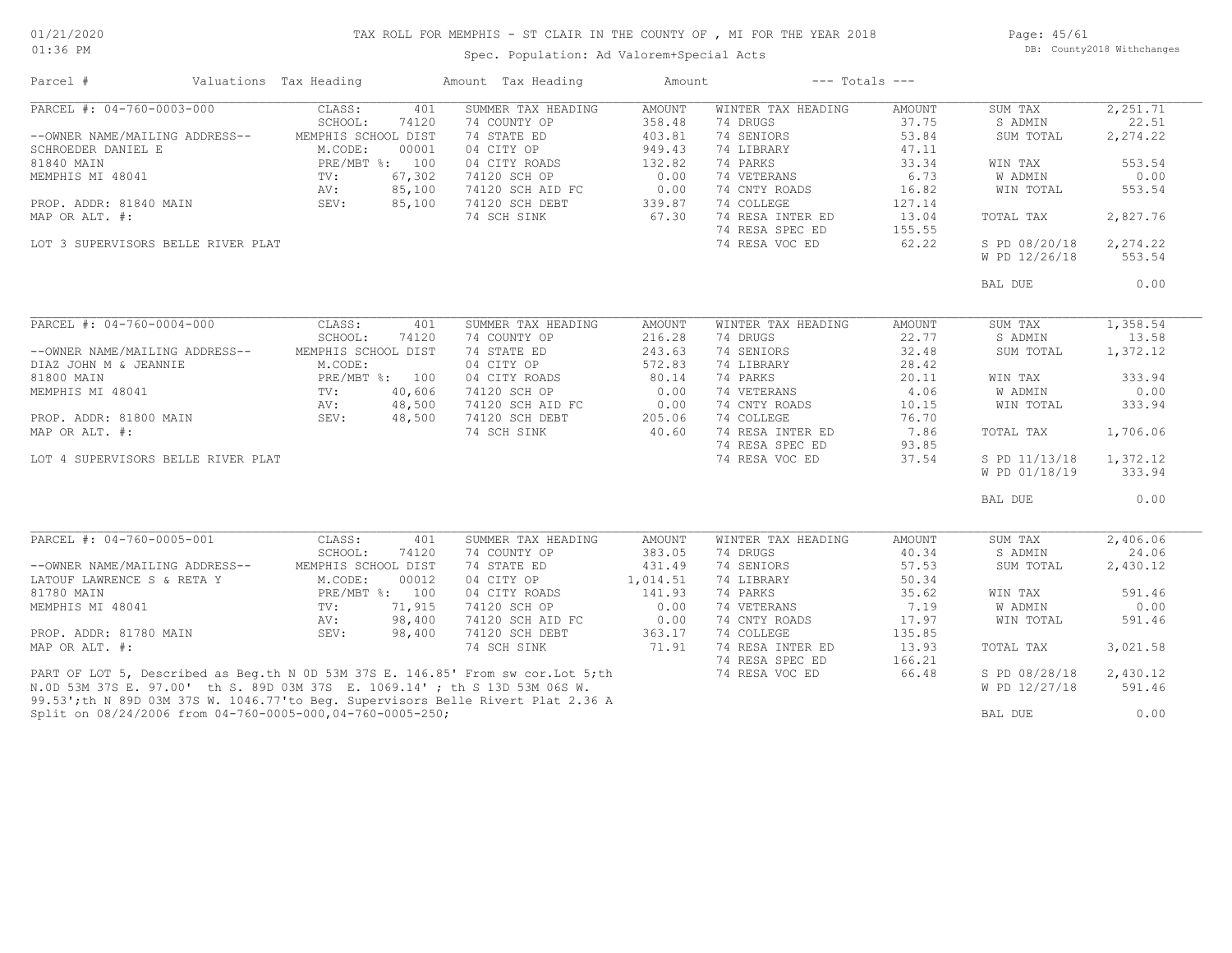# TAX ROLL FOR MEMPHIS - ST CLAIR IN THE COUNTY OF , MI FOR THE YEAR 2018

Spec. Population: Ad Valorem+Special Acts

01/21/2020 01:36 PM — DB: County2018 Withchanges

| Parcel # | Valuations | Tax Heading | Amount | Tax Heading | Amount | --- Totals --- | |
|---|---|---|---|---|---|---|---|
| PARCEL #: 04-760-0003-000 | CLASS: 401 | SUMMER TAX HEADING | AMOUNT | WINTER TAX HEADING | AMOUNT | SUM TAX | 2,251.71 |
| | SCHOOL: 74120 | 74 COUNTY OP | 358.48 | 74 DRUGS | 37.75 | S ADMIN | 22.51 |
| --OWNER NAME/MAILING ADDRESS-- | MEMPHIS SCHOOL DIST | 74 STATE ED | 403.81 | 74 SENIORS | 53.84 | SUM TOTAL | 2,274.22 |
| SCHROEDER DANIEL E | M.CODE: 00001 | 04 CITY OP | 949.43 | 74 LIBRARY | 47.11 | | |
| 81840 MAIN | PRE/MBT %: 100 | 04 CITY ROADS | 132.82 | 74 PARKS | 33.34 | WIN TAX | 553.54 |
| MEMPHIS MI 48041 | TV: 67,302 | 74120 SCH OP | 0.00 | 74 VETERANS | 6.73 | W ADMIN | 0.00 |
| | AV: 85,100 | 74120 SCH AID FC | 0.00 | 74 CNTY ROADS | 16.82 | WIN TOTAL | 553.54 |
| PROP. ADDR: 81840 MAIN | SEV: 85,100 | 74120 SCH DEBT | 339.87 | 74 COLLEGE | 127.14 | | |
| MAP OR ALT. #: | | 74 SCH SINK | 67.30 | 74 RESA INTER ED | 13.04 | TOTAL TAX | 2,827.76 |
| | | | | 74 RESA SPEC ED | 155.55 | | |
| LOT 3 SUPERVISORS BELLE RIVER PLAT | | | | 74 RESA VOC ED | 62.22 | S PD 08/20/18 | 2,274.22 |
| | | | | | | W PD 12/26/18 | 553.54 |
| | | | | | | BAL DUE | 0.00 |
| PARCEL #: 04-760-0004-000 | CLASS: 401 | SUMMER TAX HEADING | AMOUNT | WINTER TAX HEADING | AMOUNT | SUM TAX | 1,358.54 |
| | SCHOOL: 74120 | 74 COUNTY OP | 216.28 | 74 DRUGS | 22.77 | S ADMIN | 13.58 |
| --OWNER NAME/MAILING ADDRESS-- | MEMPHIS SCHOOL DIST | 74 STATE ED | 243.63 | 74 SENIORS | 32.48 | SUM TOTAL | 1,372.12 |
| DIAZ JOHN M & JEANNIE | M.CODE: | 04 CITY OP | 572.83 | 74 LIBRARY | 28.42 | | |
| 81800 MAIN | PRE/MBT %: 100 | 04 CITY ROADS | 80.14 | 74 PARKS | 20.11 | WIN TAX | 333.94 |
| MEMPHIS MI 48041 | TV: 40,606 | 74120 SCH OP | 0.00 | 74 VETERANS | 4.06 | W ADMIN | 0.00 |
| | AV: 48,500 | 74120 SCH AID FC | 0.00 | 74 CNTY ROADS | 10.15 | WIN TOTAL | 333.94 |
| PROP. ADDR: 81800 MAIN | SEV: 48,500 | 74120 SCH DEBT | 205.06 | 74 COLLEGE | 76.70 | | |
| MAP OR ALT. #: | | 74 SCH SINK | 40.60 | 74 RESA INTER ED | 7.86 | TOTAL TAX | 1,706.06 |
| | | | | 74 RESA SPEC ED | 93.85 | | |
| LOT 4 SUPERVISORS BELLE RIVER PLAT | | | | 74 RESA VOC ED | 37.54 | S PD 11/13/18 | 1,372.12 |
| | | | | | | W PD 01/18/19 | 333.94 |
| | | | | | | BAL DUE | 0.00 |
| PARCEL #: 04-760-0005-001 | CLASS: 401 | SUMMER TAX HEADING | AMOUNT | WINTER TAX HEADING | AMOUNT | SUM TAX | 2,406.06 |
| | SCHOOL: 74120 | 74 COUNTY OP | 383.05 | 74 DRUGS | 40.34 | S ADMIN | 24.06 |
| --OWNER NAME/MAILING ADDRESS-- | MEMPHIS SCHOOL DIST | 74 STATE ED | 431.49 | 74 SENIORS | 57.53 | SUM TOTAL | 2,430.12 |
| LATOUF LAWRENCE S & RETA Y | M.CODE: 00012 | 04 CITY OP | 1,014.51 | 74 LIBRARY | 50.34 | | |
| 81780 MAIN | PRE/MBT %: 100 | 04 CITY ROADS | 141.93 | 74 PARKS | 35.62 | WIN TAX | 591.46 |
| MEMPHIS MI 48041 | TV: 71,915 | 74120 SCH OP | 0.00 | 74 VETERANS | 7.19 | W ADMIN | 0.00 |
| | AV: 98,400 | 74120 SCH AID FC | 0.00 | 74 CNTY ROADS | 17.97 | WIN TOTAL | 591.46 |
| PROP. ADDR: 81780 MAIN | SEV: 98,400 | 74120 SCH DEBT | 363.17 | 74 COLLEGE | 135.85 | | |
| MAP OR ALT. #: | | 74 SCH SINK | 71.91 | 74 RESA INTER ED | 13.93 | TOTAL TAX | 3,021.58 |
| | | | | 74 RESA SPEC ED | 166.21 | | |
| PART OF LOT 5, Described as Beg.th N 0D 53M 37S E. 146.85' From sw cor.Lot 5;th N.0D 53M 37S E. 97.00' th S. 89D 03M 37S E. 1069.14' ; th S 13D 53M 06S W. 99.53';th N 89D 03M 37S W. 1046.77'to Beg. Supervisors Belle Rivert Plat 2.36 A | | | | 74 RESA VOC ED | 66.48 | S PD 08/28/18 | 2,430.12 |
| | | | | | | W PD 12/27/18 | 591.46 |
| Split on 08/24/2006 from 04-760-0005-000,04-760-0005-250; | | | | | | BAL DUE | 0.00 |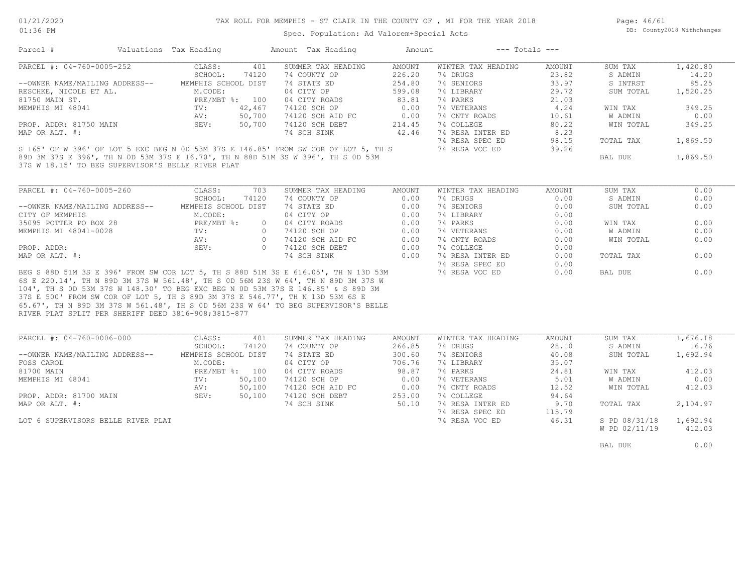# TAX ROLL FOR MEMPHIS - ST CLAIR IN THE COUNTY OF , MI FOR THE YEAR 2018

01/21/2020
01:36 PM

Spec. Population: Ad Valorem+Special Acts

DB: County2018 Withchanges

| Parcel # | Valuations | Tax Heading | Amount | Tax Heading | Amount | --- Totals --- | |
|---|---|---|---|---|---|---|---|

## PARCEL #: 04-760-0005-252

| | | | | | | | |
|---|---|---|---|---|---|---|---|
| CLASS: | 401 | SUMMER TAX HEADING | AMOUNT | WINTER TAX HEADING | AMOUNT | SUM TAX | 1,420.80 |
| SCHOOL: | 74120 | 74 COUNTY OP | 226.20 | 74 DRUGS | 23.82 | S ADMIN | 14.20 |
| MEMPHIS SCHOOL DIST | | 74 STATE ED | 254.80 | 74 SENIORS | 33.97 | S INTRST | 85.25 |
| M.CODE: | | 04 CITY OP | 599.08 | 74 LIBRARY | 29.72 | SUM TOTAL | 1,520.25 |
| PRE/MBT %: | 100 | 04 CITY ROADS | 83.81 | 74 PARKS | 21.03 | | |
| TV: | 42,467 | 74120 SCH OP | 0.00 | 74 VETERANS | 4.24 | WIN TAX | 349.25 |
| AV: | 50,700 | 74120 SCH AID FC | 0.00 | 74 CNTY ROADS | 10.61 | W ADMIN | 0.00 |
| SEV: | 50,700 | 74120 SCH DEBT | 214.45 | 74 COLLEGE | 80.22 | WIN TOTAL | 349.25 |
| | | 74 SCH SINK | 42.46 | 74 RESA INTER ED | 8.23 | | |
| | | | | 74 RESA SPEC ED | 98.15 | TOTAL TAX | 1,869.50 |
| | | | | 74 RESA VOC ED | 39.26 | | |
| | | | | | | BAL DUE | 1,869.50 |

--OWNER NAME/MAILING ADDRESS--
RESCHKE, NICOLE ET AL.
81750 MAIN ST.
MEMPHIS MI 48041

PROP. ADDR: 81750 MAIN
MAP OR ALT. #:

S 165' OF W 396' OF LOT 5 EXC BEG N 0D 53M 37S E 146.85' FROM SW COR OF LOT 5, TH S 89D 3M 37S E 396', TH N 0D 53M 37S E 16.70', TH N 88D 51M 3S W 396', TH S 0D 53M 37S W 18.15' TO BEG SUPERVISOR'S BELLE RIVER PLAT

## PARCEL #: 04-760-0005-260

| | | | | | | | |
|---|---|---|---|---|---|---|---|
| CLASS: | 703 | SUMMER TAX HEADING | AMOUNT | WINTER TAX HEADING | AMOUNT | SUM TAX | 0.00 |
| SCHOOL: | 74120 | 74 COUNTY OP | 0.00 | 74 DRUGS | 0.00 | S ADMIN | 0.00 |
| MEMPHIS SCHOOL DIST | | 74 STATE ED | 0.00 | 74 SENIORS | 0.00 | SUM TOTAL | 0.00 |
| M.CODE: | | 04 CITY OP | 0.00 | 74 LIBRARY | 0.00 | | |
| PRE/MBT %: | 0 | 04 CITY ROADS | 0.00 | 74 PARKS | 0.00 | WIN TAX | 0.00 |
| TV: | 0 | 74120 SCH OP | 0.00 | 74 VETERANS | 0.00 | W ADMIN | 0.00 |
| AV: | 0 | 74120 SCH AID FC | 0.00 | 74 CNTY ROADS | 0.00 | WIN TOTAL | 0.00 |
| SEV: | 0 | 74120 SCH DEBT | 0.00 | 74 COLLEGE | 0.00 | | |
| | | 74 SCH SINK | 0.00 | 74 RESA INTER ED | 0.00 | TOTAL TAX | 0.00 |
| | | | | 74 RESA SPEC ED | 0.00 | | |
| | | | | 74 RESA VOC ED | 0.00 | BAL DUE | 0.00 |

--OWNER NAME/MAILING ADDRESS--
CITY OF MEMPHIS
35095 POTTER PO BOX 28
MEMPHIS MI 48041-0028

PROP. ADDR:
MAP OR ALT. #:

BEG S 88D 51M 3S E 396' FROM SW COR LOT 5, TH S 88D 51M 3S E 616.05', TH N 13D 53M 6S E 220.14', TH N 89D 3M 37S W 561.48', TH S 0D 56M 23S W 64', TH N 89D 3M 37S W 104', TH S 0D 53M 37S W 148.30' TO BEG EXC BEG N 0D 53M 37S E 146.85' & S 89D 3M 37S E 500' FROM SW COR OF LOT 5, TH S 89D 3M 37S E 546.77', TH N 13D 53M 6S E 65.67', TH N 89D 3M 37S W 561.48', TH S 0D 56M 23S W 64' TO BEG SUPERVISOR'S BELLE RIVER PLAT SPLIT PER SHERIFF DEED 3816-908;3815-877

## PARCEL #: 04-760-0006-000

| | | | | | | | |
|---|---|---|---|---|---|---|---|
| CLASS: | 401 | SUMMER TAX HEADING | AMOUNT | WINTER TAX HEADING | AMOUNT | SUM TAX | 1,676.18 |
| SCHOOL: | 74120 | 74 COUNTY OP | 266.85 | 74 DRUGS | 28.10 | S ADMIN | 16.76 |
| MEMPHIS SCHOOL DIST | | 74 STATE ED | 300.60 | 74 SENIORS | 40.08 | SUM TOTAL | 1,692.94 |
| M.CODE: | | 04 CITY OP | 706.76 | 74 LIBRARY | 35.07 | | |
| PRE/MBT %: | 100 | 04 CITY ROADS | 98.87 | 74 PARKS | 24.81 | WIN TAX | 412.03 |
| TV: | 50,100 | 74120 SCH OP | 0.00 | 74 VETERANS | 5.01 | W ADMIN | 0.00 |
| AV: | 50,100 | 74120 SCH AID FC | 0.00 | 74 CNTY ROADS | 12.52 | WIN TOTAL | 412.03 |
| SEV: | 50,100 | 74120 SCH DEBT | 253.00 | 74 COLLEGE | 94.64 | | |
| | | 74 SCH SINK | 50.10 | 74 RESA INTER ED | 9.70 | TOTAL TAX | 2,104.97 |
| | | | | 74 RESA SPEC ED | 115.79 | | |
| | | | | 74 RESA VOC ED | 46.31 | S PD 08/31/18 | 1,692.94 |
| | | | | | | W PD 02/11/19 | 412.03 |
| | | | | | | BAL DUE | 0.00 |

--OWNER NAME/MAILING ADDRESS--
FOSS CAROL
81700 MAIN
MEMPHIS MI 48041

PROP. ADDR: 81700 MAIN
MAP OR ALT. #:

LOT 6 SUPERVISORS BELLE RIVER PLAT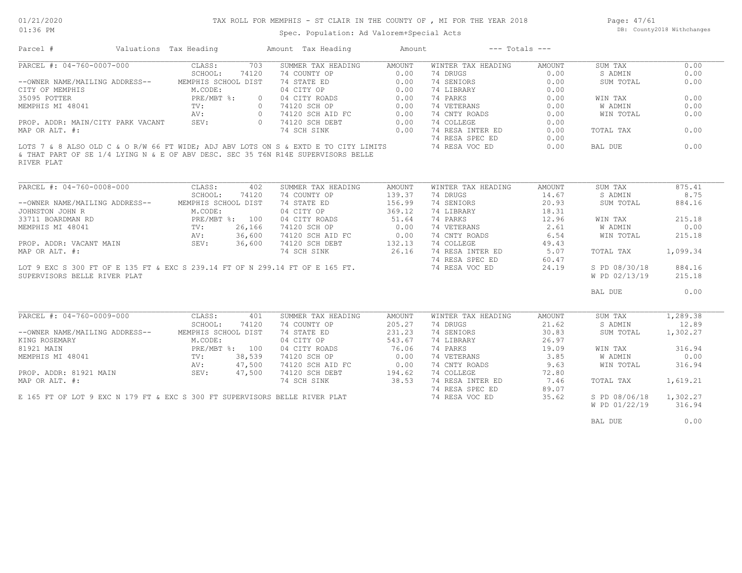# TAX ROLL FOR MEMPHIS - ST CLAIR IN THE COUNTY OF , MI FOR THE YEAR 2018

Spec. Population: Ad Valorem+Special Acts

DB: County2018 Withchanges

01/21/2020
01:36 PM

| Parcel # | Valuations | Tax Heading | Amount | Tax Heading | Amount | --- Totals --- | |
|---|---|---|---|---|---|---|---|

## PARCEL #: 04-760-0007-000

| | | | | | | | |
|---|---|---|---|---|---|---|---|
| CLASS: | 703 | SUMMER TAX HEADING | AMOUNT | WINTER TAX HEADING | AMOUNT | SUM TAX | 0.00 |
| SCHOOL: | 74120 | 74 COUNTY OP | 0.00 | 74 DRUGS | 0.00 | S ADMIN | 0.00 |
| MEMPHIS SCHOOL DIST | | 74 STATE ED | 0.00 | 74 SENIORS | 0.00 | SUM TOTAL | 0.00 |
| M.CODE: | | 04 CITY OP | 0.00 | 74 LIBRARY | 0.00 | | |
| PRE/MBT %: | 0 | 04 CITY ROADS | 0.00 | 74 PARKS | 0.00 | WIN TAX | 0.00 |
| TV: | 0 | 74120 SCH OP | 0.00 | 74 VETERANS | 0.00 | W ADMIN | 0.00 |
| AV: | 0 | 74120 SCH AID FC | 0.00 | 74 CNTY ROADS | 0.00 | WIN TOTAL | 0.00 |
| SEV: | 0 | 74120 SCH DEBT | 0.00 | 74 COLLEGE | 0.00 | | |
| | | 74 SCH SINK | 0.00 | 74 RESA INTER ED | 0.00 | TOTAL TAX | 0.00 |
| | | | | 74 RESA SPEC ED | 0.00 | | |
| | | | | 74 RESA VOC ED | 0.00 | BAL DUE | 0.00 |

--OWNER NAME/MAILING ADDRESS--
CITY OF MEMPHIS
35095 POTTER
MEMPHIS MI 48041

PROP. ADDR: MAIN/CITY PARK VACANT
MAP OR ALT. #:

LOTS 7 & 8 ALSO OLD C & O R/W 66 FT WIDE; ADJ ABV LOTS ON S & EXTD E TO CITY LIMITS & THAT PART OF SE 1/4 LYING N & E OF ABV DESC. SEC 35 T6N R14E SUPERVISORS BELLE RIVER PLAT

## PARCEL #: 04-760-0008-000

| | | | | | | | |
|---|---|---|---|---|---|---|---|
| CLASS: | 402 | SUMMER TAX HEADING | AMOUNT | WINTER TAX HEADING | AMOUNT | SUM TAX | 875.41 |
| SCHOOL: | 74120 | 74 COUNTY OP | 139.37 | 74 DRUGS | 14.67 | S ADMIN | 8.75 |
| MEMPHIS SCHOOL DIST | | 74 STATE ED | 156.99 | 74 SENIORS | 20.93 | SUM TOTAL | 884.16 |
| M.CODE: | | 04 CITY OP | 369.12 | 74 LIBRARY | 18.31 | | |
| PRE/MBT %: | 100 | 04 CITY ROADS | 51.64 | 74 PARKS | 12.96 | WIN TAX | 215.18 |
| TV: | 26,166 | 74120 SCH OP | 0.00 | 74 VETERANS | 2.61 | W ADMIN | 0.00 |
| AV: | 36,600 | 74120 SCH AID FC | 0.00 | 74 CNTY ROADS | 6.54 | WIN TOTAL | 215.18 |
| SEV: | 36,600 | 74120 SCH DEBT | 132.13 | 74 COLLEGE | 49.43 | | |
| | | 74 SCH SINK | 26.16 | 74 RESA INTER ED | 5.07 | TOTAL TAX | 1,099.34 |
| | | | | 74 RESA SPEC ED | 60.47 | | |
| | | | | 74 RESA VOC ED | 24.19 | S PD 08/30/18 | 884.16 |
| | | | | | | W PD 02/13/19 | 215.18 |
| | | | | | | BAL DUE | 0.00 |

--OWNER NAME/MAILING ADDRESS--
JOHNSTON JOHN R
33711 BOARDMAN RD
MEMPHIS MI 48041

PROP. ADDR: VACANT MAIN
MAP OR ALT. #:

LOT 9 EXC S 300 FT OF E 135 FT & EXC S 239.14 FT OF N 299.14 FT OF E 165 FT. SUPERVISORS BELLE RIVER PLAT

## PARCEL #: 04-760-0009-000

| | | | | | | | |
|---|---|---|---|---|---|---|---|
| CLASS: | 401 | SUMMER TAX HEADING | AMOUNT | WINTER TAX HEADING | AMOUNT | SUM TAX | 1,289.38 |
| SCHOOL: | 74120 | 74 COUNTY OP | 205.27 | 74 DRUGS | 21.62 | S ADMIN | 12.89 |
| MEMPHIS SCHOOL DIST | | 74 STATE ED | 231.23 | 74 SENIORS | 30.83 | SUM TOTAL | 1,302.27 |
| M.CODE: | | 04 CITY OP | 543.67 | 74 LIBRARY | 26.97 | | |
| PRE/MBT %: | 100 | 04 CITY ROADS | 76.06 | 74 PARKS | 19.09 | WIN TAX | 316.94 |
| TV: | 38,539 | 74120 SCH OP | 0.00 | 74 VETERANS | 3.85 | W ADMIN | 0.00 |
| AV: | 47,500 | 74120 SCH AID FC | 0.00 | 74 CNTY ROADS | 9.63 | WIN TOTAL | 316.94 |
| SEV: | 47,500 | 74120 SCH DEBT | 194.62 | 74 COLLEGE | 72.80 | | |
| | | 74 SCH SINK | 38.53 | 74 RESA INTER ED | 7.46 | TOTAL TAX | 1,619.21 |
| | | | | 74 RESA SPEC ED | 89.07 | | |
| | | | | 74 RESA VOC ED | 35.62 | S PD 08/06/18 | 1,302.27 |
| | | | | | | W PD 01/22/19 | 316.94 |
| | | | | | | BAL DUE | 0.00 |

--OWNER NAME/MAILING ADDRESS--
KING ROSEMARY
81921 MAIN
MEMPHIS MI 48041

PROP. ADDR: 81921 MAIN
MAP OR ALT. #:

E 165 FT OF LOT 9 EXC N 179 FT & EXC S 300 FT SUPERVISORS BELLE RIVER PLAT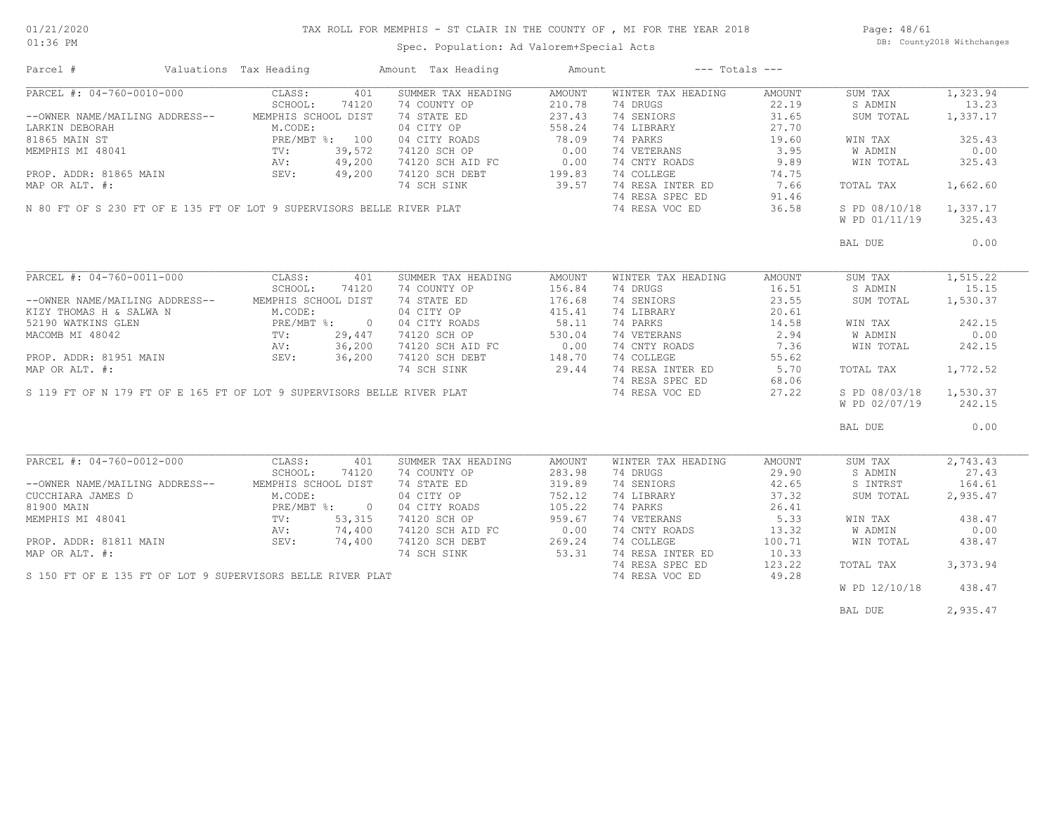TAX ROLL FOR MEMPHIS - ST CLAIR IN THE COUNTY OF , MI FOR THE YEAR 2018

Spec. Population: Ad Valorem+Special Acts

01/21/2020
01:36 PM

DB: County2018 Withchanges

| Parcel # | Valuations Tax Heading | | Amount Tax Heading | Amount | --- Totals --- | | | |
|---|---|---|---|---|---|---|---|---|
| PARCEL #: 04-760-0010-000 | CLASS: | 401 | SUMMER TAX HEADING | AMOUNT | WINTER TAX HEADING | AMOUNT | SUM TAX | 1,323.94 |
| | SCHOOL: | 74120 | 74 COUNTY OP | 210.78 | 74 DRUGS | 22.19 | S ADMIN | 13.23 |
| --OWNER NAME/MAILING ADDRESS-- | MEMPHIS SCHOOL DIST | | 74 STATE ED | 237.43 | 74 SENIORS | 31.65 | SUM TOTAL | 1,337.17 |
| LARKIN DEBORAH | M.CODE: | | 04 CITY OP | 558.24 | 74 LIBRARY | 27.70 | | |
| 81865 MAIN ST | PRE/MBT %: | 100 | 04 CITY ROADS | 78.09 | 74 PARKS | 19.60 | WIN TAX | 325.43 |
| MEMPHIS MI 48041 | TV: | 39,572 | 74120 SCH OP | 0.00 | 74 VETERANS | 3.95 | W ADMIN | 0.00 |
| | AV: | 49,200 | 74120 SCH AID FC | 0.00 | 74 CNTY ROADS | 9.89 | WIN TOTAL | 325.43 |
| PROP. ADDR: 81865 MAIN | SEV: | 49,200 | 74120 SCH DEBT | 199.83 | 74 COLLEGE | 74.75 | | |
| MAP OR ALT. #: | | | 74 SCH SINK | 39.57 | 74 RESA INTER ED | 7.66 | TOTAL TAX | 1,662.60 |
| | | | | | 74 RESA SPEC ED | 91.46 | | |
| N 80 FT OF S 230 FT OF E 135 FT OF LOT 9 SUPERVISORS BELLE RIVER PLAT | | | | | 74 RESA VOC ED | 36.58 | S PD 08/10/18 | 1,337.17 |
| | | | | | | | W PD 01/11/19 | 325.43 |
| | | | | | | | BAL DUE | 0.00 |
| PARCEL #: 04-760-0011-000 | CLASS: | 401 | SUMMER TAX HEADING | AMOUNT | WINTER TAX HEADING | AMOUNT | SUM TAX | 1,515.22 |
| | SCHOOL: | 74120 | 74 COUNTY OP | 156.84 | 74 DRUGS | 16.51 | S ADMIN | 15.15 |
| --OWNER NAME/MAILING ADDRESS-- | MEMPHIS SCHOOL DIST | | 74 STATE ED | 176.68 | 74 SENIORS | 23.55 | SUM TOTAL | 1,530.37 |
| KIZY THOMAS H & SALWA N | M.CODE: | | 04 CITY OP | 415.41 | 74 LIBRARY | 20.61 | | |
| 52190 WATKINS GLEN | PRE/MBT %: | 0 | 04 CITY ROADS | 58.11 | 74 PARKS | 14.58 | WIN TAX | 242.15 |
| MACOMB MI 48042 | TV: | 29,447 | 74120 SCH OP | 530.04 | 74 VETERANS | 2.94 | W ADMIN | 0.00 |
| | AV: | 36,200 | 74120 SCH AID FC | 0.00 | 74 CNTY ROADS | 7.36 | WIN TOTAL | 242.15 |
| PROP. ADDR: 81951 MAIN | SEV: | 36,200 | 74120 SCH DEBT | 148.70 | 74 COLLEGE | 55.62 | | |
| MAP OR ALT. #: | | | 74 SCH SINK | 29.44 | 74 RESA INTER ED | 5.70 | TOTAL TAX | 1,772.52 |
| | | | | | 74 RESA SPEC ED | 68.06 | | |
| S 119 FT OF N 179 FT OF E 165 FT OF LOT 9 SUPERVISORS BELLE RIVER PLAT | | | | | 74 RESA VOC ED | 27.22 | S PD 08/03/18 | 1,530.37 |
| | | | | | | | W PD 02/07/19 | 242.15 |
| | | | | | | | BAL DUE | 0.00 |
| PARCEL #: 04-760-0012-000 | CLASS: | 401 | SUMMER TAX HEADING | AMOUNT | WINTER TAX HEADING | AMOUNT | SUM TAX | 2,743.43 |
| | SCHOOL: | 74120 | 74 COUNTY OP | 283.98 | 74 DRUGS | 29.90 | S ADMIN | 27.43 |
| --OWNER NAME/MAILING ADDRESS-- | MEMPHIS SCHOOL DIST | | 74 STATE ED | 319.89 | 74 SENIORS | 42.65 | S INTRST | 164.61 |
| CUCCHIARA JAMES D | M.CODE: | | 04 CITY OP | 752.12 | 74 LIBRARY | 37.32 | SUM TOTAL | 2,935.47 |
| 81900 MAIN | PRE/MBT %: | 0 | 04 CITY ROADS | 105.22 | 74 PARKS | 26.41 | | |
| MEMPHIS MI 48041 | TV: | 53,315 | 74120 SCH OP | 959.67 | 74 VETERANS | 5.33 | WIN TAX | 438.47 |
| | AV: | 74,400 | 74120 SCH AID FC | 0.00 | 74 CNTY ROADS | 13.32 | W ADMIN | 0.00 |
| PROP. ADDR: 81811 MAIN | SEV: | 74,400 | 74120 SCH DEBT | 269.24 | 74 COLLEGE | 100.71 | WIN TOTAL | 438.47 |
| MAP OR ALT. #: | | | 74 SCH SINK | 53.31 | 74 RESA INTER ED | 10.33 | | |
| | | | | | 74 RESA SPEC ED | 123.22 | TOTAL TAX | 3,373.94 |
| S 150 FT OF E 135 FT OF LOT 9 SUPERVISORS BELLE RIVER PLAT | | | | | 74 RESA VOC ED | 49.28 | | |
| | | | | | | | W PD 12/10/18 | 438.47 |
| | | | | | | | BAL DUE | 2,935.47 |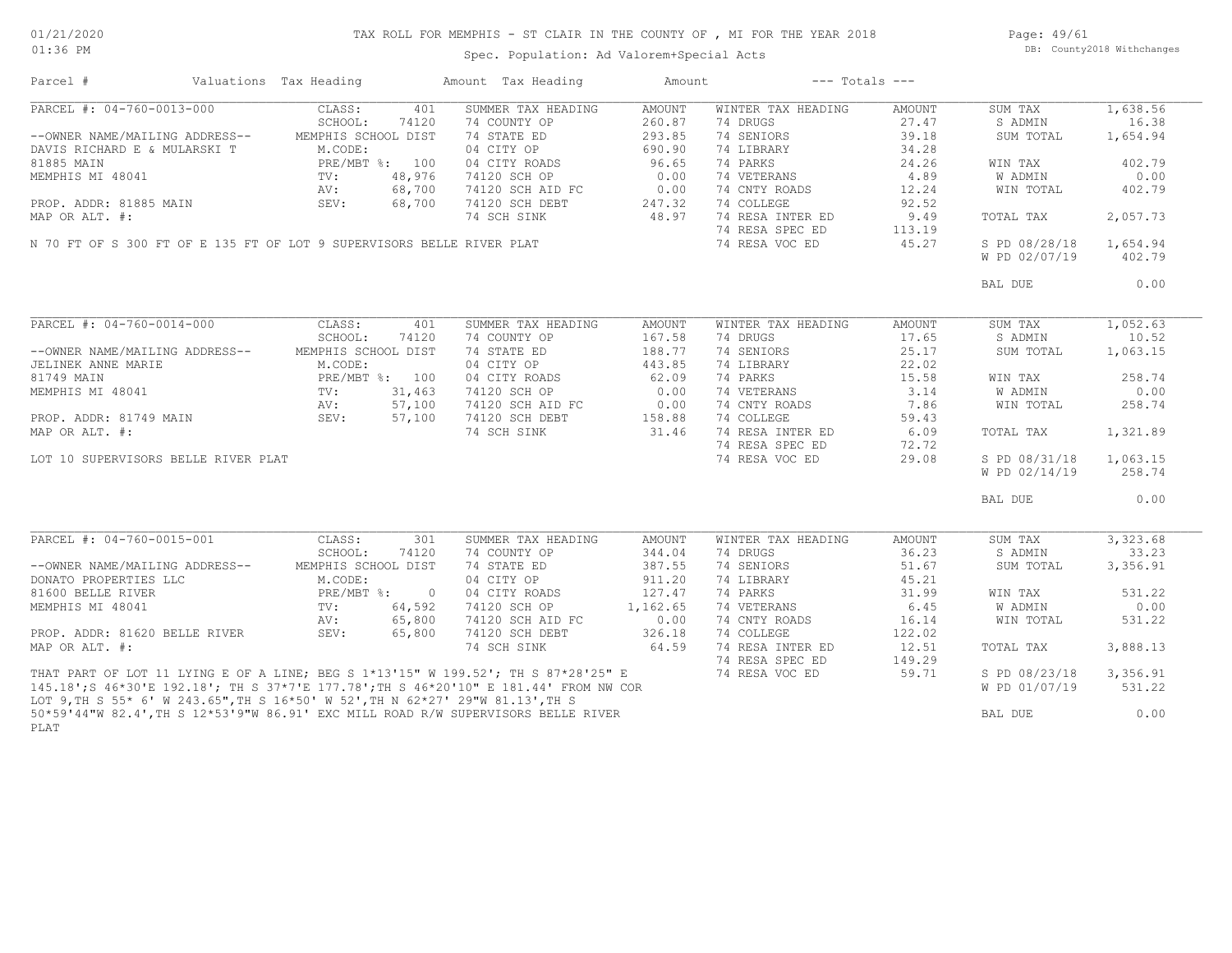# TAX ROLL FOR MEMPHIS - ST CLAIR IN THE COUNTY OF , MI FOR THE YEAR 2018

Spec. Population: Ad Valorem+Special Acts

| Parcel # | Valuations | Tax Heading | Amount | Tax Heading | Amount | --- Totals --- | |
|---|---|---|---|---|---|---|---|
| PARCEL #: 04-760-0013-000 | CLASS: 401 | SUMMER TAX HEADING | AMOUNT | WINTER TAX HEADING | AMOUNT | SUM TAX | 1,638.56 |
| | SCHOOL: 74120 | 74 STATE ED | 293.85 | 74 DRUGS | 27.47 | S ADMIN | 16.38 |
| --OWNER NAME/MAILING ADDRESS-- | MEMPHIS SCHOOL DIST | 04 CITY OP | 690.90 | 74 SENIORS | 39.18 | SUM TOTAL | 1,654.94 |
| DAVIS RICHARD E & MULARSKI T | M.CODE: | 04 CITY ROADS | 96.65 | 74 LIBRARY | 34.28 | | |
| 81885 MAIN | PRE/MBT %: 100 | 74120 SCH OP | 0.00 | 74 PARKS | 24.26 | WIN TAX | 402.79 |
| MEMPHIS MI 48041 | TV: 48,976 | 74120 SCH AID FC | 0.00 | 74 VETERANS | 4.89 | W ADMIN | 0.00 |
| | AV: 68,700 | 74120 SCH DEBT | 247.32 | 74 CNTY ROADS | 12.24 | WIN TOTAL | 402.79 |
| PROP. ADDR: 81885 MAIN | SEV: 68,700 | 74 SCH SINK | 48.97 | 74 COLLEGE | 92.52 | | |
| MAP OR ALT. #: | | 74 COUNTY OP | 260.87 | 74 RESA INTER ED | 9.49 | TOTAL TAX | 2,057.73 |
| | | | | 74 RESA SPEC ED | 113.19 | | |
| N 70 FT OF S 300 FT OF E 135 FT OF LOT 9 SUPERVISORS BELLE RIVER PLAT | | | | 74 RESA VOC ED | 45.27 | S PD 08/28/18 | 1,654.94 |
| | | | | | | W PD 02/07/19 | 402.79 |
| | | | | | | BAL DUE | 0.00 |

| Parcel # | Valuations | Tax Heading | Amount | Tax Heading | Amount | --- Totals --- | |
|---|---|---|---|---|---|---|---|
| PARCEL #: 04-760-0014-000 | CLASS: 401 | SUMMER TAX HEADING | AMOUNT | WINTER TAX HEADING | AMOUNT | SUM TAX | 1,052.63 |
| | SCHOOL: 74120 | 74 COUNTY OP | 167.58 | 74 DRUGS | 17.65 | S ADMIN | 10.52 |
| --OWNER NAME/MAILING ADDRESS-- | MEMPHIS SCHOOL DIST | 74 STATE ED | 188.77 | 74 SENIORS | 25.17 | SUM TOTAL | 1,063.15 |
| JELINEK ANNE MARIE | M.CODE: | 04 CITY OP | 443.85 | 74 LIBRARY | 22.02 | | |
| 81749 MAIN | PRE/MBT %: 100 | 04 CITY ROADS | 62.09 | 74 PARKS | 15.58 | WIN TAX | 258.74 |
| MEMPHIS MI 48041 | TV: 31,463 | 74120 SCH OP | 0.00 | 74 VETERANS | 3.14 | W ADMIN | 0.00 |
| | AV: 57,100 | 74120 SCH AID FC | 0.00 | 74 CNTY ROADS | 7.86 | WIN TOTAL | 258.74 |
| PROP. ADDR: 81749 MAIN | SEV: 57,100 | 74120 SCH DEBT | 158.88 | 74 COLLEGE | 59.43 | | |
| MAP OR ALT. #: | | 74 SCH SINK | 31.46 | 74 RESA INTER ED | 6.09 | TOTAL TAX | 1,321.89 |
| | | | | 74 RESA SPEC ED | 72.72 | | |
| LOT 10 SUPERVISORS BELLE RIVER PLAT | | | | 74 RESA VOC ED | 29.08 | S PD 08/31/18 | 1,063.15 |
| | | | | | | W PD 02/14/19 | 258.74 |
| | | | | | | BAL DUE | 0.00 |

| Parcel # | Valuations | Tax Heading | Amount | Tax Heading | Amount | --- Totals --- | |
|---|---|---|---|---|---|---|---|
| PARCEL #: 04-760-0015-001 | CLASS: 301 | SUMMER TAX HEADING | AMOUNT | WINTER TAX HEADING | AMOUNT | SUM TAX | 3,323.68 |
| | SCHOOL: 74120 | 74 COUNTY OP | 344.04 | 74 DRUGS | 36.23 | S ADMIN | 33.23 |
| --OWNER NAME/MAILING ADDRESS-- | MEMPHIS SCHOOL DIST | 74 STATE ED | 387.55 | 74 SENIORS | 51.67 | SUM TOTAL | 3,356.91 |
| DONATO PROPERTIES LLC | M.CODE: | 04 CITY OP | 911.20 | 74 LIBRARY | 45.21 | | |
| 81600 BELLE RIVER | PRE/MBT %: 0 | 04 CITY ROADS | 127.47 | 74 PARKS | 31.99 | WIN TAX | 531.22 |
| MEMPHIS MI 48041 | TV: 64,592 | 74120 SCH OP | 1,162.65 | 74 VETERANS | 6.45 | W ADMIN | 0.00 |
| | AV: 65,800 | 74120 SCH AID FC | 0.00 | 74 CNTY ROADS | 16.14 | WIN TOTAL | 531.22 |
| PROP. ADDR: 81620 BELLE RIVER | SEV: 65,800 | 74120 SCH DEBT | 326.18 | 74 COLLEGE | 122.02 | | |
| MAP OR ALT. #: | | 74 SCH SINK | 64.59 | 74 RESA INTER ED | 12.51 | TOTAL TAX | 3,888.13 |
| | | | | 74 RESA SPEC ED | 149.29 | | |
| THAT PART OF LOT 11 LYING E OF A LINE; BEG S 1*13'15" W 199.52'; TH S 87*28'25" E 145.18';S 46*30'E 192.18'; TH S 37*7'E 177.78';TH S 46*20'10" E 181.44' FROM NW COR LOT 9,TH S 55* 6' W 243.65",TH S 16*50' W 52',TH N 62*27' 29"W 81.13',TH S 50*59'44"W 82.4',TH S 12*53'9"W 86.91' EXC MILL ROAD R/W SUPERVISORS BELLE RIVER PLAT | | | | 74 RESA VOC ED | 59.71 | S PD 08/23/18 | 3,356.91 |
| | | | | | | W PD 01/07/19 | 531.22 |
| | | | | | | BAL DUE | 0.00 |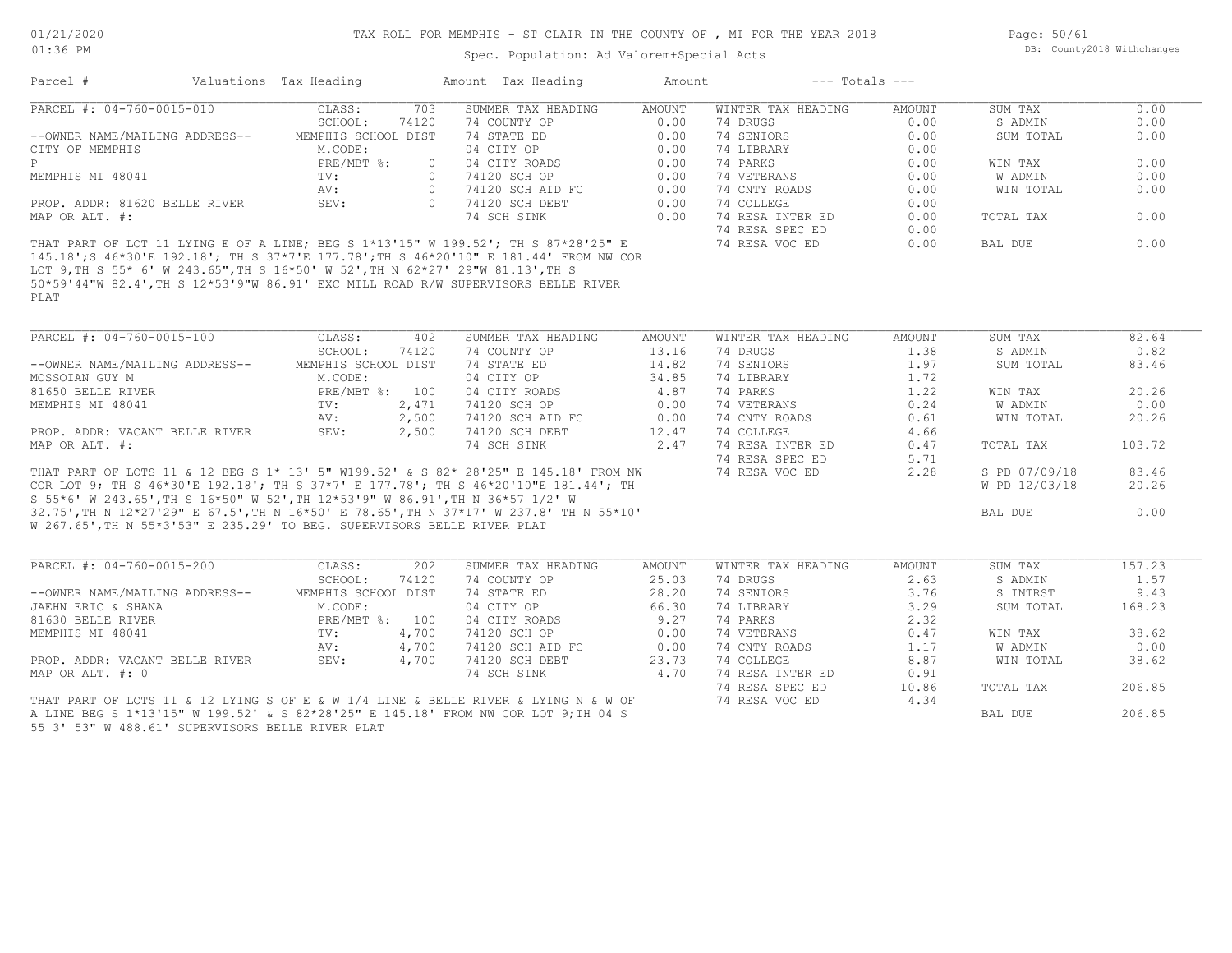# TAX ROLL FOR MEMPHIS - ST CLAIR IN THE COUNTY OF , MI FOR THE YEAR 2018

Spec. Population: Ad Valorem+Special Acts

DB: County2018 Withchanges

01/21/2020
01:36 PM

| Parcel # | Valuations | Tax Heading | Amount | Tax Heading | Amount | --- Totals --- | |
|---|---|---|---|---|---|---|---|

## PARCEL #: 04-760-0015-010

| --OWNER NAME/MAILING ADDRESS-- | | | SUMMER TAX HEADING | AMOUNT | WINTER TAX HEADING | AMOUNT | | |
|---|---|---|---|---|---|---|---|---|
| | CLASS: | 703 | 74 COUNTY OP | 0.00 | 74 DRUGS | 0.00 | SUM TAX | 0.00 |
| | SCHOOL: | 74120 | 74 STATE ED | 0.00 | 74 SENIORS | 0.00 | S ADMIN | 0.00 |
| CITY OF MEMPHIS | MEMPHIS SCHOOL DIST | | 04 CITY OP | 0.00 | 74 LIBRARY | 0.00 | SUM TOTAL | 0.00 |
| P | M.CODE: | | 04 CITY ROADS | 0.00 | 74 PARKS | 0.00 | | |
| MEMPHIS MI 48041 | PRE/MBT %: | 0 | 74120 SCH OP | 0.00 | 74 VETERANS | 0.00 | WIN TAX | 0.00 |
| | TV: | 0 | 74120 SCH AID FC | 0.00 | 74 CNTY ROADS | 0.00 | W ADMIN | 0.00 |
| PROP. ADDR: 81620 BELLE RIVER | AV: | 0 | 74120 SCH DEBT | 0.00 | 74 COLLEGE | 0.00 | WIN TOTAL | 0.00 |
| MAP OR ALT. #: | SEV: | 0 | 74 SCH SINK | 0.00 | 74 RESA INTER ED | 0.00 | | |
| | | | | | 74 RESA SPEC ED | 0.00 | TOTAL TAX | 0.00 |
| | | | | | 74 RESA VOC ED | 0.00 | BAL DUE | 0.00 |

THAT PART OF LOT 11 LYING E OF A LINE; BEG S 1*13'15" W 199.52'; TH S 87*28'25" E 145.18';S 46*30'E 192.18'; TH S 37*7'E 177.78';TH S 46*20'10" E 181.44' FROM NW COR LOT 9,TH S 55* 6' W 243.65',TH S 16*50' W 52',TH N 62*27' 29"W 81.13',TH S 50*59'44"W 82.4',TH S 12*53'9"W 86.91' EXC MILL ROAD R/W SUPERVISORS BELLE RIVER PLAT

## PARCEL #: 04-760-0015-100

| --OWNER NAME/MAILING ADDRESS-- | | | SUMMER TAX HEADING | AMOUNT | WINTER TAX HEADING | AMOUNT | | |
|---|---|---|---|---|---|---|---|---|
| | CLASS: | 402 | 74 COUNTY OP | 13.16 | 74 DRUGS | 1.38 | SUM TAX | 82.64 |
| | SCHOOL: | 74120 | 74 STATE ED | 14.82 | 74 SENIORS | 1.97 | S ADMIN | 0.82 |
| MOSSOIAN GUY M | MEMPHIS SCHOOL DIST | | 04 CITY OP | 34.85 | 74 LIBRARY | 1.72 | SUM TOTAL | 83.46 |
| 81650 BELLE RIVER | M.CODE: | | 04 CITY ROADS | 4.87 | 74 PARKS | 1.22 | | |
| MEMPHIS MI 48041 | PRE/MBT %: | 100 | 74120 SCH OP | 0.00 | 74 VETERANS | 0.24 | WIN TAX | 20.26 |
| | TV: | 2,471 | 74120 SCH AID FC | 0.00 | 74 CNTY ROADS | 0.61 | W ADMIN | 0.00 |
| PROP. ADDR: VACANT BELLE RIVER | AV: | 2,500 | 74120 SCH DEBT | 12.47 | 74 COLLEGE | 4.66 | WIN TOTAL | 20.26 |
| MAP OR ALT. #: | SEV: | 2,500 | 74 SCH SINK | 2.47 | 74 RESA INTER ED | 0.47 | | |
| | | | | | 74 RESA SPEC ED | 5.71 | TOTAL TAX | 103.72 |
| | | | | | 74 RESA VOC ED | 2.28 | S PD 07/09/18 | 83.46 |
| | | | | | | | W PD 12/03/18 | 20.26 |
| | | | | | | | BAL DUE | 0.00 |

THAT PART OF LOTS 11 & 12 BEG S 1* 13' 5" W199.52' & S 82* 28'25" E 145.18' FROM NW COR LOT 9; TH S 46*30'E 192.18'; TH S 37*7' E 177.78'; TH S 46*20'10"E 181.44'; TH S 55*6' W 243.65',TH S 16*50" W 52',TH 12*53'9" W 86.91',TH N 36*57 1/2' W 32.75',TH N 12*27'29" E 67.5',TH N 16*50' E 78.65',TH N 37*17' W 237.8' TH N 55*10' W 267.65',TH N 55*3'53" E 235.29' TO BEG. SUPERVISORS BELLE RIVER PLAT

## PARCEL #: 04-760-0015-200

| --OWNER NAME/MAILING ADDRESS-- | | | SUMMER TAX HEADING | AMOUNT | WINTER TAX HEADING | AMOUNT | | |
|---|---|---|---|---|---|---|---|---|
| | CLASS: | 202 | 74 COUNTY OP | 25.03 | 74 DRUGS | 2.63 | SUM TAX | 157.23 |
| | SCHOOL: | 74120 | 74 STATE ED | 28.20 | 74 SENIORS | 3.76 | S ADMIN | 1.57 |
| JAEHN ERIC & SHANA | MEMPHIS SCHOOL DIST | | 04 CITY OP | 66.30 | 74 LIBRARY | 3.29 | S INTRST | 9.43 |
| 81630 BELLE RIVER | M.CODE: | | 04 CITY ROADS | 9.27 | 74 PARKS | 2.32 | SUM TOTAL | 168.23 |
| MEMPHIS MI 48041 | PRE/MBT %: | 100 | 74120 SCH OP | 0.00 | 74 VETERANS | 0.47 | WIN TAX | 38.62 |
| | TV: | 4,700 | 74120 SCH AID FC | 0.00 | 74 CNTY ROADS | 1.17 | W ADMIN | 0.00 |
| PROP. ADDR: VACANT BELLE RIVER | AV: | 4,700 | 74120 SCH DEBT | 23.73 | 74 COLLEGE | 8.87 | WIN TOTAL | 38.62 |
| MAP OR ALT. #: 0 | SEV: | 4,700 | 74 SCH SINK | 4.70 | 74 RESA INTER ED | 0.91 | | |
| | | | | | 74 RESA SPEC ED | 10.86 | TOTAL TAX | 206.85 |
| | | | | | 74 RESA VOC ED | 4.34 | BAL DUE | 206.85 |

THAT PART OF LOTS 11 & 12 LYING S OF E & W 1/4 LINE & BELLE RIVER & LYING N & W OF A LINE BEG S 1*13'15" W 199.52' & S 82*28'25" E 145.18' FROM NW COR LOT 9;TH 04 S 55 3' 53" W 488.61' SUPERVISORS BELLE RIVER PLAT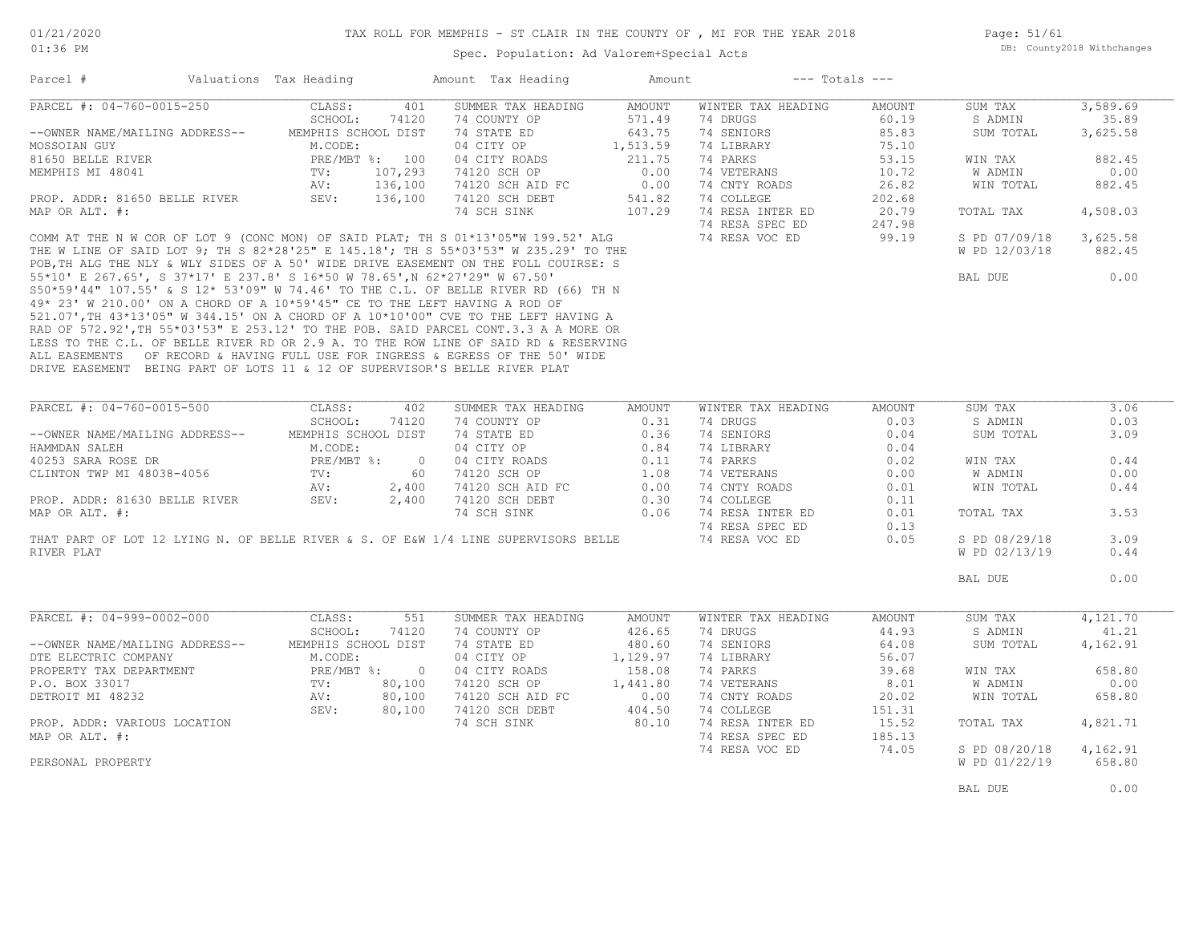# TAX ROLL FOR MEMPHIS - ST CLAIR IN THE COUNTY OF , MI FOR THE YEAR 2018

Spec. Population: Ad Valorem+Special Acts

01/21/2020
01:36 PM

DB: County2018 Withchanges

| Parcel # | Valuations | Tax Heading | Amount | Tax Heading | Amount | --- Totals --- | |
|---|---|---|---|---|---|---|---|

## PARCEL #: 04-760-0015-250

| | | | | | | | |
|---|---|---|---|---|---|---|---|
| PARCEL #: 04-760-0015-250 | CLASS: 401 | SUMMER TAX HEADING | AMOUNT | WINTER TAX HEADING | AMOUNT | SUM TAX | 3,589.69 |
| | SCHOOL: 74120 | 74 COUNTY OP | 571.49 | 74 DRUGS | 60.19 | S ADMIN | 35.89 |
| --OWNER NAME/MAILING ADDRESS-- | MEMPHIS SCHOOL DIST | 74 STATE ED | 643.75 | 74 SENIORS | 85.83 | SUM TOTAL | 3,625.58 |
| MOSSOIAN GUY | M.CODE: | 04 CITY OP | 1,513.59 | 74 LIBRARY | 75.10 | | |
| 81650 BELLE RIVER | PRE/MBT %: 100 | 04 CITY ROADS | 211.75 | 74 PARKS | 53.15 | WIN TAX | 882.45 |
| MEMPHIS MI 48041 | TV: 107,293 | 74120 SCH OP | 0.00 | 74 VETERANS | 10.72 | W ADMIN | 0.00 |
| | AV: 136,100 | 74120 SCH AID FC | 0.00 | 74 CNTY ROADS | 26.82 | WIN TOTAL | 882.45 |
| PROP. ADDR: 81650 BELLE RIVER | SEV: 136,100 | 74120 SCH DEBT | 541.82 | 74 COLLEGE | 202.68 | | |
| MAP OR ALT. #: | | 74 SCH SINK | 107.29 | 74 RESA INTER ED | 20.79 | TOTAL TAX | 4,508.03 |
| | | | | 74 RESA SPEC ED | 247.98 | | |
| | | | | 74 RESA VOC ED | 99.19 | S PD 07/09/18 | 3,625.58 |
| | | | | | | W PD 12/03/18 | 882.45 |
| | | | | | | BAL DUE | 0.00 |

COMM AT THE N W COR OF LOT 9 (CONC MON) OF SAID PLAT; TH S 01*13'05"W 199.52' ALG THE W LINE OF SAID LOT 9; TH S 82*28'25" E 145.18'; TH S 55*03'53" W 235.29' TO THE POB,TH ALG THE NLY & WLY SIDES OF A 50' WIDE DRIVE EASEMENT ON THE FOLL COUIRSE: S 55*10' E 267.65', S 37*17' E 237.8' S 16*50 W 78.65',N 62*27'29" W 67.50' S50*59'44" 107.55' & S 12* 53'09" W 74.46' TO THE C.L. OF BELLE RIVER RD (66) TH N 49* 23' W 210.00' ON A CHORD OF A 10*59'45" CE TO THE LEFT HAVING A ROD OF 521.07',TH 43*13'05" W 344.15' ON A CHORD OF A 10*10'00" CVE TO THE LEFT HAVING A RAD OF 572.92',TH 55*03'53" E 253.12' TO THE POB. SAID PARCEL CONT.3.3 A A MORE OR LESS TO THE C.L. OF BELLE RIVER RD OR 2.9 A. TO THE ROW LINE OF SAID RD & RESERVING ALL EASEMENTS OF RECORD & HAVING FULL USE FOR INGRESS & EGRESS OF THE 50' WIDE DRIVE EASEMENT BEING PART OF LOTS 11 & 12 OF SUPERVISOR'S BELLE RIVER PLAT

## PARCEL #: 04-760-0015-500

| | | | | | | | |
|---|---|---|---|---|---|---|---|
| PARCEL #: 04-760-0015-500 | CLASS: 402 | SUMMER TAX HEADING | AMOUNT | WINTER TAX HEADING | AMOUNT | SUM TAX | 3.06 |
| | SCHOOL: 74120 | 74 COUNTY OP | 0.31 | 74 DRUGS | 0.03 | S ADMIN | 0.03 |
| --OWNER NAME/MAILING ADDRESS-- | MEMPHIS SCHOOL DIST | 74 STATE ED | 0.36 | 74 SENIORS | 0.04 | SUM TOTAL | 3.09 |
| HAMMDAN SALEH | M.CODE: | 04 CITY OP | 0.84 | 74 LIBRARY | 0.04 | | |
| 40253 SARA ROSE DR | PRE/MBT %: 0 | 04 CITY ROADS | 0.11 | 74 PARKS | 0.02 | WIN TAX | 0.44 |
| CLINTON TWP MI 48038-4056 | TV: 60 | 74120 SCH OP | 1.08 | 74 VETERANS | 0.00 | W ADMIN | 0.00 |
| | AV: 2,400 | 74120 SCH AID FC | 0.00 | 74 CNTY ROADS | 0.01 | WIN TOTAL | 0.44 |
| PROP. ADDR: 81630 BELLE RIVER | SEV: 2,400 | 74120 SCH DEBT | 0.30 | 74 COLLEGE | 0.11 | | |
| MAP OR ALT. #: | | 74 SCH SINK | 0.06 | 74 RESA INTER ED | 0.01 | TOTAL TAX | 3.53 |
| | | | | 74 RESA SPEC ED | 0.13 | | |
| | | | | 74 RESA VOC ED | 0.05 | S PD 08/29/18 | 3.09 |
| | | | | | | W PD 02/13/19 | 0.44 |
| | | | | | | BAL DUE | 0.00 |

THAT PART OF LOT 12 LYING N. OF BELLE RIVER & S. OF E&W 1/4 LINE SUPERVISORS BELLE RIVER PLAT

## PARCEL #: 04-999-0002-000

| | | | | | | | |
|---|---|---|---|---|---|---|---|
| PARCEL #: 04-999-0002-000 | CLASS: 551 | SUMMER TAX HEADING | AMOUNT | WINTER TAX HEADING | AMOUNT | SUM TAX | 4,121.70 |
| | SCHOOL: 74120 | 74 COUNTY OP | 426.65 | 74 DRUGS | 44.93 | S ADMIN | 41.21 |
| --OWNER NAME/MAILING ADDRESS-- | MEMPHIS SCHOOL DIST | 74 STATE ED | 480.60 | 74 SENIORS | 64.08 | SUM TOTAL | 4,162.91 |
| DTE ELECTRIC COMPANY | M.CODE: | 04 CITY OP | 1,129.97 | 74 LIBRARY | 56.07 | | |
| PROPERTY TAX DEPARTMENT | PRE/MBT %: 0 | 04 CITY ROADS | 158.08 | 74 PARKS | 39.68 | WIN TAX | 658.80 |
| P.O. BOX 33017 | TV: 80,100 | 74120 SCH OP | 1,441.80 | 74 VETERANS | 8.01 | W ADMIN | 0.00 |
| DETROIT MI 48232 | AV: 80,100 | 74120 SCH AID FC | 0.00 | 74 CNTY ROADS | 20.02 | WIN TOTAL | 658.80 |
| | SEV: 80,100 | 74120 SCH DEBT | 404.50 | 74 COLLEGE | 151.31 | | |
| PROP. ADDR: VARIOUS LOCATION | | 74 SCH SINK | 80.10 | 74 RESA INTER ED | 15.52 | TOTAL TAX | 4,821.71 |
| MAP OR ALT. #: | | | | 74 RESA SPEC ED | 185.13 | | |
| | | | | 74 RESA VOC ED | 74.05 | S PD 08/20/18 | 4,162.91 |
| | | | | | | W PD 01/22/19 | 658.80 |
| | | | | | | BAL DUE | 0.00 |

PERSONAL PROPERTY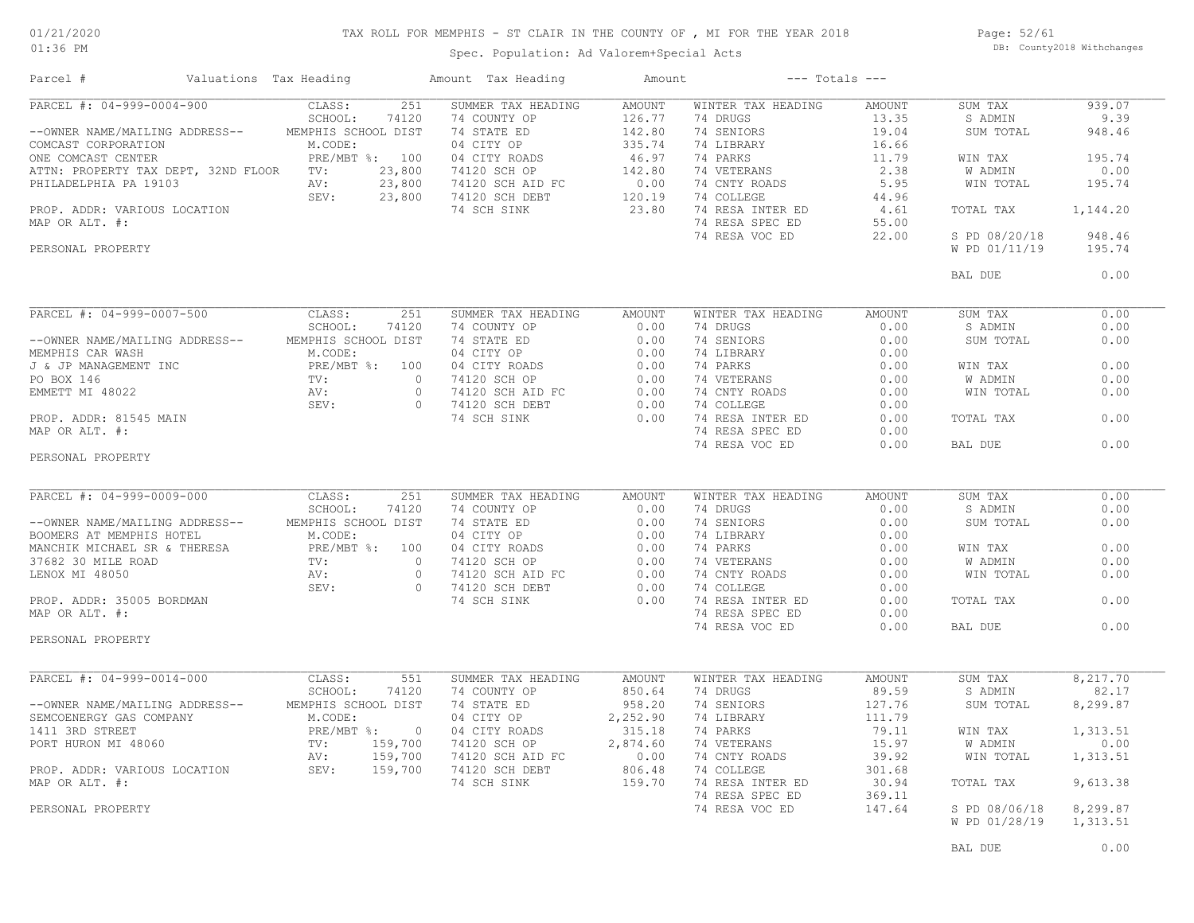# TAX ROLL FOR MEMPHIS - ST CLAIR IN THE COUNTY OF , MI FOR THE YEAR 2018

01/21/2020
01:36 PM

Spec. Population: Ad Valorem+Special Acts

DB: County2018 Withchanges

| Parcel # | Valuations | Tax Heading | Amount | Tax Heading | Amount | --- Totals --- | |
|---|---|---|---|---|---|---|---|

## PARCEL #: 04-999-0004-900

--OWNER NAME/MAILING ADDRESS--
COMCAST CORPORATION
ONE COMCAST CENTER
ATTN: PROPERTY TAX DEPT, 32ND FLOOR
PHILADELPHIA PA 19103

PROP. ADDR: VARIOUS LOCATION
MAP OR ALT. #:

PERSONAL PROPERTY

| Valuations | | Summer Tax Heading | Amount | Winter Tax Heading | Amount | Totals | |
|---|---|---|---|---|---|---|---|
| CLASS: | 251 | 74 COUNTY OP | 126.77 | 74 DRUGS | 13.35 | SUM TAX | 939.07 |
| SCHOOL: | 74120 | 74 STATE ED | 142.80 | 74 SENIORS | 19.04 | S ADMIN | 9.39 |
| MEMPHIS SCHOOL DIST | | 04 CITY OP | 335.74 | 74 LIBRARY | 16.66 | SUM TOTAL | 948.46 |
| M.CODE: | | 04 CITY ROADS | 46.97 | 74 PARKS | 11.79 | WIN TAX | 195.74 |
| PRE/MBT %: | 100 | 74120 SCH OP | 142.80 | 74 VETERANS | 2.38 | W ADMIN | 0.00 |
| TV: | 23,800 | 74120 SCH AID FC | 0.00 | 74 CNTY ROADS | 5.95 | WIN TOTAL | 195.74 |
| AV: | 23,800 | 74120 SCH DEBT | 120.19 | 74 COLLEGE | 44.96 | TOTAL TAX | 1,144.20 |
| SEV: | 23,800 | 74 SCH SINK | 23.80 | 74 RESA INTER ED | 4.61 | S PD 08/20/18 | 948.46 |
| | | | | 74 RESA SPEC ED | 55.00 | W PD 01/11/19 | 195.74 |
| | | | | 74 RESA VOC ED | 22.00 | BAL DUE | 0.00 |

## PARCEL #: 04-999-0007-500

--OWNER NAME/MAILING ADDRESS--
MEMPHIS CAR WASH
J & JP MANAGEMENT INC
PO BOX 146
EMMETT MI 48022

PROP. ADDR: 81545 MAIN
MAP OR ALT. #:

PERSONAL PROPERTY

| Valuations | | Summer Tax Heading | Amount | Winter Tax Heading | Amount | Totals | |
|---|---|---|---|---|---|---|---|
| CLASS: | 251 | 74 COUNTY OP | 0.00 | 74 DRUGS | 0.00 | SUM TAX | 0.00 |
| SCHOOL: | 74120 | 74 STATE ED | 0.00 | 74 SENIORS | 0.00 | S ADMIN | 0.00 |
| MEMPHIS SCHOOL DIST | | 04 CITY OP | 0.00 | 74 LIBRARY | 0.00 | SUM TOTAL | 0.00 |
| M.CODE: | | 04 CITY ROADS | 0.00 | 74 PARKS | 0.00 | WIN TAX | 0.00 |
| PRE/MBT %: | 100 | 74120 SCH OP | 0.00 | 74 VETERANS | 0.00 | W ADMIN | 0.00 |
| TV: | 0 | 74120 SCH AID FC | 0.00 | 74 CNTY ROADS | 0.00 | WIN TOTAL | 0.00 |
| AV: | 0 | 74120 SCH DEBT | 0.00 | 74 COLLEGE | 0.00 | TOTAL TAX | 0.00 |
| SEV: | 0 | 74 SCH SINK | 0.00 | 74 RESA INTER ED | 0.00 | BAL DUE | 0.00 |
| | | | | 74 RESA SPEC ED | 0.00 | | |
| | | | | 74 RESA VOC ED | 0.00 | | |

## PARCEL #: 04-999-0009-000

--OWNER NAME/MAILING ADDRESS--
BOOMERS AT MEMPHIS HOTEL
MANCHIK MICHAEL SR & THERESA
37682 30 MILE ROAD
LENOX MI 48050

PROP. ADDR: 35005 BORDMAN
MAP OR ALT. #:

PERSONAL PROPERTY

| Valuations | | Summer Tax Heading | Amount | Winter Tax Heading | Amount | Totals | |
|---|---|---|---|---|---|---|---|
| CLASS: | 251 | 74 COUNTY OP | 0.00 | 74 DRUGS | 0.00 | SUM TAX | 0.00 |
| SCHOOL: | 74120 | 74 STATE ED | 0.00 | 74 SENIORS | 0.00 | S ADMIN | 0.00 |
| MEMPHIS SCHOOL DIST | | 04 CITY OP | 0.00 | 74 LIBRARY | 0.00 | SUM TOTAL | 0.00 |
| M.CODE: | | 04 CITY ROADS | 0.00 | 74 PARKS | 0.00 | WIN TAX | 0.00 |
| PRE/MBT %: | 100 | 74120 SCH OP | 0.00 | 74 VETERANS | 0.00 | W ADMIN | 0.00 |
| TV: | 0 | 74120 SCH AID FC | 0.00 | 74 CNTY ROADS | 0.00 | WIN TOTAL | 0.00 |
| AV: | 0 | 74120 SCH DEBT | 0.00 | 74 COLLEGE | 0.00 | TOTAL TAX | 0.00 |
| SEV: | 0 | 74 SCH SINK | 0.00 | 74 RESA INTER ED | 0.00 | BAL DUE | 0.00 |
| | | | | 74 RESA SPEC ED | 0.00 | | |
| | | | | 74 RESA VOC ED | 0.00 | | |

## PARCEL #: 04-999-0014-000

--OWNER NAME/MAILING ADDRESS--
SEMCOENERGY GAS COMPANY
1411 3RD STREET
PORT HURON MI 48060

PROP. ADDR: VARIOUS LOCATION
MAP OR ALT. #:

PERSONAL PROPERTY

| Valuations | | Summer Tax Heading | Amount | Winter Tax Heading | Amount | Totals | |
|---|---|---|---|---|---|---|---|
| CLASS: | 551 | 74 COUNTY OP | 850.64 | 74 DRUGS | 89.59 | SUM TAX | 8,217.70 |
| SCHOOL: | 74120 | 74 STATE ED | 958.20 | 74 SENIORS | 127.76 | S ADMIN | 82.17 |
| MEMPHIS SCHOOL DIST | | 04 CITY OP | 2,252.90 | 74 LIBRARY | 111.79 | SUM TOTAL | 8,299.87 |
| M.CODE: | | 04 CITY ROADS | 315.18 | 74 PARKS | 79.11 | WIN TAX | 1,313.51 |
| PRE/MBT %: | 0 | 74120 SCH OP | 2,874.60 | 74 VETERANS | 15.97 | W ADMIN | 0.00 |
| TV: | 159,700 | 74120 SCH AID FC | 0.00 | 74 CNTY ROADS | 39.92 | WIN TOTAL | 1,313.51 |
| AV: | 159,700 | 74120 SCH DEBT | 806.48 | 74 COLLEGE | 301.68 | TOTAL TAX | 9,613.38 |
| SEV: | 159,700 | 74 SCH SINK | 159.70 | 74 RESA INTER ED | 30.94 | S PD 08/06/18 | 8,299.87 |
| | | | | 74 RESA SPEC ED | 369.11 | W PD 01/28/19 | 1,313.51 |
| | | | | 74 RESA VOC ED | 147.64 | BAL DUE | 0.00 |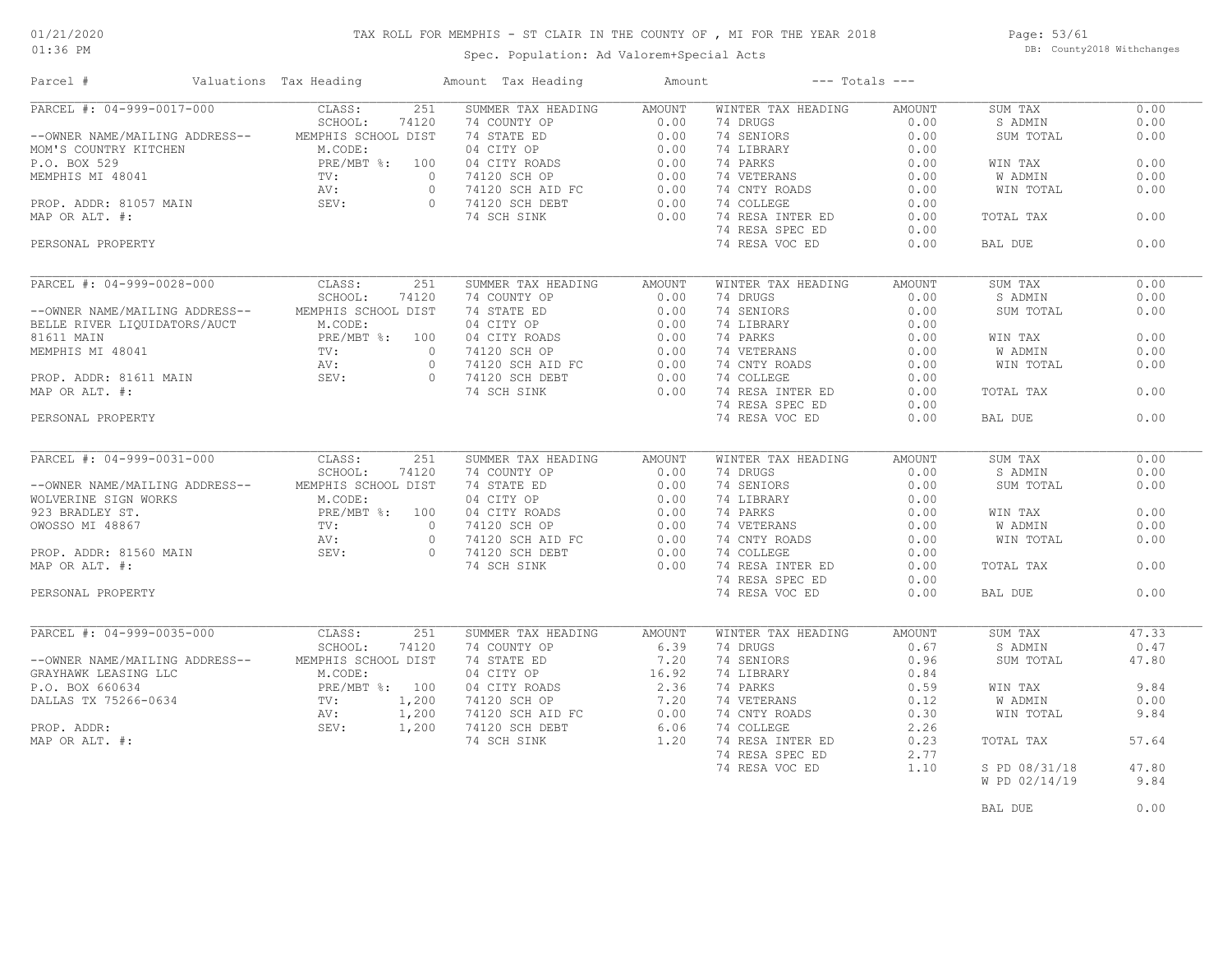# TAX ROLL FOR MEMPHIS - ST CLAIR IN THE COUNTY OF , MI FOR THE YEAR 2018

01/21/2020
01:36 PM

Spec. Population: Ad Valorem+Special Acts

DB: County2018 Withchanges

| Parcel # | Valuations | Tax Heading | Amount | Tax Heading | Amount | --- Totals --- | |
|---|---|---|---|---|---|---|---|

## PARCEL #: 04-999-0017-000

| Owner / Property | Valuations | Summer Tax Heading | Amount | Winter Tax Heading | Amount | Totals | |
|---|---|---|---|---|---|---|---|
| --OWNER NAME/MAILING ADDRESS-- | CLASS: 251 | 74 COUNTY OP | 0.00 | 74 DRUGS | 0.00 | SUM TAX | 0.00 |
| MOM'S COUNTRY KITCHEN | SCHOOL: 74120 | 74 STATE ED | 0.00 | 74 SENIORS | 0.00 | S ADMIN | 0.00 |
| P.O. BOX 529 | MEMPHIS SCHOOL DIST | 04 CITY OP | 0.00 | 74 LIBRARY | 0.00 | SUM TOTAL | 0.00 |
| MEMPHIS MI 48041 | M.CODE: | 04 CITY ROADS | 0.00 | 74 PARKS | 0.00 | WIN TAX | 0.00 |
| PROP. ADDR: 81057 MAIN | PRE/MBT %: 100 | 74120 SCH OP | 0.00 | 74 VETERANS | 0.00 | W ADMIN | 0.00 |
| MAP OR ALT. #: | TV: 0 | 74120 SCH AID FC | 0.00 | 74 CNTY ROADS | 0.00 | WIN TOTAL | 0.00 |
| PERSONAL PROPERTY | AV: 0 | 74120 SCH DEBT | 0.00 | 74 COLLEGE | 0.00 | TOTAL TAX | 0.00 |
| | SEV: 0 | 74 SCH SINK | 0.00 | 74 RESA INTER ED | 0.00 | BAL DUE | 0.00 |
| | | | | 74 RESA SPEC ED | 0.00 | | |
| | | | | 74 RESA VOC ED | 0.00 | | |

## PARCEL #: 04-999-0028-000

| Owner / Property | Valuations | Summer Tax Heading | Amount | Winter Tax Heading | Amount | Totals | |
|---|---|---|---|---|---|---|---|
| --OWNER NAME/MAILING ADDRESS-- | CLASS: 251 | 74 COUNTY OP | 0.00 | 74 DRUGS | 0.00 | SUM TAX | 0.00 |
| BELLE RIVER LIQUIDATORS/AUCT | SCHOOL: 74120 | 74 STATE ED | 0.00 | 74 SENIORS | 0.00 | S ADMIN | 0.00 |
| 81611 MAIN | MEMPHIS SCHOOL DIST | 04 CITY OP | 0.00 | 74 LIBRARY | 0.00 | SUM TOTAL | 0.00 |
| MEMPHIS MI 48041 | M.CODE: | 04 CITY ROADS | 0.00 | 74 PARKS | 0.00 | WIN TAX | 0.00 |
| PROP. ADDR: 81611 MAIN | PRE/MBT %: 100 | 74120 SCH OP | 0.00 | 74 VETERANS | 0.00 | W ADMIN | 0.00 |
| MAP OR ALT. #: | TV: 0 | 74120 SCH AID FC | 0.00 | 74 CNTY ROADS | 0.00 | WIN TOTAL | 0.00 |
| PERSONAL PROPERTY | AV: 0 | 74120 SCH DEBT | 0.00 | 74 COLLEGE | 0.00 | TOTAL TAX | 0.00 |
| | SEV: 0 | 74 SCH SINK | 0.00 | 74 RESA INTER ED | 0.00 | BAL DUE | 0.00 |
| | | | | 74 RESA SPEC ED | 0.00 | | |
| | | | | 74 RESA VOC ED | 0.00 | | |

## PARCEL #: 04-999-0031-000

| Owner / Property | Valuations | Summer Tax Heading | Amount | Winter Tax Heading | Amount | Totals | |
|---|---|---|---|---|---|---|---|
| --OWNER NAME/MAILING ADDRESS-- | CLASS: 251 | 74 COUNTY OP | 0.00 | 74 DRUGS | 0.00 | SUM TAX | 0.00 |
| WOLVERINE SIGN WORKS | SCHOOL: 74120 | 74 STATE ED | 0.00 | 74 SENIORS | 0.00 | S ADMIN | 0.00 |
| 923 BRADLEY ST. | MEMPHIS SCHOOL DIST | 04 CITY OP | 0.00 | 74 LIBRARY | 0.00 | SUM TOTAL | 0.00 |
| OWOSSO MI 48867 | M.CODE: | 04 CITY ROADS | 0.00 | 74 PARKS | 0.00 | WIN TAX | 0.00 |
| PROP. ADDR: 81560 MAIN | PRE/MBT %: 100 | 74120 SCH OP | 0.00 | 74 VETERANS | 0.00 | W ADMIN | 0.00 |
| MAP OR ALT. #: | TV: 0 | 74120 SCH AID FC | 0.00 | 74 CNTY ROADS | 0.00 | WIN TOTAL | 0.00 |
| PERSONAL PROPERTY | AV: 0 | 74120 SCH DEBT | 0.00 | 74 COLLEGE | 0.00 | TOTAL TAX | 0.00 |
| | SEV: 0 | 74 SCH SINK | 0.00 | 74 RESA INTER ED | 0.00 | BAL DUE | 0.00 |
| | | | | 74 RESA SPEC ED | 0.00 | | |
| | | | | 74 RESA VOC ED | 0.00 | | |

## PARCEL #: 04-999-0035-000

| Owner / Property | Valuations | Summer Tax Heading | Amount | Winter Tax Heading | Amount | Totals | |
|---|---|---|---|---|---|---|---|
| --OWNER NAME/MAILING ADDRESS-- | CLASS: 251 | 74 COUNTY OP | 6.39 | 74 DRUGS | 0.67 | SUM TAX | 47.33 |
| GRAYHAWK LEASING LLC | SCHOOL: 74120 | 74 STATE ED | 7.20 | 74 SENIORS | 0.96 | S ADMIN | 0.47 |
| P.O. BOX 660634 | MEMPHIS SCHOOL DIST | 04 CITY OP | 16.92 | 74 LIBRARY | 0.84 | SUM TOTAL | 47.80 |
| DALLAS TX 75266-0634 | M.CODE: | 04 CITY ROADS | 2.36 | 74 PARKS | 0.59 | WIN TAX | 9.84 |
| PROP. ADDR: | PRE/MBT %: 100 | 74120 SCH OP | 7.20 | 74 VETERANS | 0.12 | W ADMIN | 0.00 |
| MAP OR ALT. #: | TV: 1,200 | 74120 SCH AID FC | 0.00 | 74 CNTY ROADS | 0.30 | WIN TOTAL | 9.84 |
| | AV: 1,200 | 74120 SCH DEBT | 6.06 | 74 COLLEGE | 2.26 | TOTAL TAX | 57.64 |
| | SEV: 1,200 | 74 SCH SINK | 1.20 | 74 RESA INTER ED | 0.23 | S PD 08/31/18 | 47.80 |
| | | | | 74 RESA SPEC ED | 2.77 | W PD 02/14/19 | 9.84 |
| | | | | 74 RESA VOC ED | 1.10 | BAL DUE | 0.00 |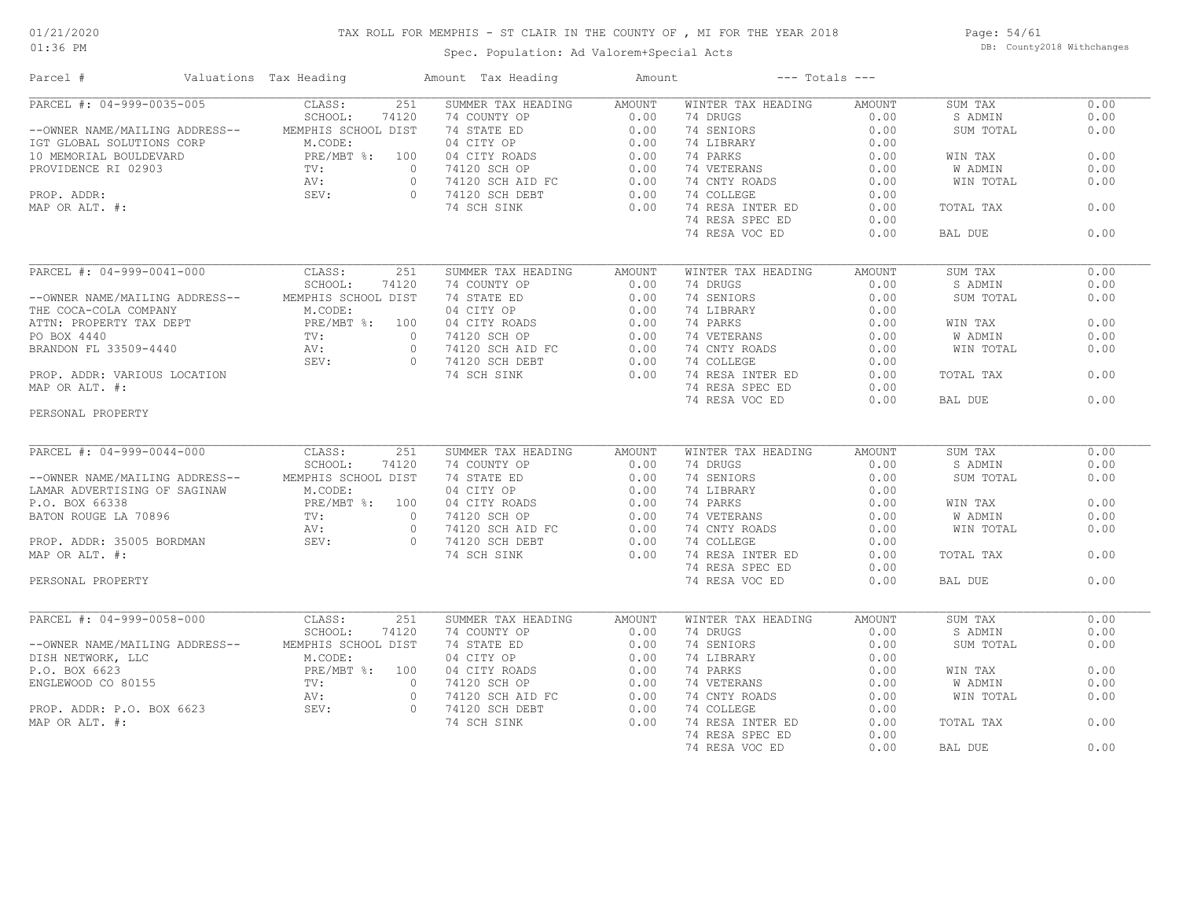# TAX ROLL FOR MEMPHIS - ST CLAIR IN THE COUNTY OF , MI FOR THE YEAR 2018

Spec. Population: Ad Valorem+Special Acts

DB: County2018 Withchanges

01/21/2020
01:36 PM

| Parcel # | Valuations Tax Heading | | Amount Tax Heading | Amount | --- Totals --- | | | |
|---|---|---|---|---|---|---|---|---|
| PARCEL #: 04-999-0035-005 | CLASS: | 251 | SUMMER TAX HEADING | AMOUNT | WINTER TAX HEADING | AMOUNT | SUM TAX | 0.00 |
| | SCHOOL: | 74120 | 74 COUNTY OP | 0.00 | 74 DRUGS | 0.00 | S ADMIN | 0.00 |
| --OWNER NAME/MAILING ADDRESS-- | MEMPHIS SCHOOL DIST | | 74 STATE ED | 0.00 | 74 SENIORS | 0.00 | SUM TOTAL | 0.00 |
| IGT GLOBAL SOLUTIONS CORP | M.CODE: | | 04 CITY OP | 0.00 | 74 LIBRARY | 0.00 | | |
| 10 MEMORIAL BOULDEVARD | PRE/MBT %: | 100 | 04 CITY ROADS | 0.00 | 74 PARKS | 0.00 | WIN TAX | 0.00 |
| PROVIDENCE RI 02903 | TV: | 0 | 74120 SCH OP | 0.00 | 74 VETERANS | 0.00 | W ADMIN | 0.00 |
| | AV: | 0 | 74120 SCH AID FC | 0.00 | 74 CNTY ROADS | 0.00 | WIN TOTAL | 0.00 |
| PROP. ADDR: | SEV: | 0 | 74120 SCH DEBT | 0.00 | 74 COLLEGE | 0.00 | | |
| MAP OR ALT. #: | | | 74 SCH SINK | 0.00 | 74 RESA INTER ED | 0.00 | TOTAL TAX | 0.00 |
| | | | | | 74 RESA SPEC ED | 0.00 | | |
| | | | | | 74 RESA VOC ED | 0.00 | BAL DUE | 0.00 |
| PARCEL #: 04-999-0041-000 | CLASS: | 251 | SUMMER TAX HEADING | AMOUNT | WINTER TAX HEADING | AMOUNT | SUM TAX | 0.00 |
| | SCHOOL: | 74120 | 74 COUNTY OP | 0.00 | 74 DRUGS | 0.00 | S ADMIN | 0.00 |
| --OWNER NAME/MAILING ADDRESS-- | MEMPHIS SCHOOL DIST | | 74 STATE ED | 0.00 | 74 SENIORS | 0.00 | SUM TOTAL | 0.00 |
| THE COCA-COLA COMPANY | M.CODE: | | 04 CITY OP | 0.00 | 74 LIBRARY | 0.00 | | |
| ATTN: PROPERTY TAX DEPT | PRE/MBT %: | 100 | 04 CITY ROADS | 0.00 | 74 PARKS | 0.00 | WIN TAX | 0.00 |
| PO BOX 4440 | TV: | 0 | 74120 SCH OP | 0.00 | 74 VETERANS | 0.00 | W ADMIN | 0.00 |
| BRANDON FL 33509-4440 | AV: | 0 | 74120 SCH AID FC | 0.00 | 74 CNTY ROADS | 0.00 | WIN TOTAL | 0.00 |
| | SEV: | 0 | 74120 SCH DEBT | 0.00 | 74 COLLEGE | 0.00 | | |
| PROP. ADDR: VARIOUS LOCATION | | | 74 SCH SINK | 0.00 | 74 RESA INTER ED | 0.00 | TOTAL TAX | 0.00 |
| MAP OR ALT. #: | | | | | 74 RESA SPEC ED | 0.00 | | |
| | | | | | 74 RESA VOC ED | 0.00 | BAL DUE | 0.00 |
| PERSONAL PROPERTY | | | | | | | | |
| PARCEL #: 04-999-0044-000 | CLASS: | 251 | SUMMER TAX HEADING | AMOUNT | WINTER TAX HEADING | AMOUNT | SUM TAX | 0.00 |
| | SCHOOL: | 74120 | 74 COUNTY OP | 0.00 | 74 DRUGS | 0.00 | S ADMIN | 0.00 |
| --OWNER NAME/MAILING ADDRESS-- | MEMPHIS SCHOOL DIST | | 74 STATE ED | 0.00 | 74 SENIORS | 0.00 | SUM TOTAL | 0.00 |
| LAMAR ADVERTISING OF SAGINAW | M.CODE: | | 04 CITY OP | 0.00 | 74 LIBRARY | 0.00 | | |
| P.O. BOX 66338 | PRE/MBT %: | 100 | 04 CITY ROADS | 0.00 | 74 PARKS | 0.00 | WIN TAX | 0.00 |
| BATON ROUGE LA 70896 | TV: | 0 | 74120 SCH OP | 0.00 | 74 VETERANS | 0.00 | W ADMIN | 0.00 |
| | AV: | 0 | 74120 SCH AID FC | 0.00 | 74 CNTY ROADS | 0.00 | WIN TOTAL | 0.00 |
| PROP. ADDR: 35005 BORDMAN | SEV: | 0 | 74120 SCH DEBT | 0.00 | 74 COLLEGE | 0.00 | | |
| MAP OR ALT. #: | | | 74 SCH SINK | 0.00 | 74 RESA INTER ED | 0.00 | TOTAL TAX | 0.00 |
| | | | | | 74 RESA SPEC ED | 0.00 | | |
| PERSONAL PROPERTY | | | | | 74 RESA VOC ED | 0.00 | BAL DUE | 0.00 |
| PARCEL #: 04-999-0058-000 | CLASS: | 251 | SUMMER TAX HEADING | AMOUNT | WINTER TAX HEADING | AMOUNT | SUM TAX | 0.00 |
| | SCHOOL: | 74120 | 74 COUNTY OP | 0.00 | 74 DRUGS | 0.00 | S ADMIN | 0.00 |
| --OWNER NAME/MAILING ADDRESS-- | MEMPHIS SCHOOL DIST | | 74 STATE ED | 0.00 | 74 SENIORS | 0.00 | SUM TOTAL | 0.00 |
| DISH NETWORK, LLC | M.CODE: | | 04 CITY OP | 0.00 | 74 LIBRARY | 0.00 | | |
| P.O. BOX 6623 | PRE/MBT %: | 100 | 04 CITY ROADS | 0.00 | 74 PARKS | 0.00 | WIN TAX | 0.00 |
| ENGLEWOOD CO 80155 | TV: | 0 | 74120 SCH OP | 0.00 | 74 VETERANS | 0.00 | W ADMIN | 0.00 |
| | AV: | 0 | 74120 SCH AID FC | 0.00 | 74 CNTY ROADS | 0.00 | WIN TOTAL | 0.00 |
| PROP. ADDR: P.O. BOX 6623 | SEV: | 0 | 74120 SCH DEBT | 0.00 | 74 COLLEGE | 0.00 | | |
| MAP OR ALT. #: | | | 74 SCH SINK | 0.00 | 74 RESA INTER ED | 0.00 | TOTAL TAX | 0.00 |
| | | | | | 74 RESA SPEC ED | 0.00 | | |
| | | | | | 74 RESA VOC ED | 0.00 | BAL DUE | 0.00 |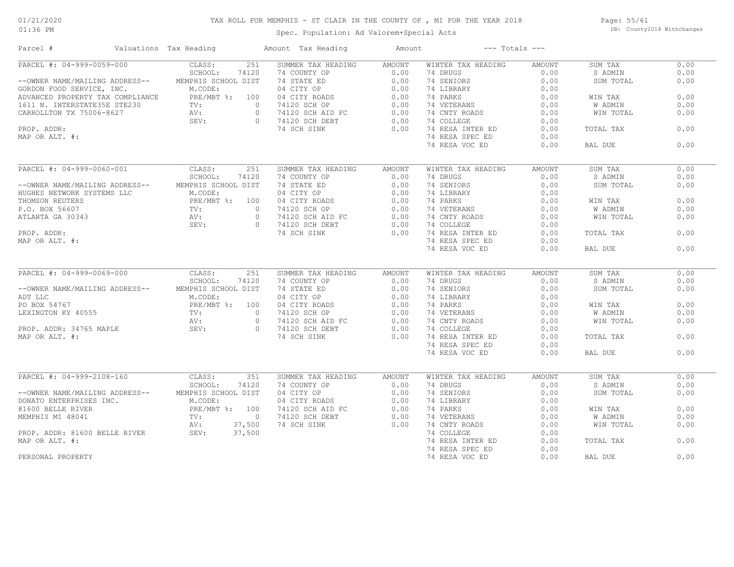# TAX ROLL FOR MEMPHIS - ST CLAIR IN THE COUNTY OF , MI FOR THE YEAR 2018

01/21/2020
01:36 PM

Spec. Population: Ad Valorem+Special Acts

DB: County2018 Withchanges

| Parcel # | Valuations | Tax Heading | Amount | Tax Heading | Amount | --- Totals --- | |
|---|---|---|---|---|---|---|---|

## PARCEL #: 04-999-0059-000

| Owner / Address | Valuations | Summer Tax Heading | Amount | Winter Tax Heading | Amount | Totals | |
|---|---|---|---|---|---|---|---|
| --OWNER NAME/MAILING ADDRESS-- | CLASS: 251 | 74 COUNTY OP | 0.00 | 74 DRUGS | 0.00 | SUM TAX | 0.00 |
| GORDON FOOD SERVICE, INC. | SCHOOL: 74120 | 74 STATE ED | 0.00 | 74 SENIORS | 0.00 | S ADMIN | 0.00 |
| ADVANCED PROPERTY TAX COMPLIANCE | MEMPHIS SCHOOL DIST | 04 CITY OP | 0.00 | 74 LIBRARY | 0.00 | SUM TOTAL | 0.00 |
| 1611 N. INTERSTATE35E STE230 | M.CODE: | 04 CITY ROADS | 0.00 | 74 PARKS | 0.00 | WIN TAX | 0.00 |
| CARROLLTON TX 75006-8627 | PRE/MBT %: 100 | 74120 SCH OP | 0.00 | 74 VETERANS | 0.00 | W ADMIN | 0.00 |
| PROP. ADDR: | TV: 0 | 74120 SCH AID FC | 0.00 | 74 CNTY ROADS | 0.00 | WIN TOTAL | 0.00 |
| MAP OR ALT. #: | AV: 0 | 74120 SCH DEBT | 0.00 | 74 COLLEGE | 0.00 | TOTAL TAX | 0.00 |
| | SEV: 0 | 74 SCH SINK | 0.00 | 74 RESA INTER ED | 0.00 | BAL DUE | 0.00 |
| | | | | 74 RESA SPEC ED | 0.00 | | |
| | | | | 74 RESA VOC ED | 0.00 | | |

## PARCEL #: 04-999-0060-001

| Owner / Address | Valuations | Summer Tax Heading | Amount | Winter Tax Heading | Amount | Totals | |
|---|---|---|---|---|---|---|---|
| --OWNER NAME/MAILING ADDRESS-- | CLASS: 251 | 74 COUNTY OP | 0.00 | 74 DRUGS | 0.00 | SUM TAX | 0.00 |
| HUGHES NETWORK SYSTEMS LLC | SCHOOL: 74120 | 74 STATE ED | 0.00 | 74 SENIORS | 0.00 | S ADMIN | 0.00 |
| THOMSON REUTERS | MEMPHIS SCHOOL DIST | 04 CITY OP | 0.00 | 74 LIBRARY | 0.00 | SUM TOTAL | 0.00 |
| P.O. BOX 56607 | M.CODE: | 04 CITY ROADS | 0.00 | 74 PARKS | 0.00 | WIN TAX | 0.00 |
| ATLANTA GA 30343 | PRE/MBT %: 100 | 74120 SCH OP | 0.00 | 74 VETERANS | 0.00 | W ADMIN | 0.00 |
| PROP. ADDR: | TV: 0 | 74120 SCH AID FC | 0.00 | 74 CNTY ROADS | 0.00 | WIN TOTAL | 0.00 |
| MAP OR ALT. #: | AV: 0 | 74120 SCH DEBT | 0.00 | 74 COLLEGE | 0.00 | TOTAL TAX | 0.00 |
| | SEV: 0 | 74 SCH SINK | 0.00 | 74 RESA INTER ED | 0.00 | BAL DUE | 0.00 |
| | | | | 74 RESA SPEC ED | 0.00 | | |
| | | | | 74 RESA VOC ED | 0.00 | | |

## PARCEL #: 04-999-0069-000

| Owner / Address | Valuations | Summer Tax Heading | Amount | Winter Tax Heading | Amount | Totals | |
|---|---|---|---|---|---|---|---|
| --OWNER NAME/MAILING ADDRESS-- | CLASS: 251 | 74 COUNTY OP | 0.00 | 74 DRUGS | 0.00 | SUM TAX | 0.00 |
| ADT LLC | SCHOOL: 74120 | 74 STATE ED | 0.00 | 74 SENIORS | 0.00 | S ADMIN | 0.00 |
| PO BOX 54767 | MEMPHIS SCHOOL DIST | 04 CITY OP | 0.00 | 74 LIBRARY | 0.00 | SUM TOTAL | 0.00 |
| LEXINGTON KY 40555 | M.CODE: | 04 CITY ROADS | 0.00 | 74 PARKS | 0.00 | WIN TAX | 0.00 |
| PROP. ADDR: 34765 MAPLE | PRE/MBT %: 100 | 74120 SCH OP | 0.00 | 74 VETERANS | 0.00 | W ADMIN | 0.00 |
| MAP OR ALT. #: | TV: 0 | 74120 SCH AID FC | 0.00 | 74 CNTY ROADS | 0.00 | WIN TOTAL | 0.00 |
| | AV: 0 | 74120 SCH DEBT | 0.00 | 74 COLLEGE | 0.00 | TOTAL TAX | 0.00 |
| | SEV: 0 | 74 SCH SINK | 0.00 | 74 RESA INTER ED | 0.00 | BAL DUE | 0.00 |
| | | | | 74 RESA SPEC ED | 0.00 | | |
| | | | | 74 RESA VOC ED | 0.00 | | |

## PARCEL #: 04-999-2108-160

| Owner / Address | Valuations | Summer Tax Heading | Amount | Winter Tax Heading | Amount | Totals | |
|---|---|---|---|---|---|---|---|
| --OWNER NAME/MAILING ADDRESS-- | CLASS: 351 | 74 COUNTY OP | 0.00 | 74 DRUGS | 0.00 | SUM TAX | 0.00 |
| DONATO ENTERPRISES INC. | SCHOOL: 74120 | 04 CITY OP | 0.00 | 74 SENIORS | 0.00 | S ADMIN | 0.00 |
| 81600 BELLE RIVER | MEMPHIS SCHOOL DIST | 04 CITY ROADS | 0.00 | 74 LIBRARY | 0.00 | SUM TOTAL | 0.00 |
| MEMPHIS MI 48041 | M.CODE: | 74120 SCH AID FC | 0.00 | 74 PARKS | 0.00 | WIN TAX | 0.00 |
| PROP. ADDR: 81600 BELLE RIVER | PRE/MBT %: 100 | 74120 SCH DEBT | 0.00 | 74 VETERANS | 0.00 | W ADMIN | 0.00 |
| MAP OR ALT. #: | TV: 0 | 74 SCH SINK | 0.00 | 74 CNTY ROADS | 0.00 | WIN TOTAL | 0.00 |
| PERSONAL PROPERTY | AV: 37,500 | | | 74 COLLEGE | 0.00 | TOTAL TAX | 0.00 |
| | SEV: 37,500 | | | 74 RESA INTER ED | 0.00 | BAL DUE | 0.00 |
| | | | | 74 RESA SPEC ED | 0.00 | | |
| | | | | 74 RESA VOC ED | 0.00 | | |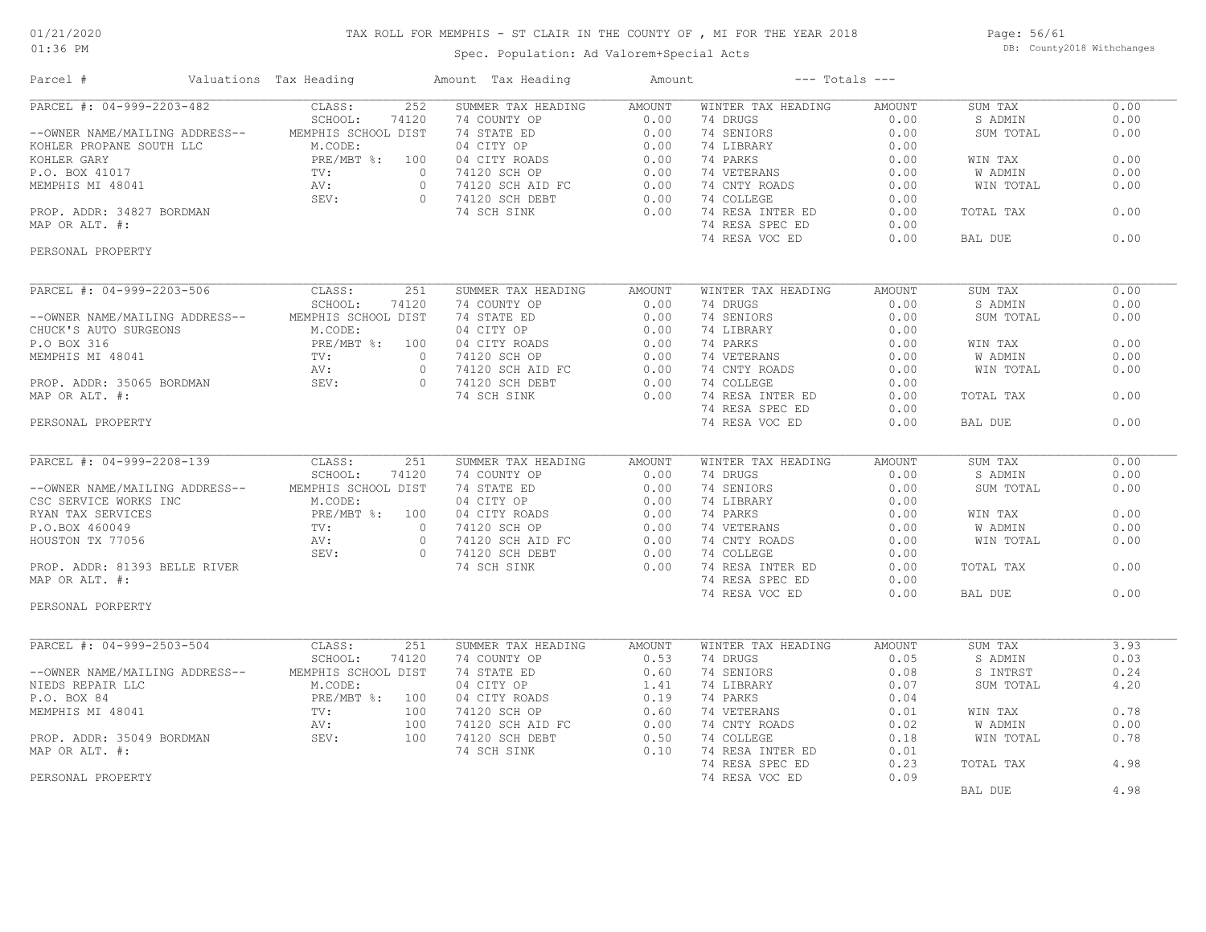# TAX ROLL FOR MEMPHIS - ST CLAIR IN THE COUNTY OF , MI FOR THE YEAR 2018

Spec. Population: Ad Valorem+Special Acts

01/21/2020
01:36 PM

DB: County2018 Withchanges

| Parcel # | Valuations | Tax Heading | Amount | Tax Heading | Amount | --- Totals --- | |
|---|---|---|---|---|---|---|---|
| PARCEL #: 04-999-2203-482 | CLASS: 252 | SUMMER TAX HEADING | AMOUNT | WINTER TAX HEADING | AMOUNT | SUM TAX | 0.00 |
| | SCHOOL: 74120 | 74 COUNTY OP | 0.00 | 74 DRUGS | 0.00 | S ADMIN | 0.00 |
| --OWNER NAME/MAILING ADDRESS-- | MEMPHIS SCHOOL DIST | 74 STATE ED | 0.00 | 74 SENIORS | 0.00 | SUM TOTAL | 0.00 |
| KOHLER PROPANE SOUTH LLC | M.CODE: | 04 CITY OP | 0.00 | 74 LIBRARY | 0.00 | | |
| KOHLER GARY | PRE/MBT %: 100 | 04 CITY ROADS | 0.00 | 74 PARKS | 0.00 | WIN TAX | 0.00 |
| P.O. BOX 41017 | TV: 0 | 74120 SCH OP | 0.00 | 74 VETERANS | 0.00 | W ADMIN | 0.00 |
| MEMPHIS MI 48041 | AV: 0 | 74120 SCH AID FC | 0.00 | 74 CNTY ROADS | 0.00 | WIN TOTAL | 0.00 |
| | SEV: 0 | 74120 SCH DEBT | 0.00 | 74 COLLEGE | 0.00 | | |
| PROP. ADDR: 34827 BORDMAN | | 74 SCH SINK | 0.00 | 74 RESA INTER ED | 0.00 | TOTAL TAX | 0.00 |
| MAP OR ALT. #: | | | | 74 RESA SPEC ED | 0.00 | | |
| | | | | 74 RESA VOC ED | 0.00 | BAL DUE | 0.00 |
| PERSONAL PROPERTY | | | | | | | |

| Parcel # | Valuations | Tax Heading | Amount | Tax Heading | Amount | --- Totals --- | |
|---|---|---|---|---|---|---|---|
| PARCEL #: 04-999-2203-506 | CLASS: 251 | SUMMER TAX HEADING | AMOUNT | WINTER TAX HEADING | AMOUNT | SUM TAX | 0.00 |
| | SCHOOL: 74120 | 74 COUNTY OP | 0.00 | 74 DRUGS | 0.00 | S ADMIN | 0.00 |
| --OWNER NAME/MAILING ADDRESS-- | MEMPHIS SCHOOL DIST | 74 STATE ED | 0.00 | 74 SENIORS | 0.00 | SUM TOTAL | 0.00 |
| CHUCK'S AUTO SURGEONS | M.CODE: | 04 CITY OP | 0.00 | 74 LIBRARY | 0.00 | | |
| P.O BOX 316 | PRE/MBT %: 100 | 04 CITY ROADS | 0.00 | 74 PARKS | 0.00 | WIN TAX | 0.00 |
| MEMPHIS MI 48041 | TV: 0 | 74120 SCH OP | 0.00 | 74 VETERANS | 0.00 | W ADMIN | 0.00 |
| | AV: 0 | 74120 SCH AID FC | 0.00 | 74 CNTY ROADS | 0.00 | WIN TOTAL | 0.00 |
| PROP. ADDR: 35065 BORDMAN | SEV: 0 | 74120 SCH DEBT | 0.00 | 74 COLLEGE | 0.00 | | |
| MAP OR ALT. #: | | 74 SCH SINK | 0.00 | 74 RESA INTER ED | 0.00 | TOTAL TAX | 0.00 |
| | | | | 74 RESA SPEC ED | 0.00 | | |
| PERSONAL PROPERTY | | | | 74 RESA VOC ED | 0.00 | BAL DUE | 0.00 |

| Parcel # | Valuations | Tax Heading | Amount | Tax Heading | Amount | --- Totals --- | |
|---|---|---|---|---|---|---|---|
| PARCEL #: 04-999-2208-139 | CLASS: 251 | SUMMER TAX HEADING | AMOUNT | WINTER TAX HEADING | AMOUNT | SUM TAX | 0.00 |
| | SCHOOL: 74120 | 74 COUNTY OP | 0.00 | 74 DRUGS | 0.00 | S ADMIN | 0.00 |
| --OWNER NAME/MAILING ADDRESS-- | MEMPHIS SCHOOL DIST | 74 STATE ED | 0.00 | 74 SENIORS | 0.00 | SUM TOTAL | 0.00 |
| CSC SERVICE WORKS INC | M.CODE: | 04 CITY OP | 0.00 | 74 LIBRARY | 0.00 | | |
| RYAN TAX SERVICES | PRE/MBT %: 100 | 04 CITY ROADS | 0.00 | 74 PARKS | 0.00 | WIN TAX | 0.00 |
| P.O.BOX 460049 | TV: 0 | 74120 SCH OP | 0.00 | 74 VETERANS | 0.00 | W ADMIN | 0.00 |
| HOUSTON TX 77056 | AV: 0 | 74120 SCH AID FC | 0.00 | 74 CNTY ROADS | 0.00 | WIN TOTAL | 0.00 |
| | SEV: 0 | 74120 SCH DEBT | 0.00 | 74 COLLEGE | 0.00 | | |
| PROP. ADDR: 81393 BELLE RIVER | | 74 SCH SINK | 0.00 | 74 RESA INTER ED | 0.00 | TOTAL TAX | 0.00 |
| MAP OR ALT. #: | | | | 74 RESA SPEC ED | 0.00 | | |
| | | | | 74 RESA VOC ED | 0.00 | BAL DUE | 0.00 |
| PERSONAL PORPERTY | | | | | | | |

| Parcel # | Valuations | Tax Heading | Amount | Tax Heading | Amount | --- Totals --- | |
|---|---|---|---|---|---|---|---|
| PARCEL #: 04-999-2503-504 | CLASS: 251 | SUMMER TAX HEADING | AMOUNT | WINTER TAX HEADING | AMOUNT | SUM TAX | 3.93 |
| | SCHOOL: 74120 | 74 COUNTY OP | 0.53 | 74 DRUGS | 0.05 | S ADMIN | 0.03 |
| --OWNER NAME/MAILING ADDRESS-- | MEMPHIS SCHOOL DIST | 74 STATE ED | 0.60 | 74 SENIORS | 0.08 | S INTRST | 0.24 |
| NIEDS REPAIR LLC | M.CODE: | 04 CITY OP | 1.41 | 74 LIBRARY | 0.07 | SUM TOTAL | 4.20 |
| P.O. BOX 84 | PRE/MBT %: 100 | 04 CITY ROADS | 0.19 | 74 PARKS | 0.04 | | |
| MEMPHIS MI 48041 | TV: 100 | 74120 SCH OP | 0.60 | 74 VETERANS | 0.01 | WIN TAX | 0.78 |
| | AV: 100 | 74120 SCH AID FC | 0.00 | 74 CNTY ROADS | 0.02 | W ADMIN | 0.00 |
| PROP. ADDR: 35049 BORDMAN | SEV: 100 | 74120 SCH DEBT | 0.50 | 74 COLLEGE | 0.18 | WIN TOTAL | 0.78 |
| MAP OR ALT. #: | | 74 SCH SINK | 0.10 | 74 RESA INTER ED | 0.01 | | |
| | | | | 74 RESA SPEC ED | 0.23 | TOTAL TAX | 4.98 |
| PERSONAL PROPERTY | | | | 74 RESA VOC ED | 0.09 | | |
| | | | | | | BAL DUE | 4.98 |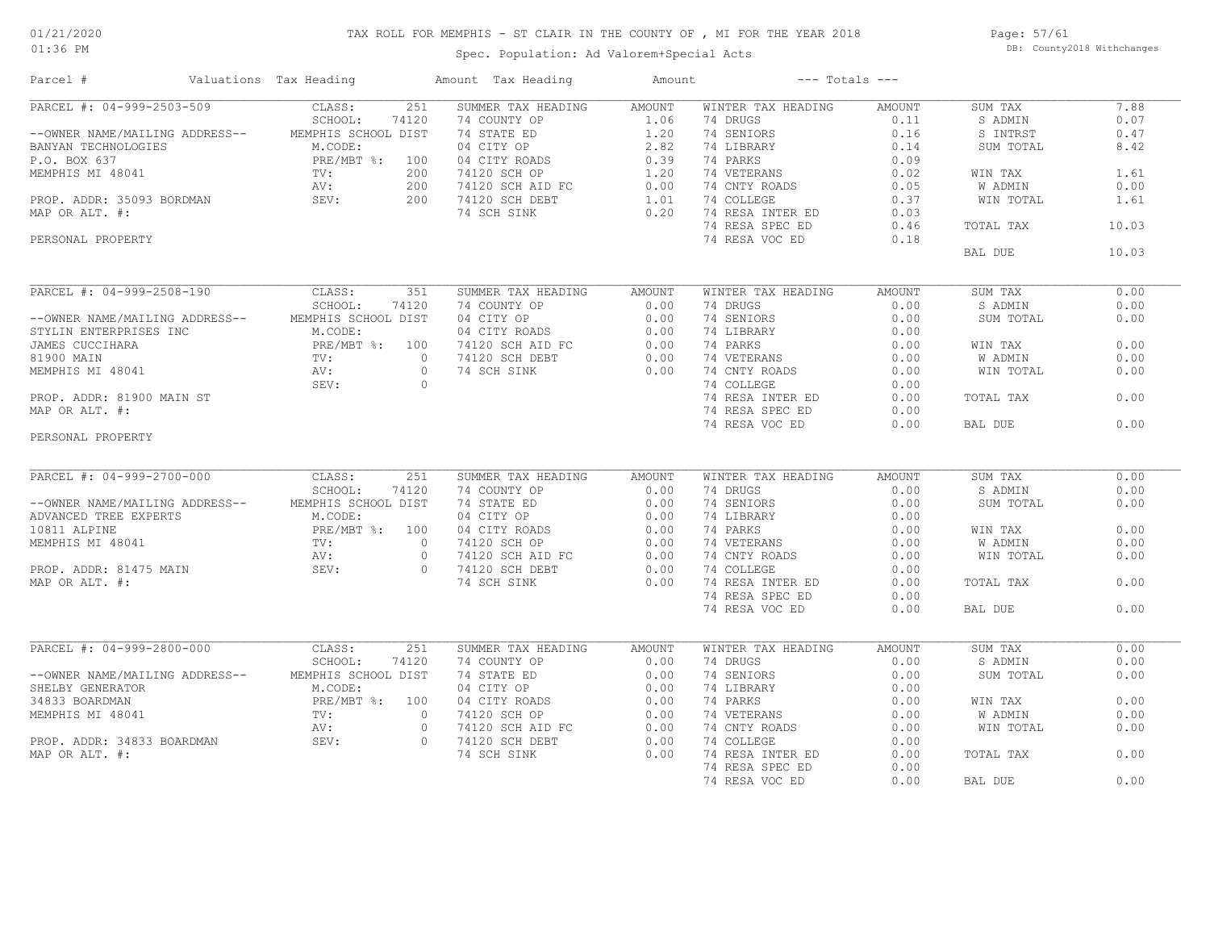# TAX ROLL FOR MEMPHIS - ST CLAIR IN THE COUNTY OF , MI FOR THE YEAR 2018

Spec. Population: Ad Valorem+Special Acts

DB: County2018 Withchanges

01/21/2020
01:36 PM

| Parcel # | Valuations | Tax Heading | Amount | Tax Heading | Amount | --- Totals --- | |
|---|---|---|---|---|---|---|---|
| PARCEL #: 04-999-2503-509 | CLASS: 251 | SUMMER TAX HEADING | AMOUNT | WINTER TAX HEADING | AMOUNT | SUM TAX | 7.88 |
| | SCHOOL: 74120 | 74 COUNTY OP | 1.06 | 74 DRUGS | 0.11 | S ADMIN | 0.07 |
| --OWNER NAME/MAILING ADDRESS-- | MEMPHIS SCHOOL DIST | 74 STATE ED | 1.20 | 74 SENIORS | 0.16 | S INTRST | 0.47 |
| BANYAN TECHNOLOGIES | M.CODE: | 04 CITY OP | 2.82 | 74 LIBRARY | 0.14 | SUM TOTAL | 8.42 |
| P.O. BOX 637 | PRE/MBT %: 100 | 04 CITY ROADS | 0.39 | 74 PARKS | 0.09 | | |
| MEMPHIS MI 48041 | TV: 200 | 74120 SCH OP | 1.20 | 74 VETERANS | 0.02 | WIN TAX | 1.61 |
| | AV: 200 | 74120 SCH AID FC | 0.00 | 74 CNTY ROADS | 0.05 | W ADMIN | 0.00 |
| PROP. ADDR: 35093 BORDMAN | SEV: 200 | 74120 SCH DEBT | 1.01 | 74 COLLEGE | 0.37 | WIN TOTAL | 1.61 |
| MAP OR ALT. #: | | 74 SCH SINK | 0.20 | 74 RESA INTER ED | 0.03 | | |
| | | | | 74 RESA SPEC ED | 0.46 | TOTAL TAX | 10.03 |
| PERSONAL PROPERTY | | | | 74 RESA VOC ED | 0.18 | | |
| | | | | | | BAL DUE | 10.03 |

| Parcel # | Valuations | Tax Heading | Amount | Tax Heading | Amount | --- Totals --- | |
|---|---|---|---|---|---|---|---|
| PARCEL #: 04-999-2508-190 | CLASS: 351 | SUMMER TAX HEADING | AMOUNT | WINTER TAX HEADING | AMOUNT | SUM TAX | 0.00 |
| | SCHOOL: 74120 | 74 COUNTY OP | 0.00 | 74 DRUGS | 0.00 | S ADMIN | 0.00 |
| --OWNER NAME/MAILING ADDRESS-- | MEMPHIS SCHOOL DIST | 04 CITY OP | 0.00 | 74 SENIORS | 0.00 | SUM TOTAL | 0.00 |
| STYLIN ENTERPRISES INC | M.CODE: | 04 CITY ROADS | 0.00 | 74 LIBRARY | 0.00 | | |
| JAMES CUCCIHARA | PRE/MBT %: 100 | 74120 SCH AID FC | 0.00 | 74 PARKS | 0.00 | WIN TAX | 0.00 |
| 81900 MAIN | TV: 0 | 74120 SCH DEBT | 0.00 | 74 VETERANS | 0.00 | W ADMIN | 0.00 |
| MEMPHIS MI 48041 | AV: 0 | 74 SCH SINK | 0.00 | 74 CNTY ROADS | 0.00 | WIN TOTAL | 0.00 |
| | SEV: 0 | | | 74 COLLEGE | 0.00 | | |
| PROP. ADDR: 81900 MAIN ST | | | | 74 RESA INTER ED | 0.00 | TOTAL TAX | 0.00 |
| MAP OR ALT. #: | | | | 74 RESA SPEC ED | 0.00 | | |
| | | | | 74 RESA VOC ED | 0.00 | BAL DUE | 0.00 |
| PERSONAL PROPERTY | | | | | | | |

| Parcel # | Valuations | Tax Heading | Amount | Tax Heading | Amount | --- Totals --- | |
|---|---|---|---|---|---|---|---|
| PARCEL #: 04-999-2700-000 | CLASS: 251 | SUMMER TAX HEADING | AMOUNT | WINTER TAX HEADING | AMOUNT | SUM TAX | 0.00 |
| | SCHOOL: 74120 | 74 COUNTY OP | 0.00 | 74 DRUGS | 0.00 | S ADMIN | 0.00 |
| --OWNER NAME/MAILING ADDRESS-- | MEMPHIS SCHOOL DIST | 74 STATE ED | 0.00 | 74 SENIORS | 0.00 | SUM TOTAL | 0.00 |
| ADVANCED TREE EXPERTS | M.CODE: | 04 CITY OP | 0.00 | 74 LIBRARY | 0.00 | | |
| 10811 ALPINE | PRE/MBT %: 100 | 04 CITY ROADS | 0.00 | 74 PARKS | 0.00 | WIN TAX | 0.00 |
| MEMPHIS MI 48041 | TV: 0 | 74120 SCH OP | 0.00 | 74 VETERANS | 0.00 | W ADMIN | 0.00 |
| | AV: 0 | 74120 SCH AID FC | 0.00 | 74 CNTY ROADS | 0.00 | WIN TOTAL | 0.00 |
| PROP. ADDR: 81475 MAIN | SEV: 0 | 74120 SCH DEBT | 0.00 | 74 COLLEGE | 0.00 | | |
| MAP OR ALT. #: | | 74 SCH SINK | 0.00 | 74 RESA INTER ED | 0.00 | TOTAL TAX | 0.00 |
| | | | | 74 RESA SPEC ED | 0.00 | | |
| | | | | 74 RESA VOC ED | 0.00 | BAL DUE | 0.00 |

| Parcel # | Valuations | Tax Heading | Amount | Tax Heading | Amount | --- Totals --- | |
|---|---|---|---|---|---|---|---|
| PARCEL #: 04-999-2800-000 | CLASS: 251 | SUMMER TAX HEADING | AMOUNT | WINTER TAX HEADING | AMOUNT | SUM TAX | 0.00 |
| | SCHOOL: 74120 | 74 COUNTY OP | 0.00 | 74 DRUGS | 0.00 | S ADMIN | 0.00 |
| --OWNER NAME/MAILING ADDRESS-- | MEMPHIS SCHOOL DIST | 74 STATE ED | 0.00 | 74 SENIORS | 0.00 | SUM TOTAL | 0.00 |
| SHELBY GENERATOR | M.CODE: | 04 CITY OP | 0.00 | 74 LIBRARY | 0.00 | | |
| 34833 BOARDMAN | PRE/MBT %: 100 | 04 CITY ROADS | 0.00 | 74 PARKS | 0.00 | WIN TAX | 0.00 |
| MEMPHIS MI 48041 | TV: 0 | 74120 SCH OP | 0.00 | 74 VETERANS | 0.00 | W ADMIN | 0.00 |
| | AV: 0 | 74120 SCH AID FC | 0.00 | 74 CNTY ROADS | 0.00 | WIN TOTAL | 0.00 |
| PROP. ADDR: 34833 BOARDMAN | SEV: 0 | 74120 SCH DEBT | 0.00 | 74 COLLEGE | 0.00 | | |
| MAP OR ALT. #: | | 74 SCH SINK | 0.00 | 74 RESA INTER ED | 0.00 | TOTAL TAX | 0.00 |
| | | | | 74 RESA SPEC ED | 0.00 | | |
| | | | | 74 RESA VOC ED | 0.00 | BAL DUE | 0.00 |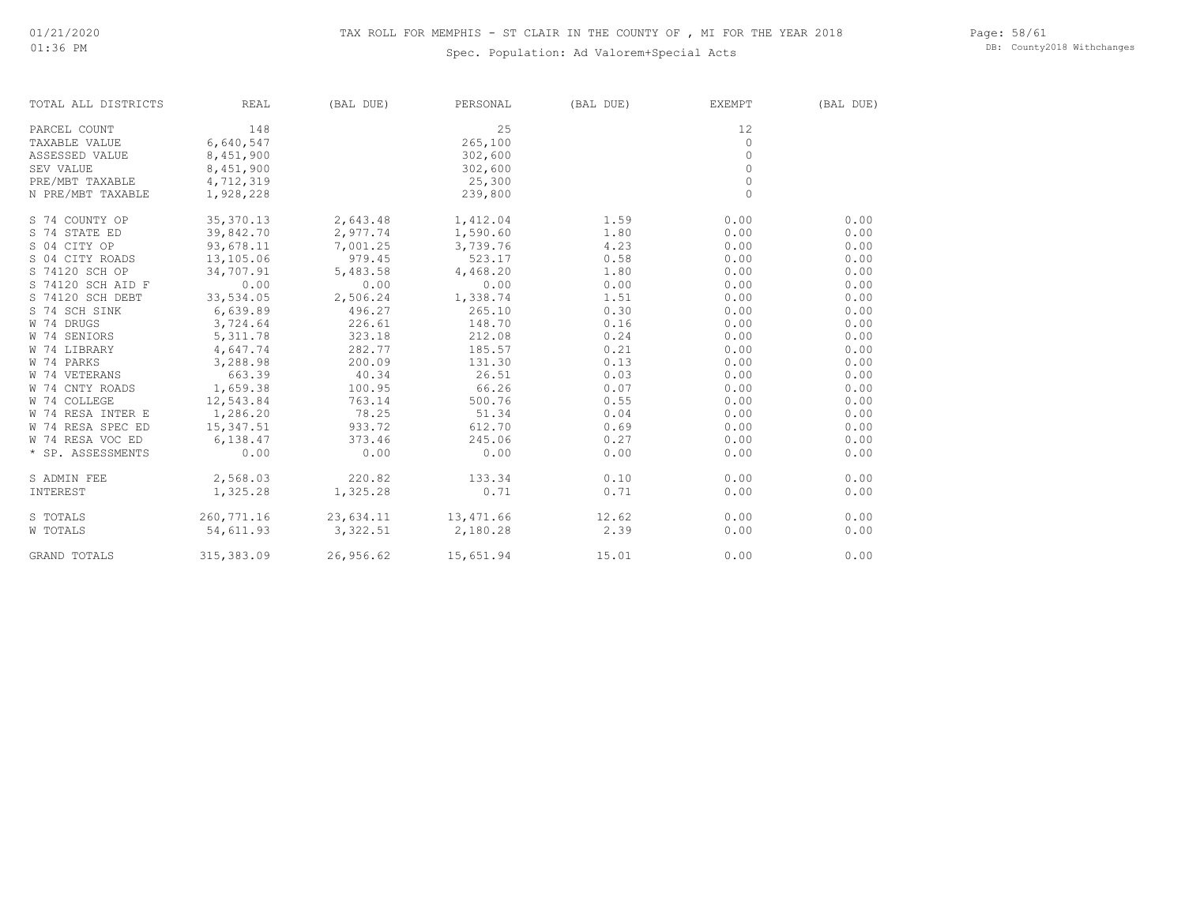# TAX ROLL FOR MEMPHIS - ST CLAIR IN THE COUNTY OF , MI FOR THE YEAR 2018

Spec. Population: Ad Valorem+Special Acts

| TOTAL ALL DISTRICTS | REAL | (BAL DUE) | PERSONAL | (BAL DUE) | EXEMPT | (BAL DUE) |
|---|---|---|---|---|---|---|
| PARCEL COUNT | 148 | | 25 | | 12 | |
| TAXABLE VALUE | 6,640,547 | | 265,100 | | 0 | |
| ASSESSED VALUE | 8,451,900 | | 302,600 | | 0 | |
| SEV VALUE | 8,451,900 | | 302,600 | | 0 | |
| PRE/MBT TAXABLE | 4,712,319 | | 25,300 | | 0 | |
| N PRE/MBT TAXABLE | 1,928,228 | | 239,800 | | 0 | |
| S 74 COUNTY OP | 35,370.13 | 2,643.48 | 1,412.04 | 1.59 | 0.00 | 0.00 |
| S 74 STATE ED | 39,842.70 | 2,977.74 | 1,590.60 | 1.80 | 0.00 | 0.00 |
| S 04 CITY OP | 93,678.11 | 7,001.25 | 3,739.76 | 4.23 | 0.00 | 0.00 |
| S 04 CITY ROADS | 13,105.06 | 979.45 | 523.17 | 0.58 | 0.00 | 0.00 |
| S 74120 SCH OP | 34,707.91 | 5,483.58 | 4,468.20 | 1.80 | 0.00 | 0.00 |
| S 74120 SCH AID F | 0.00 | 0.00 | 0.00 | 0.00 | 0.00 | 0.00 |
| S 74120 SCH DEBT | 33,534.05 | 2,506.24 | 1,338.74 | 1.51 | 0.00 | 0.00 |
| S 74 SCH SINK | 6,639.89 | 496.27 | 265.10 | 0.30 | 0.00 | 0.00 |
| W 74 DRUGS | 3,724.64 | 226.61 | 148.70 | 0.16 | 0.00 | 0.00 |
| W 74 SENIORS | 5,311.78 | 323.18 | 212.08 | 0.24 | 0.00 | 0.00 |
| W 74 LIBRARY | 4,647.74 | 282.77 | 185.57 | 0.21 | 0.00 | 0.00 |
| W 74 PARKS | 3,288.98 | 200.09 | 131.30 | 0.13 | 0.00 | 0.00 |
| W 74 VETERANS | 663.39 | 40.34 | 26.51 | 0.03 | 0.00 | 0.00 |
| W 74 CNTY ROADS | 1,659.38 | 100.95 | 66.26 | 0.07 | 0.00 | 0.00 |
| W 74 COLLEGE | 12,543.84 | 763.14 | 500.76 | 0.55 | 0.00 | 0.00 |
| W 74 RESA INTER E | 1,286.20 | 78.25 | 51.34 | 0.04 | 0.00 | 0.00 |
| W 74 RESA SPEC ED | 15,347.51 | 933.72 | 612.70 | 0.69 | 0.00 | 0.00 |
| W 74 RESA VOC ED | 6,138.47 | 373.46 | 245.06 | 0.27 | 0.00 | 0.00 |
| * SP. ASSESSMENTS | 0.00 | 0.00 | 0.00 | 0.00 | 0.00 | 0.00 |
| S ADMIN FEE | 2,568.03 | 220.82 | 133.34 | 0.10 | 0.00 | 0.00 |
| INTEREST | 1,325.28 | 1,325.28 | 0.71 | 0.71 | 0.00 | 0.00 |
| S TOTALS | 260,771.16 | 23,634.11 | 13,471.66 | 12.62 | 0.00 | 0.00 |
| W TOTALS | 54,611.93 | 3,322.51 | 2,180.28 | 2.39 | 0.00 | 0.00 |
| GRAND TOTALS | 315,383.09 | 26,956.62 | 15,651.94 | 15.01 | 0.00 | 0.00 |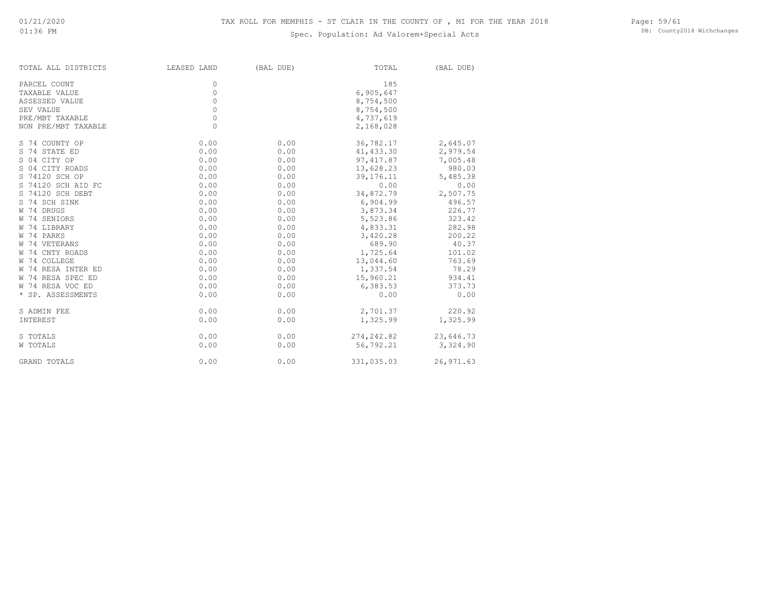# TAX ROLL FOR MEMPHIS - ST CLAIR IN THE COUNTY OF , MI FOR THE YEAR 2018

Spec. Population: Ad Valorem+Special Acts

| TOTAL ALL DISTRICTS | LEASED LAND | (BAL DUE) | TOTAL | (BAL DUE) |
|---|---|---|---|---|
| PARCEL COUNT | 0 | | 185 | |
| TAXABLE VALUE | 0 | | 6,905,647 | |
| ASSESSED VALUE | 0 | | 8,754,500 | |
| SEV VALUE | 0 | | 8,754,500 | |
| PRE/MBT TAXABLE | 0 | | 4,737,619 | |
| NON PRE/MBT TAXABLE | 0 | | 2,168,028 | |
| S 74 COUNTY OP | 0.00 | 0.00 | 36,782.17 | 2,645.07 |
| S 74 STATE ED | 0.00 | 0.00 | 41,433.30 | 2,979.54 |
| S 04 CITY OP | 0.00 | 0.00 | 97,417.87 | 7,005.48 |
| S 04 CITY ROADS | 0.00 | 0.00 | 13,628.23 | 980.03 |
| S 74120 SCH OP | 0.00 | 0.00 | 39,176.11 | 5,485.38 |
| S 74120 SCH AID FC | 0.00 | 0.00 | 0.00 | 0.00 |
| S 74120 SCH DEBT | 0.00 | 0.00 | 34,872.79 | 2,507.75 |
| S 74 SCH SINK | 0.00 | 0.00 | 6,904.99 | 496.57 |
| W 74 DRUGS | 0.00 | 0.00 | 3,873.34 | 226.77 |
| W 74 SENIORS | 0.00 | 0.00 | 5,523.86 | 323.42 |
| W 74 LIBRARY | 0.00 | 0.00 | 4,833.31 | 282.98 |
| W 74 PARKS | 0.00 | 0.00 | 3,420.28 | 200.22 |
| W 74 VETERANS | 0.00 | 0.00 | 689.90 | 40.37 |
| W 74 CNTY ROADS | 0.00 | 0.00 | 1,725.64 | 101.02 |
| W 74 COLLEGE | 0.00 | 0.00 | 13,044.60 | 763.69 |
| W 74 RESA INTER ED | 0.00 | 0.00 | 1,337.54 | 78.29 |
| W 74 RESA SPEC ED | 0.00 | 0.00 | 15,960.21 | 934.41 |
| W 74 RESA VOC ED | 0.00 | 0.00 | 6,383.53 | 373.73 |
| * SP. ASSESSMENTS | 0.00 | 0.00 | 0.00 | 0.00 |
| S ADMIN FEE | 0.00 | 0.00 | 2,701.37 | 220.92 |
| INTEREST | 0.00 | 0.00 | 1,325.99 | 1,325.99 |
| S TOTALS | 0.00 | 0.00 | 274,242.82 | 23,646.73 |
| W TOTALS | 0.00 | 0.00 | 56,792.21 | 3,324.90 |
| GRAND TOTALS | 0.00 | 0.00 | 331,035.03 | 26,971.63 |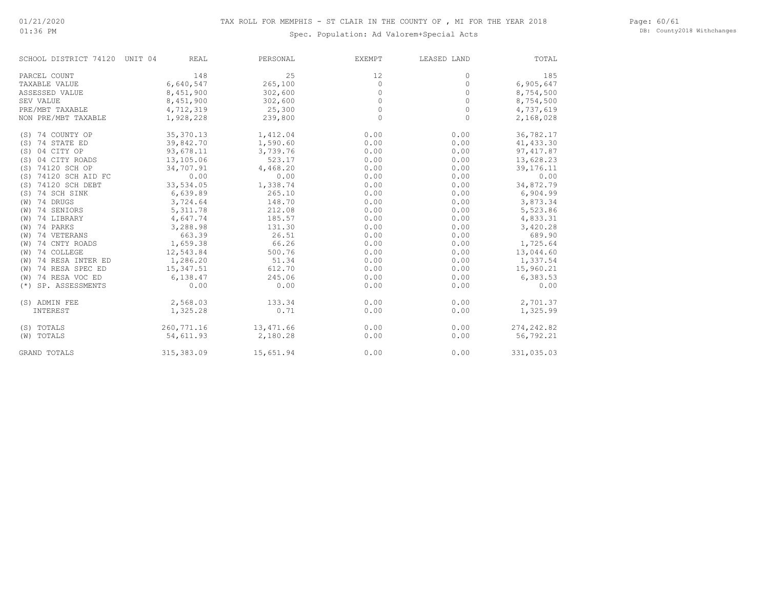# TAX ROLL FOR MEMPHIS - ST CLAIR IN THE COUNTY OF , MI FOR THE YEAR 2018

Spec. Population: Ad Valorem+Special Acts

| SCHOOL DISTRICT 74120 UNIT 04 | REAL | PERSONAL | EXEMPT | LEASED LAND | TOTAL |
|---|---|---|---|---|---|
| PARCEL COUNT | 148 | 25 | 12 | 0 | 185 |
| TAXABLE VALUE | 6,640,547 | 265,100 | 0 | 0 | 6,905,647 |
| ASSESSED VALUE | 8,451,900 | 302,600 | 0 | 0 | 8,754,500 |
| SEV VALUE | 8,451,900 | 302,600 | 0 | 0 | 8,754,500 |
| PRE/MBT TAXABLE | 4,712,319 | 25,300 | 0 | 0 | 4,737,619 |
| NON PRE/MBT TAXABLE | 1,928,228 | 239,800 | 0 | 0 | 2,168,028 |
| (S) 74 COUNTY OP | 35,370.13 | 1,412.04 | 0.00 | 0.00 | 36,782.17 |
| (S) 74 STATE ED | 39,842.70 | 1,590.60 | 0.00 | 0.00 | 41,433.30 |
| (S) 04 CITY OP | 93,678.11 | 3,739.76 | 0.00 | 0.00 | 97,417.87 |
| (S) 04 CITY ROADS | 13,105.06 | 523.17 | 0.00 | 0.00 | 13,628.23 |
| (S) 74120 SCH OP | 34,707.91 | 4,468.20 | 0.00 | 0.00 | 39,176.11 |
| (S) 74120 SCH AID FC | 0.00 | 0.00 | 0.00 | 0.00 | 0.00 |
| (S) 74120 SCH DEBT | 33,534.05 | 1,338.74 | 0.00 | 0.00 | 34,872.79 |
| (S) 74 SCH SINK | 6,639.89 | 265.10 | 0.00 | 0.00 | 6,904.99 |
| (W) 74 DRUGS | 3,724.64 | 148.70 | 0.00 | 0.00 | 3,873.34 |
| (W) 74 SENIORS | 5,311.78 | 212.08 | 0.00 | 0.00 | 5,523.86 |
| (W) 74 LIBRARY | 4,647.74 | 185.57 | 0.00 | 0.00 | 4,833.31 |
| (W) 74 PARKS | 3,288.98 | 131.30 | 0.00 | 0.00 | 3,420.28 |
| (W) 74 VETERANS | 663.39 | 26.51 | 0.00 | 0.00 | 689.90 |
| (W) 74 CNTY ROADS | 1,659.38 | 66.26 | 0.00 | 0.00 | 1,725.64 |
| (W) 74 COLLEGE | 12,543.84 | 500.76 | 0.00 | 0.00 | 13,044.60 |
| (W) 74 RESA INTER ED | 1,286.20 | 51.34 | 0.00 | 0.00 | 1,337.54 |
| (W) 74 RESA SPEC ED | 15,347.51 | 612.70 | 0.00 | 0.00 | 15,960.21 |
| (W) 74 RESA VOC ED | 6,138.47 | 245.06 | 0.00 | 0.00 | 6,383.53 |
| (*) SP. ASSESSMENTS | 0.00 | 0.00 | 0.00 | 0.00 | 0.00 |
| (S) ADMIN FEE | 2,568.03 | 133.34 | 0.00 | 0.00 | 2,701.37 |
| INTEREST | 1,325.28 | 0.71 | 0.00 | 0.00 | 1,325.99 |
| (S) TOTALS | 260,771.16 | 13,471.66 | 0.00 | 0.00 | 274,242.82 |
| (W) TOTALS | 54,611.93 | 2,180.28 | 0.00 | 0.00 | 56,792.21 |
| GRAND TOTALS | 315,383.09 | 15,651.94 | 0.00 | 0.00 | 331,035.03 |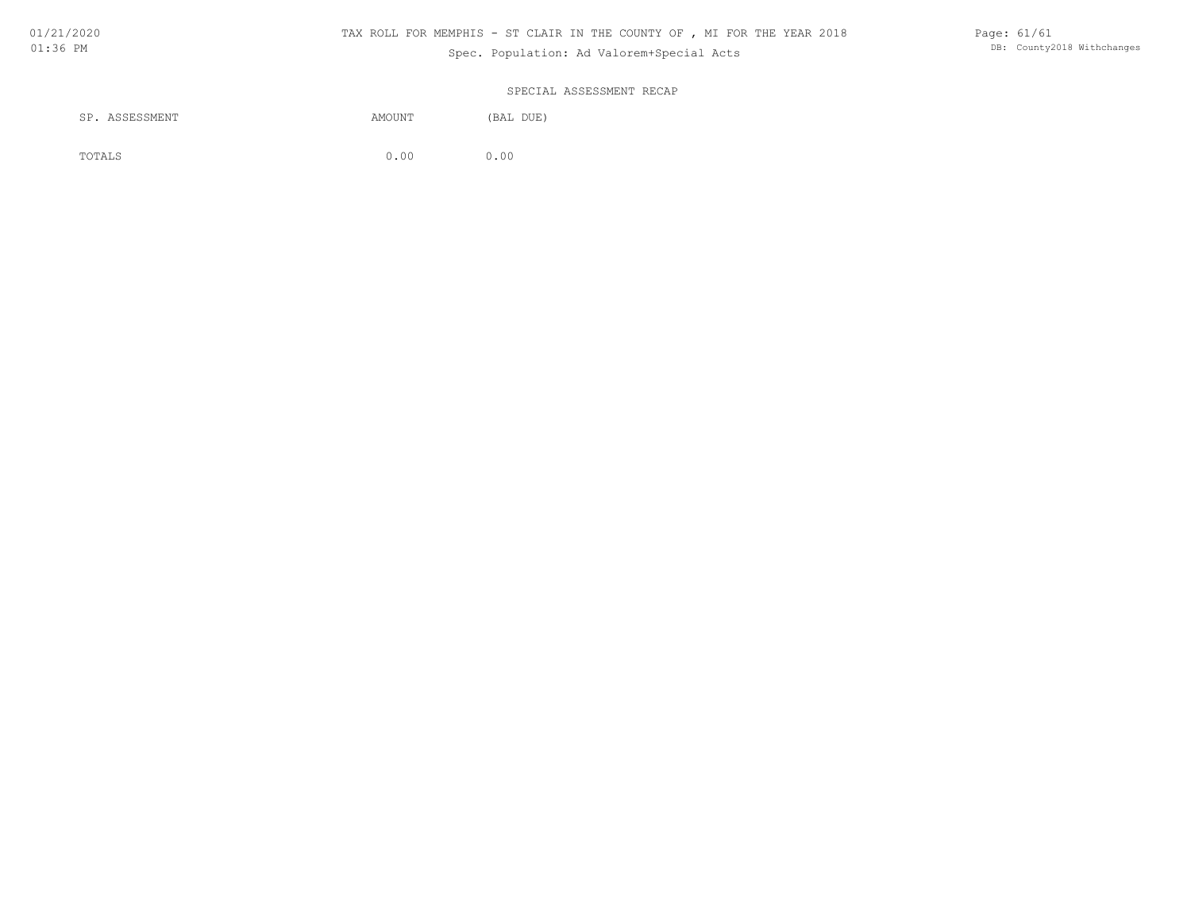## SPECIAL ASSESSMENT RECAP

| SP. ASSESSMENT | AMOUNT | (BAL DUE) |
|---|---|---|
| TOTALS | 0.00 | 0.00 |